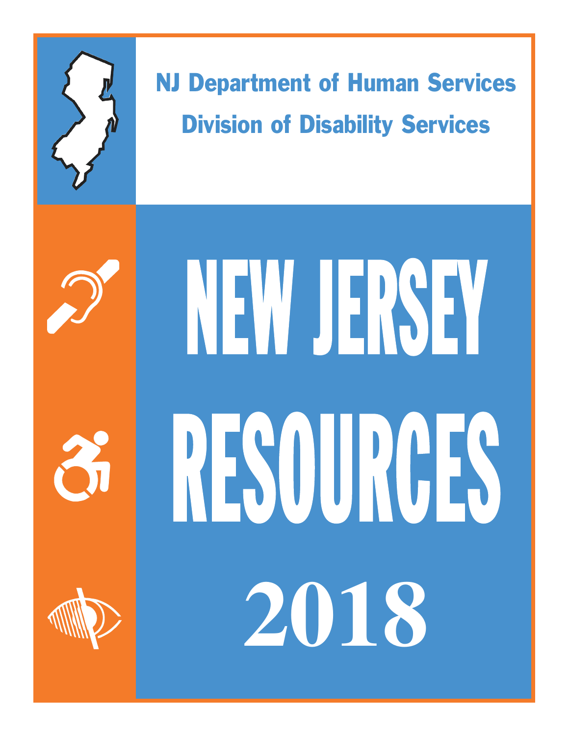NJ Department of Human Services

Division of Disability Services

# NEW JERSEY RESOURCES

# 2018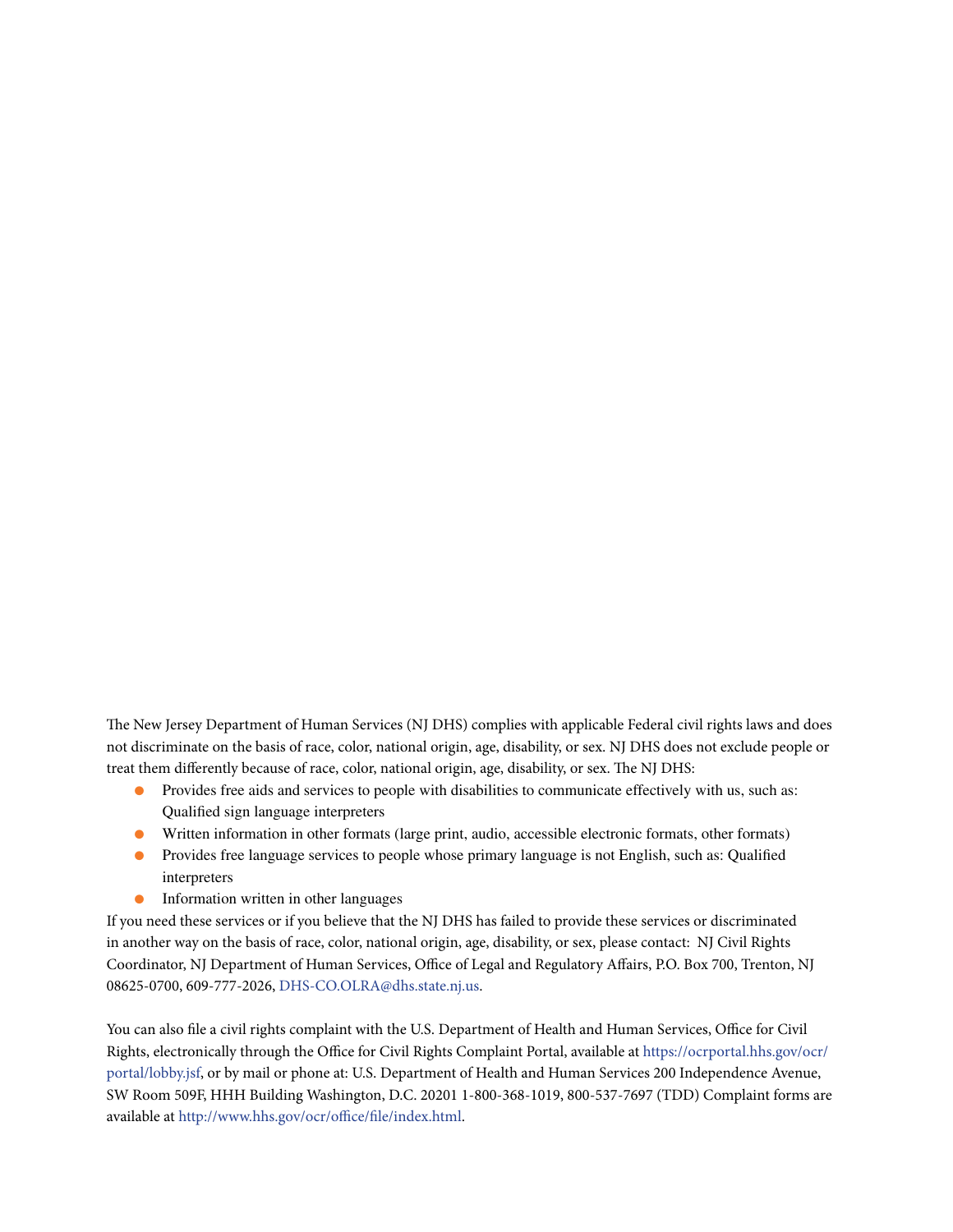The New Jersey Department of Human Services (NJ DHS) complies with applicable Federal civil rights laws and does not discriminate on the basis of race, color, national origin, age, disability, or sex. NJ DHS does not exclude people or treat them differently because of race, color, national origin, age, disability, or sex. The NJ DHS:

- Provides free aids and services to people with disabilities to communicate effectively with us, such as: Qualified sign language interpreters
- Written information in other formats (large print, audio, accessible electronic formats, other formats)
- Provides free language services to people whose primary language is not English, such as: Qualified interpreters
- Information written in other languages

If you need these services or if you believe that the NJ DHS has failed to provide these services or discriminated in another way on the basis of race, color, national origin, age, disability, or sex, please contact: NJ Civil Rights Coordinator, NJ Department of Human Services, Office of Legal and Regulatory Affairs, P.O. Box 700, Trenton, NJ 08625-0700, 609-777-2026, DHS-CO.OLRA@dhs.state.nj.us.

You can also file a civil rights complaint with the U.S. Department of Health and Human Services, Office for Civil Rights, electronically through the Office for Civil Rights Complaint Portal, available at https://ocrportal.hhs.gov/ocr/portal/lobby.jsf, or by mail or phone at: U.S. Department of Health and Human Services 200 Independence Avenue, SW Room 509F, HHH Building Washington, D.C. 20201 1-800-368-1019, 800-537-7697 (TDD) Complaint forms are available at http://www.hhs.gov/ocr/office/file/index.html.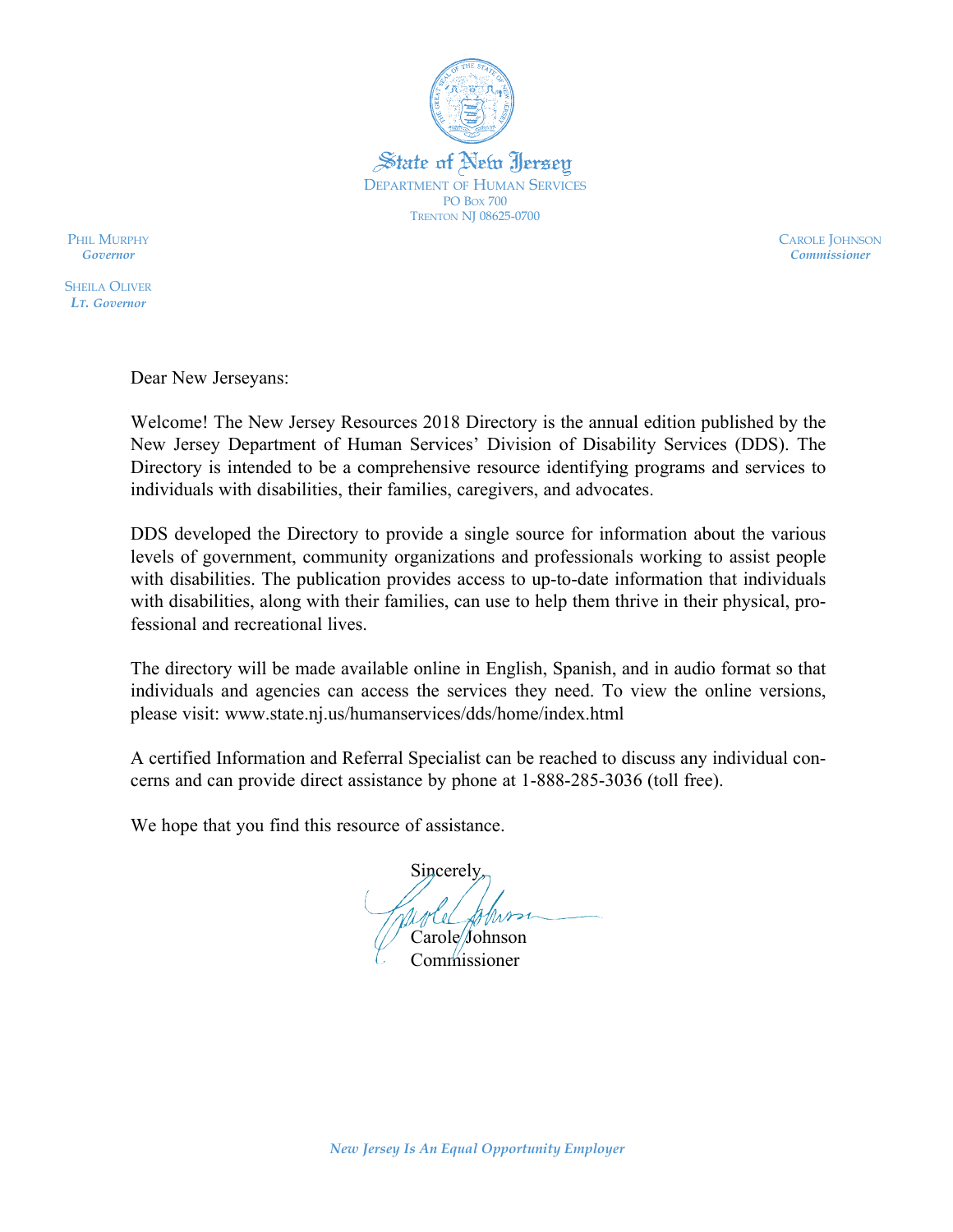State of New Jersey

DEPARTMENT OF HUMAN SERVICES
PO BOX 700
TRENTON NJ 08625-0700

PHIL MURPHY
*Governor*

SHEILA OLIVER
*Lt. Governor*

CAROLE JOHNSON
*Commissioner*

Dear New Jerseyans:

Welcome! The New Jersey Resources 2018 Directory is the annual edition published by the New Jersey Department of Human Services' Division of Disability Services (DDS). The Directory is intended to be a comprehensive resource identifying programs and services to individuals with disabilities, their families, caregivers, and advocates.

DDS developed the Directory to provide a single source for information about the various levels of government, community organizations and professionals working to assist people with disabilities. The publication provides access to up-to-date information that individuals with disabilities, along with their families, can use to help them thrive in their physical, professional and recreational lives.

The directory will be made available online in English, Spanish, and in audio format so that individuals and agencies can access the services they need. To view the online versions, please visit: www.state.nj.us/humanservices/dds/home/index.html

A certified Information and Referral Specialist can be reached to discuss any individual concerns and can provide direct assistance by phone at 1-888-285-3036 (toll free).

We hope that you find this resource of assistance.

Sincerely,

Carole Johnson
Commissioner

*New Jersey Is An Equal Opportunity Employer*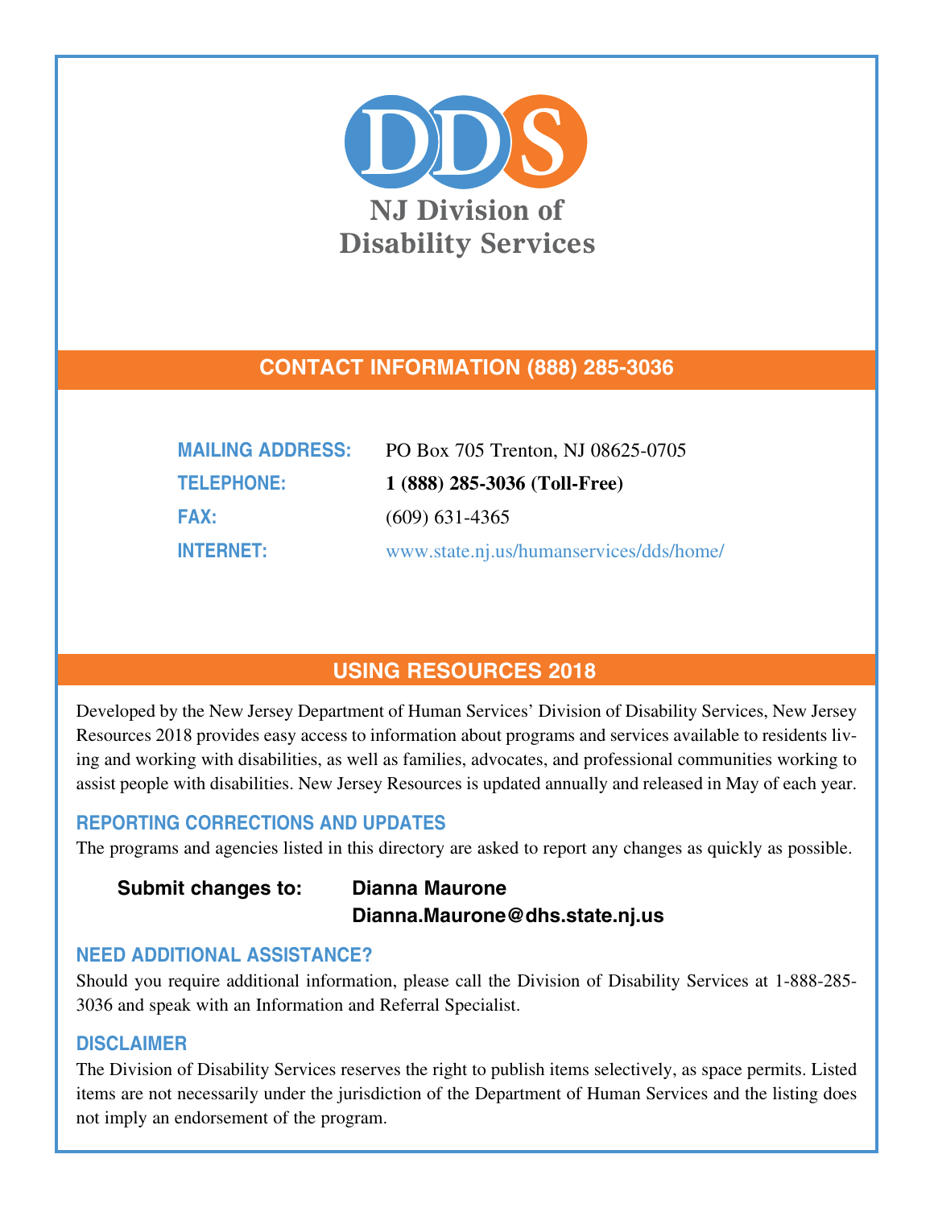# DDS

## NJ Division of Disability Services

## CONTACT INFORMATION (888) 285-3036

| | |
|---|---|
| **MAILING ADDRESS:** | PO Box 705 Trenton, NJ 08625-0705 |
| **TELEPHONE:** | **1 (888) 285-3036 (Toll-Free)** |
| **FAX:** | (609) 631-4365 |
| **INTERNET:** | www.state.nj.us/humanservices/dds/home/ |

## USING RESOURCES 2018

Developed by the New Jersey Department of Human Services' Division of Disability Services, New Jersey Resources 2018 provides easy access to information about programs and services available to residents living and working with disabilities, as well as families, advocates, and professional communities working to assist people with disabilities. New Jersey Resources is updated annually and released in May of each year.

### REPORTING CORRECTIONS AND UPDATES

The programs and agencies listed in this directory are asked to report any changes as quickly as possible.

**Submit changes to:** **Dianna Maurone**
**Dianna.Maurone@dhs.state.nj.us**

### NEED ADDITIONAL ASSISTANCE?

Should you require additional information, please call the Division of Disability Services at 1-888-285-3036 and speak with an Information and Referral Specialist.

### DISCLAIMER

The Division of Disability Services reserves the right to publish items selectively, as space permits. Listed items are not necessarily under the jurisdiction of the Department of Human Services and the listing does not imply an endorsement of the program.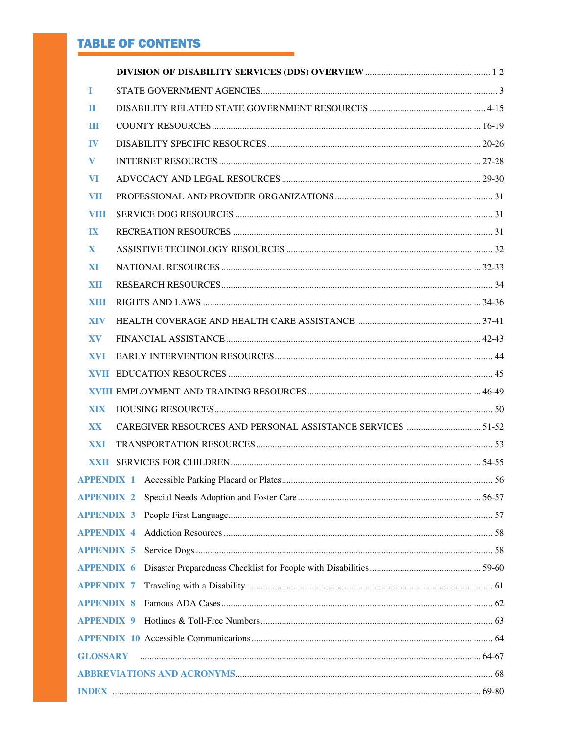# TABLE OF CONTENTS

| | | |
|---|---|---|
| | **DIVISION OF DISABILITY SERVICES (DDS) OVERVIEW** | 1-2 |
| I | STATE GOVERNMENT AGENCIES | 3 |
| II | DISABILITY RELATED STATE GOVERNMENT RESOURCES | 4-15 |
| III | COUNTY RESOURCES | 16-19 |
| IV | DISABILITY SPECIFIC RESOURCES | 20-26 |
| V | INTERNET RESOURCES | 27-28 |
| VI | ADVOCACY AND LEGAL RESOURCES | 29-30 |
| VII | PROFESSIONAL AND PROVIDER ORGANIZATIONS | 31 |
| VIII | SERVICE DOG RESOURCES | 31 |
| IX | RECREATION RESOURCES | 31 |
| X | ASSISTIVE TECHNOLOGY RESOURCES | 32 |
| XI | NATIONAL RESOURCES | 32-33 |
| XII | RESEARCH RESOURCES | 34 |
| XIII | RIGHTS AND LAWS | 34-36 |
| XIV | HEALTH COVERAGE AND HEALTH CARE ASSISTANCE | 37-41 |
| XV | FINANCIAL ASSISTANCE | 42-43 |
| XVI | EARLY INTERVENTION RESOURCES | 44 |
| XVII | EDUCATION RESOURCES | 45 |
| XVIII | EMPLOYMENT AND TRAINING RESOURCES | 46-49 |
| XIX | HOUSING RESOURCES | 50 |
| XX | CAREGIVER RESOURCES AND PERSONAL ASSISTANCE SERVICES | 51-52 |
| XXI | TRANSPORTATION RESOURCES | 53 |
| XXII | SERVICES FOR CHILDREN | 54-55 |
| APPENDIX 1 | Accessible Parking Placard or Plates | 56 |
| APPENDIX 2 | Special Needs Adoption and Foster Care | 56-57 |
| APPENDIX 3 | People First Language | 57 |
| APPENDIX 4 | Addiction Resources | 58 |
| APPENDIX 5 | Service Dogs | 58 |
| APPENDIX 6 | Disaster Preparedness Checklist for People with Disabilities | 59-60 |
| APPENDIX 7 | Traveling with a Disability | 61 |
| APPENDIX 8 | Famous ADA Cases | 62 |
| APPENDIX 9 | Hotlines & Toll-Free Numbers | 63 |
| APPENDIX 10 | Accessible Communications | 64 |
| GLOSSARY | | 64-67 |
| ABBREVIATIONS AND ACRONYMS | | 68 |
| INDEX | | 69-80 |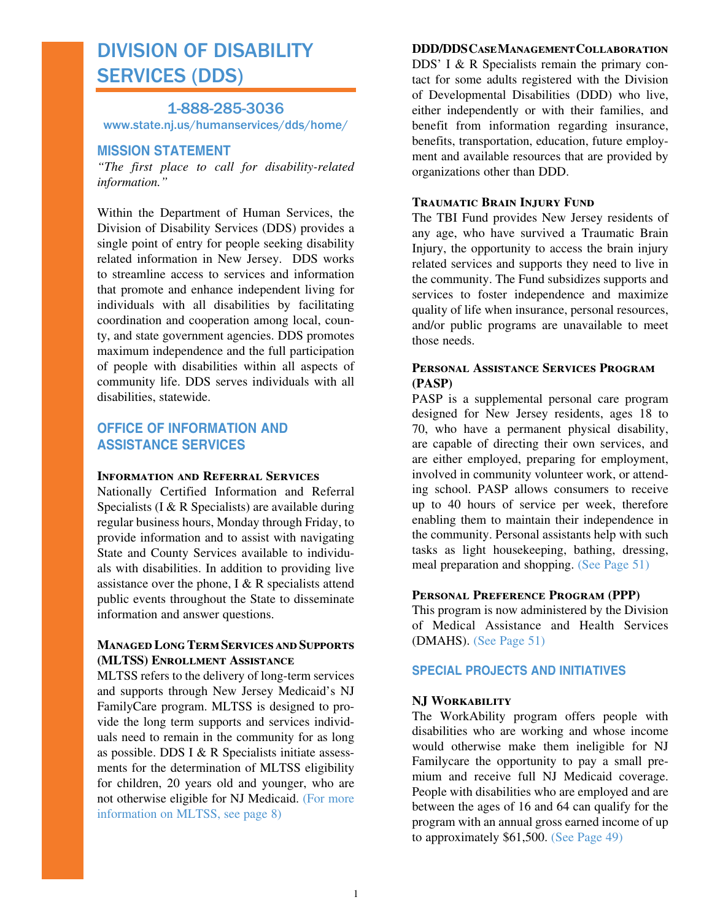# DIVISION OF DISABILITY SERVICES (DDS)

**1-888-285-3036**

www.state.nj.us/humanservices/dds/home/

## MISSION STATEMENT

*"The first place to call for disability-related information."*

Within the Department of Human Services, the Division of Disability Services (DDS) provides a single point of entry for people seeking disability related information in New Jersey. DDS works to streamline access to services and information that promote and enhance independent living for individuals with all disabilities by facilitating coordination and cooperation among local, county, and state government agencies. DDS promotes maximum independence and the full participation of people with disabilities within all aspects of community life. DDS serves individuals with all disabilities, statewide.

## OFFICE OF INFORMATION AND ASSISTANCE SERVICES

### Information and Referral Services

Nationally Certified Information and Referral Specialists (I & R Specialists) are available during regular business hours, Monday through Friday, to provide information and to assist with navigating State and County Services available to individuals with disabilities. In addition to providing live assistance over the phone, I & R specialists attend public events throughout the State to disseminate information and answer questions.

### Managed Long Term Services and Supports (MLTSS) Enrollment Assistance

MLTSS refers to the delivery of long-term services and supports through New Jersey Medicaid's NJ FamilyCare program. MLTSS is designed to provide the long term supports and services individuals need to remain in the community for as long as possible. DDS I & R Specialists initiate assessments for the determination of MLTSS eligibility for children, 20 years old and younger, who are not otherwise eligible for NJ Medicaid. (For more information on MLTSS, see page 8)

### DDD/DDS Case Management Collaboration

DDS' I & R Specialists remain the primary contact for some adults registered with the Division of Developmental Disabilities (DDD) who live, either independently or with their families, and benefit from information regarding insurance, benefits, transportation, education, future employment and available resources that are provided by organizations other than DDD.

### Traumatic Brain Injury Fund

The TBI Fund provides New Jersey residents of any age, who have survived a Traumatic Brain Injury, the opportunity to access the brain injury related services and supports they need to live in the community. The Fund subsidizes supports and services to foster independence and maximize quality of life when insurance, personal resources, and/or public programs are unavailable to meet those needs.

### Personal Assistance Services Program (PASP)

PASP is a supplemental personal care program designed for New Jersey residents, ages 18 to 70, who have a permanent physical disability, are capable of directing their own services, and are either employed, preparing for employment, involved in community volunteer work, or attending school. PASP allows consumers to receive up to 40 hours of service per week, therefore enabling them to maintain their independence in the community. Personal assistants help with such tasks as light housekeeping, bathing, dressing, meal preparation and shopping. (See Page 51)

### Personal Preference Program (PPP)

This program is now administered by the Division of Medical Assistance and Health Services (DMAHS). (See Page 51)

## SPECIAL PROJECTS AND INITIATIVES

### NJ WorkAbility

The WorkAbility program offers people with disabilities who are working and whose income would otherwise make them ineligible for NJ Familycare the opportunity to pay a small premium and receive full NJ Medicaid coverage. People with disabilities who are employed and are between the ages of 16 and 64 can qualify for the program with an annual gross earned income of up to approximately $61,500. (See Page 49)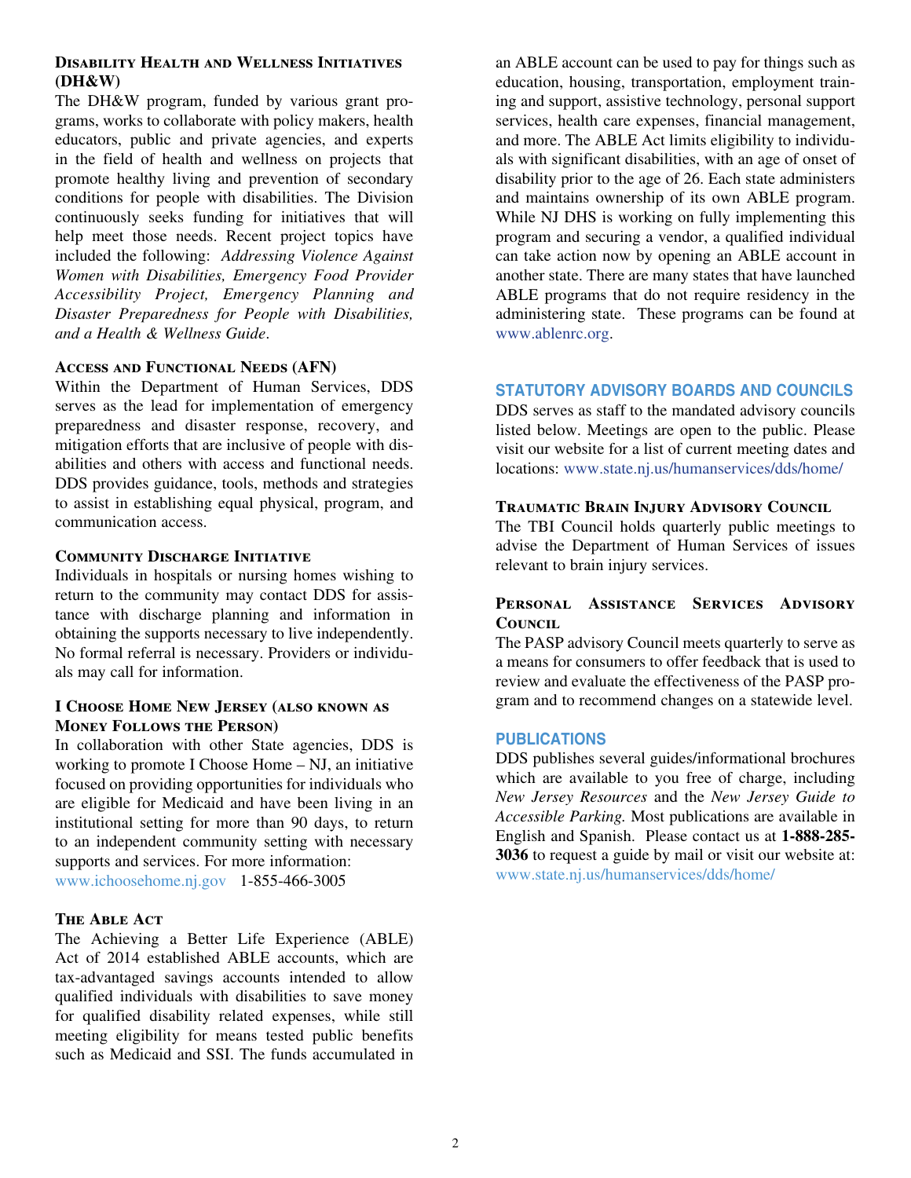### Disability Health and Wellness Initiatives (DH&W)

The DH&W program, funded by various grant programs, works to collaborate with policy makers, health educators, public and private agencies, and experts in the field of health and wellness on projects that promote healthy living and prevention of secondary conditions for people with disabilities. The Division continuously seeks funding for initiatives that will help meet those needs. Recent project topics have included the following: *Addressing Violence Against Women with Disabilities, Emergency Food Provider Accessibility Project, Emergency Planning and Disaster Preparedness for People with Disabilities, and a Health & Wellness Guide*.

### Access and Functional Needs (AFN)

Within the Department of Human Services, DDS serves as the lead for implementation of emergency preparedness and disaster response, recovery, and mitigation efforts that are inclusive of people with disabilities and others with access and functional needs. DDS provides guidance, tools, methods and strategies to assist in establishing equal physical, program, and communication access.

### Community Discharge Initiative

Individuals in hospitals or nursing homes wishing to return to the community may contact DDS for assistance with discharge planning and information in obtaining the supports necessary to live independently. No formal referral is necessary. Providers or individuals may call for information.

### I Choose Home New Jersey (also known as Money Follows the Person)

In collaboration with other State agencies, DDS is working to promote I Choose Home – NJ, an initiative focused on providing opportunities for individuals who are eligible for Medicaid and have been living in an institutional setting for more than 90 days, to return to an independent community setting with necessary supports and services. For more information:
www.ichoosehome.nj.gov 1-855-466-3005

### The Able Act

The Achieving a Better Life Experience (ABLE) Act of 2014 established ABLE accounts, which are tax-advantaged savings accounts intended to allow qualified individuals with disabilities to save money for qualified disability related expenses, while still meeting eligibility for means tested public benefits such as Medicaid and SSI. The funds accumulated in an ABLE account can be used to pay for things such as education, housing, transportation, employment training and support, assistive technology, personal support services, health care expenses, financial management, and more. The ABLE Act limits eligibility to individuals with significant disabilities, with an age of onset of disability prior to the age of 26. Each state administers and maintains ownership of its own ABLE program. While NJ DHS is working on fully implementing this program and securing a vendor, a qualified individual can take action now by opening an ABLE account in another state. There are many states that have launched ABLE programs that do not require residency in the administering state. These programs can be found at www.ablenrc.org.

## STATUTORY ADVISORY BOARDS AND COUNCILS

DDS serves as staff to the mandated advisory councils listed below. Meetings are open to the public. Please visit our website for a list of current meeting dates and locations: www.state.nj.us/humanservices/dds/home/

### Traumatic Brain Injury Advisory Council

The TBI Council holds quarterly public meetings to advise the Department of Human Services of issues relevant to brain injury services.

### Personal Assistance Services Advisory Council

The PASP advisory Council meets quarterly to serve as a means for consumers to offer feedback that is used to review and evaluate the effectiveness of the PASP program and to recommend changes on a statewide level.

## PUBLICATIONS

DDS publishes several guides/informational brochures which are available to you free of charge, including *New Jersey Resources* and the *New Jersey Guide to Accessible Parking.* Most publications are available in English and Spanish. Please contact us at **1-888-285-3036** to request a guide by mail or visit our website at: www.state.nj.us/humanservices/dds/home/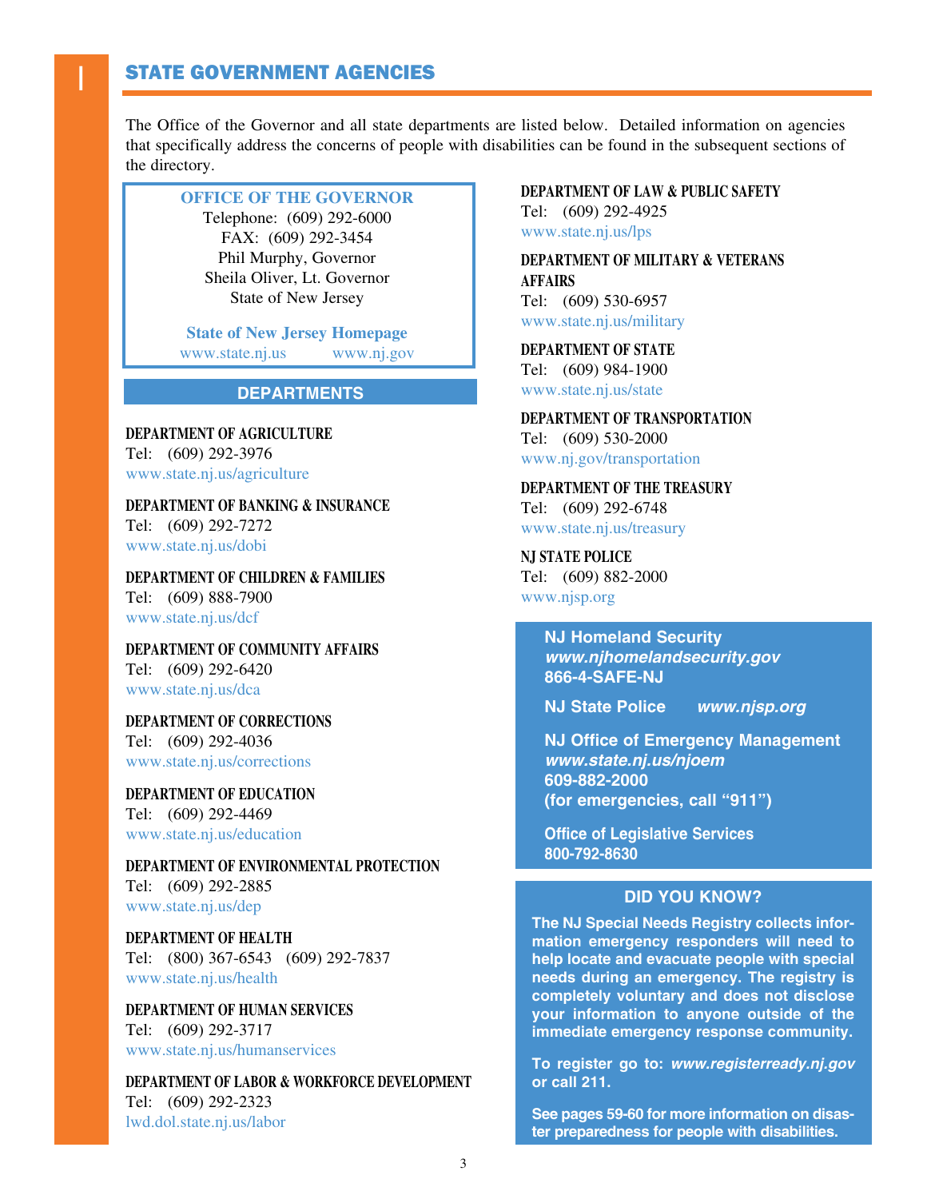# STATE GOVERNMENT AGENCIES

The Office of the Governor and all state departments are listed below. Detailed information on agencies that specifically address the concerns of people with disabilities can be found in the subsequent sections of the directory.

**OFFICE OF THE GOVERNOR**
Telephone: (609) 292-6000
FAX: (609) 292-3454
Phil Murphy, Governor
Sheila Oliver, Lt. Governor
State of New Jersey

**State of New Jersey Homepage**
www.state.nj.us www.nj.gov

## DEPARTMENTS

**DEPARTMENT OF AGRICULTURE**
Tel: (609) 292-3976
www.state.nj.us/agriculture

**DEPARTMENT OF BANKING & INSURANCE**
Tel: (609) 292-7272
www.state.nj.us/dobi

**DEPARTMENT OF CHILDREN & FAMILIES**
Tel: (609) 888-7900
www.state.nj.us/dcf

**DEPARTMENT OF COMMUNITY AFFAIRS**
Tel: (609) 292-6420
www.state.nj.us/dca

**DEPARTMENT OF CORRECTIONS**
Tel: (609) 292-4036
www.state.nj.us/corrections

**DEPARTMENT OF EDUCATION**
Tel: (609) 292-4469
www.state.nj.us/education

**DEPARTMENT OF ENVIRONMENTAL PROTECTION**
Tel: (609) 292-2885
www.state.nj.us/dep

**DEPARTMENT OF HEALTH**
Tel: (800) 367-6543 (609) 292-7837
www.state.nj.us/health

**DEPARTMENT OF HUMAN SERVICES**
Tel: (609) 292-3717
www.state.nj.us/humanservices

**DEPARTMENT OF LABOR & WORKFORCE DEVELOPMENT**
Tel: (609) 292-2323
lwd.dol.state.nj.us/labor

**DEPARTMENT OF LAW & PUBLIC SAFETY**
Tel: (609) 292-4925
www.state.nj.us/lps

**DEPARTMENT OF MILITARY & VETERANS AFFAIRS**
Tel: (609) 530-6957
www.state.nj.us/military

**DEPARTMENT OF STATE**
Tel: (609) 984-1900
www.state.nj.us/state

**DEPARTMENT OF TRANSPORTATION**
Tel: (609) 530-2000
www.nj.gov/transportation

**DEPARTMENT OF THE TREASURY**
Tel: (609) 292-6748
www.state.nj.us/treasury

**NJ STATE POLICE**
Tel: (609) 882-2000
www.njsp.org

**NJ Homeland Security**
***www.njhomelandsecurity.gov***
**866-4-SAFE-NJ**

**NJ State Police** ***www.njsp.org***

**NJ Office of Emergency Management**
***www.state.nj.us/njoem***
**609-882-2000**
**(for emergencies, call "911")**

**Office of Legislative Services**
**800-792-8630**

**DID YOU KNOW?**

**The NJ Special Needs Registry collects information emergency responders will need to help locate and evacuate people with special needs during an emergency. The registry is completely voluntary and does not disclose your information to anyone outside of the immediate emergency response community.**

**To register go to: *www.registerready.nj.gov* or call 211.**

**See pages 59-60 for more information on disaster preparedness for people with disabilities.**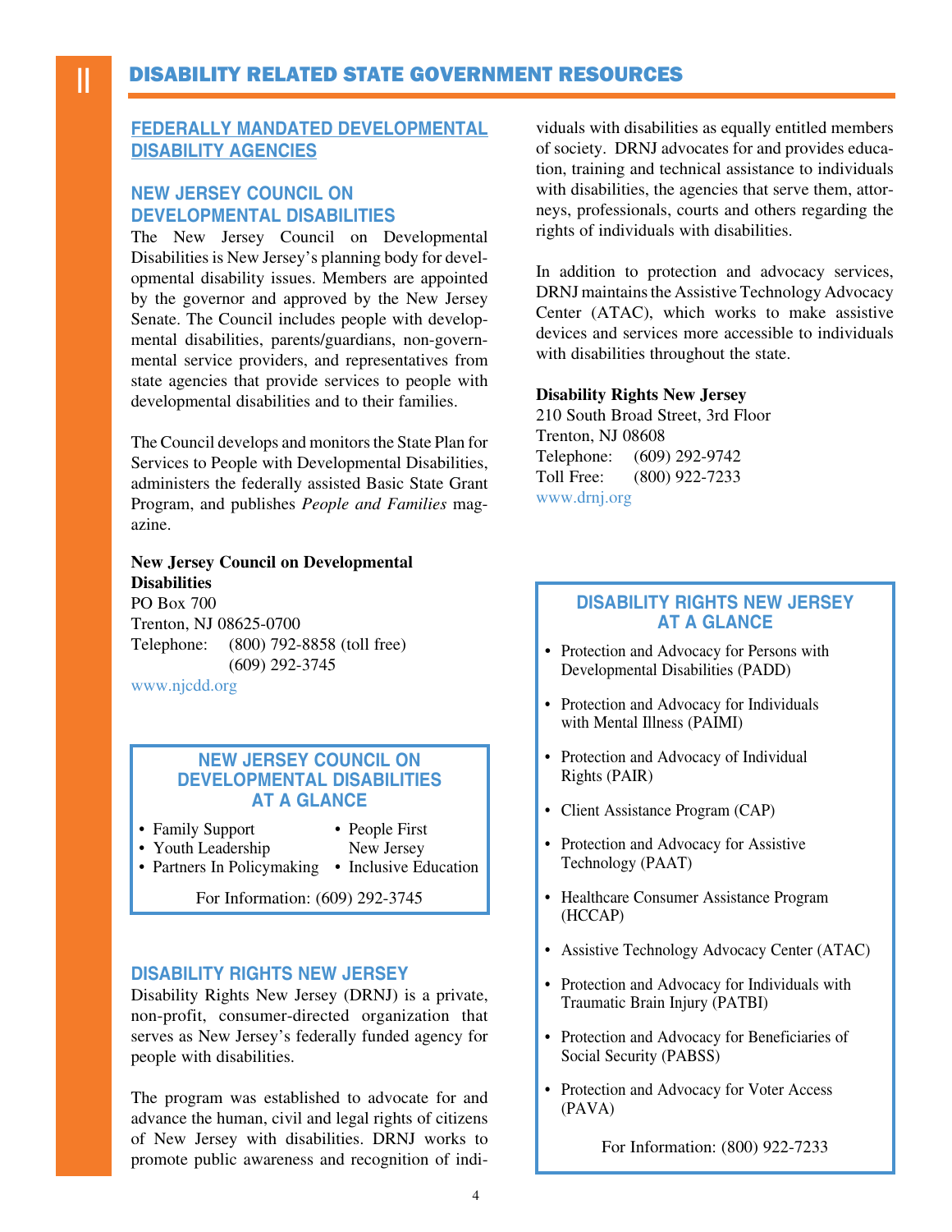# DISABILITY RELATED STATE GOVERNMENT RESOURCES

## FEDERALLY MANDATED DEVELOPMENTAL DISABILITY AGENCIES

### NEW JERSEY COUNCIL ON DEVELOPMENTAL DISABILITIES

The New Jersey Council on Developmental Disabilities is New Jersey's planning body for developmental disability issues. Members are appointed by the governor and approved by the New Jersey Senate. The Council includes people with developmental disabilities, parents/guardians, non-governmental service providers, and representatives from state agencies that provide services to people with developmental disabilities and to their families.

The Council develops and monitors the State Plan for Services to People with Developmental Disabilities, administers the federally assisted Basic State Grant Program, and publishes *People and Families* magazine.

**New Jersey Council on Developmental Disabilities**
PO Box 700
Trenton, NJ 08625-0700
Telephone: (800) 792-8858 (toll free)
(609) 292-3745
www.njcdd.org

#### NEW JERSEY COUNCIL ON DEVELOPMENTAL DISABILITIES AT A GLANCE

- Family Support
- Youth Leadership
- Partners In Policymaking
- People First New Jersey
- Inclusive Education

For Information: (609) 292-3745

### DISABILITY RIGHTS NEW JERSEY

Disability Rights New Jersey (DRNJ) is a private, non-profit, consumer-directed organization that serves as New Jersey's federally funded agency for people with disabilities.

The program was established to advocate for and advance the human, civil and legal rights of citizens of New Jersey with disabilities. DRNJ works to promote public awareness and recognition of individuals with disabilities as equally entitled members of society. DRNJ advocates for and provides education, training and technical assistance to individuals with disabilities, the agencies that serve them, attorneys, professionals, courts and others regarding the rights of individuals with disabilities.

In addition to protection and advocacy services, DRNJ maintains the Assistive Technology Advocacy Center (ATAC), which works to make assistive devices and services more accessible to individuals with disabilities throughout the state.

**Disability Rights New Jersey**
210 South Broad Street, 3rd Floor
Trenton, NJ 08608
Telephone: (609) 292-9742
Toll Free: (800) 922-7233
www.drnj.org

#### DISABILITY RIGHTS NEW JERSEY AT A GLANCE

- Protection and Advocacy for Persons with Developmental Disabilities (PADD)
- Protection and Advocacy for Individuals with Mental Illness (PAIMI)
- Protection and Advocacy of Individual Rights (PAIR)
- Client Assistance Program (CAP)
- Protection and Advocacy for Assistive Technology (PAAT)
- Healthcare Consumer Assistance Program (HCCAP)
- Assistive Technology Advocacy Center (ATAC)
- Protection and Advocacy for Individuals with Traumatic Brain Injury (PATBI)
- Protection and Advocacy for Beneficiaries of Social Security (PABSS)
- Protection and Advocacy for Voter Access (PAVA)

For Information: (800) 922-7233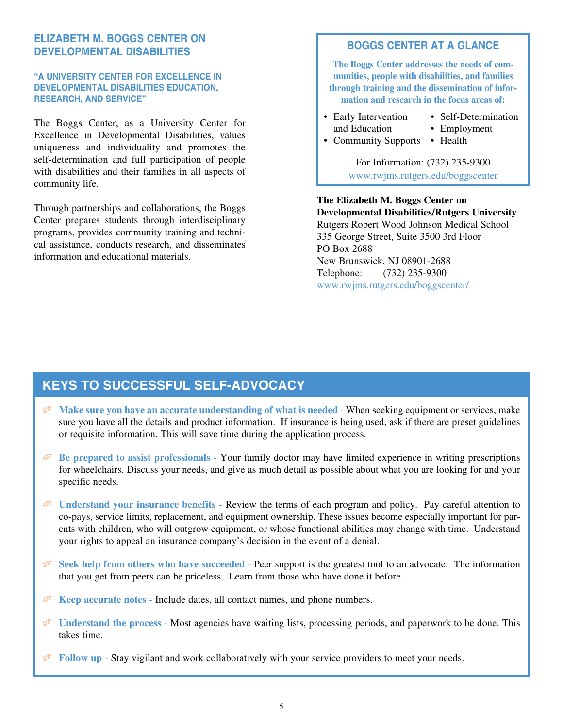## ELIZABETH M. BOGGS CENTER ON DEVELOPMENTAL DISABILITIES

### "A UNIVERSITY CENTER FOR EXCELLENCE IN DEVELOPMENTAL DISABILITIES EDUCATION, RESEARCH, AND SERVICE"

The Boggs Center, as a University Center for Excellence in Developmental Disabilities, values uniqueness and individuality and promotes the self-determination and full participation of people with disabilities and their families in all aspects of community life.

Through partnerships and collaborations, the Boggs Center prepares students through interdisciplinary programs, provides community training and technical assistance, conducts research, and disseminates information and educational materials.

### BOGGS CENTER AT A GLANCE

**The Boggs Center addresses the needs of communities, people with disabilities, and families through training and the dissemination of information and research in the focus areas of:**

- Early Intervention and Education
- Community Supports
- Self-Determination
- Employment
- Health

For Information: (732) 235-9300
www.rwjms.rutgers.edu/boggscenter

**The Elizabeth M. Boggs Center on Developmental Disabilities/Rutgers University**
Rutgers Robert Wood Johnson Medical School
335 George Street, Suite 3500 3rd Floor
PO Box 2688
New Brunswick, NJ 08901-2688
Telephone: (732) 235-9300
www.rwjms.rutgers.edu/boggscenter/

## KEYS TO SUCCESSFUL SELF-ADVOCACY

- **Make sure you have an accurate understanding of what is needed** - When seeking equipment or services, make sure you have all the details and product information. If insurance is being used, ask if there are preset guidelines or requisite information. This will save time during the application process.

- **Be prepared to assist professionals** - Your family doctor may have limited experience in writing prescriptions for wheelchairs. Discuss your needs, and give as much detail as possible about what you are looking for and your specific needs.

- **Understand your insurance benefits** - Review the terms of each program and policy. Pay careful attention to co-pays, service limits, replacement, and equipment ownership. These issues become especially important for parents with children, who will outgrow equipment, or whose functional abilities may change with time. Understand your rights to appeal an insurance company's decision in the event of a denial.

- **Seek help from others who have succeeded** - Peer support is the greatest tool to an advocate. The information that you get from peers can be priceless. Learn from those who have done it before.

- **Keep accurate notes** - Include dates, all contact names, and phone numbers.

- **Understand the process** - Most agencies have waiting lists, processing periods, and paperwork to be done. This takes time.

- **Follow up** - Stay vigilant and work collaboratively with your service providers to meet your needs.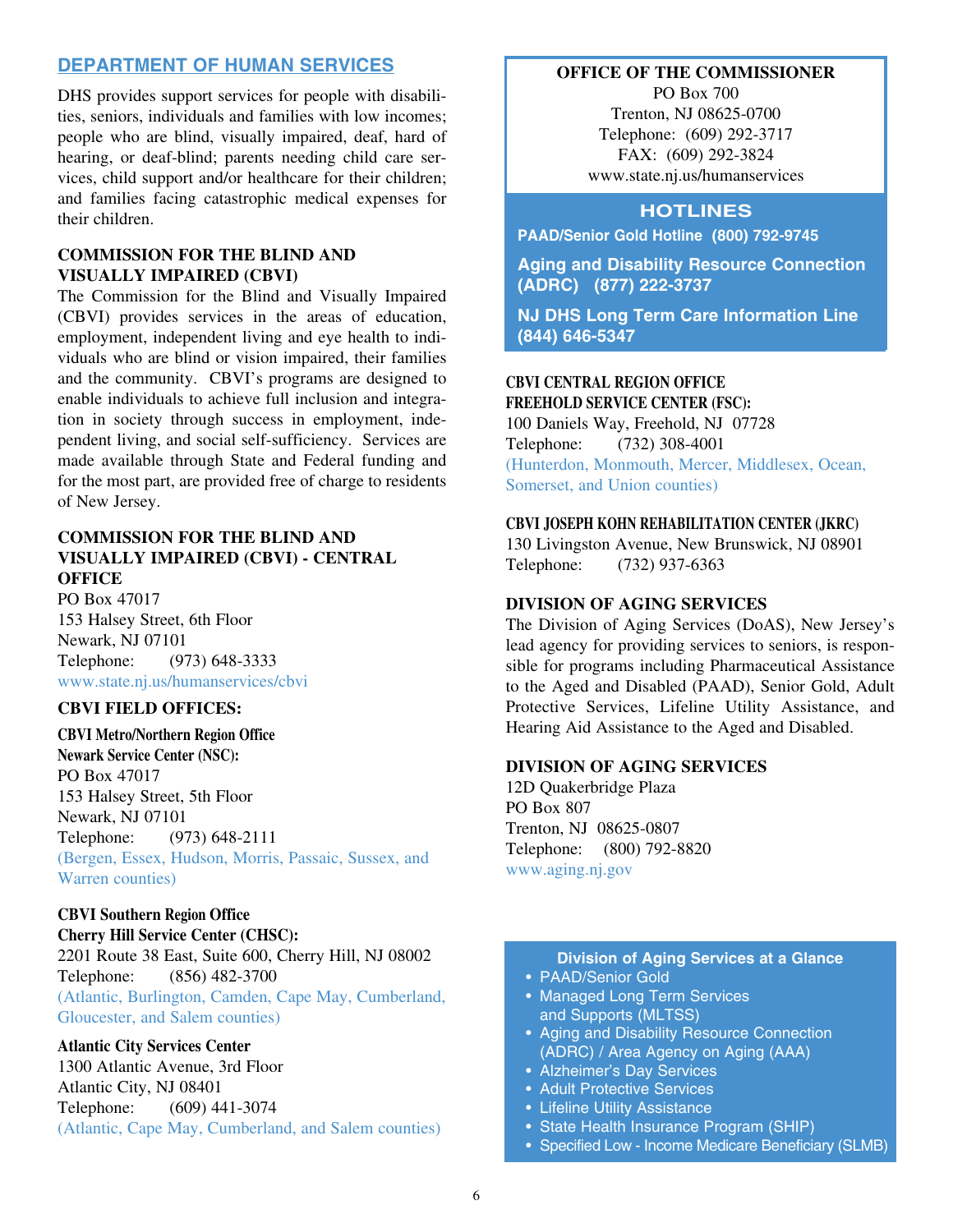## DEPARTMENT OF HUMAN SERVICES

DHS provides support services for people with disabilities, seniors, individuals and families with low incomes; people who are blind, visually impaired, deaf, hard of hearing, or deaf-blind; parents needing child care services, child support and/or healthcare for their children; and families facing catastrophic medical expenses for their children.

### COMMISSION FOR THE BLIND AND VISUALLY IMPAIRED (CBVI)

The Commission for the Blind and Visually Impaired (CBVI) provides services in the areas of education, employment, independent living and eye health to individuals who are blind or vision impaired, their families and the community. CBVI's programs are designed to enable individuals to achieve full inclusion and integration in society through success in employment, independent living, and social self-sufficiency. Services are made available through State and Federal funding and for the most part, are provided free of charge to residents of New Jersey.

### COMMISSION FOR THE BLIND AND VISUALLY IMPAIRED (CBVI) - CENTRAL OFFICE

PO Box 47017
153 Halsey Street, 6th Floor
Newark, NJ 07101
Telephone: (973) 648-3333
www.state.nj.us/humanservices/cbvi

### CBVI FIELD OFFICES:

**CBVI Metro/Northern Region Office**
**Newark Service Center (NSC):**
PO Box 47017
153 Halsey Street, 5th Floor
Newark, NJ 07101
Telephone: (973) 648-2111
(Bergen, Essex, Hudson, Morris, Passaic, Sussex, and Warren counties)

**CBVI Southern Region Office**
**Cherry Hill Service Center (CHSC):**
2201 Route 38 East, Suite 600, Cherry Hill, NJ 08002
Telephone: (856) 482-3700
(Atlantic, Burlington, Camden, Cape May, Cumberland, Gloucester, and Salem counties)

**Atlantic City Services Center**
1300 Atlantic Avenue, 3rd Floor
Atlantic City, NJ 08401
Telephone: (609) 441-3074
(Atlantic, Cape May, Cumberland, and Salem counties)

**OFFICE OF THE COMMISSIONER**
PO Box 700
Trenton, NJ 08625-0700
Telephone: (609) 292-3717
FAX: (609) 292-3824
www.state.nj.us/humanservices

**HOTLINES**

**PAAD/Senior Gold Hotline (800) 792-9745**

**Aging and Disability Resource Connection (ADRC) (877) 222-3737**

**NJ DHS Long Term Care Information Line (844) 646-5347**

**CBVI CENTRAL REGION OFFICE**
**FREEHOLD SERVICE CENTER (FSC):**
100 Daniels Way, Freehold, NJ 07728
Telephone: (732) 308-4001
(Hunterdon, Monmouth, Mercer, Middlesex, Ocean, Somerset, and Union counties)

**CBVI JOSEPH KOHN REHABILITATION CENTER (JKRC)**
130 Livingston Avenue, New Brunswick, NJ 08901
Telephone: (732) 937-6363

### DIVISION OF AGING SERVICES

The Division of Aging Services (DoAS), New Jersey's lead agency for providing services to seniors, is responsible for programs including Pharmaceutical Assistance to the Aged and Disabled (PAAD), Senior Gold, Adult Protective Services, Lifeline Utility Assistance, and Hearing Aid Assistance to the Aged and Disabled.

### DIVISION OF AGING SERVICES

12D Quakerbridge Plaza
PO Box 807
Trenton, NJ 08625-0807
Telephone: (800) 792-8820
www.aging.nj.gov

**Division of Aging Services at a Glance**

- PAAD/Senior Gold
- Managed Long Term Services and Supports (MLTSS)
- Aging and Disability Resource Connection (ADRC) / Area Agency on Aging (AAA)
- Alzheimer's Day Services
- Adult Protective Services
- Lifeline Utility Assistance
- State Health Insurance Program (SHIP)
- Specified Low - Income Medicare Beneficiary (SLMB)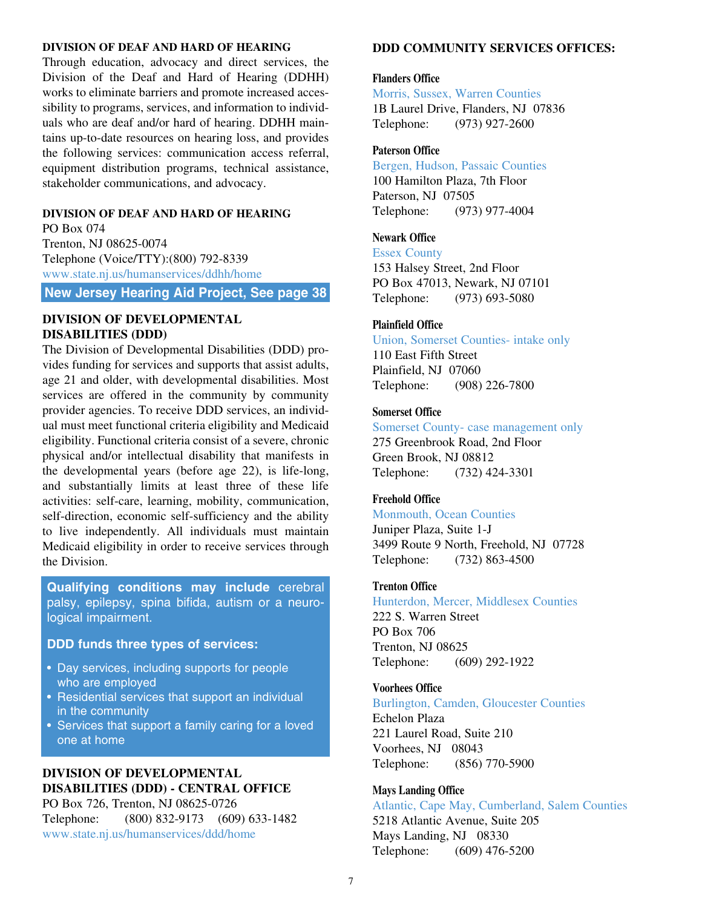## DIVISION OF DEAF AND HARD OF HEARING

Through education, advocacy and direct services, the Division of the Deaf and Hard of Hearing (DDHH) works to eliminate barriers and promote increased accessibility to programs, services, and information to individuals who are deaf and/or hard of hearing. DDHH maintains up-to-date resources on hearing loss, and provides the following services: communication access referral, equipment distribution programs, technical assistance, stakeholder communications, and advocacy.

**DIVISION OF DEAF AND HARD OF HEARING**
PO Box 074
Trenton, NJ 08625-0074
Telephone (Voice/TTY):(800) 792-8339
www.state.nj.us/humanservices/ddhh/home

**New Jersey Hearing Aid Project, See page 38**

## DIVISION OF DEVELOPMENTAL DISABILITIES (DDD)

The Division of Developmental Disabilities (DDD) provides funding for services and supports that assist adults, age 21 and older, with developmental disabilities. Most services are offered in the community by community provider agencies. To receive DDD services, an individual must meet functional criteria eligibility and Medicaid eligibility. Functional criteria consist of a severe, chronic physical and/or intellectual disability that manifests in the developmental years (before age 22), is life-long, and substantially limits at least three of these life activities: self-care, learning, mobility, communication, self-direction, economic self-sufficiency and the ability to live independently. All individuals must maintain Medicaid eligibility in order to receive services through the Division.

**Qualifying conditions may include** cerebral palsy, epilepsy, spina bifida, autism or a neurological impairment.

**DDD funds three types of services:**

- Day services, including supports for people who are employed
- Residential services that support an individual in the community
- Services that support a family caring for a loved one at home

**DIVISION OF DEVELOPMENTAL DISABILITIES (DDD) - CENTRAL OFFICE**
PO Box 726, Trenton, NJ 08625-0726
Telephone: (800) 832-9173 (609) 633-1482
www.state.nj.us/humanservices/ddd/home

## DDD COMMUNITY SERVICES OFFICES:

**Flanders Office**
Morris, Sussex, Warren Counties
1B Laurel Drive, Flanders, NJ 07836
Telephone: (973) 927-2600

**Paterson Office**
Bergen, Hudson, Passaic Counties
100 Hamilton Plaza, 7th Floor
Paterson, NJ 07505
Telephone: (973) 977-4004

**Newark Office**
Essex County
153 Halsey Street, 2nd Floor
PO Box 47013, Newark, NJ 07101
Telephone: (973) 693-5080

**Plainfield Office**
Union, Somerset Counties- intake only
110 East Fifth Street
Plainfield, NJ 07060
Telephone: (908) 226-7800

**Somerset Office**
Somerset County- case management only
275 Greenbrook Road, 2nd Floor
Green Brook, NJ 08812
Telephone: (732) 424-3301

**Freehold Office**
Monmouth, Ocean Counties
Juniper Plaza, Suite 1-J
3499 Route 9 North, Freehold, NJ 07728
Telephone: (732) 863-4500

**Trenton Office**
Hunterdon, Mercer, Middlesex Counties
222 S. Warren Street
PO Box 706
Trenton, NJ 08625
Telephone: (609) 292-1922

**Voorhees Office**
Burlington, Camden, Gloucester Counties
Echelon Plaza
221 Laurel Road, Suite 210
Voorhees, NJ 08043
Telephone: (856) 770-5900

**Mays Landing Office**
Atlantic, Cape May, Cumberland, Salem Counties
5218 Atlantic Avenue, Suite 205
Mays Landing, NJ 08330
Telephone: (609) 476-5200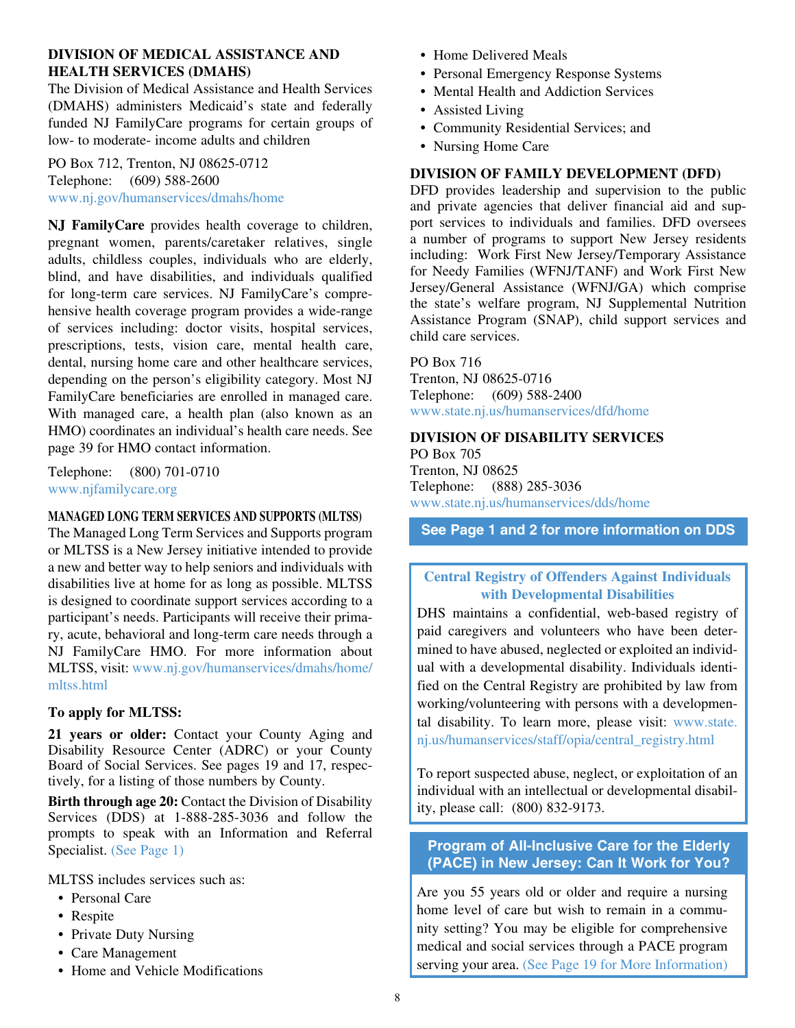## DIVISION OF MEDICAL ASSISTANCE AND HEALTH SERVICES (DMAHS)

The Division of Medical Assistance and Health Services (DMAHS) administers Medicaid's state and federally funded NJ FamilyCare programs for certain groups of low- to moderate- income adults and children

PO Box 712, Trenton, NJ 08625-0712
Telephone: (609) 588-2600
www.nj.gov/humanservices/dmahs/home

**NJ FamilyCare** provides health coverage to children, pregnant women, parents/caretaker relatives, single adults, childless couples, individuals who are elderly, blind, and have disabilities, and individuals qualified for long-term care services. NJ FamilyCare's comprehensive health coverage program provides a wide-range of services including: doctor visits, hospital services, prescriptions, tests, vision care, mental health care, dental, nursing home care and other healthcare services, depending on the person's eligibility category. Most NJ FamilyCare beneficiaries are enrolled in managed care. With managed care, a health plan (also known as an HMO) coordinates an individual's health care needs. See page 39 for HMO contact information.

Telephone: (800) 701-0710
www.njfamilycare.org

### MANAGED LONG TERM SERVICES AND SUPPORTS (MLTSS)

The Managed Long Term Services and Supports program or MLTSS is a New Jersey initiative intended to provide a new and better way to help seniors and individuals with disabilities live at home for as long as possible. MLTSS is designed to coordinate support services according to a participant's needs. Participants will receive their primary, acute, behavioral and long-term care needs through a NJ FamilyCare HMO. For more information about MLTSS, visit: www.nj.gov/humanservices/dmahs/home/mltss.html

**To apply for MLTSS:**

**21 years or older:** Contact your County Aging and Disability Resource Center (ADRC) or your County Board of Social Services. See pages 19 and 17, respectively, for a listing of those numbers by County.

**Birth through age 20:** Contact the Division of Disability Services (DDS) at 1-888-285-3036 and follow the prompts to speak with an Information and Referral Specialist. (See Page 1)

MLTSS includes services such as:

- Personal Care
- Respite
- Private Duty Nursing
- Care Management
- Home and Vehicle Modifications
- Home Delivered Meals
- Personal Emergency Response Systems
- Mental Health and Addiction Services
- Assisted Living
- Community Residential Services; and
- Nursing Home Care

## DIVISION OF FAMILY DEVELOPMENT (DFD)

DFD provides leadership and supervision to the public and private agencies that deliver financial aid and support services to individuals and families. DFD oversees a number of programs to support New Jersey residents including: Work First New Jersey/Temporary Assistance for Needy Families (WFNJ/TANF) and Work First New Jersey/General Assistance (WFNJ/GA) which comprise the state's welfare program, NJ Supplemental Nutrition Assistance Program (SNAP), child support services and child care services.

PO Box 716
Trenton, NJ 08625-0716
Telephone: (609) 588-2400
www.state.nj.us/humanservices/dfd/home

## DIVISION OF DISABILITY SERVICES

PO Box 705
Trenton, NJ 08625
Telephone: (888) 285-3036
www.state.nj.us/humanservices/dds/home

**See Page 1 and 2 for more information on DDS**

### Central Registry of Offenders Against Individuals with Developmental Disabilities

DHS maintains a confidential, web-based registry of paid caregivers and volunteers who have been determined to have abused, neglected or exploited an individual with a developmental disability. Individuals identified on the Central Registry are prohibited by law from working/volunteering with persons with a developmental disability. To learn more, please visit: www.state.nj.us/humanservices/staff/opia/central_registry.html

To report suspected abuse, neglect, or exploitation of an individual with an intellectual or developmental disability, please call: (800) 832-9173.

### Program of All-Inclusive Care for the Elderly (PACE) in New Jersey: Can It Work for You?

Are you 55 years old or older and require a nursing home level of care but wish to remain in a community setting? You may be eligible for comprehensive medical and social services through a PACE program serving your area. (See Page 19 for More Information)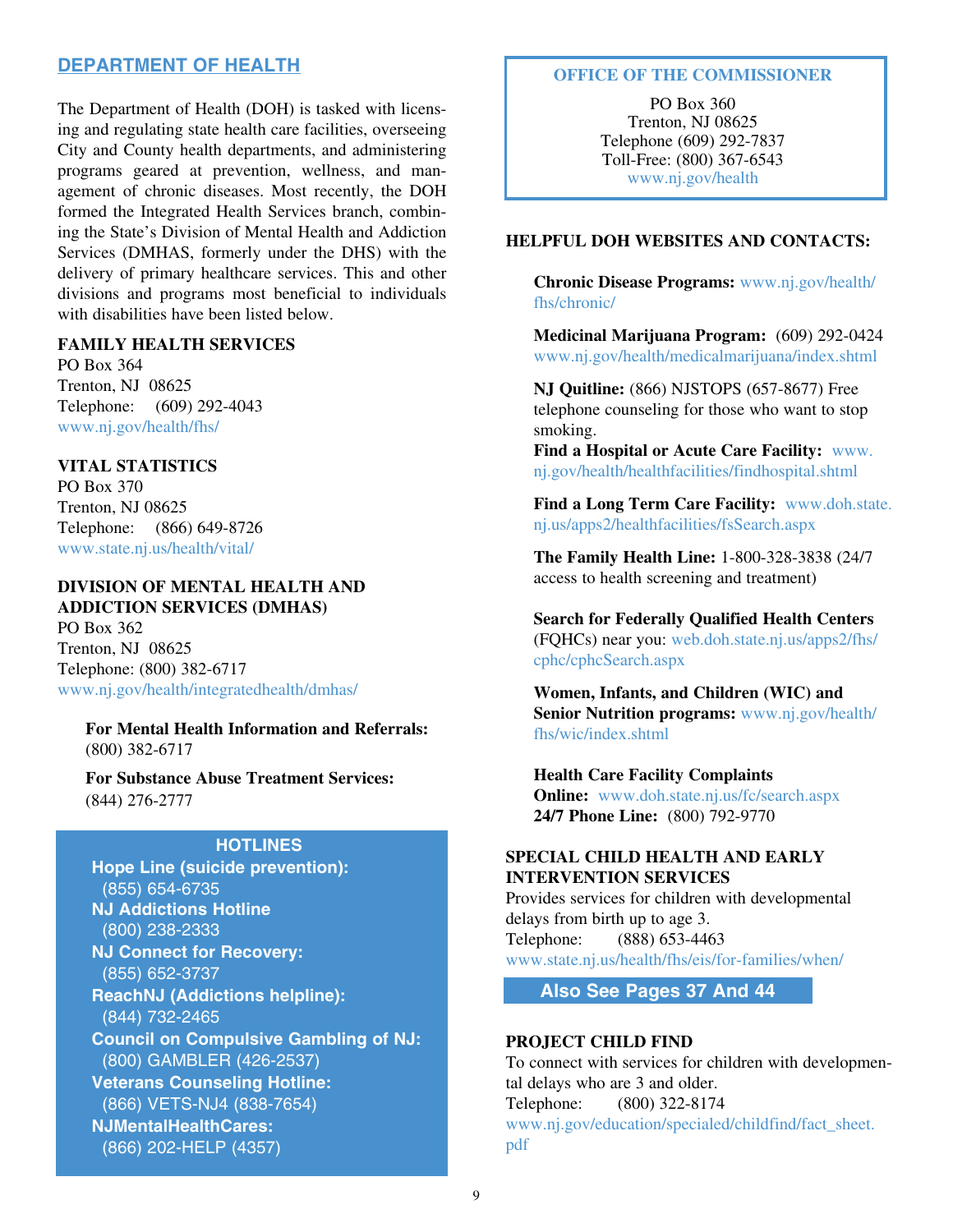## DEPARTMENT OF HEALTH

The Department of Health (DOH) is tasked with licensing and regulating state health care facilities, overseeing City and County health departments, and administering programs geared at prevention, wellness, and management of chronic diseases. Most recently, the DOH formed the Integrated Health Services branch, combining the State's Division of Mental Health and Addiction Services (DMHAS, formerly under the DHS) with the delivery of primary healthcare services. This and other divisions and programs most beneficial to individuals with disabilities have been listed below.

**FAMILY HEALTH SERVICES**
PO Box 364
Trenton, NJ 08625
Telephone: (609) 292-4043
www.nj.gov/health/fhs/

**VITAL STATISTICS**
PO Box 370
Trenton, NJ 08625
Telephone: (866) 649-8726
www.state.nj.us/health/vital/

**DIVISION OF MENTAL HEALTH AND ADDICTION SERVICES (DMHAS)**
PO Box 362
Trenton, NJ 08625
Telephone: (800) 382-6717
www.nj.gov/health/integratedhealth/dmhas/

**For Mental Health Information and Referrals:** (800) 382-6717

**For Substance Abuse Treatment Services:** (844) 276-2777

**HOTLINES**

**Hope Line (suicide prevention):** (855) 654-6735
**NJ Addictions Hotline** (800) 238-2333
**NJ Connect for Recovery:** (855) 652-3737
**ReachNJ (Addictions helpline):** (844) 732-2465
**Council on Compulsive Gambling of NJ:** (800) GAMBLER (426-2537)
**Veterans Counseling Hotline:** (866) VETS-NJ4 (838-7654)
**NJMentalHealthCares:** (866) 202-HELP (4357)

**OFFICE OF THE COMMISSIONER**
PO Box 360
Trenton, NJ 08625
Telephone (609) 292-7837
Toll-Free: (800) 367-6543
www.nj.gov/health

**HELPFUL DOH WEBSITES AND CONTACTS:**

**Chronic Disease Programs:** www.nj.gov/health/fhs/chronic/

**Medicinal Marijuana Program:** (609) 292-0424 www.nj.gov/health/medicalmarijuana/index.shtml

**NJ Quitline:** (866) NJSTOPS (657-8677) Free telephone counseling for those who want to stop smoking.
**Find a Hospital or Acute Care Facility:** www.nj.gov/health/healthfacilities/findhospital.shtml

**Find a Long Term Care Facility:** www.doh.state.nj.us/apps2/healthfacilities/fsSearch.aspx

**The Family Health Line:** 1-800-328-3838 (24/7 access to health screening and treatment)

**Search for Federally Qualified Health Centers** (FQHCs) near you: web.doh.state.nj.us/apps2/fhs/cphc/cphcSearch.aspx

**Women, Infants, and Children (WIC) and Senior Nutrition programs:** www.nj.gov/health/fhs/wic/index.shtml

**Health Care Facility Complaints**
**Online:** www.doh.state.nj.us/fc/search.aspx
**24/7 Phone Line:** (800) 792-9770

**SPECIAL CHILD HEALTH AND EARLY INTERVENTION SERVICES**
Provides services for children with developmental delays from birth up to age 3.
Telephone: (888) 653-4463
www.state.nj.us/health/fhs/eis/for-families/when/

**Also See Pages 37 And 44**

**PROJECT CHILD FIND**
To connect with services for children with developmental delays who are 3 and older.
Telephone: (800) 322-8174
www.nj.gov/education/specialed/childfind/fact_sheet.pdf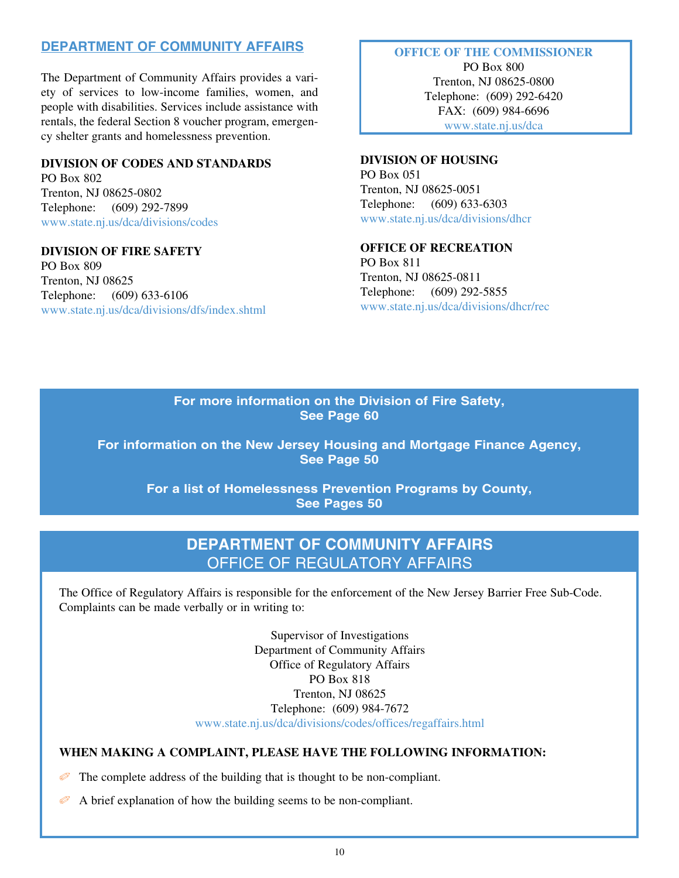## DEPARTMENT OF COMMUNITY AFFAIRS

The Department of Community Affairs provides a variety of services to low-income families, women, and people with disabilities. Services include assistance with rentals, the federal Section 8 voucher program, emergency shelter grants and homelessness prevention.

**OFFICE OF THE COMMISSIONER**
PO Box 800
Trenton, NJ 08625-0800
Telephone: (609) 292-6420
FAX: (609) 984-6696
www.state.nj.us/dca

**DIVISION OF CODES AND STANDARDS**
PO Box 802
Trenton, NJ 08625-0802
Telephone: (609) 292-7899
www.state.nj.us/dca/divisions/codes

**DIVISION OF FIRE SAFETY**
PO Box 809
Trenton, NJ 08625
Telephone: (609) 633-6106
www.state.nj.us/dca/divisions/dfs/index.shtml

**DIVISION OF HOUSING**
PO Box 051
Trenton, NJ 08625-0051
Telephone: (609) 633-6303
www.state.nj.us/dca/divisions/dhcr

**OFFICE OF RECREATION**
PO Box 811
Trenton, NJ 08625-0811
Telephone: (609) 292-5855
www.state.nj.us/dca/divisions/dhcr/rec

**For more information on the Division of Fire Safety, See Page 60**

**For information on the New Jersey Housing and Mortgage Finance Agency, See Page 50**

**For a list of Homelessness Prevention Programs by County, See Pages 50**

## DEPARTMENT OF COMMUNITY AFFAIRS
### OFFICE OF REGULATORY AFFAIRS

The Office of Regulatory Affairs is responsible for the enforcement of the New Jersey Barrier Free Sub-Code. Complaints can be made verbally or in writing to:

Supervisor of Investigations
Department of Community Affairs
Office of Regulatory Affairs
PO Box 818
Trenton, NJ 08625
Telephone: (609) 984-7672
www.state.nj.us/dca/divisions/codes/offices/regaffairs.html

**WHEN MAKING A COMPLAINT, PLEASE HAVE THE FOLLOWING INFORMATION:**

- The complete address of the building that is thought to be non-compliant.
- A brief explanation of how the building seems to be non-compliant.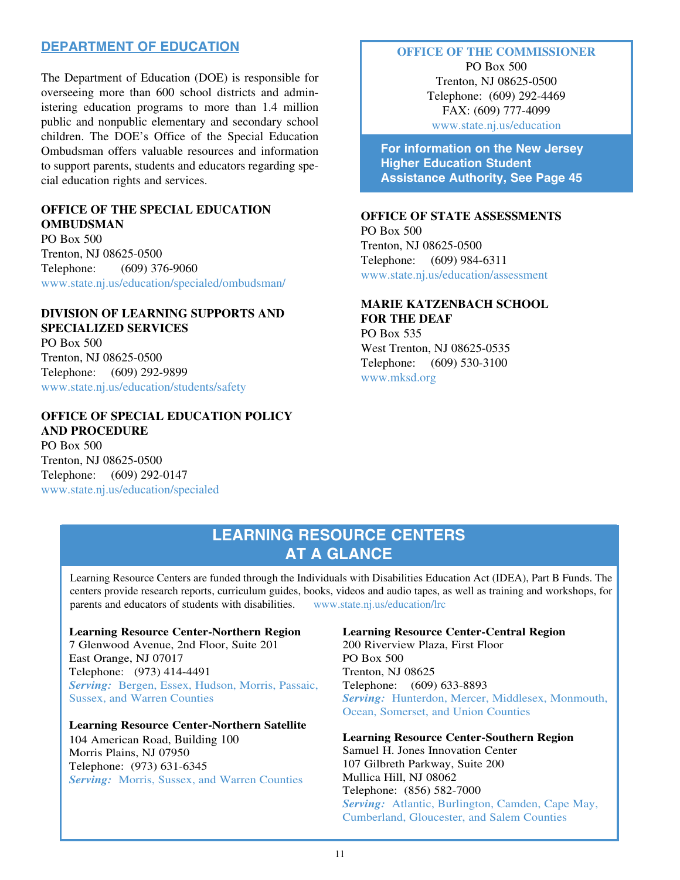## DEPARTMENT OF EDUCATION

The Department of Education (DOE) is responsible for overseeing more than 600 school districts and administering education programs to more than 1.4 million public and nonpublic elementary and secondary school children. The DOE's Office of the Special Education Ombudsman offers valuable resources and information to support parents, students and educators regarding special education rights and services.

**OFFICE OF THE SPECIAL EDUCATION OMBUDSMAN**
PO Box 500
Trenton, NJ 08625-0500
Telephone: (609) 376-9060
www.state.nj.us/education/specialed/ombudsman/

**DIVISION OF LEARNING SUPPORTS AND SPECIALIZED SERVICES**
PO Box 500
Trenton, NJ 08625-0500
Telephone: (609) 292-9899
www.state.nj.us/education/students/safety

**OFFICE OF SPECIAL EDUCATION POLICY AND PROCEDURE**
PO Box 500
Trenton, NJ 08625-0500
Telephone: (609) 292-0147
www.state.nj.us/education/specialed

**OFFICE OF THE COMMISSIONER**
PO Box 500
Trenton, NJ 08625-0500
Telephone: (609) 292-4469
FAX: (609) 777-4099
www.state.nj.us/education

**For information on the New Jersey Higher Education Student Assistance Authority, See Page 45**

**OFFICE OF STATE ASSESSMENTS**
PO Box 500
Trenton, NJ 08625-0500
Telephone: (609) 984-6311
www.state.nj.us/education/assessment

**MARIE KATZENBACH SCHOOL FOR THE DEAF**
PO Box 535
West Trenton, NJ 08625-0535
Telephone: (609) 530-3100
www.mksd.org

## LEARNING RESOURCE CENTERS AT A GLANCE

Learning Resource Centers are funded through the Individuals with Disabilities Education Act (IDEA), Part B Funds. The centers provide research reports, curriculum guides, books, videos and audio tapes, as well as training and workshops, for parents and educators of students with disabilities. www.state.nj.us/education/lrc

**Learning Resource Center-Northern Region**
7 Glenwood Avenue, 2nd Floor, Suite 201
East Orange, NJ 07017
Telephone: (973) 414-4491
***Serving:*** Bergen, Essex, Hudson, Morris, Passaic, Sussex, and Warren Counties

**Learning Resource Center-Northern Satellite**
104 American Road, Building 100
Morris Plains, NJ 07950
Telephone: (973) 631-6345
***Serving:*** Morris, Sussex, and Warren Counties

**Learning Resource Center-Central Region**
200 Riverview Plaza, First Floor
PO Box 500
Trenton, NJ 08625
Telephone: (609) 633-8893
***Serving:*** Hunterdon, Mercer, Middlesex, Monmouth, Ocean, Somerset, and Union Counties

**Learning Resource Center-Southern Region**
Samuel H. Jones Innovation Center
107 Gilbreth Parkway, Suite 200
Mullica Hill, NJ 08062
Telephone: (856) 582-7000
***Serving:*** Atlantic, Burlington, Camden, Cape May, Cumberland, Gloucester, and Salem Counties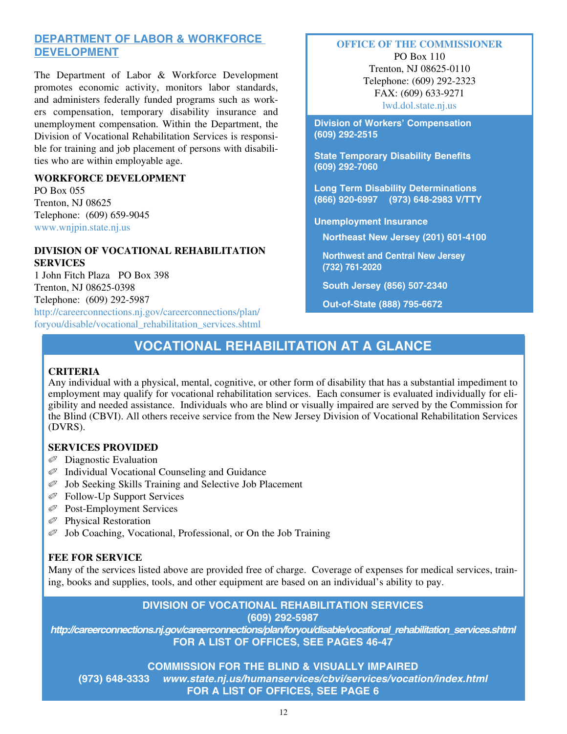## DEPARTMENT OF LABOR & WORKFORCE DEVELOPMENT

The Department of Labor & Workforce Development promotes economic activity, monitors labor standards, and administers federally funded programs such as workers compensation, temporary disability insurance and unemployment compensation. Within the Department, the Division of Vocational Rehabilitation Services is responsible for training and job placement of persons with disabilities who are within employable age.

**WORKFORCE DEVELOPMENT**
PO Box 055
Trenton, NJ 08625
Telephone: (609) 659-9045
www.wnjpin.state.nj.us

**DIVISION OF VOCATIONAL REHABILITATION SERVICES**
1 John Fitch Plaza PO Box 398
Trenton, NJ 08625-0398
Telephone: (609) 292-5987
http://careerconnections.nj.gov/careerconnections/plan/foryou/disable/vocational_rehabilitation_services.shtml

**OFFICE OF THE COMMISSIONER**
PO Box 110
Trenton, NJ 08625-0110
Telephone: (609) 292-2323
FAX: (609) 633-9271
lwd.dol.state.nj.us

**Division of Workers' Compensation**
(609) 292-2515

**State Temporary Disability Benefits**
(609) 292-7060

**Long Term Disability Determinations**
(866) 920-6997 (973) 648-2983 V/TTY

**Unemployment Insurance**
- Northeast New Jersey (201) 601-4100
- Northwest and Central New Jersey (732) 761-2020
- South Jersey (856) 507-2340
- Out-of-State (888) 795-6672

## VOCATIONAL REHABILITATION AT A GLANCE

**CRITERIA**
Any individual with a physical, mental, cognitive, or other form of disability that has a substantial impediment to employment may qualify for vocational rehabilitation services. Each consumer is evaluated individually for eligibility and needed assistance. Individuals who are blind or visually impaired are served by the Commission for the Blind (CBVI). All others receive service from the New Jersey Division of Vocational Rehabilitation Services (DVRS).

**SERVICES PROVIDED**
- Diagnostic Evaluation
- Individual Vocational Counseling and Guidance
- Job Seeking Skills Training and Selective Job Placement
- Follow-Up Support Services
- Post-Employment Services
- Physical Restoration
- Job Coaching, Vocational, Professional, or On the Job Training

**FEE FOR SERVICE**
Many of the services listed above are provided free of charge. Coverage of expenses for medical services, training, books and supplies, tools, and other equipment are based on an individual's ability to pay.

**DIVISION OF VOCATIONAL REHABILITATION SERVICES**
**(609) 292-5987**
*http://careerconnections.nj.gov/careerconnections/plan/foryou/disable/vocational_rehabilitation_services.shtml*
**FOR A LIST OF OFFICES, SEE PAGES 46-47**

**COMMISSION FOR THE BLIND & VISUALLY IMPAIRED**
**(973) 648-3333** *www.state.nj.us/humanservices/cbvi/services/vocation/index.html*
**FOR A LIST OF OFFICES, SEE PAGE 6**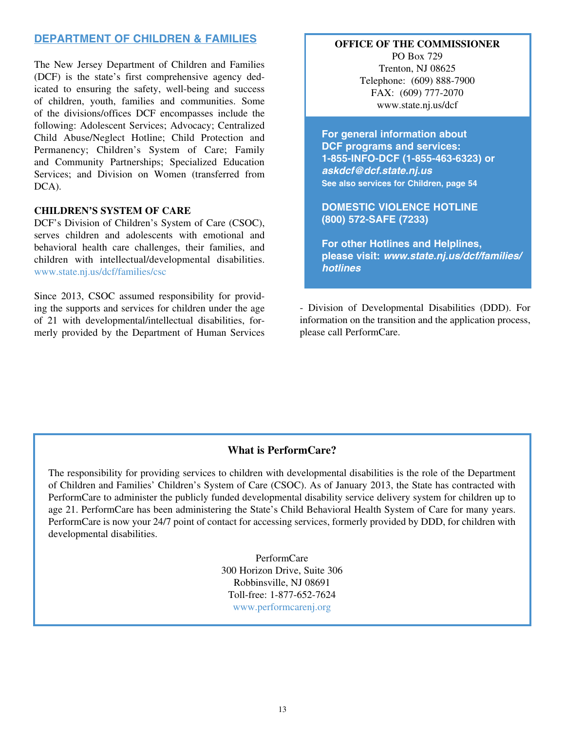## DEPARTMENT OF CHILDREN & FAMILIES

The New Jersey Department of Children and Families (DCF) is the state's first comprehensive agency dedicated to ensuring the safety, well-being and success of children, youth, families and communities. Some of the divisions/offices DCF encompasses include the following: Adolescent Services; Advocacy; Centralized Child Abuse/Neglect Hotline; Child Protection and Permanency; Children's System of Care; Family and Community Partnerships; Specialized Education Services; and Division on Women (transferred from DCA).

### CHILDREN'S SYSTEM OF CARE

DCF's Division of Children's System of Care (CSOC), serves children and adolescents with emotional and behavioral health care challenges, their families, and children with intellectual/developmental disabilities. www.state.nj.us/dcf/families/csc

Since 2013, CSOC assumed responsibility for providing the supports and services for children under the age of 21 with developmental/intellectual disabilities, formerly provided by the Department of Human Services - Division of Developmental Disabilities (DDD). For information on the transition and the application process, please call PerformCare.

**OFFICE OF THE COMMISSIONER**
PO Box 729
Trenton, NJ 08625
Telephone: (609) 888-7900
FAX: (609) 777-2070
www.state.nj.us/dcf

**For general information about DCF programs and services: 1-855-INFO-DCF (1-855-463-6323) or *askdcf@dcf.state.nj.us***
**See also services for Children, page 54**

**DOMESTIC VIOLENCE HOTLINE**
**(800) 572-SAFE (7233)**

**For other Hotlines and Helplines, please visit: *www.state.nj.us/dcf/families/hotlines***

### What is PerformCare?

The responsibility for providing services to children with developmental disabilities is the role of the Department of Children and Families' Children's System of Care (CSOC). As of January 2013, the State has contracted with PerformCare to administer the publicly funded developmental disability service delivery system for children up to age 21. PerformCare has been administering the State's Child Behavioral Health System of Care for many years. PerformCare is now your 24/7 point of contact for accessing services, formerly provided by DDD, for children with developmental disabilities.

PerformCare
300 Horizon Drive, Suite 306
Robbinsville, NJ 08691
Toll-free: 1-877-652-7624
www.performcarenj.org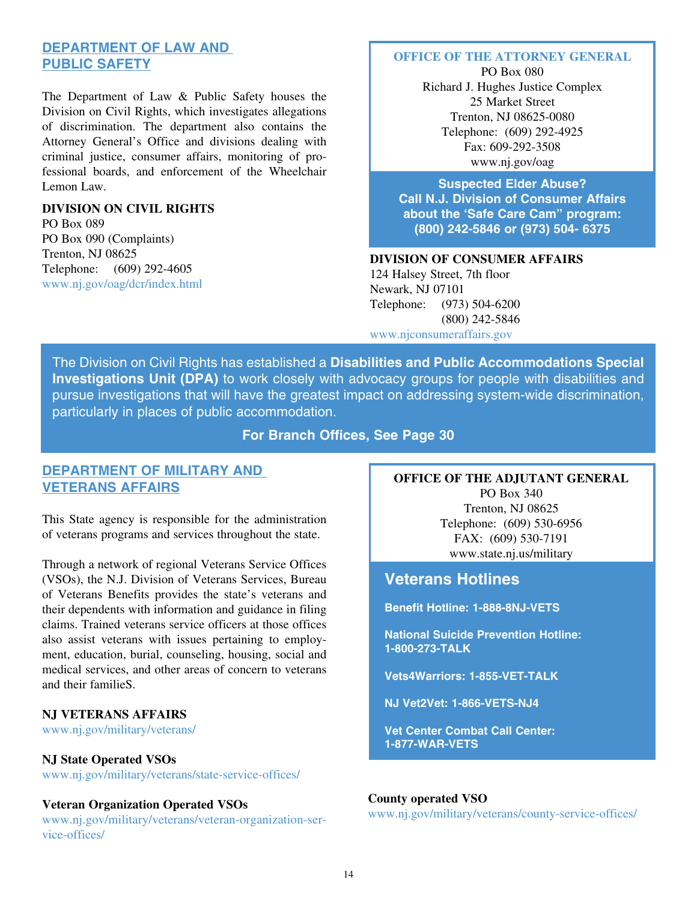## DEPARTMENT OF LAW AND PUBLIC SAFETY

The Department of Law & Public Safety houses the Division on Civil Rights, which investigates allegations of discrimination. The department also contains the Attorney General's Office and divisions dealing with criminal justice, consumer affairs, monitoring of professional boards, and enforcement of the Wheelchair Lemon Law.

**DIVISION ON CIVIL RIGHTS**
PO Box 089
PO Box 090 (Complaints)
Trenton, NJ 08625
Telephone: (609) 292-4605
www.nj.gov/oag/dcr/index.html

**OFFICE OF THE ATTORNEY GENERAL**
PO Box 080
Richard J. Hughes Justice Complex
25 Market Street
Trenton, NJ 08625-0080
Telephone: (609) 292-4925
Fax: 609-292-3508
www.nj.gov/oag

**Suspected Elder Abuse?
Call N.J. Division of Consumer Affairs about the 'Safe Care Cam" program:
(800) 242-5846 or (973) 504- 6375**

**DIVISION OF CONSUMER AFFAIRS**
124 Halsey Street, 7th floor
Newark, NJ 07101
Telephone: (973) 504-6200
(800) 242-5846
www.njconsumeraffairs.gov

The Division on Civil Rights has established a **Disabilities and Public Accommodations Special Investigations Unit (DPA)** to work closely with advocacy groups for people with disabilities and pursue investigations that will have the greatest impact on addressing system-wide discrimination, particularly in places of public accommodation.

**For Branch Offices, See Page 30**

## DEPARTMENT OF MILITARY AND VETERANS AFFAIRS

This State agency is responsible for the administration of veterans programs and services throughout the state.

Through a network of regional Veterans Service Offices (VSOs), the N.J. Division of Veterans Services, Bureau of Veterans Benefits provides the state's veterans and their dependents with information and guidance in filing claims. Trained veterans service officers at those offices also assist veterans with issues pertaining to employment, education, burial, counseling, housing, social and medical services, and other areas of concern to veterans and their familieS.

**NJ VETERANS AFFAIRS**
www.nj.gov/military/veterans/

**NJ State Operated VSOs**
www.nj.gov/military/veterans/state-service-offices/

**Veteran Organization Operated VSOs**
www.nj.gov/military/veterans/veteran-organization-service-offices/

**OFFICE OF THE ADJUTANT GENERAL**
PO Box 340
Trenton, NJ 08625
Telephone: (609) 530-6956
FAX: (609) 530-7191
www.state.nj.us/military

### Veterans Hotlines

**Benefit Hotline: 1-888-8NJ-VETS**

**National Suicide Prevention Hotline: 1-800-273-TALK**

**Vets4Warriors: 1-855-VET-TALK**

**NJ Vet2Vet: 1-866-VETS-NJ4**

**Vet Center Combat Call Center: 1-877-WAR-VETS**

**County operated VSO**
www.nj.gov/military/veterans/county-service-offices/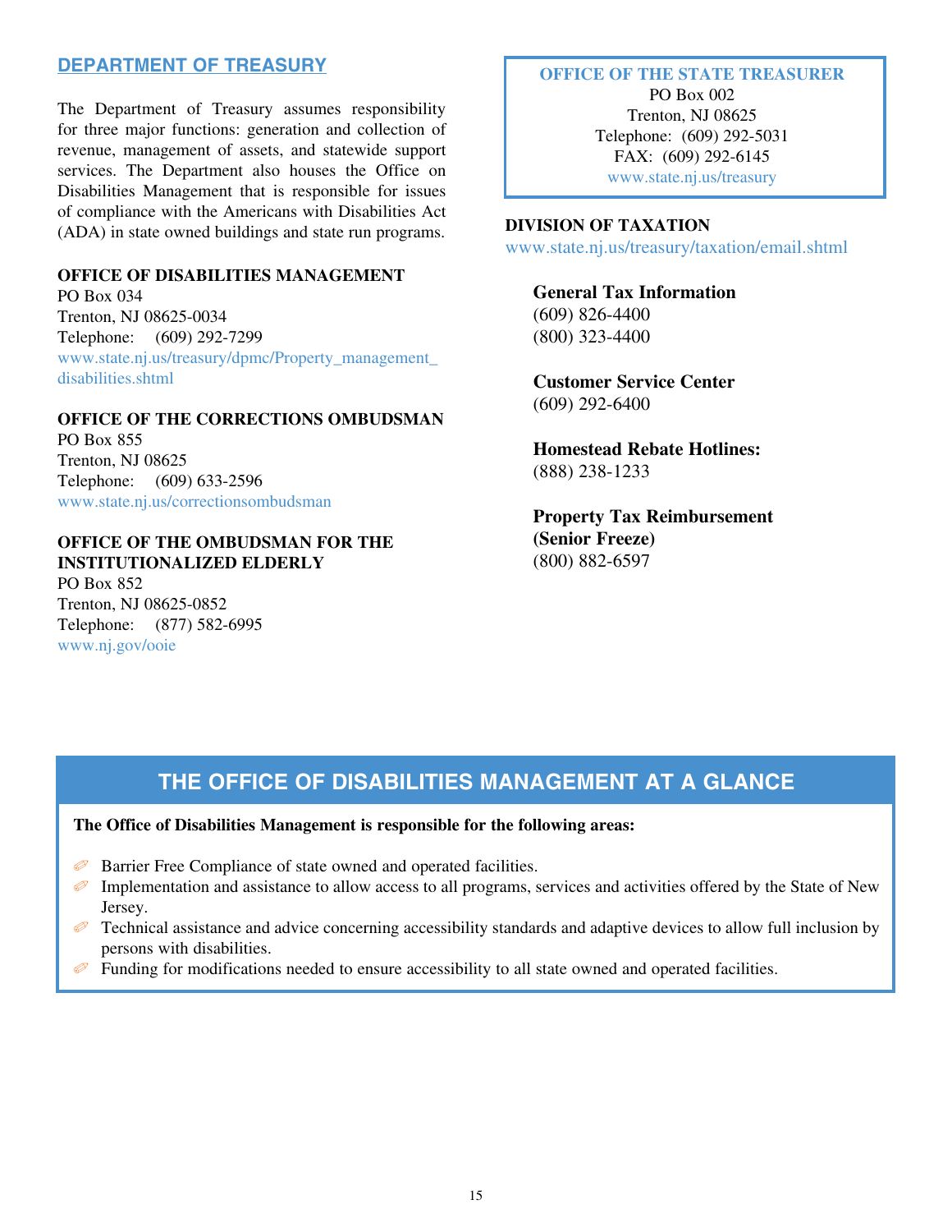## DEPARTMENT OF TREASURY

The Department of Treasury assumes responsibility for three major functions: generation and collection of revenue, management of assets, and statewide support services. The Department also houses the Office on Disabilities Management that is responsible for issues of compliance with the Americans with Disabilities Act (ADA) in state owned buildings and state run programs.

**OFFICE OF DISABILITIES MANAGEMENT**
PO Box 034
Trenton, NJ 08625-0034
Telephone: (609) 292-7299
www.state.nj.us/treasury/dpmc/Property_management_disabilities.shtml

**OFFICE OF THE CORRECTIONS OMBUDSMAN**
PO Box 855
Trenton, NJ 08625
Telephone: (609) 633-2596
www.state.nj.us/correctionsombudsman

**OFFICE OF THE OMBUDSMAN FOR THE INSTITUTIONALIZED ELDERLY**
PO Box 852
Trenton, NJ 08625-0852
Telephone: (877) 582-6995
www.nj.gov/ooie

**OFFICE OF THE STATE TREASURER**
PO Box 002
Trenton, NJ 08625
Telephone: (609) 292-5031
FAX: (609) 292-6145
www.state.nj.us/treasury

**DIVISION OF TAXATION**
www.state.nj.us/treasury/taxation/email.shtml

**General Tax Information**
(609) 826-4400
(800) 323-4400

**Customer Service Center**
(609) 292-6400

**Homestead Rebate Hotlines:**
(888) 238-1233

**Property Tax Reimbursement (Senior Freeze)**
(800) 882-6597

## THE OFFICE OF DISABILITIES MANAGEMENT AT A GLANCE

**The Office of Disabilities Management is responsible for the following areas:**

- Barrier Free Compliance of state owned and operated facilities.
- Implementation and assistance to allow access to all programs, services and activities offered by the State of New Jersey.
- Technical assistance and advice concerning accessibility standards and adaptive devices to allow full inclusion by persons with disabilities.
- Funding for modifications needed to ensure accessibility to all state owned and operated facilities.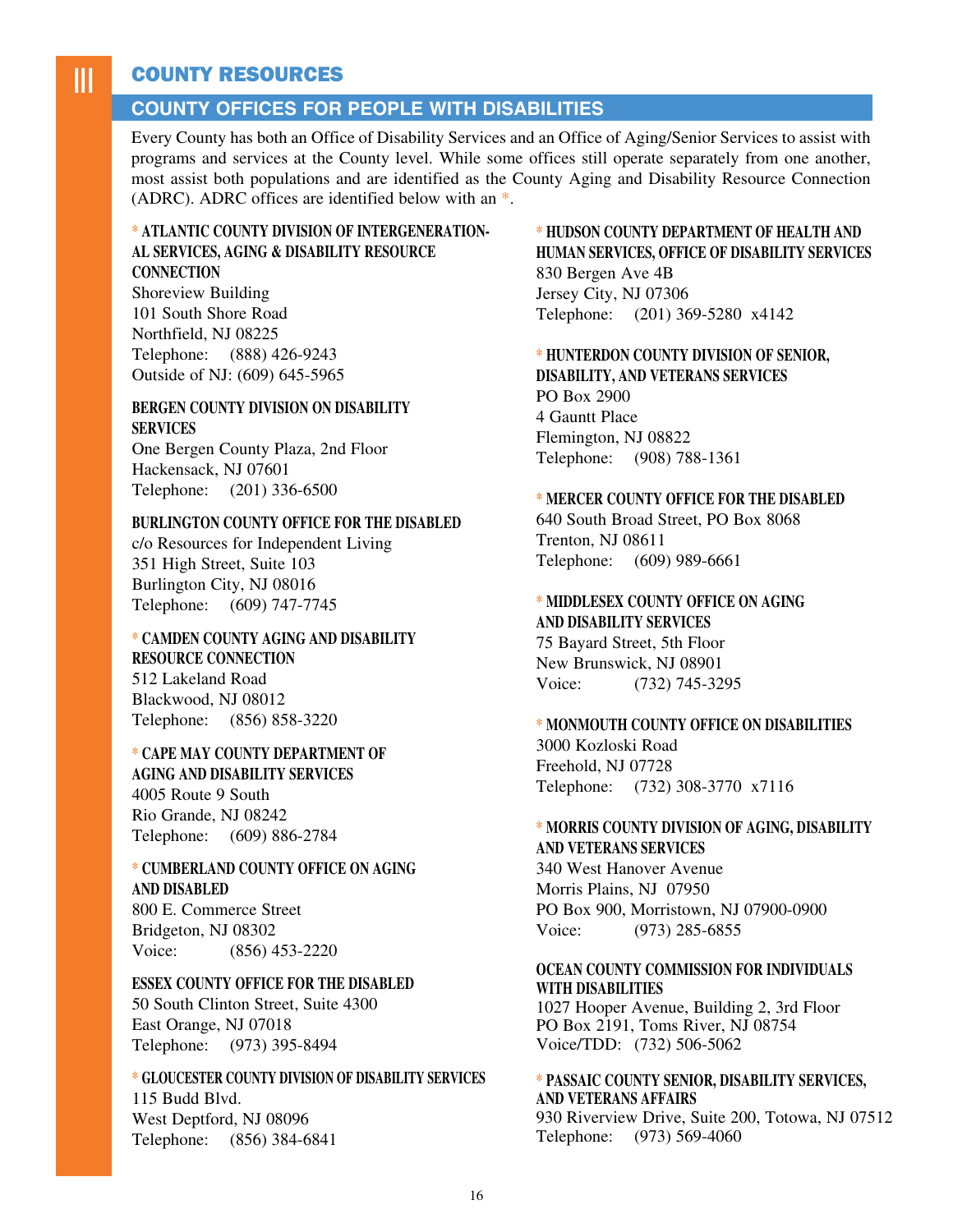# COUNTY RESOURCES

## COUNTY OFFICES FOR PEOPLE WITH DISABILITIES

Every County has both an Office of Disability Services and an Office of Aging/Senior Services to assist with programs and services at the County level. While some offices still operate separately from one another, most assist both populations and are identified as the County Aging and Disability Resource Connection (ADRC). ADRC offices are identified below with an *.

**\* ATLANTIC COUNTY DIVISION OF INTERGENERATIONAL SERVICES, AGING & DISABILITY RESOURCE CONNECTION**
Shoreview Building
101 South Shore Road
Northfield, NJ 08225
Telephone: (888) 426-9243
Outside of NJ: (609) 645-5965

**BERGEN COUNTY DIVISION ON DISABILITY SERVICES**
One Bergen County Plaza, 2nd Floor
Hackensack, NJ 07601
Telephone: (201) 336-6500

**BURLINGTON COUNTY OFFICE FOR THE DISABLED**
c/o Resources for Independent Living
351 High Street, Suite 103
Burlington City, NJ 08016
Telephone: (609) 747-7745

**\* CAMDEN COUNTY AGING AND DISABILITY RESOURCE CONNECTION**
512 Lakeland Road
Blackwood, NJ 08012
Telephone: (856) 858-3220

**\* CAPE MAY COUNTY DEPARTMENT OF AGING AND DISABILITY SERVICES**
4005 Route 9 South
Rio Grande, NJ 08242
Telephone: (609) 886-2784

**\* CUMBERLAND COUNTY OFFICE ON AGING AND DISABLED**
800 E. Commerce Street
Bridgeton, NJ 08302
Voice: (856) 453-2220

**ESSEX COUNTY OFFICE FOR THE DISABLED**
50 South Clinton Street, Suite 4300
East Orange, NJ 07018
Telephone: (973) 395-8494

**\* GLOUCESTER COUNTY DIVISION OF DISABILITY SERVICES**
115 Budd Blvd.
West Deptford, NJ 08096
Telephone: (856) 384-6841

**\* HUDSON COUNTY DEPARTMENT OF HEALTH AND HUMAN SERVICES, OFFICE OF DISABILITY SERVICES**
830 Bergen Ave 4B
Jersey City, NJ 07306
Telephone: (201) 369-5280 x4142

**\* HUNTERDON COUNTY DIVISION OF SENIOR, DISABILITY, AND VETERANS SERVICES**
PO Box 2900
4 Gauntt Place
Flemington, NJ 08822
Telephone: (908) 788-1361

**\* MERCER COUNTY OFFICE FOR THE DISABLED**
640 South Broad Street, PO Box 8068
Trenton, NJ 08611
Telephone: (609) 989-6661

**\* MIDDLESEX COUNTY OFFICE ON AGING AND DISABILITY SERVICES**
75 Bayard Street, 5th Floor
New Brunswick, NJ 08901
Voice: (732) 745-3295

**\* MONMOUTH COUNTY OFFICE ON DISABILITIES**
3000 Kozloski Road
Freehold, NJ 07728
Telephone: (732) 308-3770 x7116

**\* MORRIS COUNTY DIVISION OF AGING, DISABILITY AND VETERANS SERVICES**
340 West Hanover Avenue
Morris Plains, NJ 07950
PO Box 900, Morristown, NJ 07900-0900
Voice: (973) 285-6855

**OCEAN COUNTY COMMISSION FOR INDIVIDUALS WITH DISABILITIES**
1027 Hooper Avenue, Building 2, 3rd Floor
PO Box 2191, Toms River, NJ 08754
Voice/TDD: (732) 506-5062

**\* PASSAIC COUNTY SENIOR, DISABILITY SERVICES, AND VETERANS AFFAIRS**
930 Riverview Drive, Suite 200, Totowa, NJ 07512
Telephone: (973) 569-4060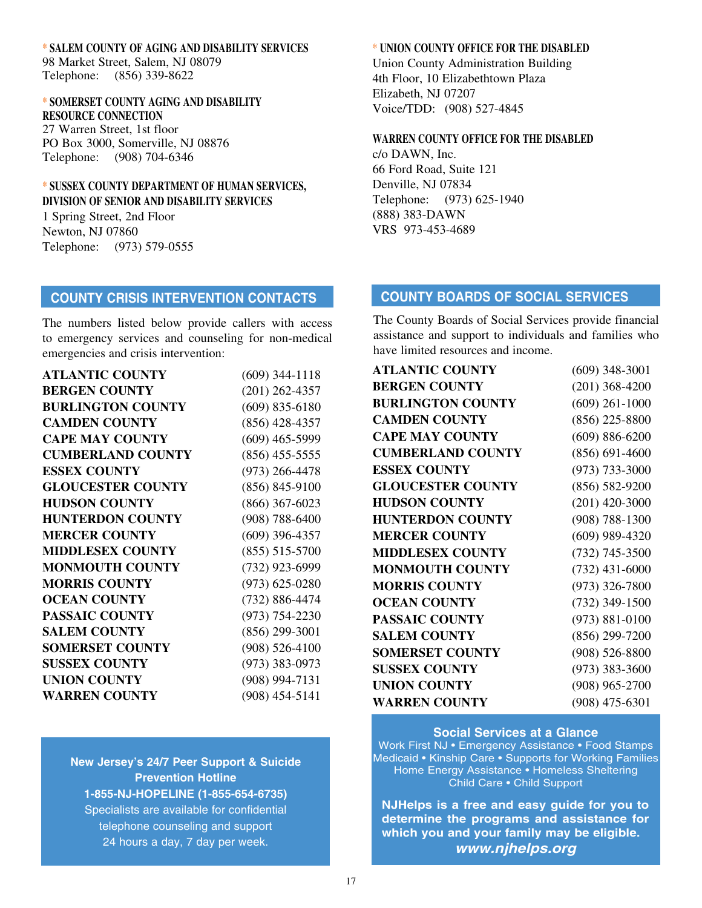**\* SALEM COUNTY OF AGING AND DISABILITY SERVICES**
98 Market Street, Salem, NJ 08079
Telephone: (856) 339-8622

**\* SOMERSET COUNTY AGING AND DISABILITY RESOURCE CONNECTION**
27 Warren Street, 1st floor
PO Box 3000, Somerville, NJ 08876
Telephone: (908) 704-6346

**\* SUSSEX COUNTY DEPARTMENT OF HUMAN SERVICES, DIVISION OF SENIOR AND DISABILITY SERVICES**
1 Spring Street, 2nd Floor
Newton, NJ 07860
Telephone: (973) 579-0555

**\* UNION COUNTY OFFICE FOR THE DISABLED**
Union County Administration Building
4th Floor, 10 Elizabethtown Plaza
Elizabeth, NJ 07207
Voice/TDD: (908) 527-4845

**WARREN COUNTY OFFICE FOR THE DISABLED**
c/o DAWN, Inc.
66 Ford Road, Suite 121
Denville, NJ 07834
Telephone: (973) 625-1940
(888) 383-DAWN
VRS 973-453-4689

## COUNTY CRISIS INTERVENTION CONTACTS

The numbers listed below provide callers with access to emergency services and counseling for non-medical emergencies and crisis intervention:

| County | Phone |
|---|---|
| **ATLANTIC COUNTY** | (609) 344-1118 |
| **BERGEN COUNTY** | (201) 262-4357 |
| **BURLINGTON COUNTY** | (609) 835-6180 |
| **CAMDEN COUNTY** | (856) 428-4357 |
| **CAPE MAY COUNTY** | (609) 465-5999 |
| **CUMBERLAND COUNTY** | (856) 455-5555 |
| **ESSEX COUNTY** | (973) 266-4478 |
| **GLOUCESTER COUNTY** | (856) 845-9100 |
| **HUDSON COUNTY** | (866) 367-6023 |
| **HUNTERDON COUNTY** | (908) 788-6400 |
| **MERCER COUNTY** | (609) 396-4357 |
| **MIDDLESEX COUNTY** | (855) 515-5700 |
| **MONMOUTH COUNTY** | (732) 923-6999 |
| **MORRIS COUNTY** | (973) 625-0280 |
| **OCEAN COUNTY** | (732) 886-4474 |
| **PASSAIC COUNTY** | (973) 754-2230 |
| **SALEM COUNTY** | (856) 299-3001 |
| **SOMERSET COUNTY** | (908) 526-4100 |
| **SUSSEX COUNTY** | (973) 383-0973 |
| **UNION COUNTY** | (908) 994-7131 |
| **WARREN COUNTY** | (908) 454-5141 |

**New Jersey's 24/7 Peer Support & Suicide Prevention Hotline**
**1-855-NJ-HOPELINE (1-855-654-6735)**
Specialists are available for confidential telephone counseling and support 24 hours a day, 7 day per week.

## COUNTY BOARDS OF SOCIAL SERVICES

The County Boards of Social Services provide financial assistance and support to individuals and families who have limited resources and income.

| County | Phone |
|---|---|
| **ATLANTIC COUNTY** | (609) 348-3001 |
| **BERGEN COUNTY** | (201) 368-4200 |
| **BURLINGTON COUNTY** | (609) 261-1000 |
| **CAMDEN COUNTY** | (856) 225-8800 |
| **CAPE MAY COUNTY** | (609) 886-6200 |
| **CUMBERLAND COUNTY** | (856) 691-4600 |
| **ESSEX COUNTY** | (973) 733-3000 |
| **GLOUCESTER COUNTY** | (856) 582-9200 |
| **HUDSON COUNTY** | (201) 420-3000 |
| **HUNTERDON COUNTY** | (908) 788-1300 |
| **MERCER COUNTY** | (609) 989-4320 |
| **MIDDLESEX COUNTY** | (732) 745-3500 |
| **MONMOUTH COUNTY** | (732) 431-6000 |
| **MORRIS COUNTY** | (973) 326-7800 |
| **OCEAN COUNTY** | (732) 349-1500 |
| **PASSAIC COUNTY** | (973) 881-0100 |
| **SALEM COUNTY** | (856) 299-7200 |
| **SOMERSET COUNTY** | (908) 526-8800 |
| **SUSSEX COUNTY** | (973) 383-3600 |
| **UNION COUNTY** | (908) 965-2700 |
| **WARREN COUNTY** | (908) 475-6301 |

**Social Services at a Glance**
Work First NJ • Emergency Assistance • Food Stamps
Medicaid • Kinship Care • Supports for Working Families
Home Energy Assistance • Homeless Sheltering
Child Care • Child Support

**NJHelps is a free and easy guide for you to determine the programs and assistance for which you and your family may be eligible.**
***www.njhelps.org***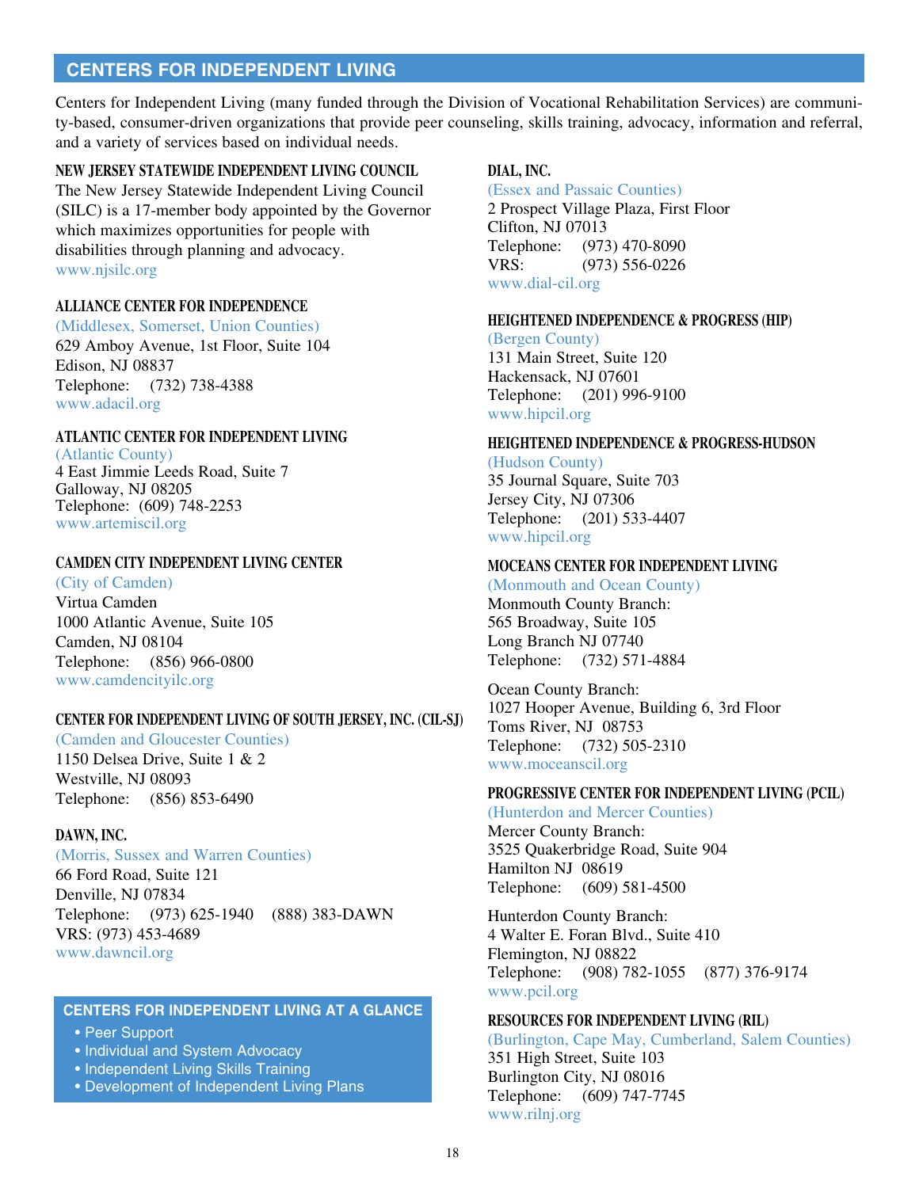## CENTERS FOR INDEPENDENT LIVING

Centers for Independent Living (many funded through the Division of Vocational Rehabilitation Services) are community-based, consumer-driven organizations that provide peer counseling, skills training, advocacy, information and referral, and a variety of services based on individual needs.

### NEW JERSEY STATEWIDE INDEPENDENT LIVING COUNCIL

The New Jersey Statewide Independent Living Council (SILC) is a 17-member body appointed by the Governor which maximizes opportunities for people with disabilities through planning and advocacy.
www.njsilc.org

### ALLIANCE CENTER FOR INDEPENDENCE

(Middlesex, Somerset, Union Counties)
629 Amboy Avenue, 1st Floor, Suite 104
Edison, NJ 08837
Telephone: (732) 738-4388
www.adacil.org

### ATLANTIC CENTER FOR INDEPENDENT LIVING

(Atlantic County)
4 East Jimmie Leeds Road, Suite 7
Galloway, NJ 08205
Telephone: (609) 748-2253
www.artemiscil.org

### CAMDEN CITY INDEPENDENT LIVING CENTER

(City of Camden)
Virtua Camden
1000 Atlantic Avenue, Suite 105
Camden, NJ 08104
Telephone: (856) 966-0800
www.camdencityilc.org

### CENTER FOR INDEPENDENT LIVING OF SOUTH JERSEY, INC. (CIL-SJ)

(Camden and Gloucester Counties)
1150 Delsea Drive, Suite 1 & 2
Westville, NJ 08093
Telephone: (856) 853-6490

### DAWN, INC.

(Morris, Sussex and Warren Counties)
66 Ford Road, Suite 121
Denville, NJ 07834
Telephone: (973) 625-1940 (888) 383-DAWN
VRS: (973) 453-4689
www.dawncil.org

### CENTERS FOR INDEPENDENT LIVING AT A GLANCE

- Peer Support
- Individual and System Advocacy
- Independent Living Skills Training
- Development of Independent Living Plans

### DIAL, INC.

(Essex and Passaic Counties)
2 Prospect Village Plaza, First Floor
Clifton, NJ 07013
Telephone: (973) 470-8090
VRS: (973) 556-0226
www.dial-cil.org

### HEIGHTENED INDEPENDENCE & PROGRESS (HIP)

(Bergen County)
131 Main Street, Suite 120
Hackensack, NJ 07601
Telephone: (201) 996-9100
www.hipcil.org

### HEIGHTENED INDEPENDENCE & PROGRESS-HUDSON

(Hudson County)
35 Journal Square, Suite 703
Jersey City, NJ 07306
Telephone: (201) 533-4407
www.hipcil.org

### MOCEANS CENTER FOR INDEPENDENT LIVING

(Monmouth and Ocean County)
Monmouth County Branch:
565 Broadway, Suite 105
Long Branch NJ 07740
Telephone: (732) 571-4884

Ocean County Branch:
1027 Hooper Avenue, Building 6, 3rd Floor
Toms River, NJ 08753
Telephone: (732) 505-2310
www.moceanscil.org

### PROGRESSIVE CENTER FOR INDEPENDENT LIVING (PCIL)

(Hunterdon and Mercer Counties)
Mercer County Branch:
3525 Quakerbridge Road, Suite 904
Hamilton NJ 08619
Telephone: (609) 581-4500

Hunterdon County Branch:
4 Walter E. Foran Blvd., Suite 410
Flemington, NJ 08822
Telephone: (908) 782-1055 (877) 376-9174
www.pcil.org

### RESOURCES FOR INDEPENDENT LIVING (RIL)

(Burlington, Cape May, Cumberland, Salem Counties)
351 High Street, Suite 103
Burlington City, NJ 08016
Telephone: (609) 747-7745
www.rilnj.org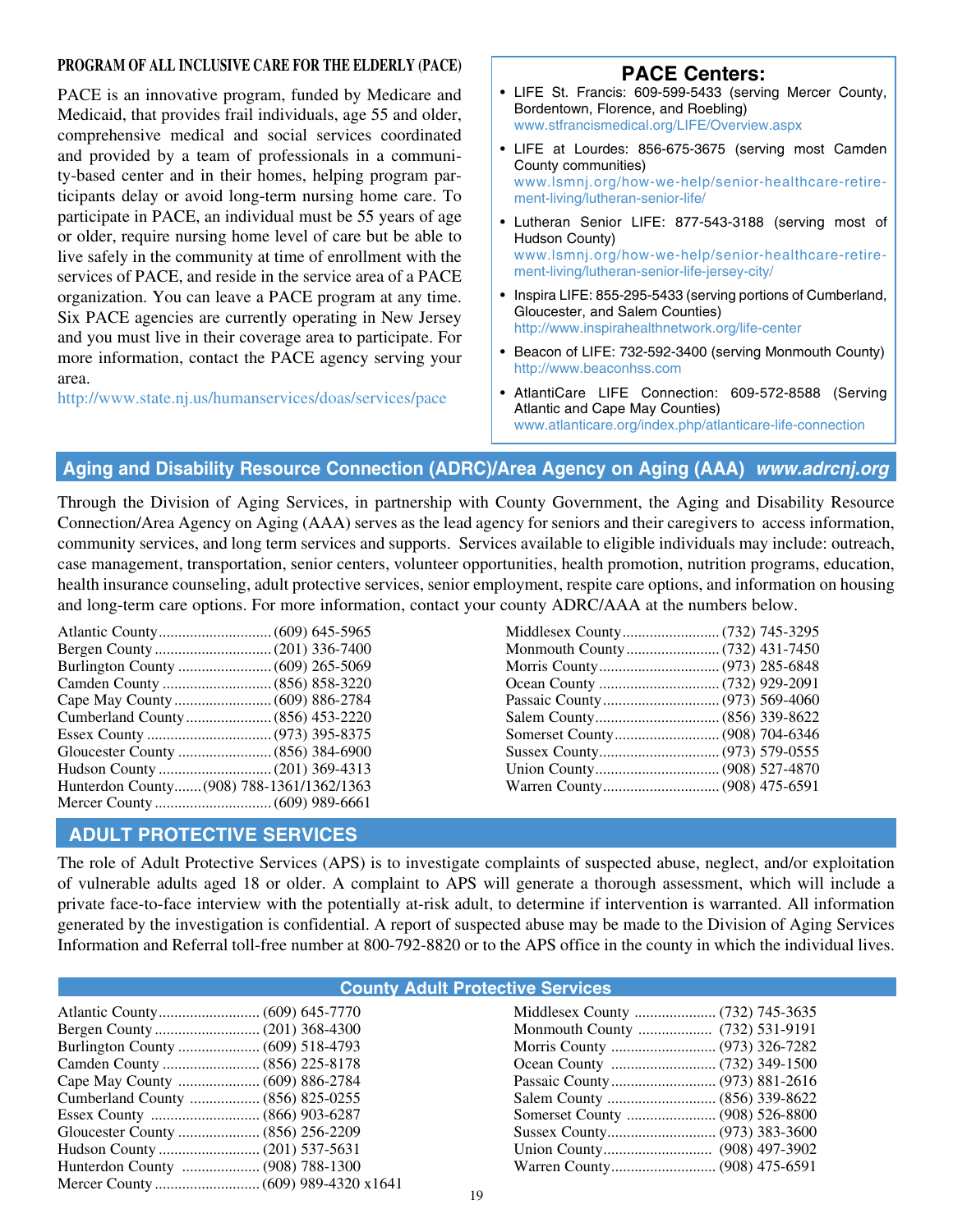## PROGRAM OF ALL INCLUSIVE CARE FOR THE ELDERLY (PACE)

PACE is an innovative program, funded by Medicare and Medicaid, that provides frail individuals, age 55 and older, comprehensive medical and social services coordinated and provided by a team of professionals in a community-based center and in their homes, helping program participants delay or avoid long-term nursing home care. To participate in PACE, an individual must be 55 years of age or older, require nursing home level of care but be able to live safely in the community at time of enrollment with the services of PACE, and reside in the service area of a PACE organization. You can leave a PACE program at any time. Six PACE agencies are currently operating in New Jersey and you must live in their coverage area to participate. For more information, contact the PACE agency serving your area.

http://www.state.nj.us/humanservices/doas/services/pace

### PACE Centers:

- LIFE St. Francis: 609-599-5433 (serving Mercer County, Bordentown, Florence, and Roebling)
  www.stfrancismedical.org/LIFE/Overview.aspx
- LIFE at Lourdes: 856-675-3675 (serving most Camden County communities)
  www.lsmnj.org/how-we-help/senior-healthcare-retirement-living/lutheran-senior-life/
- Lutheran Senior LIFE: 877-543-3188 (serving most of Hudson County)
  www.lsmnj.org/how-we-help/senior-healthcare-retirement-living/lutheran-senior-life-jersey-city/
- Inspira LIFE: 855-295-5433 (serving portions of Cumberland, Gloucester, and Salem Counties)
  http://www.inspirahealthnetwork.org/life-center
- Beacon of LIFE: 732-592-3400 (serving Monmouth County)
  http://www.beaconhss.com
- AtlantiCare LIFE Connection: 609-572-8588 (Serving Atlantic and Cape May Counties)
  www.atlanticare.org/index.php/atlanticare-life-connection

## Aging and Disability Resource Connection (ADRC)/Area Agency on Aging (AAA) *www.adrcnj.org*

Through the Division of Aging Services, in partnership with County Government, the Aging and Disability Resource Connection/Area Agency on Aging (AAA) serves as the lead agency for seniors and their caregivers to access information, community services, and long term services and supports. Services available to eligible individuals may include: outreach, case management, transportation, senior centers, volunteer opportunities, health promotion, nutrition programs, education, health insurance counseling, adult protective services, senior employment, respite care options, and information on housing and long-term care options. For more information, contact your county ADRC/AAA at the numbers below.

| County | Phone |
|---|---|
| Atlantic County | (609) 645-5965 |
| Bergen County | (201) 336-7400 |
| Burlington County | (609) 265-5069 |
| Camden County | (856) 858-3220 |
| Cape May County | (609) 886-2784 |
| Cumberland County | (856) 453-2220 |
| Essex County | (973) 395-8375 |
| Gloucester County | (856) 384-6900 |
| Hudson County | (201) 369-4313 |
| Hunterdon County | (908) 788-1361/1362/1363 |
| Mercer County | (609) 989-6661 |
| Middlesex County | (732) 745-3295 |
| Monmouth County | (732) 431-7450 |
| Morris County | (973) 285-6848 |
| Ocean County | (732) 929-2091 |
| Passaic County | (973) 569-4060 |
| Salem County | (856) 339-8622 |
| Somerset County | (908) 704-6346 |
| Sussex County | (973) 579-0555 |
| Union County | (908) 527-4870 |
| Warren County | (908) 475-6591 |

## ADULT PROTECTIVE SERVICES

The role of Adult Protective Services (APS) is to investigate complaints of suspected abuse, neglect, and/or exploitation of vulnerable adults aged 18 or older. A complaint to APS will generate a thorough assessment, which will include a private face-to-face interview with the potentially at-risk adult, to determine if intervention is warranted. All information generated by the investigation is confidential. A report of suspected abuse may be made to the Division of Aging Services Information and Referral toll-free number at 800-792-8820 or to the APS office in the county in which the individual lives.

### County Adult Protective Services

| County | Phone |
|---|---|
| Atlantic County | (609) 645-7770 |
| Bergen County | (201) 368-4300 |
| Burlington County | (609) 518-4793 |
| Camden County | (856) 225-8178 |
| Cape May County | (609) 886-2784 |
| Cumberland County | (856) 825-0255 |
| Essex County | (866) 903-6287 |
| Gloucester County | (856) 256-2209 |
| Hudson County | (201) 537-5631 |
| Hunterdon County | (908) 788-1300 |
| Mercer County | (609) 989-4320 x1641 |
| Middlesex County | (732) 745-3635 |
| Monmouth County | (732) 531-9191 |
| Morris County | (973) 326-7282 |
| Ocean County | (732) 349-1500 |
| Passaic County | (973) 881-2616 |
| Salem County | (856) 339-8622 |
| Somerset County | (908) 526-8800 |
| Sussex County | (973) 383-3600 |
| Union County | (908) 497-3902 |
| Warren County | (908) 475-6591 |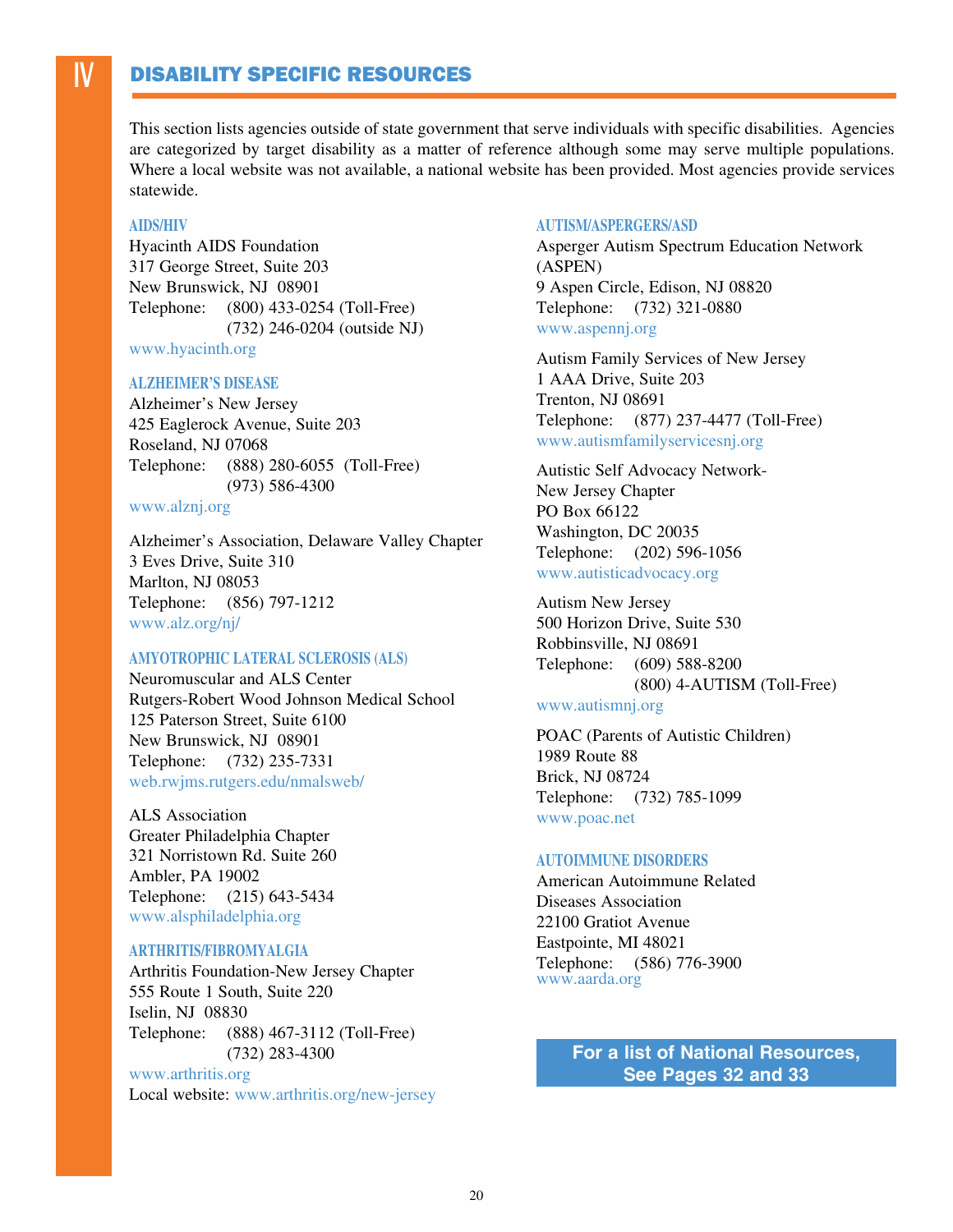# IV DISABILITY SPECIFIC RESOURCES

This section lists agencies outside of state government that serve individuals with specific disabilities. Agencies are categorized by target disability as a matter of reference although some may serve multiple populations. Where a local website was not available, a national website has been provided. Most agencies provide services statewide.

### AIDS/HIV

Hyacinth AIDS Foundation
317 George Street, Suite 203
New Brunswick, NJ 08901
Telephone: (800) 433-0254 (Toll-Free)
(732) 246-0204 (outside NJ)
www.hyacinth.org

### ALZHEIMER'S DISEASE

Alzheimer's New Jersey
425 Eaglerock Avenue, Suite 203
Roseland, NJ 07068
Telephone: (888) 280-6055 (Toll-Free)
(973) 586-4300
www.alznj.org

Alzheimer's Association, Delaware Valley Chapter
3 Eves Drive, Suite 310
Marlton, NJ 08053
Telephone: (856) 797-1212
www.alz.org/nj/

### AMYOTROPHIC LATERAL SCLEROSIS (ALS)

Neuromuscular and ALS Center
Rutgers-Robert Wood Johnson Medical School
125 Paterson Street, Suite 6100
New Brunswick, NJ 08901
Telephone: (732) 235-7331
web.rwjms.rutgers.edu/nmalsweb/

ALS Association
Greater Philadelphia Chapter
321 Norristown Rd. Suite 260
Ambler, PA 19002
Telephone: (215) 643-5434
www.alsphiladelphia.org

### ARTHRITIS/FIBROMYALGIA

Arthritis Foundation-New Jersey Chapter
555 Route 1 South, Suite 220
Iselin, NJ 08830
Telephone: (888) 467-3112 (Toll-Free)
(732) 283-4300
www.arthritis.org
Local website: www.arthritis.org/new-jersey

### AUTISM/ASPERGERS/ASD

Asperger Autism Spectrum Education Network (ASPEN)
9 Aspen Circle, Edison, NJ 08820
Telephone: (732) 321-0880
www.aspennj.org

Autism Family Services of New Jersey
1 AAA Drive, Suite 203
Trenton, NJ 08691
Telephone: (877) 237-4477 (Toll-Free)
www.autismfamilyservicesnj.org

Autistic Self Advocacy Network-
New Jersey Chapter
PO Box 66122
Washington, DC 20035
Telephone: (202) 596-1056
www.autisticadvocacy.org

Autism New Jersey
500 Horizon Drive, Suite 530
Robbinsville, NJ 08691
Telephone: (609) 588-8200
(800) 4-AUTISM (Toll-Free)
www.autismnj.org

POAC (Parents of Autistic Children)
1989 Route 88
Brick, NJ 08724
Telephone: (732) 785-1099
www.poac.net

### AUTOIMMUNE DISORDERS

American Autoimmune Related Diseases Association
22100 Gratiot Avenue
Eastpointe, MI 48021
Telephone: (586) 776-3900
www.aarda.org

**For a list of National Resources, See Pages 32 and 33**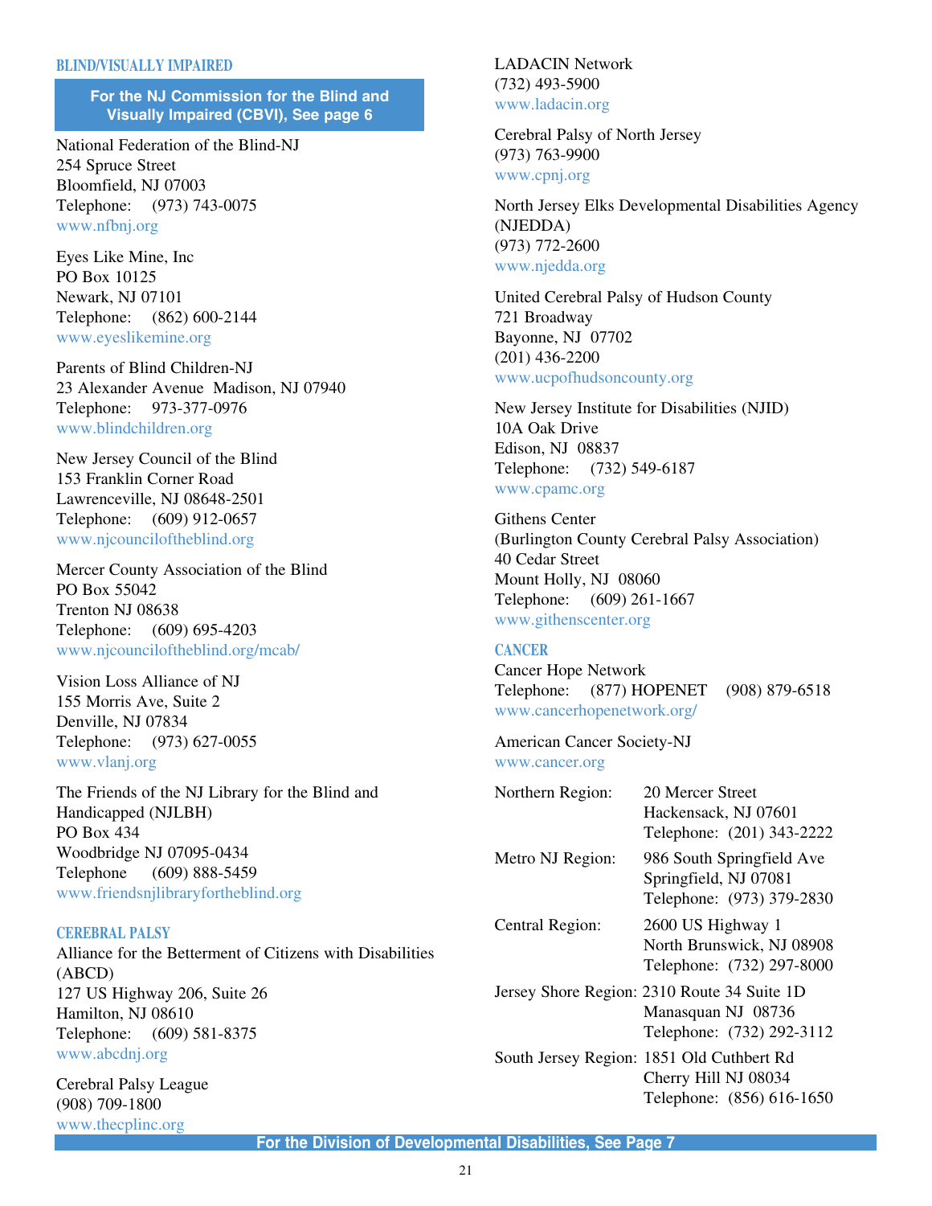## BLIND/VISUALLY IMPAIRED

**For the NJ Commission for the Blind and Visually Impaired (CBVI), See page 6**

National Federation of the Blind-NJ
254 Spruce Street
Bloomfield, NJ 07003
Telephone: (973) 743-0075
www.nfbnj.org

Eyes Like Mine, Inc
PO Box 10125
Newark, NJ 07101
Telephone: (862) 600-2144
www.eyeslikemine.org

Parents of Blind Children-NJ
23 Alexander Avenue Madison, NJ 07940
Telephone: 973-377-0976
www.blindchildren.org

New Jersey Council of the Blind
153 Franklin Corner Road
Lawrenceville, NJ 08648-2501
Telephone: (609) 912-0657
www.njcounciloftheblind.org

Mercer County Association of the Blind
PO Box 55042
Trenton NJ 08638
Telephone: (609) 695-4203
www.njcounciloftheblind.org/mcab/

Vision Loss Alliance of NJ
155 Morris Ave, Suite 2
Denville, NJ 07834
Telephone: (973) 627-0055
www.vlanj.org

The Friends of the NJ Library for the Blind and Handicapped (NJLBH)
PO Box 434
Woodbridge NJ 07095-0434
Telephone (609) 888-5459
www.friendsnjlibraryfortheblind.org

## CEREBRAL PALSY

Alliance for the Betterment of Citizens with Disabilities (ABCD)
127 US Highway 206, Suite 26
Hamilton, NJ 08610
Telephone: (609) 581-8375
www.abcdnj.org

Cerebral Palsy League
(908) 709-1800
www.thecplinc.org

LADACIN Network
(732) 493-5900
www.ladacin.org

Cerebral Palsy of North Jersey
(973) 763-9900
www.cpnj.org

North Jersey Elks Developmental Disabilities Agency (NJEDDA)
(973) 772-2600
www.njedda.org

United Cerebral Palsy of Hudson County
721 Broadway
Bayonne, NJ 07702
(201) 436-2200
www.ucpofhudsoncounty.org

New Jersey Institute for Disabilities (NJID)
10A Oak Drive
Edison, NJ 08837
Telephone: (732) 549-6187
www.cpamc.org

Githens Center
(Burlington County Cerebral Palsy Association)
40 Cedar Street
Mount Holly, NJ 08060
Telephone: (609) 261-1667
www.githenscenter.org

## CANCER

Cancer Hope Network
Telephone: (877) HOPENET (908) 879-6518
www.cancerhopenetwork.org/

American Cancer Society-NJ
www.cancer.org

| | |
|---|---|
| Northern Region: | 20 Mercer Street<br>Hackensack, NJ 07601<br>Telephone: (201) 343-2222 |
| Metro NJ Region: | 986 South Springfield Ave<br>Springfield, NJ 07081<br>Telephone: (973) 379-2830 |
| Central Region: | 2600 US Highway 1<br>North Brunswick, NJ 08908<br>Telephone: (732) 297-8000 |
| Jersey Shore Region: | 2310 Route 34 Suite 1D<br>Manasquan NJ 08736<br>Telephone: (732) 292-3112 |
| South Jersey Region: | 1851 Old Cuthbert Rd<br>Cherry Hill NJ 08034<br>Telephone: (856) 616-1650 |

**For the Division of Developmental Disabilities, See Page 7**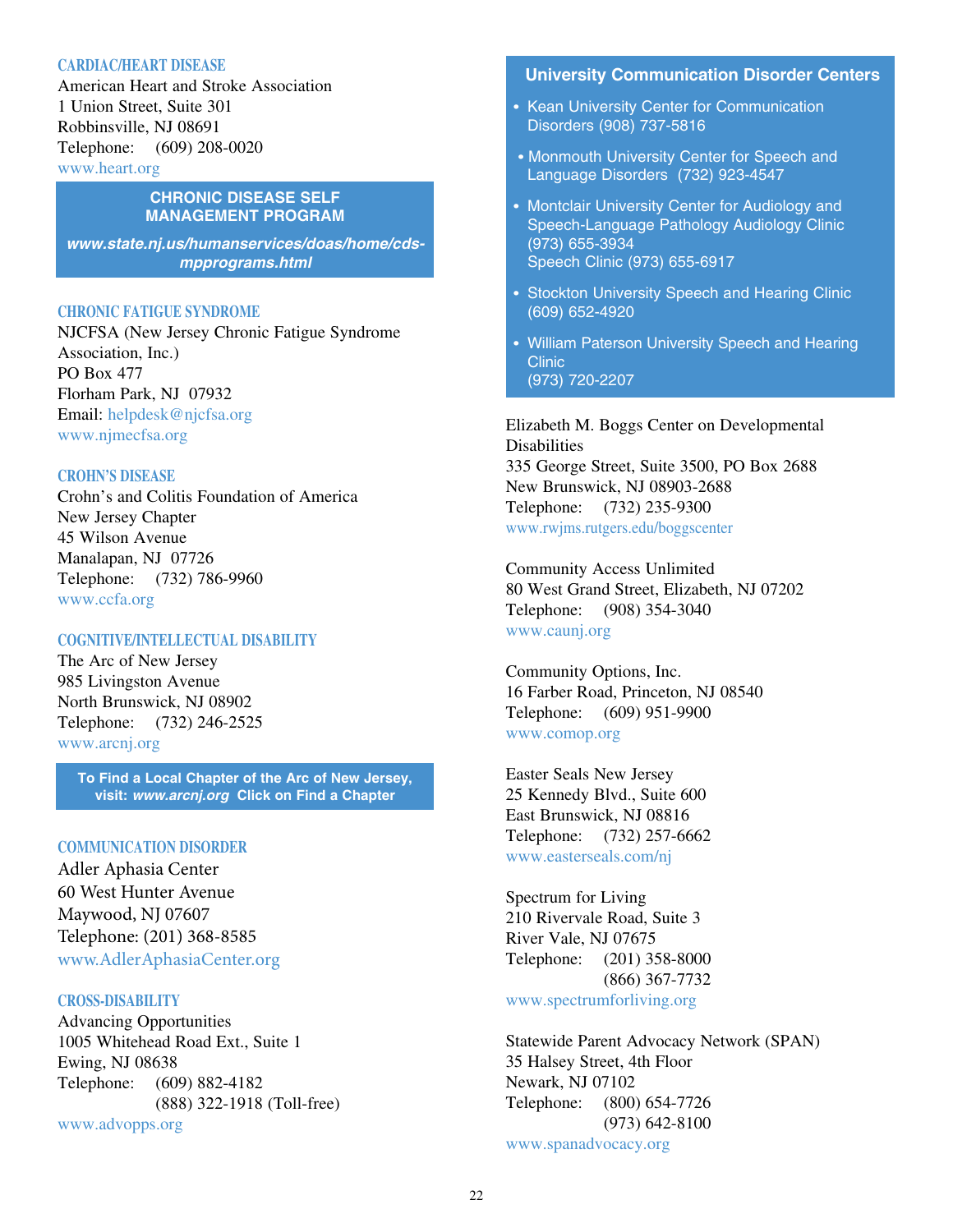### CARDIAC/HEART DISEASE

American Heart and Stroke Association
1 Union Street, Suite 301
Robbinsville, NJ 08691
Telephone: (609) 208-0020
www.heart.org

**CHRONIC DISEASE SELF MANAGEMENT PROGRAM**

***www.state.nj.us/humanservices/doas/home/cds-mpprograms.html***

### CHRONIC FATIGUE SYNDROME

NJCFSA (New Jersey Chronic Fatigue Syndrome Association, Inc.)
PO Box 477
Florham Park, NJ 07932
Email: helpdesk@njcfsa.org
www.njmecfsa.org

### CROHN'S DISEASE

Crohn's and Colitis Foundation of America
New Jersey Chapter
45 Wilson Avenue
Manalapan, NJ 07726
Telephone: (732) 786-9960
www.ccfa.org

### COGNITIVE/INTELLECTUAL DISABILITY

The Arc of New Jersey
985 Livingston Avenue
North Brunswick, NJ 08902
Telephone: (732) 246-2525
www.arcnj.org

**To Find a Local Chapter of the Arc of New Jersey, visit: *www.arcnj.org* Click on Find a Chapter**

### COMMUNICATION DISORDER

Adler Aphasia Center
60 West Hunter Avenue
Maywood, NJ 07607
Telephone: (201) 368-8585
www.AdlerAphasiaCenter.org

### CROSS-DISABILITY

Advancing Opportunities
1005 Whitehead Road Ext., Suite 1
Ewing, NJ 08638
Telephone: (609) 882-4182
(888) 322-1918 (Toll-free)
www.advopps.org

**University Communication Disorder Centers**

- Kean University Center for Communication Disorders (908) 737-5816
- Monmouth University Center for Speech and Language Disorders (732) 923-4547
- Montclair University Center for Audiology and Speech-Language Pathology Audiology Clinic (973) 655-3934
  Speech Clinic (973) 655-6917
- Stockton University Speech and Hearing Clinic (609) 652-4920
- William Paterson University Speech and Hearing Clinic
  (973) 720-2207

Elizabeth M. Boggs Center on Developmental Disabilities
335 George Street, Suite 3500, PO Box 2688
New Brunswick, NJ 08903-2688
Telephone: (732) 235-9300
www.rwjms.rutgers.edu/boggscenter

Community Access Unlimited
80 West Grand Street, Elizabeth, NJ 07202
Telephone: (908) 354-3040
www.caunj.org

Community Options, Inc.
16 Farber Road, Princeton, NJ 08540
Telephone: (609) 951-9900
www.comop.org

Easter Seals New Jersey
25 Kennedy Blvd., Suite 600
East Brunswick, NJ 08816
Telephone: (732) 257-6662
www.easterseals.com/nj

Spectrum for Living
210 Rivervale Road, Suite 3
River Vale, NJ 07675
Telephone: (201) 358-8000
(866) 367-7732
www.spectrumforliving.org

Statewide Parent Advocacy Network (SPAN)
35 Halsey Street, 4th Floor
Newark, NJ 07102
Telephone: (800) 654-7726
(973) 642-8100
www.spanadvocacy.org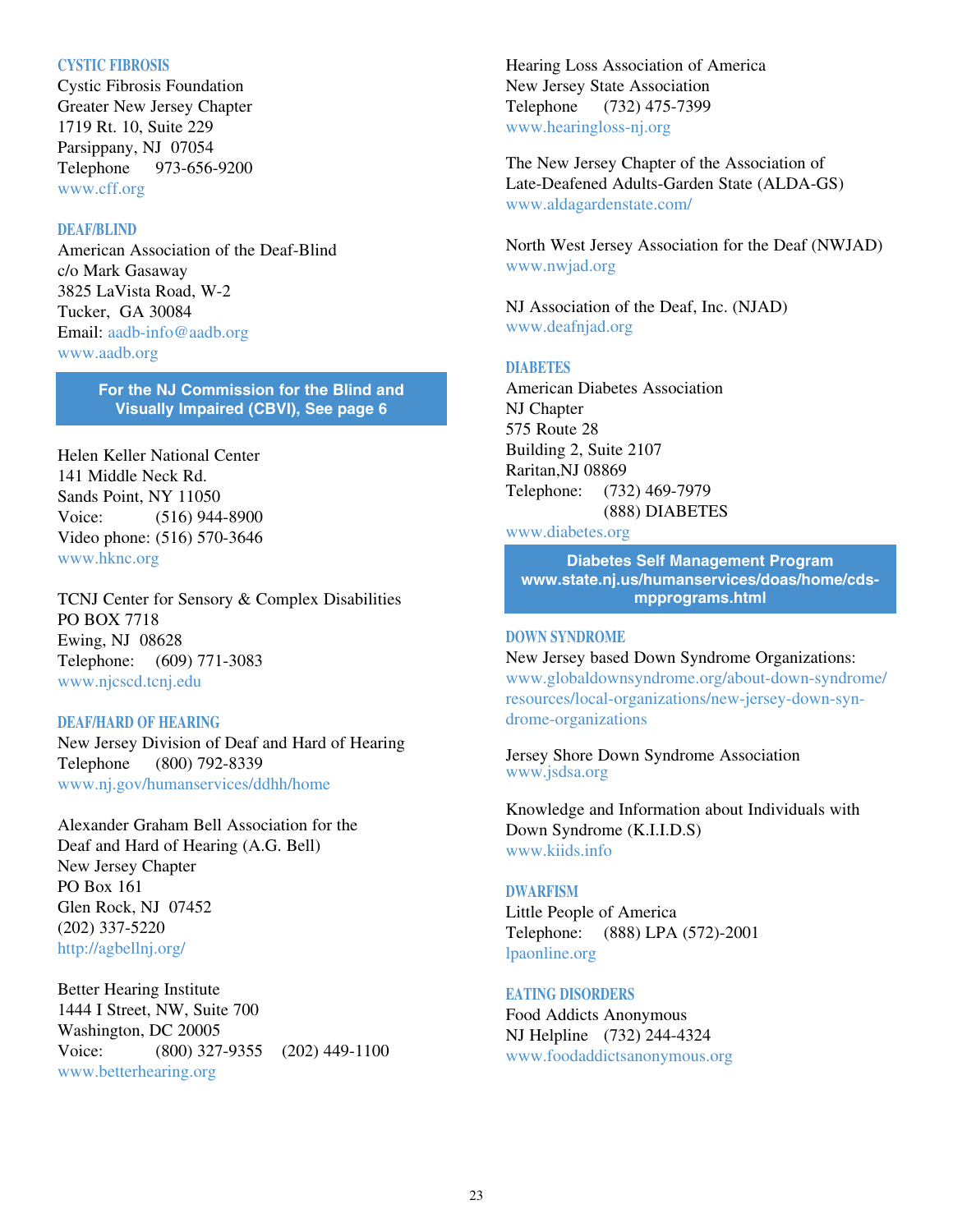## CYSTIC FIBROSIS

Cystic Fibrosis Foundation
Greater New Jersey Chapter
1719 Rt. 10, Suite 229
Parsippany, NJ 07054
Telephone 973-656-9200
www.cff.org

## DEAF/BLIND

American Association of the Deaf-Blind
c/o Mark Gasaway
3825 LaVista Road, W-2
Tucker, GA 30084
Email: aadb-info@aadb.org
www.aadb.org

**For the NJ Commission for the Blind and Visually Impaired (CBVI), See page 6**

Helen Keller National Center
141 Middle Neck Rd.
Sands Point, NY 11050
Voice: (516) 944-8900
Video phone: (516) 570-3646
www.hknc.org

TCNJ Center for Sensory & Complex Disabilities
PO BOX 7718
Ewing, NJ 08628
Telephone: (609) 771-3083
www.njcscd.tcnj.edu

## DEAF/HARD OF HEARING

New Jersey Division of Deaf and Hard of Hearing
Telephone (800) 792-8339
www.nj.gov/humanservices/ddhh/home

Alexander Graham Bell Association for the Deaf and Hard of Hearing (A.G. Bell)
New Jersey Chapter
PO Box 161
Glen Rock, NJ 07452
(202) 337-5220
http://agbellnj.org/

Better Hearing Institute
1444 I Street, NW, Suite 700
Washington, DC 20005
Voice: (800) 327-9355 (202) 449-1100
www.betterhearing.org

Hearing Loss Association of America
New Jersey State Association
Telephone (732) 475-7399
www.hearingloss-nj.org

The New Jersey Chapter of the Association of Late-Deafened Adults-Garden State (ALDA-GS)
www.aldagardenstate.com/

North West Jersey Association for the Deaf (NWJAD)
www.nwjad.org

NJ Association of the Deaf, Inc. (NJAD)
www.deafnjad.org

## DIABETES

American Diabetes Association
NJ Chapter
575 Route 28
Building 2, Suite 2107
Raritan,NJ 08869
Telephone: (732) 469-7979
(888) DIABETES
www.diabetes.org

**Diabetes Self Management Program**
**www.state.nj.us/humanservices/doas/home/cds-mpprograms.html**

## DOWN SYNDROME

New Jersey based Down Syndrome Organizations:
www.globaldownsyndrome.org/about-down-syndrome/resources/local-organizations/new-jersey-down-syndrome-organizations

Jersey Shore Down Syndrome Association
www.jsdsa.org

Knowledge and Information about Individuals with Down Syndrome (K.I.I.D.S)
www.kiids.info

## DWARFISM

Little People of America
Telephone: (888) LPA (572)-2001
lpaonline.org

## EATING DISORDERS

Food Addicts Anonymous
NJ Helpline (732) 244-4324
www.foodaddictsanonymous.org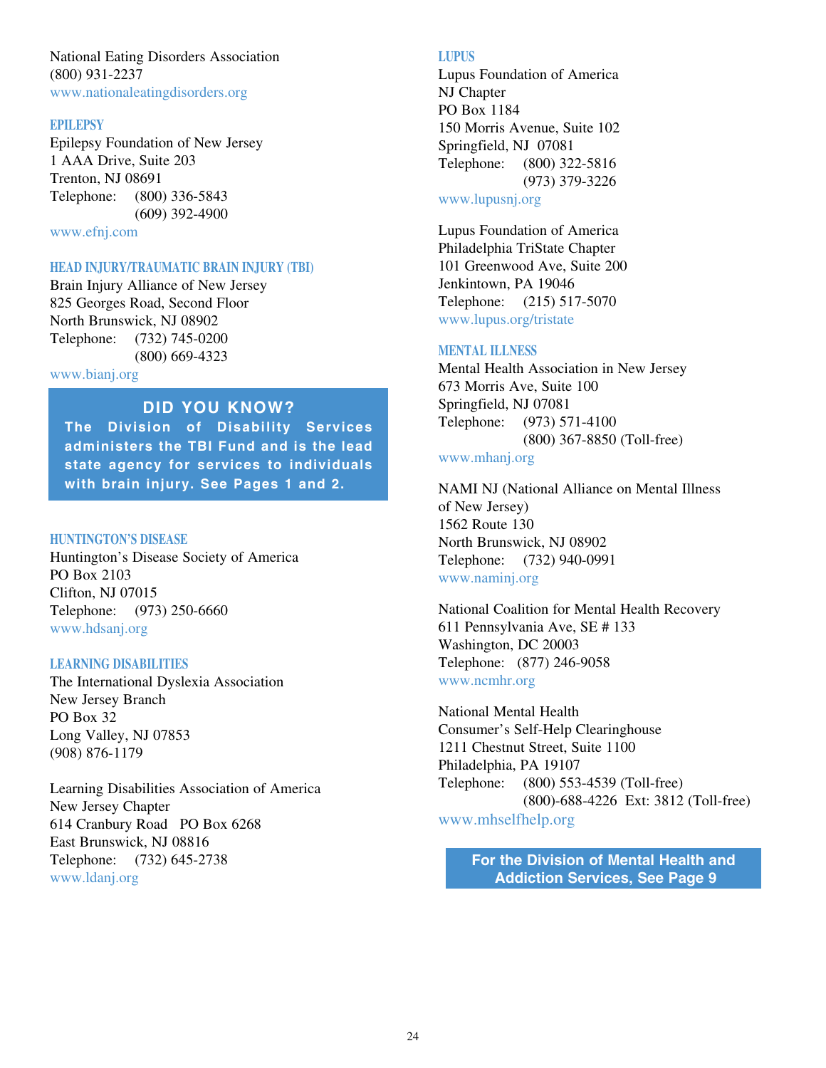National Eating Disorders Association
(800) 931-2237
www.nationaleatingdisorders.org

### EPILEPSY

Epilepsy Foundation of New Jersey
1 AAA Drive, Suite 203
Trenton, NJ 08691
Telephone: (800) 336-5843
(609) 392-4900
www.efnj.com

### HEAD INJURY/TRAUMATIC BRAIN INJURY (TBI)

Brain Injury Alliance of New Jersey
825 Georges Road, Second Floor
North Brunswick, NJ 08902
Telephone: (732) 745-0200
(800) 669-4323
www.bianj.org

**DID YOU KNOW?**
**The Division of Disability Services administers the TBI Fund and is the lead state agency for services to individuals with brain injury. See Pages 1 and 2.**

### HUNTINGTON'S DISEASE

Huntington's Disease Society of America
PO Box 2103
Clifton, NJ 07015
Telephone: (973) 250-6660
www.hdsanj.org

### LEARNING DISABILITIES

The International Dyslexia Association
New Jersey Branch
PO Box 32
Long Valley, NJ 07853
(908) 876-1179

Learning Disabilities Association of America
New Jersey Chapter
614 Cranbury Road PO Box 6268
East Brunswick, NJ 08816
Telephone: (732) 645-2738
www.ldanj.org

### LUPUS

Lupus Foundation of America
NJ Chapter
PO Box 1184
150 Morris Avenue, Suite 102
Springfield, NJ 07081
Telephone: (800) 322-5816
(973) 379-3226
www.lupusnj.org

Lupus Foundation of America
Philadelphia TriState Chapter
101 Greenwood Ave, Suite 200
Jenkintown, PA 19046
Telephone: (215) 517-5070
www.lupus.org/tristate

### MENTAL ILLNESS

Mental Health Association in New Jersey
673 Morris Ave, Suite 100
Springfield, NJ 07081
Telephone: (973) 571-4100
(800) 367-8850 (Toll-free)
www.mhanj.org

NAMI NJ (National Alliance on Mental Illness of New Jersey)
1562 Route 130
North Brunswick, NJ 08902
Telephone: (732) 940-0991
www.naminj.org

National Coalition for Mental Health Recovery
611 Pennsylvania Ave, SE # 133
Washington, DC 20003
Telephone: (877) 246-9058
www.ncmhr.org

National Mental Health
Consumer's Self-Help Clearinghouse
1211 Chestnut Street, Suite 1100
Philadelphia, PA 19107
Telephone: (800) 553-4539 (Toll-free)
(800)-688-4226 Ext: 3812 (Toll-free)
www.mhselfhelp.org

**For the Division of Mental Health and Addiction Services, See Page 9**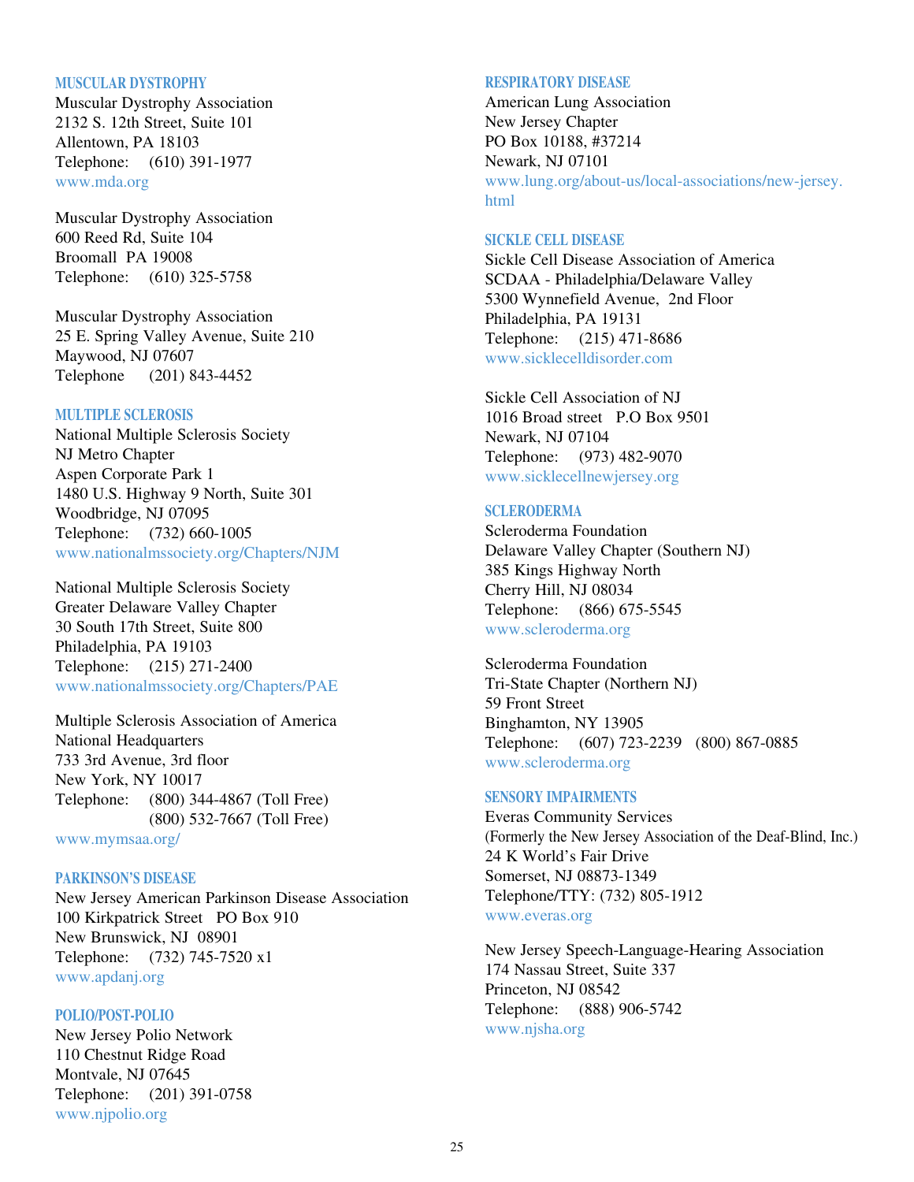### MUSCULAR DYSTROPHY

Muscular Dystrophy Association
2132 S. 12th Street, Suite 101
Allentown, PA 18103
Telephone: (610) 391-1977
www.mda.org

Muscular Dystrophy Association
600 Reed Rd, Suite 104
Broomall PA 19008
Telephone: (610) 325-5758

Muscular Dystrophy Association
25 E. Spring Valley Avenue, Suite 210
Maywood, NJ 07607
Telephone (201) 843-4452

### MULTIPLE SCLEROSIS

National Multiple Sclerosis Society
NJ Metro Chapter
Aspen Corporate Park 1
1480 U.S. Highway 9 North, Suite 301
Woodbridge, NJ 07095
Telephone: (732) 660-1005
www.nationalmssociety.org/Chapters/NJM

National Multiple Sclerosis Society
Greater Delaware Valley Chapter
30 South 17th Street, Suite 800
Philadelphia, PA 19103
Telephone: (215) 271-2400
www.nationalmssociety.org/Chapters/PAE

Multiple Sclerosis Association of America
National Headquarters
733 3rd Avenue, 3rd floor
New York, NY 10017
Telephone: (800) 344-4867 (Toll Free)
(800) 532-7667 (Toll Free)
www.mymsaa.org/

### PARKINSON'S DISEASE

New Jersey American Parkinson Disease Association
100 Kirkpatrick Street PO Box 910
New Brunswick, NJ 08901
Telephone: (732) 745-7520 x1
www.apdanj.org

### POLIO/POST-POLIO

New Jersey Polio Network
110 Chestnut Ridge Road
Montvale, NJ 07645
Telephone: (201) 391-0758
www.njpolio.org

### RESPIRATORY DISEASE

American Lung Association
New Jersey Chapter
PO Box 10188, #37214
Newark, NJ 07101
www.lung.org/about-us/local-associations/new-jersey.html

### SICKLE CELL DISEASE

Sickle Cell Disease Association of America
SCDAA - Philadelphia/Delaware Valley
5300 Wynnefield Avenue, 2nd Floor
Philadelphia, PA 19131
Telephone: (215) 471-8686
www.sicklecelldisorder.com

Sickle Cell Association of NJ
1016 Broad street P.O Box 9501
Newark, NJ 07104
Telephone: (973) 482-9070
www.sicklecellnewjersey.org

### SCLERODERMA

Scleroderma Foundation
Delaware Valley Chapter (Southern NJ)
385 Kings Highway North
Cherry Hill, NJ 08034
Telephone: (866) 675-5545
www.scleroderma.org

Scleroderma Foundation
Tri-State Chapter (Northern NJ)
59 Front Street
Binghamton, NY 13905
Telephone: (607) 723-2239 (800) 867-0885
www.scleroderma.org

### SENSORY IMPAIRMENTS

Everas Community Services
(Formerly the New Jersey Association of the Deaf-Blind, Inc.)
24 K World's Fair Drive
Somerset, NJ 08873-1349
Telephone/TTY: (732) 805-1912
www.everas.org

New Jersey Speech-Language-Hearing Association
174 Nassau Street, Suite 337
Princeton, NJ 08542
Telephone: (888) 906-5742
www.njsha.org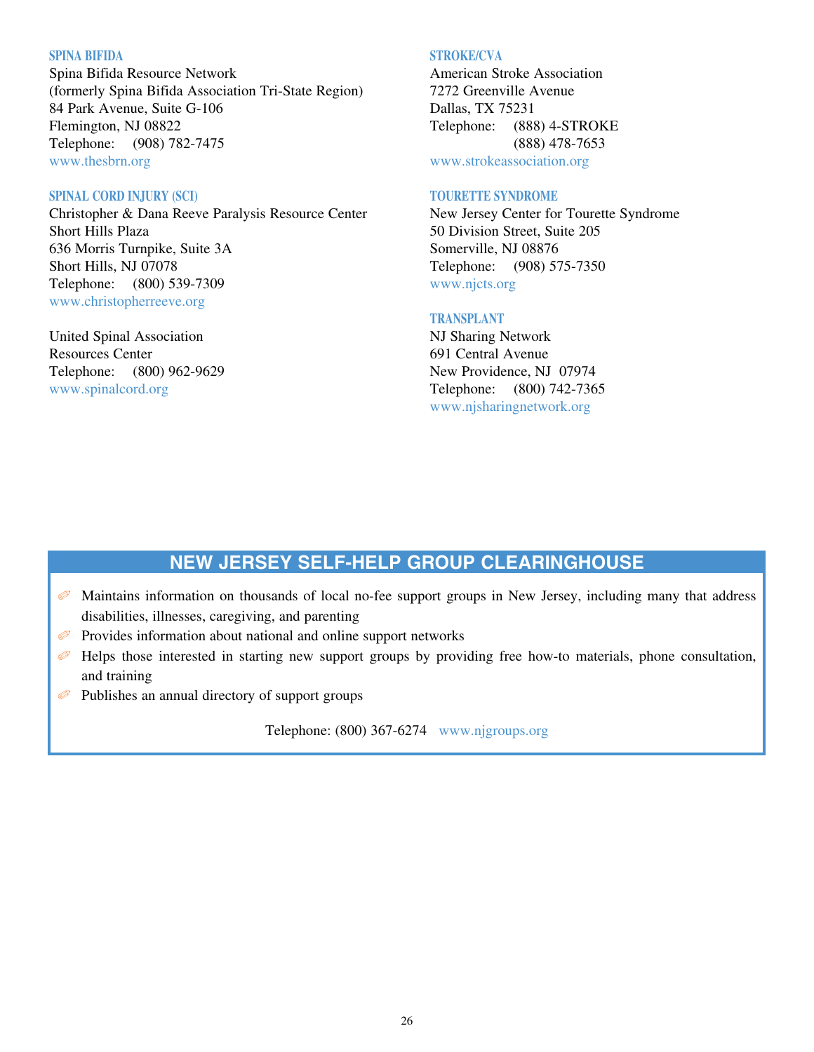### SPINA BIFIDA

Spina Bifida Resource Network
(formerly Spina Bifida Association Tri-State Region)
84 Park Avenue, Suite G-106
Flemington, NJ 08822
Telephone: (908) 782-7475
www.thesbrn.org

### SPINAL CORD INJURY (SCI)

Christopher & Dana Reeve Paralysis Resource Center
Short Hills Plaza
636 Morris Turnpike, Suite 3A
Short Hills, NJ 07078
Telephone: (800) 539-7309
www.christopherreeve.org

United Spinal Association
Resources Center
Telephone: (800) 962-9629
www.spinalcord.org

### STROKE/CVA

American Stroke Association
7272 Greenville Avenue
Dallas, TX 75231
Telephone: (888) 4-STROKE
(888) 478-7653
www.strokeassociation.org

### TOURETTE SYNDROME

New Jersey Center for Tourette Syndrome
50 Division Street, Suite 205
Somerville, NJ 08876
Telephone: (908) 575-7350
www.njcts.org

### TRANSPLANT

NJ Sharing Network
691 Central Avenue
New Providence, NJ 07974
Telephone: (800) 742-7365
www.njsharingnetwork.org

## NEW JERSEY SELF-HELP GROUP CLEARINGHOUSE

- Maintains information on thousands of local no-fee support groups in New Jersey, including many that address disabilities, illnesses, caregiving, and parenting
- Provides information about national and online support networks
- Helps those interested in starting new support groups by providing free how-to materials, phone consultation, and training
- Publishes an annual directory of support groups

Telephone: (800) 367-6274 www.njgroups.org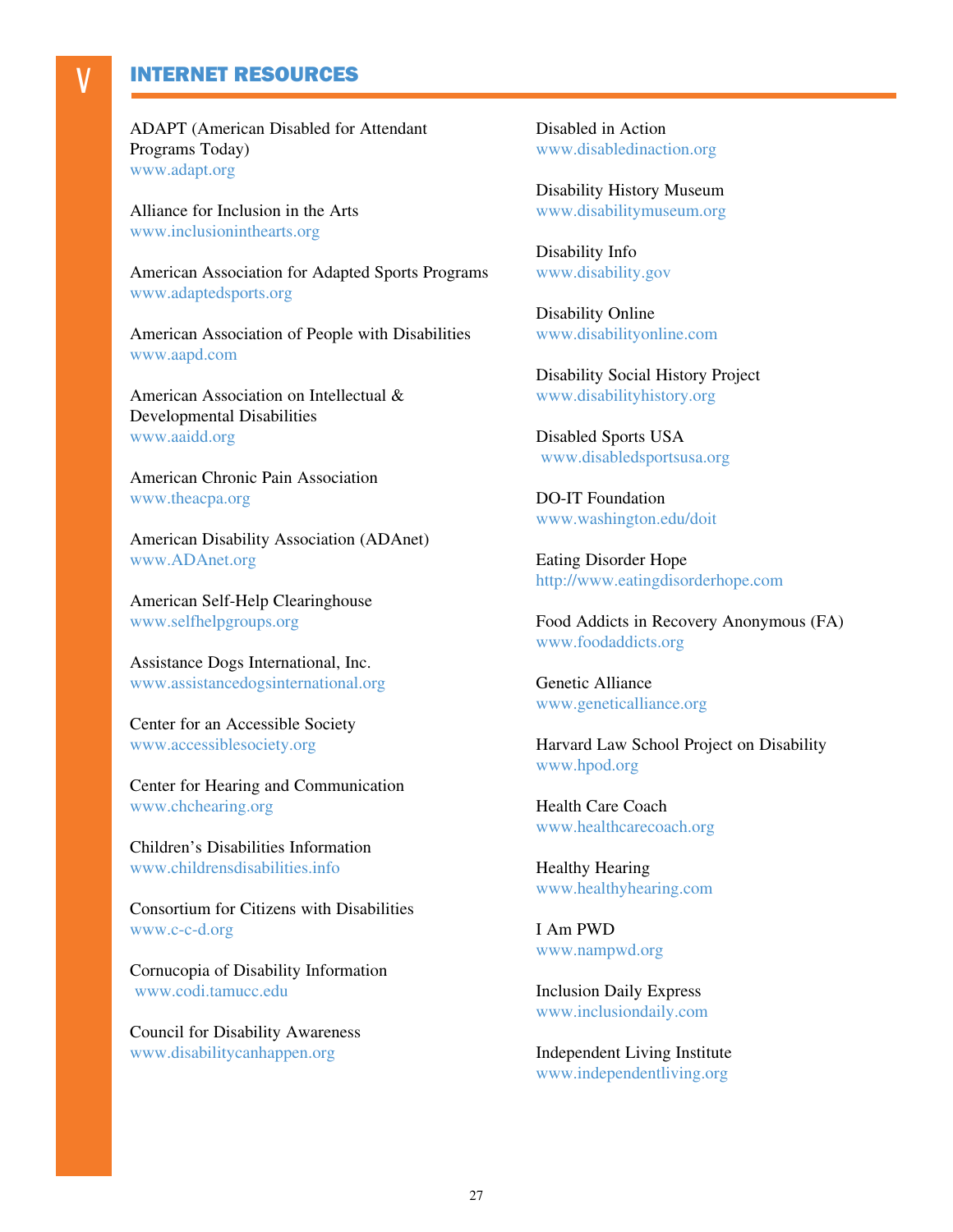## V INTERNET RESOURCES

ADAPT (American Disabled for Attendant Programs Today)
www.adapt.org

Alliance for Inclusion in the Arts
www.inclusioninthearts.org

American Association for Adapted Sports Programs
www.adaptedsports.org

American Association of People with Disabilities
www.aapd.com

American Association on Intellectual & Developmental Disabilities
www.aaidd.org

American Chronic Pain Association
www.theacpa.org

American Disability Association (ADAnet)
www.ADAnet.org

American Self-Help Clearinghouse
www.selfhelpgroups.org

Assistance Dogs International, Inc.
www.assistancedogsinternational.org

Center for an Accessible Society
www.accessiblesociety.org

Center for Hearing and Communication
www.chchearing.org

Children's Disabilities Information
www.childrensdisabilities.info

Consortium for Citizens with Disabilities
www.c-c-d.org

Cornucopia of Disability Information
www.codi.tamucc.edu

Council for Disability Awareness
www.disabilitycanhappen.org

Disabled in Action
www.disabledinaction.org

Disability History Museum
www.disabilitymuseum.org

Disability Info
www.disability.gov

Disability Online
www.disabilityonline.com

Disability Social History Project
www.disabilityhistory.org

Disabled Sports USA
www.disabledsportsusa.org

DO-IT Foundation
www.washington.edu/doit

Eating Disorder Hope
http://www.eatingdisorderhope.com

Food Addicts in Recovery Anonymous (FA)
www.foodaddicts.org

Genetic Alliance
www.geneticalliance.org

Harvard Law School Project on Disability
www.hpod.org

Health Care Coach
www.healthcarecoach.org

Healthy Hearing
www.healthyhearing.com

I Am PWD
www.nampwd.org

Inclusion Daily Express
www.inclusiondaily.com

Independent Living Institute
www.independentliving.org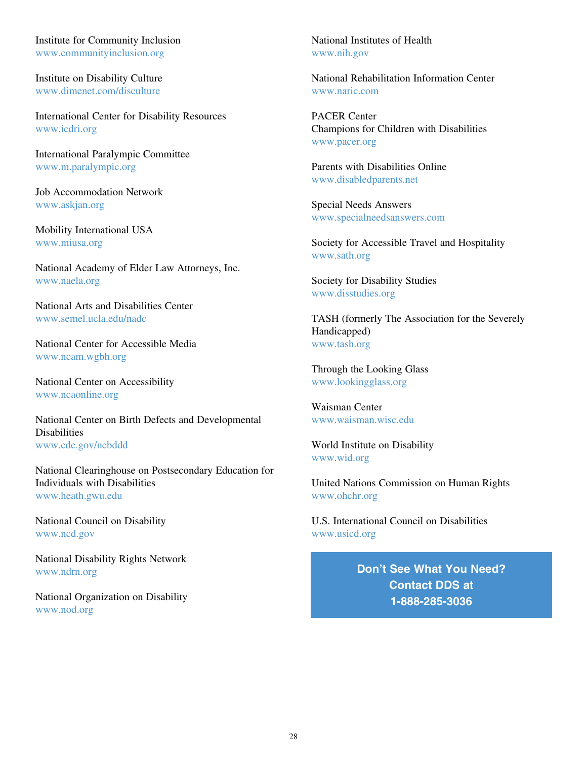Institute for Community Inclusion
www.communityinclusion.org

Institute on Disability Culture
www.dimenet.com/disculture

International Center for Disability Resources
www.icdri.org

International Paralympic Committee
www.m.paralympic.org

Job Accommodation Network
www.askjan.org

Mobility International USA
www.miusa.org

National Academy of Elder Law Attorneys, Inc.
www.naela.org

National Arts and Disabilities Center
www.semel.ucla.edu/nadc

National Center for Accessible Media
www.ncam.wgbh.org

National Center on Accessibility
www.ncaonline.org

National Center on Birth Defects and Developmental Disabilities
www.cdc.gov/ncbddd

National Clearinghouse on Postsecondary Education for Individuals with Disabilities
www.heath.gwu.edu

National Council on Disability
www.ncd.gov

National Disability Rights Network
www.ndrn.org

National Organization on Disability
www.nod.org

National Institutes of Health
www.nih.gov

National Rehabilitation Information Center
www.naric.com

PACER Center
Champions for Children with Disabilities
www.pacer.org

Parents with Disabilities Online
www.disabledparents.net

Special Needs Answers
www.specialneedsanswers.com

Society for Accessible Travel and Hospitality
www.sath.org

Society for Disability Studies
www.disstudies.org

TASH (formerly The Association for the Severely Handicapped)
www.tash.org

Through the Looking Glass
www.lookingglass.org

Waisman Center
www.waisman.wisc.edu

World Institute on Disability
www.wid.org

United Nations Commission on Human Rights
www.ohchr.org

U.S. International Council on Disabilities
www.usicd.org

**Don't See What You Need?**
**Contact DDS at**
**1-888-285-3036**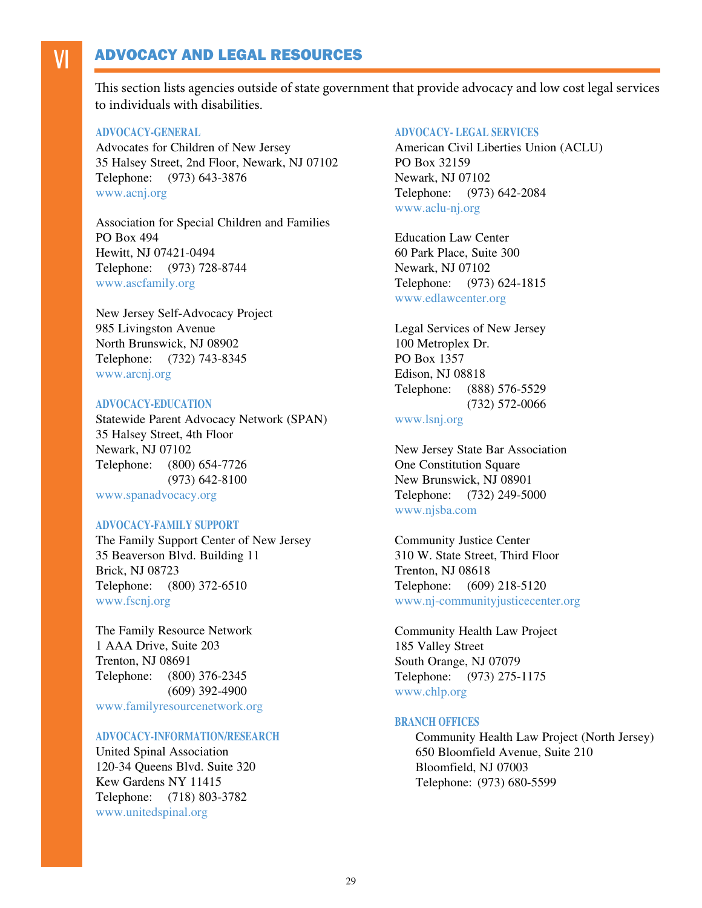# VI ADVOCACY AND LEGAL RESOURCES

This section lists agencies outside of state government that provide advocacy and low cost legal services to individuals with disabilities.

### ADVOCACY-GENERAL

Advocates for Children of New Jersey
35 Halsey Street, 2nd Floor, Newark, NJ 07102
Telephone: (973) 643-3876
www.acnj.org

Association for Special Children and Families
PO Box 494
Hewitt, NJ 07421-0494
Telephone: (973) 728-8744
www.ascfamily.org

New Jersey Self-Advocacy Project
985 Livingston Avenue
North Brunswick, NJ 08902
Telephone: (732) 743-8345
www.arcnj.org

### ADVOCACY-EDUCATION

Statewide Parent Advocacy Network (SPAN)
35 Halsey Street, 4th Floor
Newark, NJ 07102
Telephone: (800) 654-7726
(973) 642-8100
www.spanadvocacy.org

### ADVOCACY-FAMILY SUPPORT

The Family Support Center of New Jersey
35 Beaverson Blvd. Building 11
Brick, NJ 08723
Telephone: (800) 372-6510
www.fscnj.org

The Family Resource Network
1 AAA Drive, Suite 203
Trenton, NJ 08691
Telephone: (800) 376-2345
(609) 392-4900
www.familyresourcenetwork.org

### ADVOCACY-INFORMATION/RESEARCH

United Spinal Association
120-34 Queens Blvd. Suite 320
Kew Gardens NY 11415
Telephone: (718) 803-3782
www.unitedspinal.org

### ADVOCACY- LEGAL SERVICES

American Civil Liberties Union (ACLU)
PO Box 32159
Newark, NJ 07102
Telephone: (973) 642-2084
www.aclu-nj.org

Education Law Center
60 Park Place, Suite 300
Newark, NJ 07102
Telephone: (973) 624-1815
www.edlawcenter.org

Legal Services of New Jersey
100 Metroplex Dr.
PO Box 1357
Edison, NJ 08818
Telephone: (888) 576-5529
(732) 572-0066
www.lsnj.org

New Jersey State Bar Association
One Constitution Square
New Brunswick, NJ 08901
Telephone: (732) 249-5000
www.njsba.com

Community Justice Center
310 W. State Street, Third Floor
Trenton, NJ 08618
Telephone: (609) 218-5120
www.nj-communityjusticecenter.org

Community Health Law Project
185 Valley Street
South Orange, NJ 07079
Telephone: (973) 275-1175
www.chlp.org

### BRANCH OFFICES

Community Health Law Project (North Jersey)
650 Bloomfield Avenue, Suite 210
Bloomfield, NJ 07003
Telephone: (973) 680-5599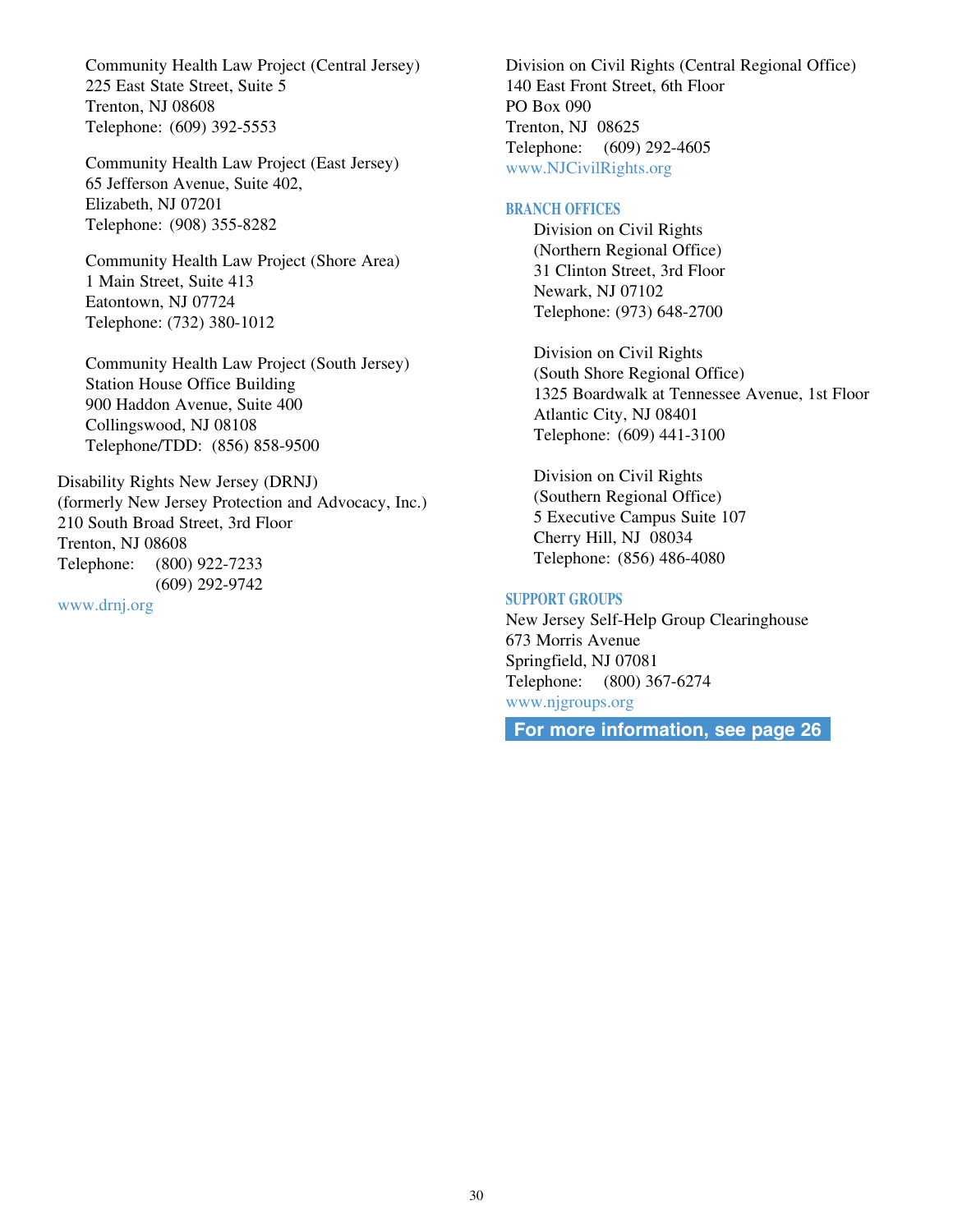Community Health Law Project (Central Jersey)
225 East State Street, Suite 5
Trenton, NJ 08608
Telephone: (609) 392-5553

Community Health Law Project (East Jersey)
65 Jefferson Avenue, Suite 402,
Elizabeth, NJ 07201
Telephone: (908) 355-8282

Community Health Law Project (Shore Area)
1 Main Street, Suite 413
Eatontown, NJ 07724
Telephone: (732) 380-1012

Community Health Law Project (South Jersey)
Station House Office Building
900 Haddon Avenue, Suite 400
Collingswood, NJ 08108
Telephone/TDD: (856) 858-9500

Disability Rights New Jersey (DRNJ)
(formerly New Jersey Protection and Advocacy, Inc.)
210 South Broad Street, 3rd Floor
Trenton, NJ 08608
Telephone: (800) 922-7233
(609) 292-9742
www.drnj.org

Division on Civil Rights (Central Regional Office)
140 East Front Street, 6th Floor
PO Box 090
Trenton, NJ 08625
Telephone: (609) 292-4605
www.NJCivilRights.org

## BRANCH OFFICES

Division on Civil Rights
(Northern Regional Office)
31 Clinton Street, 3rd Floor
Newark, NJ 07102
Telephone: (973) 648-2700

Division on Civil Rights
(South Shore Regional Office)
1325 Boardwalk at Tennessee Avenue, 1st Floor
Atlantic City, NJ 08401
Telephone: (609) 441-3100

Division on Civil Rights
(Southern Regional Office)
5 Executive Campus Suite 107
Cherry Hill, NJ 08034
Telephone: (856) 486-4080

## SUPPORT GROUPS

New Jersey Self-Help Group Clearinghouse
673 Morris Avenue
Springfield, NJ 07081
Telephone: (800) 367-6274
www.njgroups.org

**For more information, see page 26**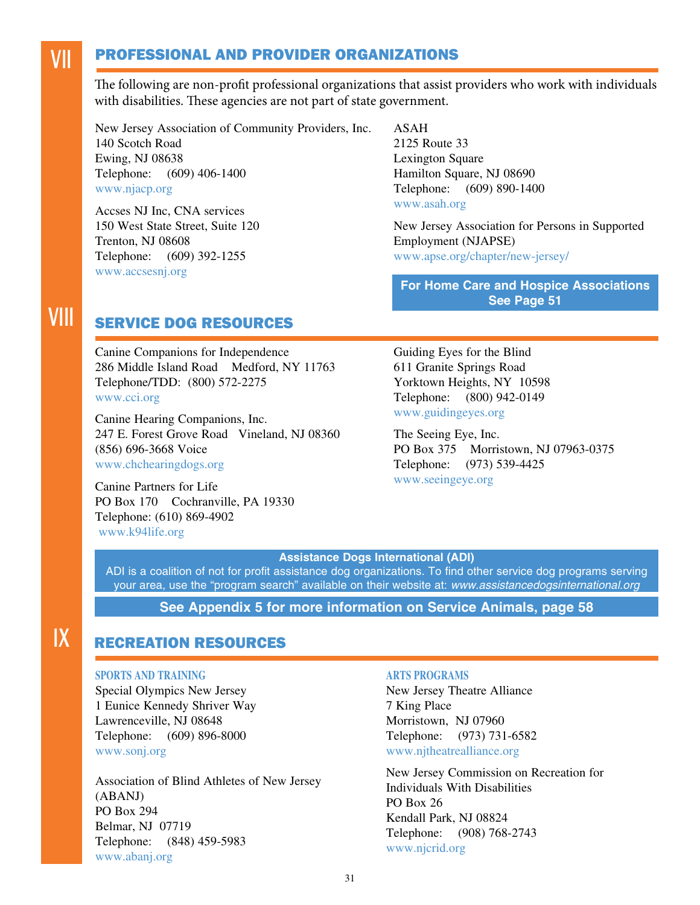## VII PROFESSIONAL AND PROVIDER ORGANIZATIONS

The following are non-profit professional organizations that assist providers who work with individuals with disabilities. These agencies are not part of state government.

New Jersey Association of Community Providers, Inc.
140 Scotch Road
Ewing, NJ 08638
Telephone: (609) 406-1400
www.njacp.org

Accses NJ Inc, CNA services
150 West State Street, Suite 120
Trenton, NJ 08608
Telephone: (609) 392-1255
www.accsesnj.org

ASAH
2125 Route 33
Lexington Square
Hamilton Square, NJ 08690
Telephone: (609) 890-1400
www.asah.org

New Jersey Association for Persons in Supported Employment (NJAPSE)
www.apse.org/chapter/new-jersey/

**For Home Care and Hospice Associations See Page 51**

## VIII SERVICE DOG RESOURCES

Canine Companions for Independence
286 Middle Island Road Medford, NY 11763
Telephone/TDD: (800) 572-2275
www.cci.org

Canine Hearing Companions, Inc.
247 E. Forest Grove Road Vineland, NJ 08360
(856) 696-3668 Voice
www.chchearingdogs.org

Canine Partners for Life
PO Box 170 Cochranville, PA 19330
Telephone: (610) 869-4902
www.k94life.org

Guiding Eyes for the Blind
611 Granite Springs Road
Yorktown Heights, NY 10598
Telephone: (800) 942-0149
www.guidingeyes.org

The Seeing Eye, Inc.
PO Box 375 Morristown, NJ 07963-0375
Telephone: (973) 539-4425
www.seeingeye.org

**Assistance Dogs International (ADI)**
ADI is a coalition of not for profit assistance dog organizations. To find other service dog programs serving your area, use the “program search” available on their website at: *www.assistancedogsinternational.org*

**See Appendix 5 for more information on Service Animals, page 58**

## IX RECREATION RESOURCES

### SPORTS AND TRAINING

Special Olympics New Jersey
1 Eunice Kennedy Shriver Way
Lawrenceville, NJ 08648
Telephone: (609) 896-8000
www.sonj.org

Association of Blind Athletes of New Jersey (ABANJ)
PO Box 294
Belmar, NJ 07719
Telephone: (848) 459-5983
www.abanj.org

### ARTS PROGRAMS

New Jersey Theatre Alliance
7 King Place
Morristown, NJ 07960
Telephone: (973) 731-6582
www.njtheatrealliance.org

New Jersey Commission on Recreation for Individuals With Disabilities
PO Box 26
Kendall Park, NJ 08824
Telephone: (908) 768-2743
www.njcrid.org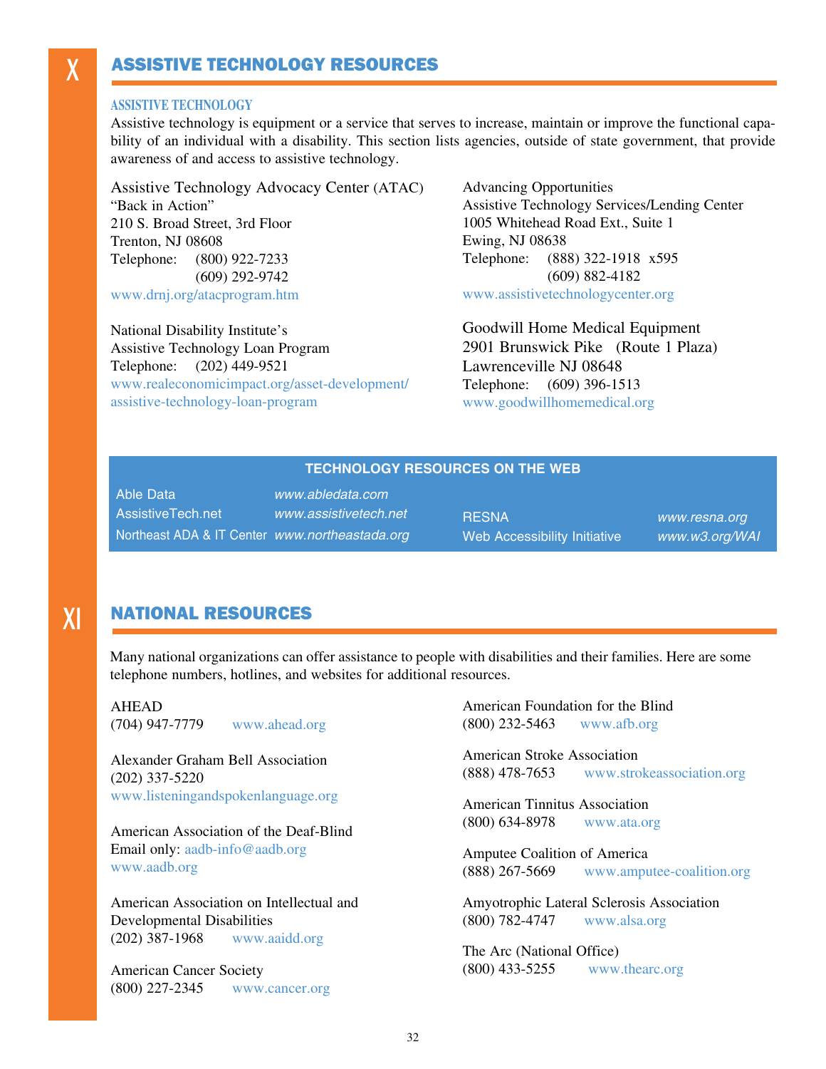# X ASSISTIVE TECHNOLOGY RESOURCES

### ASSISTIVE TECHNOLOGY

Assistive technology is equipment or a service that serves to increase, maintain or improve the functional capability of an individual with a disability. This section lists agencies, outside of state government, that provide awareness of and access to assistive technology.

Assistive Technology Advocacy Center (ATAC)
"Back in Action"
210 S. Broad Street, 3rd Floor
Trenton, NJ 08608
Telephone: (800) 922-7233
(609) 292-9742
www.drnj.org/atacprogram.htm

National Disability Institute's
Assistive Technology Loan Program
Telephone: (202) 449-9521
www.realeconomicimpact.org/asset-development/assistive-technology-loan-program

Advancing Opportunities
Assistive Technology Services/Lending Center
1005 Whitehead Road Ext., Suite 1
Ewing, NJ 08638
Telephone: (888) 322-1918 x595
(609) 882-4182
www.assistivetechnologycenter.org

Goodwill Home Medical Equipment
2901 Brunswick Pike (Route 1 Plaza)
Lawrenceville NJ 08648
Telephone: (609) 396-1513
www.goodwillhomemedical.org

### TECHNOLOGY RESOURCES ON THE WEB

| Resource | Website |
|---|---|
| Able Data | *www.abledata.com* |
| AssistiveTech.net | *www.assistivetech.net* |
| Northeast ADA & IT Center | *www.northeastada.org* |
| RESNA | *www.resna.org* |
| Web Accessibility Initiative | *www.w3.org/WAI* |

# XI NATIONAL RESOURCES

Many national organizations can offer assistance to people with disabilities and their families. Here are some telephone numbers, hotlines, and websites for additional resources.

AHEAD
(704) 947-7779 www.ahead.org

Alexander Graham Bell Association
(202) 337-5220
www.listeningandspokenlanguage.org

American Association of the Deaf-Blind
Email only: aadb-info@aadb.org
www.aadb.org

American Association on Intellectual and Developmental Disabilities
(202) 387-1968 www.aaidd.org

American Cancer Society
(800) 227-2345 www.cancer.org

American Foundation for the Blind
(800) 232-5463 www.afb.org

American Stroke Association
(888) 478-7653 www.strokeassociation.org

American Tinnitus Association
(800) 634-8978 www.ata.org

Amputee Coalition of America
(888) 267-5669 www.amputee-coalition.org

Amyotrophic Lateral Sclerosis Association
(800) 782-4747 www.alsa.org

The Arc (National Office)
(800) 433-5255 www.thearc.org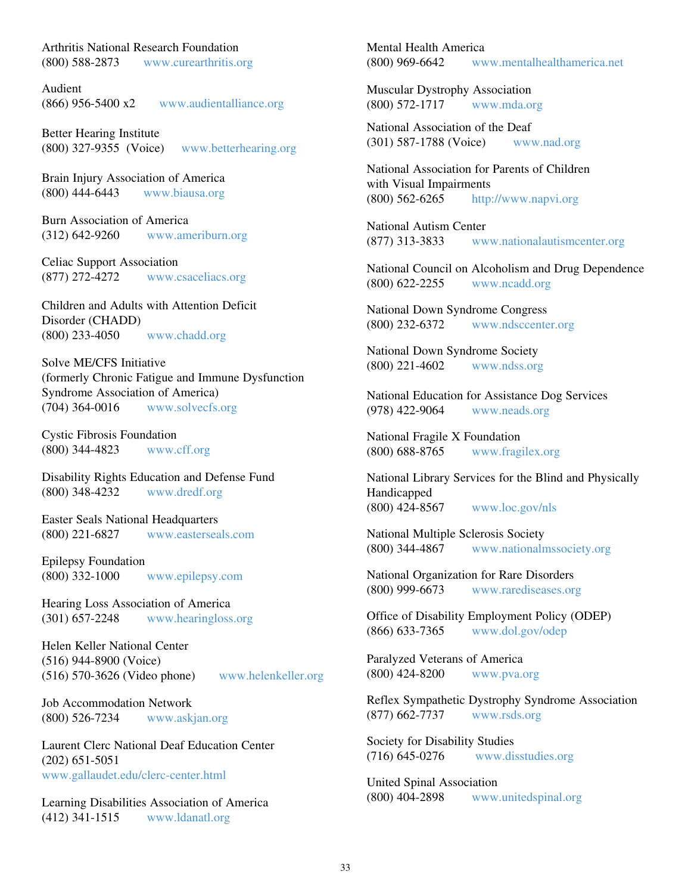Arthritis National Research Foundation
(800) 588-2873 www.curearthritis.org

Audient
(866) 956-5400 x2 www.audientalliance.org

Better Hearing Institute
(800) 327-9355 (Voice) www.betterhearing.org

Brain Injury Association of America
(800) 444-6443 www.biausa.org

Burn Association of America
(312) 642-9260 www.ameriburn.org

Celiac Support Association
(877) 272-4272 www.csaceliacs.org

Children and Adults with Attention Deficit Disorder (CHADD)
(800) 233-4050 www.chadd.org

Solve ME/CFS Initiative
(formerly Chronic Fatigue and Immune Dysfunction Syndrome Association of America)
(704) 364-0016 www.solvecfs.org

Cystic Fibrosis Foundation
(800) 344-4823 www.cff.org

Disability Rights Education and Defense Fund
(800) 348-4232 www.dredf.org

Easter Seals National Headquarters
(800) 221-6827 www.easterseals.com

Epilepsy Foundation
(800) 332-1000 www.epilepsy.com

Hearing Loss Association of America
(301) 657-2248 www.hearingloss.org

Helen Keller National Center
(516) 944-8900 (Voice)
(516) 570-3626 (Video phone) www.helenkeller.org

Job Accommodation Network
(800) 526-7234 www.askjan.org

Laurent Clerc National Deaf Education Center
(202) 651-5051
www.gallaudet.edu/clerc-center.html

Learning Disabilities Association of America
(412) 341-1515 www.ldanatl.org

Mental Health America
(800) 969-6642 www.mentalhealthamerica.net

Muscular Dystrophy Association
(800) 572-1717 www.mda.org

National Association of the Deaf
(301) 587-1788 (Voice) www.nad.org

National Association for Parents of Children with Visual Impairments
(800) 562-6265 http://www.napvi.org

National Autism Center
(877) 313-3833 www.nationalautismcenter.org

National Council on Alcoholism and Drug Dependence
(800) 622-2255 www.ncadd.org

National Down Syndrome Congress
(800) 232-6372 www.ndsccenter.org

National Down Syndrome Society
(800) 221-4602 www.ndss.org

National Education for Assistance Dog Services
(978) 422-9064 www.neads.org

National Fragile X Foundation
(800) 688-8765 www.fragilex.org

National Library Services for the Blind and Physically Handicapped
(800) 424-8567 www.loc.gov/nls

National Multiple Sclerosis Society
(800) 344-4867 www.nationalmssociety.org

National Organization for Rare Disorders
(800) 999-6673 www.rarediseases.org

Office of Disability Employment Policy (ODEP)
(866) 633-7365 www.dol.gov/odep

Paralyzed Veterans of America
(800) 424-8200 www.pva.org

Reflex Sympathetic Dystrophy Syndrome Association
(877) 662-7737 www.rsds.org

Society for Disability Studies
(716) 645-0276 www.disstudies.org

United Spinal Association
(800) 404-2898 www.unitedspinal.org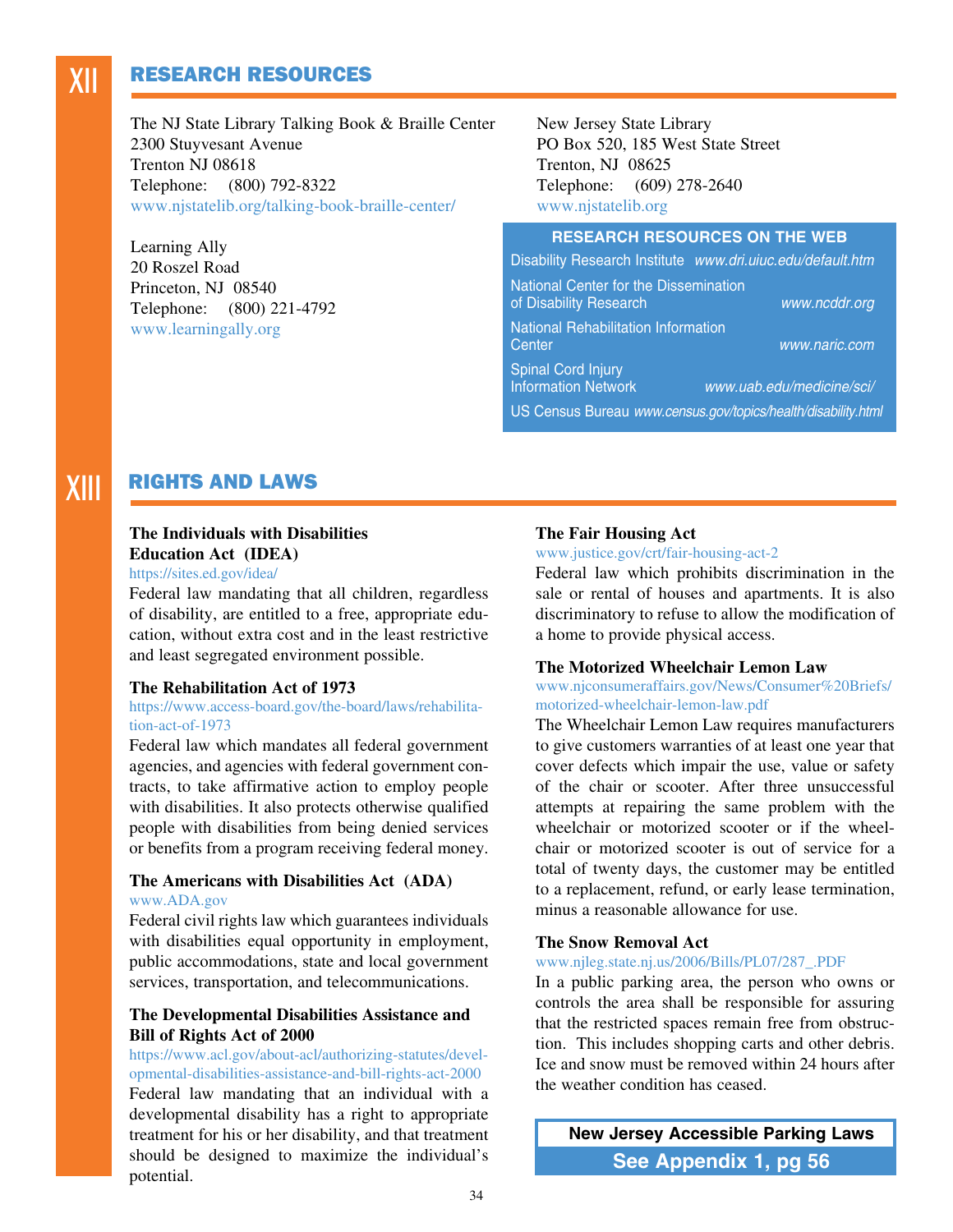# XII RESEARCH RESOURCES

The NJ State Library Talking Book & Braille Center
2300 Stuyvesant Avenue
Trenton NJ 08618
Telephone: (800) 792-8322
www.njstatelib.org/talking-book-braille-center/

Learning Ally
20 Roszel Road
Princeton, NJ 08540
Telephone: (800) 221-4792
www.learningally.org

New Jersey State Library
PO Box 520, 185 West State Street
Trenton, NJ 08625
Telephone: (609) 278-2640
www.njstatelib.org

### RESEARCH RESOURCES ON THE WEB

| | |
|---|---|
| Disability Research Institute | www.dri.uiuc.edu/default.htm |
| National Center for the Dissemination of Disability Research | www.ncddr.org |
| National Rehabilitation Information Center | www.naric.com |
| Spinal Cord Injury Information Network | www.uab.edu/medicine/sci/ |
| US Census Bureau | www.census.gov/topics/health/disability.html |

# XIII RIGHTS AND LAWS

**The Individuals with Disabilities Education Act (IDEA)**
https://sites.ed.gov/idea/
Federal law mandating that all children, regardless of disability, are entitled to a free, appropriate education, without extra cost and in the least restrictive and least segregated environment possible.

**The Rehabilitation Act of 1973**
https://www.access-board.gov/the-board/laws/rehabilitation-act-of-1973
Federal law which mandates all federal government agencies, and agencies with federal government contracts, to take affirmative action to employ people with disabilities. It also protects otherwise qualified people with disabilities from being denied services or benefits from a program receiving federal money.

**The Americans with Disabilities Act (ADA)**
www.ADA.gov
Federal civil rights law which guarantees individuals with disabilities equal opportunity in employment, public accommodations, state and local government services, transportation, and telecommunications.

**The Developmental Disabilities Assistance and Bill of Rights Act of 2000**
https://www.acl.gov/about-acl/authorizing-statutes/developmental-disabilities-assistance-and-bill-rights-act-2000
Federal law mandating that an individual with a developmental disability has a right to appropriate treatment for his or her disability, and that treatment should be designed to maximize the individual's potential.

**The Fair Housing Act**
www.justice.gov/crt/fair-housing-act-2
Federal law which prohibits discrimination in the sale or rental of houses and apartments. It is also discriminatory to refuse to allow the modification of a home to provide physical access.

**The Motorized Wheelchair Lemon Law**
www.njconsumeraffairs.gov/News/Consumer%20Briefs/motorized-wheelchair-lemon-law.pdf
The Wheelchair Lemon Law requires manufacturers to give customers warranties of at least one year that cover defects which impair the use, value or safety of the chair or scooter. After three unsuccessful attempts at repairing the same problem with the wheelchair or motorized scooter or if the wheelchair or motorized scooter is out of service for a total of twenty days, the customer may be entitled to a replacement, refund, or early lease termination, minus a reasonable allowance for use.

**The Snow Removal Act**
www.njleg.state.nj.us/2006/Bills/PL07/287_.PDF
In a public parking area, the person who owns or controls the area shall be responsible for assuring that the restricted spaces remain free from obstruction. This includes shopping carts and other debris. Ice and snow must be removed within 24 hours after the weather condition has ceased.

**New Jersey Accessible Parking Laws**
**See Appendix 1, pg 56**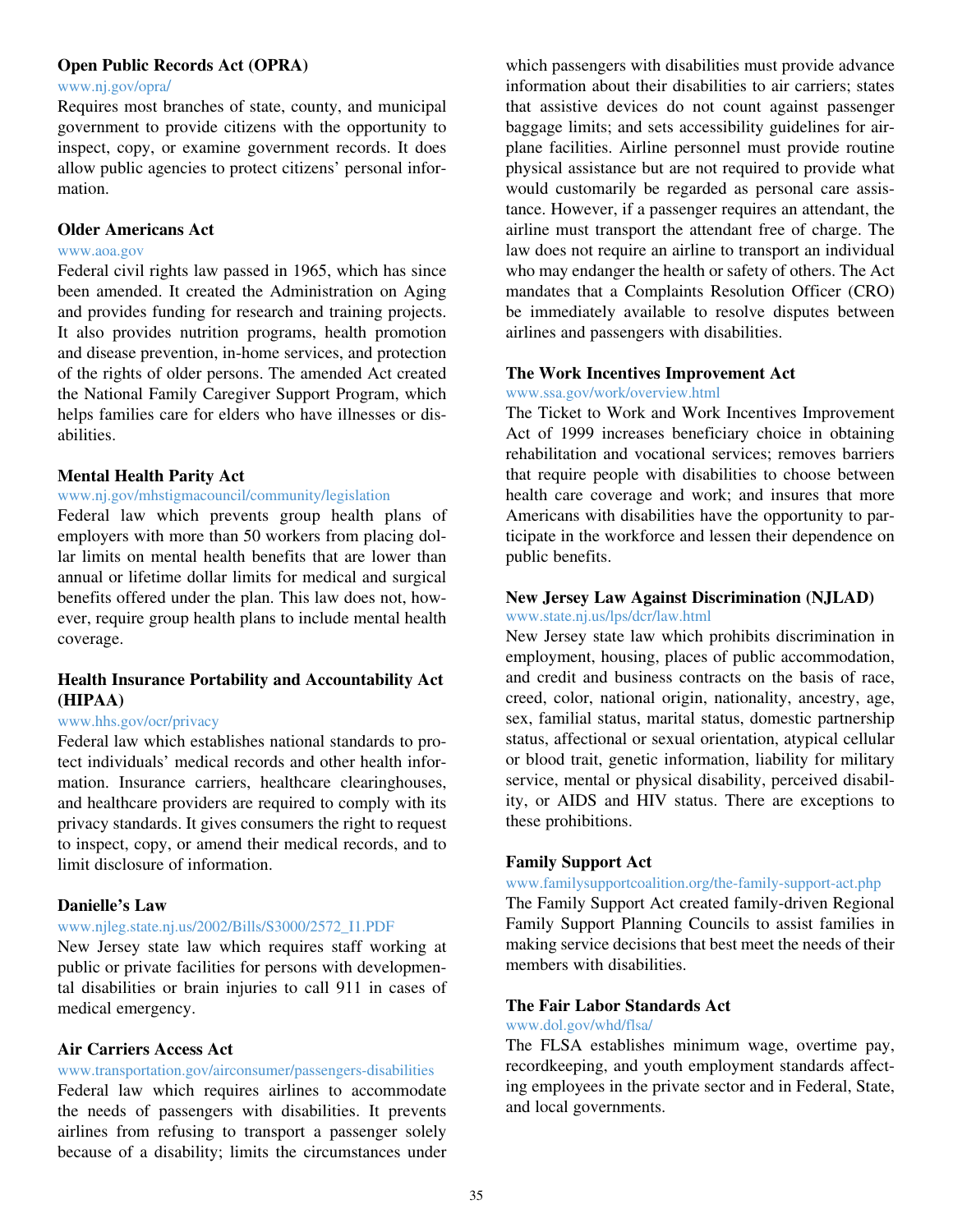### Open Public Records Act (OPRA)

www.nj.gov/opra/

Requires most branches of state, county, and municipal government to provide citizens with the opportunity to inspect, copy, or examine government records. It does allow public agencies to protect citizens' personal information.

### Older Americans Act

www.aoa.gov

Federal civil rights law passed in 1965, which has since been amended. It created the Administration on Aging and provides funding for research and training projects. It also provides nutrition programs, health promotion and disease prevention, in-home services, and protection of the rights of older persons. The amended Act created the National Family Caregiver Support Program, which helps families care for elders who have illnesses or disabilities.

### Mental Health Parity Act

www.nj.gov/mhstigmacouncil/community/legislation

Federal law which prevents group health plans of employers with more than 50 workers from placing dollar limits on mental health benefits that are lower than annual or lifetime dollar limits for medical and surgical benefits offered under the plan. This law does not, however, require group health plans to include mental health coverage.

### Health Insurance Portability and Accountability Act (HIPAA)

www.hhs.gov/ocr/privacy

Federal law which establishes national standards to protect individuals' medical records and other health information. Insurance carriers, healthcare clearinghouses, and healthcare providers are required to comply with its privacy standards. It gives consumers the right to request to inspect, copy, or amend their medical records, and to limit disclosure of information.

### Danielle's Law

www.njleg.state.nj.us/2002/Bills/S3000/2572_I1.PDF

New Jersey state law which requires staff working at public or private facilities for persons with developmental disabilities or brain injuries to call 911 in cases of medical emergency.

### Air Carriers Access Act

www.transportation.gov/airconsumer/passengers-disabilities

Federal law which requires airlines to accommodate the needs of passengers with disabilities. It prevents airlines from refusing to transport a passenger solely because of a disability; limits the circumstances under which passengers with disabilities must provide advance information about their disabilities to air carriers; states that assistive devices do not count against passenger baggage limits; and sets accessibility guidelines for airplane facilities. Airline personnel must provide routine physical assistance but are not required to provide what would customarily be regarded as personal care assistance. However, if a passenger requires an attendant, the airline must transport the attendant free of charge. The law does not require an airline to transport an individual who may endanger the health or safety of others. The Act mandates that a Complaints Resolution Officer (CRO) be immediately available to resolve disputes between airlines and passengers with disabilities.

### The Work Incentives Improvement Act

www.ssa.gov/work/overview.html

The Ticket to Work and Work Incentives Improvement Act of 1999 increases beneficiary choice in obtaining rehabilitation and vocational services; removes barriers that require people with disabilities to choose between health care coverage and work; and insures that more Americans with disabilities have the opportunity to participate in the workforce and lessen their dependence on public benefits.

### New Jersey Law Against Discrimination (NJLAD)

www.state.nj.us/lps/dcr/law.html

New Jersey state law which prohibits discrimination in employment, housing, places of public accommodation, and credit and business contracts on the basis of race, creed, color, national origin, nationality, ancestry, age, sex, familial status, marital status, domestic partnership status, affectional or sexual orientation, atypical cellular or blood trait, genetic information, liability for military service, mental or physical disability, perceived disability, or AIDS and HIV status. There are exceptions to these prohibitions.

### Family Support Act

www.familysupportcoalition.org/the-family-support-act.php

The Family Support Act created family-driven Regional Family Support Planning Councils to assist families in making service decisions that best meet the needs of their members with disabilities.

### The Fair Labor Standards Act

www.dol.gov/whd/flsa/

The FLSA establishes minimum wage, overtime pay, recordkeeping, and youth employment standards affecting employees in the private sector and in Federal, State, and local governments.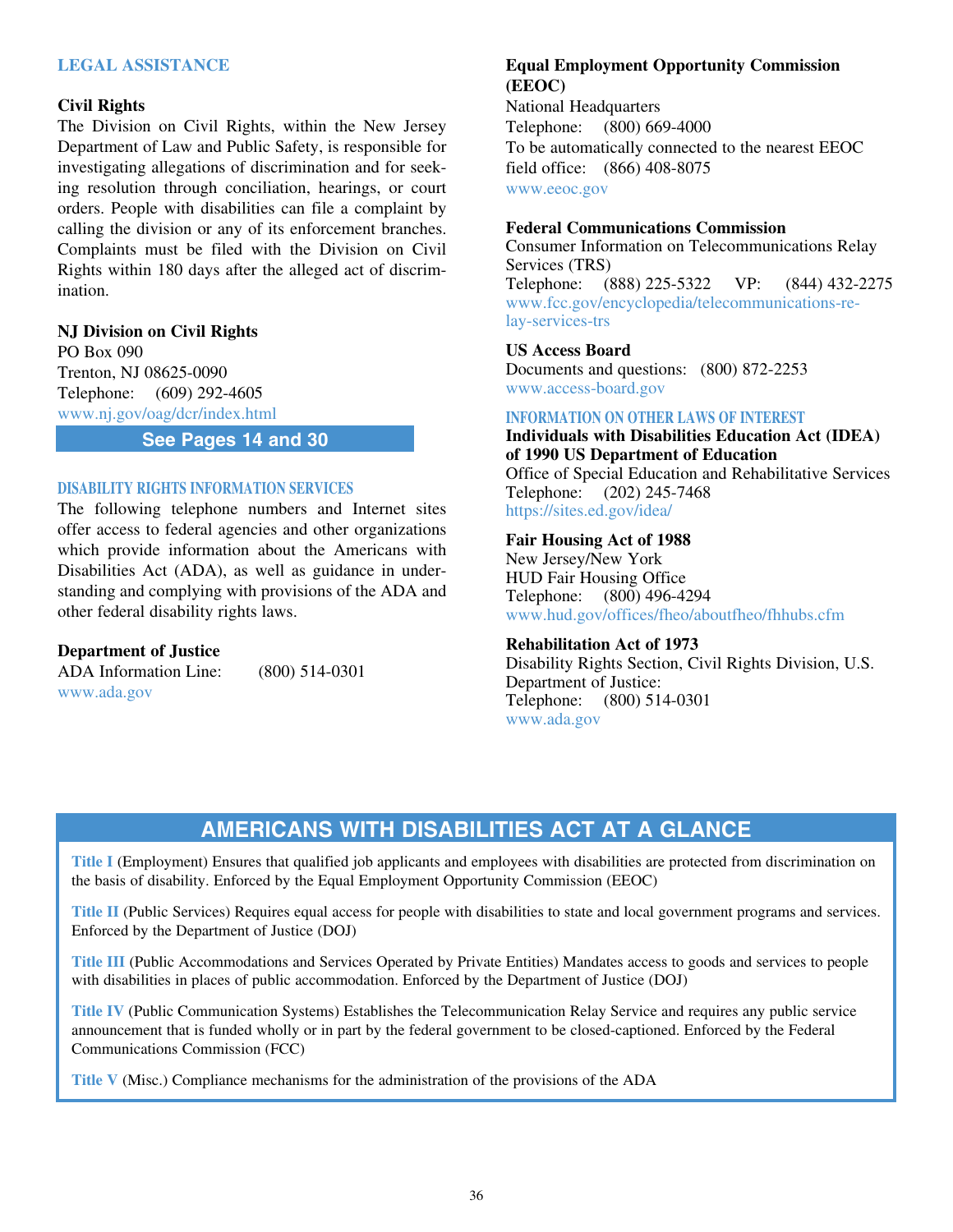## LEGAL ASSISTANCE

### Civil Rights

The Division on Civil Rights, within the New Jersey Department of Law and Public Safety, is responsible for investigating allegations of discrimination and for seeking resolution through conciliation, hearings, or court orders. People with disabilities can file a complaint by calling the division or any of its enforcement branches. Complaints must be filed with the Division on Civil Rights within 180 days after the alleged act of discrimination.

**NJ Division on Civil Rights**
PO Box 090
Trenton, NJ 08625-0090
Telephone: (609) 292-4605
www.nj.gov/oag/dcr/index.html

**See Pages 14 and 30**

## DISABILITY RIGHTS INFORMATION SERVICES

The following telephone numbers and Internet sites offer access to federal agencies and other organizations which provide information about the Americans with Disabilities Act (ADA), as well as guidance in understanding and complying with provisions of the ADA and other federal disability rights laws.

**Department of Justice**
ADA Information Line: (800) 514-0301
www.ada.gov

**Equal Employment Opportunity Commission (EEOC)**
National Headquarters
Telephone: (800) 669-4000
To be automatically connected to the nearest EEOC field office: (866) 408-8075
www.eeoc.gov

**Federal Communications Commission**
Consumer Information on Telecommunications Relay Services (TRS)
Telephone: (888) 225-5322 VP: (844) 432-2275
www.fcc.gov/encyclopedia/telecommunications-relay-services-trs

**US Access Board**
Documents and questions: (800) 872-2253
www.access-board.gov

## INFORMATION ON OTHER LAWS OF INTEREST

**Individuals with Disabilities Education Act (IDEA) of 1990 US Department of Education**
Office of Special Education and Rehabilitative Services
Telephone: (202) 245-7468
https://sites.ed.gov/idea/

**Fair Housing Act of 1988**
New Jersey/New York
HUD Fair Housing Office
Telephone: (800) 496-4294
www.hud.gov/offices/fheo/aboutfheo/fhhubs.cfm

**Rehabilitation Act of 1973**
Disability Rights Section, Civil Rights Division, U.S. Department of Justice:
Telephone: (800) 514-0301
www.ada.gov

## AMERICANS WITH DISABILITIES ACT AT A GLANCE

**Title I** (Employment) Ensures that qualified job applicants and employees with disabilities are protected from discrimination on the basis of disability. Enforced by the Equal Employment Opportunity Commission (EEOC)

**Title II** (Public Services) Requires equal access for people with disabilities to state and local government programs and services. Enforced by the Department of Justice (DOJ)

**Title III** (Public Accommodations and Services Operated by Private Entities) Mandates access to goods and services to people with disabilities in places of public accommodation. Enforced by the Department of Justice (DOJ)

**Title IV** (Public Communication Systems) Establishes the Telecommunication Relay Service and requires any public service announcement that is funded wholly or in part by the federal government to be closed-captioned. Enforced by the Federal Communications Commission (FCC)

**Title V** (Misc.) Compliance mechanisms for the administration of the provisions of the ADA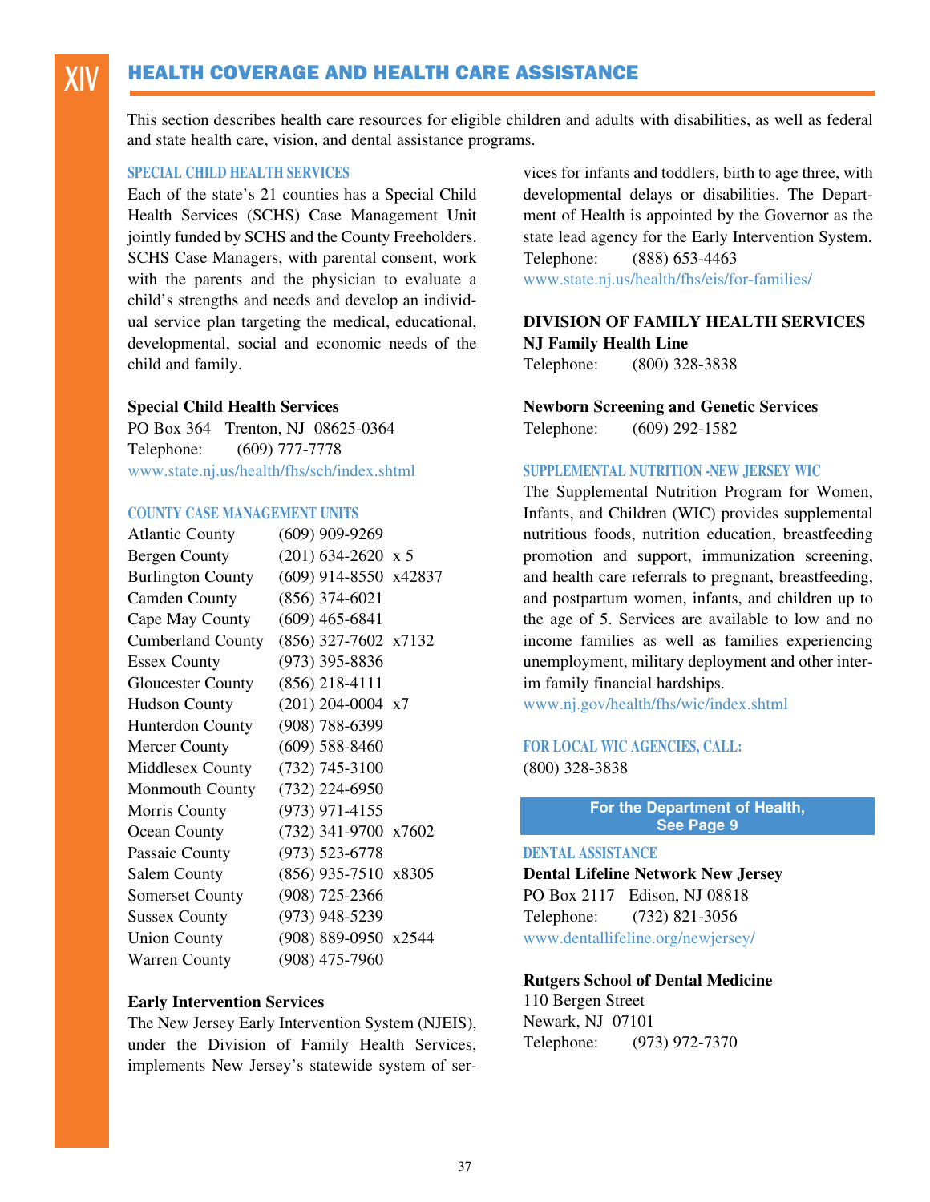# XIV HEALTH COVERAGE AND HEALTH CARE ASSISTANCE

This section describes health care resources for eligible children and adults with disabilities, as well as federal and state health care, vision, and dental assistance programs.

## SPECIAL CHILD HEALTH SERVICES

Each of the state's 21 counties has a Special Child Health Services (SCHS) Case Management Unit jointly funded by SCHS and the County Freeholders. SCHS Case Managers, with parental consent, work with the parents and the physician to evaluate a child's strengths and needs and develop an individual service plan targeting the medical, educational, developmental, social and economic needs of the child and family.

**Special Child Health Services**
PO Box 364 Trenton, NJ 08625-0364
Telephone: (609) 777-7778
www.state.nj.us/health/fhs/sch/index.shtml

## COUNTY CASE MANAGEMENT UNITS

| County | Telephone |
|---|---|
| Atlantic County | (609) 909-9269 |
| Bergen County | (201) 634-2620 x 5 |
| Burlington County | (609) 914-8550 x42837 |
| Camden County | (856) 374-6021 |
| Cape May County | (609) 465-6841 |
| Cumberland County | (856) 327-7602 x7132 |
| Essex County | (973) 395-8836 |
| Gloucester County | (856) 218-4111 |
| Hudson County | (201) 204-0004 x7 |
| Hunterdon County | (908) 788-6399 |
| Mercer County | (609) 588-8460 |
| Middlesex County | (732) 745-3100 |
| Monmouth County | (732) 224-6950 |
| Morris County | (973) 971-4155 |
| Ocean County | (732) 341-9700 x7602 |
| Passaic County | (973) 523-6778 |
| Salem County | (856) 935-7510 x8305 |
| Somerset County | (908) 725-2366 |
| Sussex County | (973) 948-5239 |
| Union County | (908) 889-0950 x2544 |
| Warren County | (908) 475-7960 |

**Early Intervention Services**

The New Jersey Early Intervention System (NJEIS), under the Division of Family Health Services, implements New Jersey's statewide system of services for infants and toddlers, birth to age three, with developmental delays or disabilities. The Department of Health is appointed by the Governor as the state lead agency for the Early Intervention System.
Telephone: (888) 653-4463
www.state.nj.us/health/fhs/eis/for-families/

**DIVISION OF FAMILY HEALTH SERVICES**
**NJ Family Health Line**
Telephone: (800) 328-3838

**Newborn Screening and Genetic Services**
Telephone: (609) 292-1582

## SUPPLEMENTAL NUTRITION -NEW JERSEY WIC

The Supplemental Nutrition Program for Women, Infants, and Children (WIC) provides supplemental nutritious foods, nutrition education, breastfeeding promotion and support, immunization screening, and health care referrals to pregnant, breastfeeding, and postpartum women, infants, and children up to the age of 5. Services are available to low and no income families as well as families experiencing unemployment, military deployment and other interim family financial hardships.
www.nj.gov/health/fhs/wic/index.shtml

## FOR LOCAL WIC AGENCIES, CALL:

(800) 328-3838

**For the Department of Health, See Page 9**

## DENTAL ASSISTANCE

**Dental Lifeline Network New Jersey**
PO Box 2117 Edison, NJ 08818
Telephone: (732) 821-3056
www.dentallifeline.org/newjersey/

**Rutgers School of Dental Medicine**
110 Bergen Street
Newark, NJ 07101
Telephone: (973) 972-7370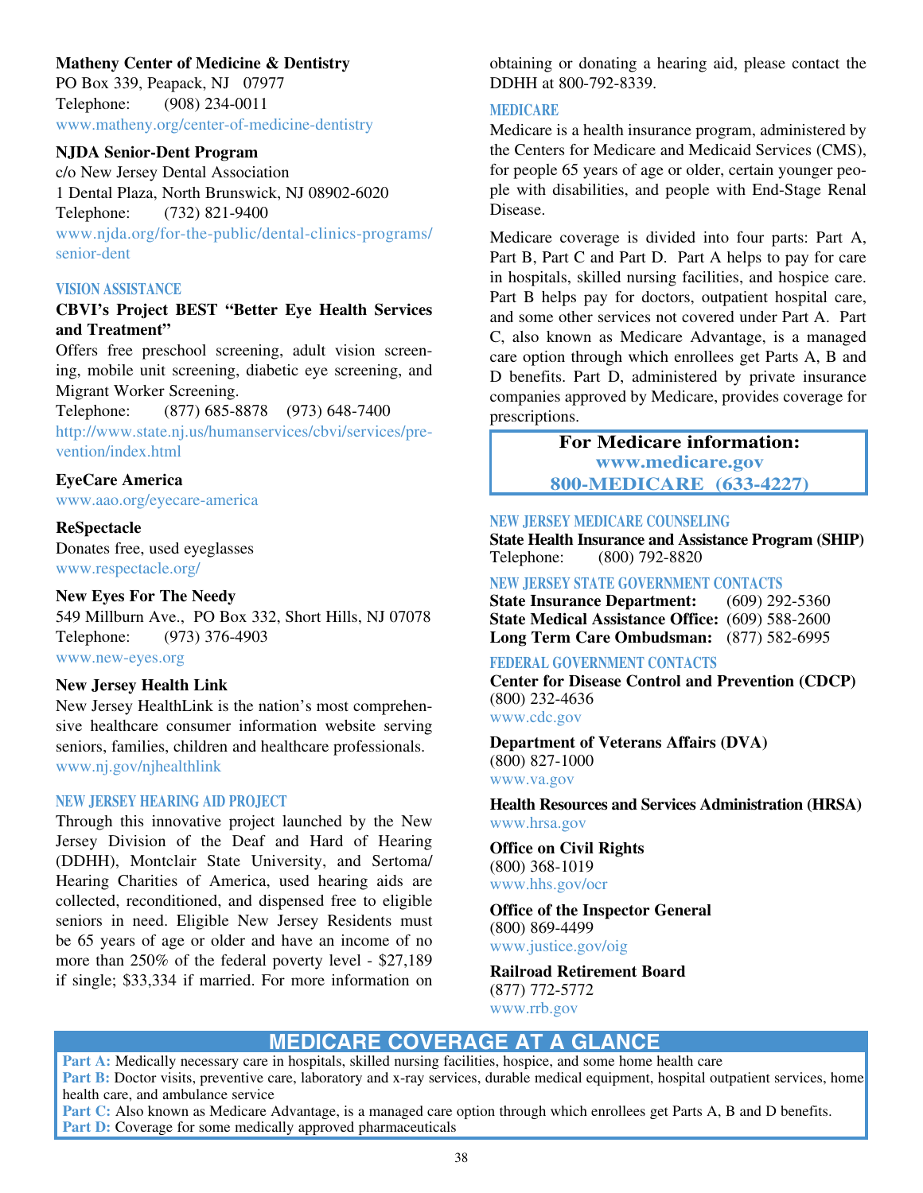**Matheny Center of Medicine & Dentistry**
PO Box 339, Peapack, NJ 07977
Telephone: (908) 234-0011
www.matheny.org/center-of-medicine-dentistry

**NJDA Senior-Dent Program**
c/o New Jersey Dental Association
1 Dental Plaza, North Brunswick, NJ 08902-6020
Telephone: (732) 821-9400
www.njda.org/for-the-public/dental-clinics-programs/senior-dent

### VISION ASSISTANCE

**CBVI's Project BEST "Better Eye Health Services and Treatment"**
Offers free preschool screening, adult vision screening, mobile unit screening, diabetic eye screening, and Migrant Worker Screening.
Telephone: (877) 685-8878 (973) 648-7400
http://www.state.nj.us/humanservices/cbvi/services/prevention/index.html

**EyeCare America**
www.aao.org/eyecare-america

**ReSpectacle**
Donates free, used eyeglasses
www.respectacle.org/

**New Eyes For The Needy**
549 Millburn Ave., PO Box 332, Short Hills, NJ 07078
Telephone: (973) 376-4903
www.new-eyes.org

**New Jersey Health Link**
New Jersey HealthLink is the nation's most comprehensive healthcare consumer information website serving seniors, families, children and healthcare professionals.
www.nj.gov/njhealthlink

### NEW JERSEY HEARING AID PROJECT

Through this innovative project launched by the New Jersey Division of the Deaf and Hard of Hearing (DDHH), Montclair State University, and Sertoma/Hearing Charities of America, used hearing aids are collected, reconditioned, and dispensed free to eligible seniors in need. Eligible New Jersey Residents must be 65 years of age or older and have an income of no more than 250% of the federal poverty level - $27,189 if single; $33,334 if married. For more information on obtaining or donating a hearing aid, please contact the DDHH at 800-792-8339.

### MEDICARE

Medicare is a health insurance program, administered by the Centers for Medicare and Medicaid Services (CMS), for people 65 years of age or older, certain younger people with disabilities, and people with End-Stage Renal Disease.

Medicare coverage is divided into four parts: Part A, Part B, Part C and Part D. Part A helps to pay for care in hospitals, skilled nursing facilities, and hospice care. Part B helps pay for doctors, outpatient hospital care, and some other services not covered under Part A. Part C, also known as Medicare Advantage, is a managed care option through which enrollees get Parts A, B and D benefits. Part D, administered by private insurance companies approved by Medicare, provides coverage for prescriptions.

**For Medicare information:**
**www.medicare.gov**
**800-MEDICARE (633-4227)**

### NEW JERSEY MEDICARE COUNSELING

**State Health Insurance and Assistance Program (SHIP)**
Telephone: (800) 792-8820

### NEW JERSEY STATE GOVERNMENT CONTACTS

**State Insurance Department:** (609) 292-5360
**State Medical Assistance Office:** (609) 588-2600
**Long Term Care Ombudsman:** (877) 582-6995

### FEDERAL GOVERNMENT CONTACTS

**Center for Disease Control and Prevention (CDCP)**
(800) 232-4636
www.cdc.gov

**Department of Veterans Affairs (DVA)**
(800) 827-1000
www.va.gov

**Health Resources and Services Administration (HRSA)**
www.hrsa.gov

**Office on Civil Rights**
(800) 368-1019
www.hhs.gov/ocr

**Office of the Inspector General**
(800) 869-4499
www.justice.gov/oig

**Railroad Retirement Board**
(877) 772-5772
www.rrb.gov

## MEDICARE COVERAGE AT A GLANCE

**Part A:** Medically necessary care in hospitals, skilled nursing facilities, hospice, and some home health care
**Part B:** Doctor visits, preventive care, laboratory and x-ray services, durable medical equipment, hospital outpatient services, home health care, and ambulance service
**Part C:** Also known as Medicare Advantage, is a managed care option through which enrollees get Parts A, B and D benefits.
**Part D:** Coverage for some medically approved pharmaceuticals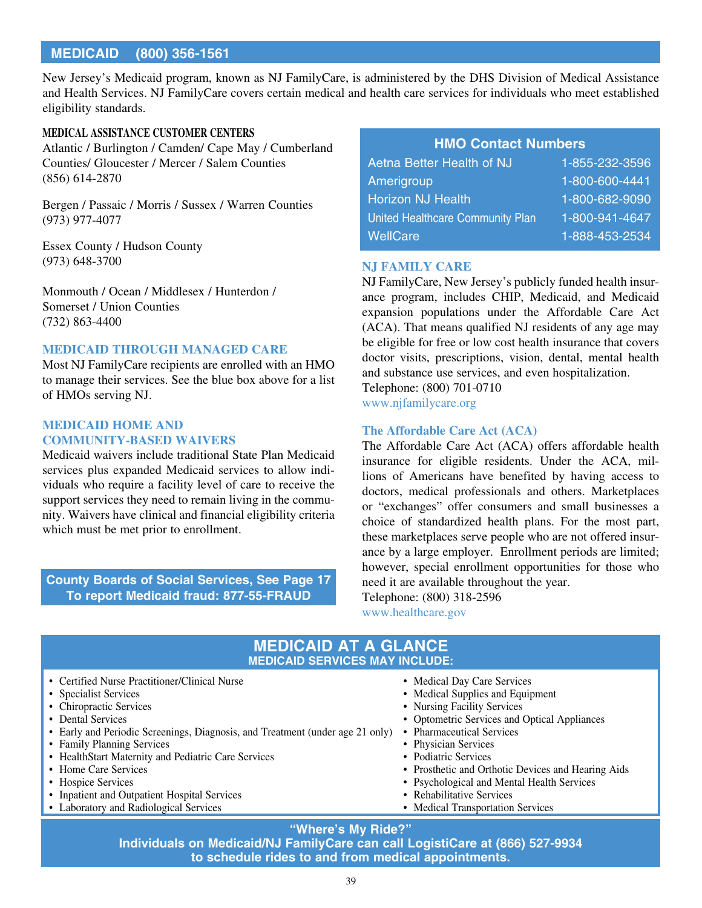## MEDICAID (800) 356-1561

New Jersey's Medicaid program, known as NJ FamilyCare, is administered by the DHS Division of Medical Assistance and Health Services. NJ FamilyCare covers certain medical and health care services for individuals who meet established eligibility standards.

**MEDICAL ASSISTANCE CUSTOMER CENTERS**

Atlantic / Burlington / Camden/ Cape May / Cumberland Counties/ Gloucester / Mercer / Salem Counties
(856) 614-2870

Bergen / Passaic / Morris / Sussex / Warren Counties
(973) 977-4077

Essex County / Hudson County
(973) 648-3700

Monmouth / Ocean / Middlesex / Hunterdon / Somerset / Union Counties
(732) 863-4400

### MEDICAID THROUGH MANAGED CARE

Most NJ FamilyCare recipients are enrolled with an HMO to manage their services. See the blue box above for a list of HMOs serving NJ.

### MEDICAID HOME AND COMMUNITY-BASED WAIVERS

Medicaid waivers include traditional State Plan Medicaid services plus expanded Medicaid services to allow individuals who require a facility level of care to receive the support services they need to remain living in the community. Waivers have clinical and financial eligibility criteria which must be met prior to enrollment.

**County Boards of Social Services, See Page 17**
**To report Medicaid fraud: 877-55-FRAUD**

| HMO Contact Numbers | |
|---|---|
| Aetna Better Health of NJ | 1-855-232-3596 |
| Amerigroup | 1-800-600-4441 |
| Horizon NJ Health | 1-800-682-9090 |
| United Healthcare Community Plan | 1-800-941-4647 |
| WellCare | 1-888-453-2534 |

### NJ FAMILY CARE

NJ FamilyCare, New Jersey's publicly funded health insurance program, includes CHIP, Medicaid, and Medicaid expansion populations under the Affordable Care Act (ACA). That means qualified NJ residents of any age may be eligible for free or low cost health insurance that covers doctor visits, prescriptions, vision, dental, mental health and substance use services, and even hospitalization.
Telephone: (800) 701-0710
www.njfamilycare.org

### The Affordable Care Act (ACA)

The Affordable Care Act (ACA) offers affordable health insurance for eligible residents. Under the ACA, millions of Americans have benefited by having access to doctors, medical professionals and others. Marketplaces or "exchanges" offer consumers and small businesses a choice of standardized health plans. For the most part, these marketplaces serve people who are not offered insurance by a large employer. Enrollment periods are limited; however, special enrollment opportunities for those who need it are available throughout the year.
Telephone: (800) 318-2596
www.healthcare.gov

## MEDICAID AT A GLANCE

**MEDICAID SERVICES MAY INCLUDE:**

- Certified Nurse Practitioner/Clinical Nurse
- Specialist Services
- Chiropractic Services
- Dental Services
- Early and Periodic Screenings, Diagnosis, and Treatment (under age 21 only)
- Family Planning Services
- HealthStart Maternity and Pediatric Care Services
- Home Care Services
- Hospice Services
- Inpatient and Outpatient Hospital Services
- Laboratory and Radiological Services
- Medical Day Care Services
- Medical Supplies and Equipment
- Nursing Facility Services
- Optometric Services and Optical Appliances
- Pharmaceutical Services
- Physician Services
- Podiatric Services
- Prosthetic and Orthotic Devices and Hearing Aids
- Psychological and Mental Health Services
- Rehabilitative Services
- Medical Transportation Services

**"Where's My Ride?"**
**Individuals on Medicaid/NJ FamilyCare can call LogistiCare at (866) 527-9934 to schedule rides to and from medical appointments.**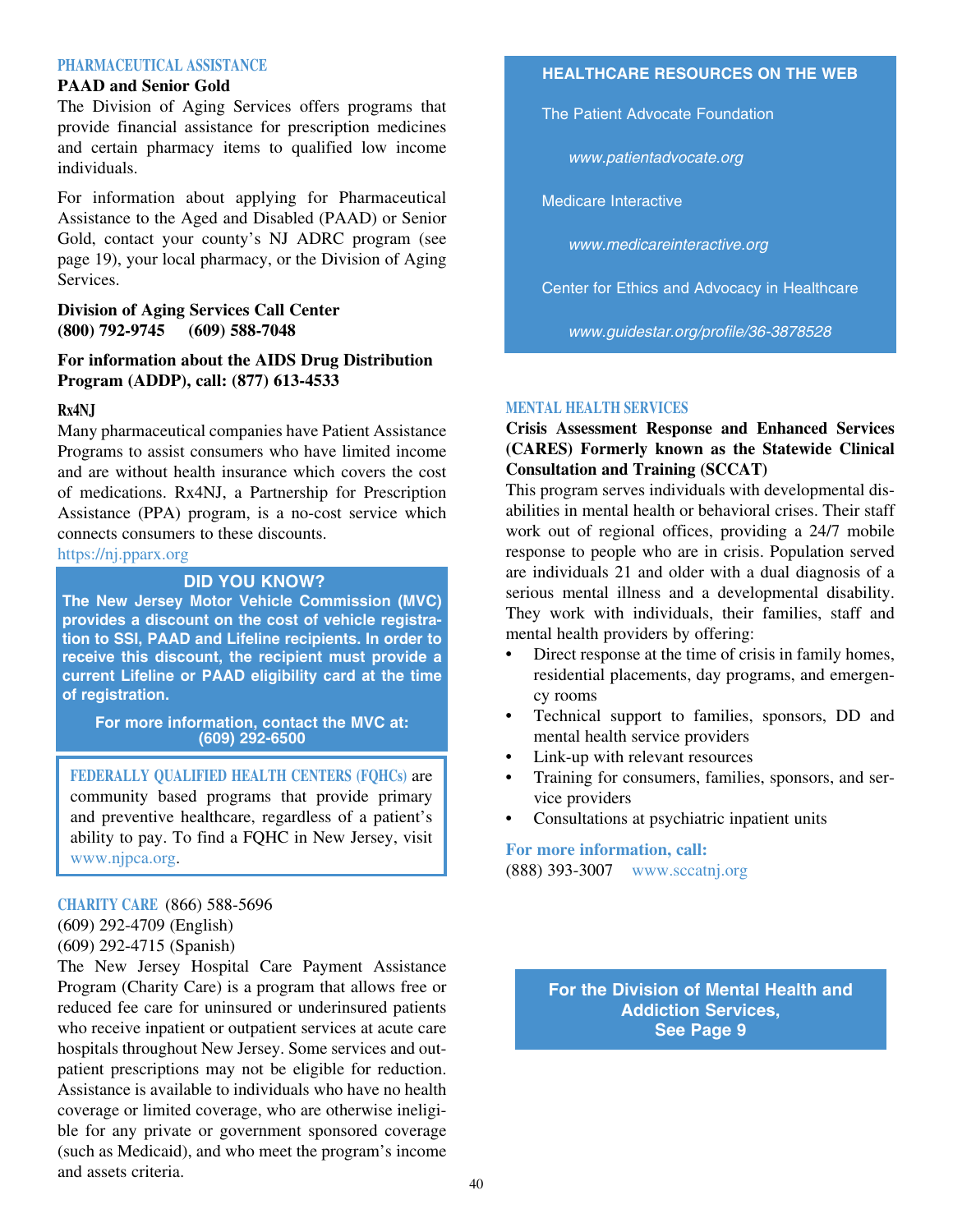## PHARMACEUTICAL ASSISTANCE

### PAAD and Senior Gold

The Division of Aging Services offers programs that provide financial assistance for prescription medicines and certain pharmacy items to qualified low income individuals.

For information about applying for Pharmaceutical Assistance to the Aged and Disabled (PAAD) or Senior Gold, contact your county's NJ ADRC program (see page 19), your local pharmacy, or the Division of Aging Services.

**Division of Aging Services Call Center**
**(800) 792-9745 (609) 588-7048**

**For information about the AIDS Drug Distribution Program (ADDP), call: (877) 613-4533**

### Rx4NJ

Many pharmaceutical companies have Patient Assistance Programs to assist consumers who have limited income and are without health insurance which covers the cost of medications. Rx4NJ, a Partnership for Prescription Assistance (PPA) program, is a no-cost service which connects consumers to these discounts.
https://nj.pparx.org

**DID YOU KNOW?**

**The New Jersey Motor Vehicle Commission (MVC) provides a discount on the cost of vehicle registration to SSI, PAAD and Lifeline recipients. In order to receive this discount, the recipient must provide a current Lifeline or PAAD eligibility card at the time of registration.**

**For more information, contact the MVC at: (609) 292-6500**

**FEDERALLY QUALIFIED HEALTH CENTERS (FQHCs)** are community based programs that provide primary and preventive healthcare, regardless of a patient's ability to pay. To find a FQHC in New Jersey, visit www.njpca.org.

## CHARITY CARE (866) 588-5696

(609) 292-4709 (English)
(609) 292-4715 (Spanish)

The New Jersey Hospital Care Payment Assistance Program (Charity Care) is a program that allows free or reduced fee care for uninsured or underinsured patients who receive inpatient or outpatient services at acute care hospitals throughout New Jersey. Some services and outpatient prescriptions may not be eligible for reduction. Assistance is available to individuals who have no health coverage or limited coverage, who are otherwise ineligible for any private or government sponsored coverage (such as Medicaid), and who meet the program's income and assets criteria.

**HEALTHCARE RESOURCES ON THE WEB**

The Patient Advocate Foundation
*www.patientadvocate.org*

Medicare Interactive
*www.medicareinteractive.org*

Center for Ethics and Advocacy in Healthcare
*www.guidestar.org/profile/36-3878528*

## MENTAL HEALTH SERVICES

### Crisis Assessment Response and Enhanced Services (CARES) Formerly known as the Statewide Clinical Consultation and Training (SCCAT)

This program serves individuals with developmental disabilities in mental health or behavioral crises. Their staff work out of regional offices, providing a 24/7 mobile response to people who are in crisis. Population served are individuals 21 and older with a dual diagnosis of a serious mental illness and a developmental disability. They work with individuals, their families, staff and mental health providers by offering:

- Direct response at the time of crisis in family homes, residential placements, day programs, and emergency rooms
- Technical support to families, sponsors, DD and mental health service providers
- Link-up with relevant resources
- Training for consumers, families, sponsors, and service providers
- Consultations at psychiatric inpatient units

**For more information, call:**
(888) 393-3007 www.sccatnj.org

**For the Division of Mental Health and Addiction Services, See Page 9**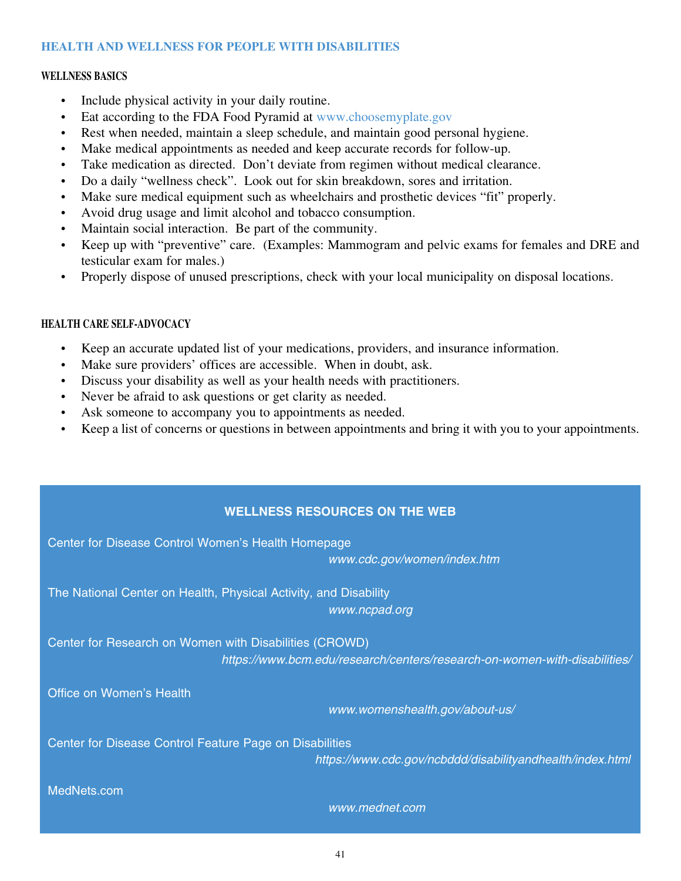## HEALTH AND WELLNESS FOR PEOPLE WITH DISABILITIES

### WELLNESS BASICS

- Include physical activity in your daily routine.
- Eat according to the FDA Food Pyramid at www.choosemyplate.gov
- Rest when needed, maintain a sleep schedule, and maintain good personal hygiene.
- Make medical appointments as needed and keep accurate records for follow-up.
- Take medication as directed. Don't deviate from regimen without medical clearance.
- Do a daily "wellness check". Look out for skin breakdown, sores and irritation.
- Make sure medical equipment such as wheelchairs and prosthetic devices "fit" properly.
- Avoid drug usage and limit alcohol and tobacco consumption.
- Maintain social interaction. Be part of the community.
- Keep up with "preventive" care. (Examples: Mammogram and pelvic exams for females and DRE and testicular exam for males.)
- Properly dispose of unused prescriptions, check with your local municipality on disposal locations.

### HEALTH CARE SELF-ADVOCACY

- Keep an accurate updated list of your medications, providers, and insurance information.
- Make sure providers' offices are accessible. When in doubt, ask.
- Discuss your disability as well as your health needs with practitioners.
- Never be afraid to ask questions or get clarity as needed.
- Ask someone to accompany you to appointments as needed.
- Keep a list of concerns or questions in between appointments and bring it with you to your appointments.

### WELLNESS RESOURCES ON THE WEB

Center for Disease Control Women's Health Homepage
*www.cdc.gov/women/index.htm*

The National Center on Health, Physical Activity, and Disability
*www.ncpad.org*

Center for Research on Women with Disabilities (CROWD)
*https://www.bcm.edu/research/centers/research-on-women-with-disabilities/*

Office on Women's Health
*www.womenshealth.gov/about-us/*

Center for Disease Control Feature Page on Disabilities
*https://www.cdc.gov/ncbddd/disabilityandhealth/index.html*

MedNets.com
*www.mednet.com*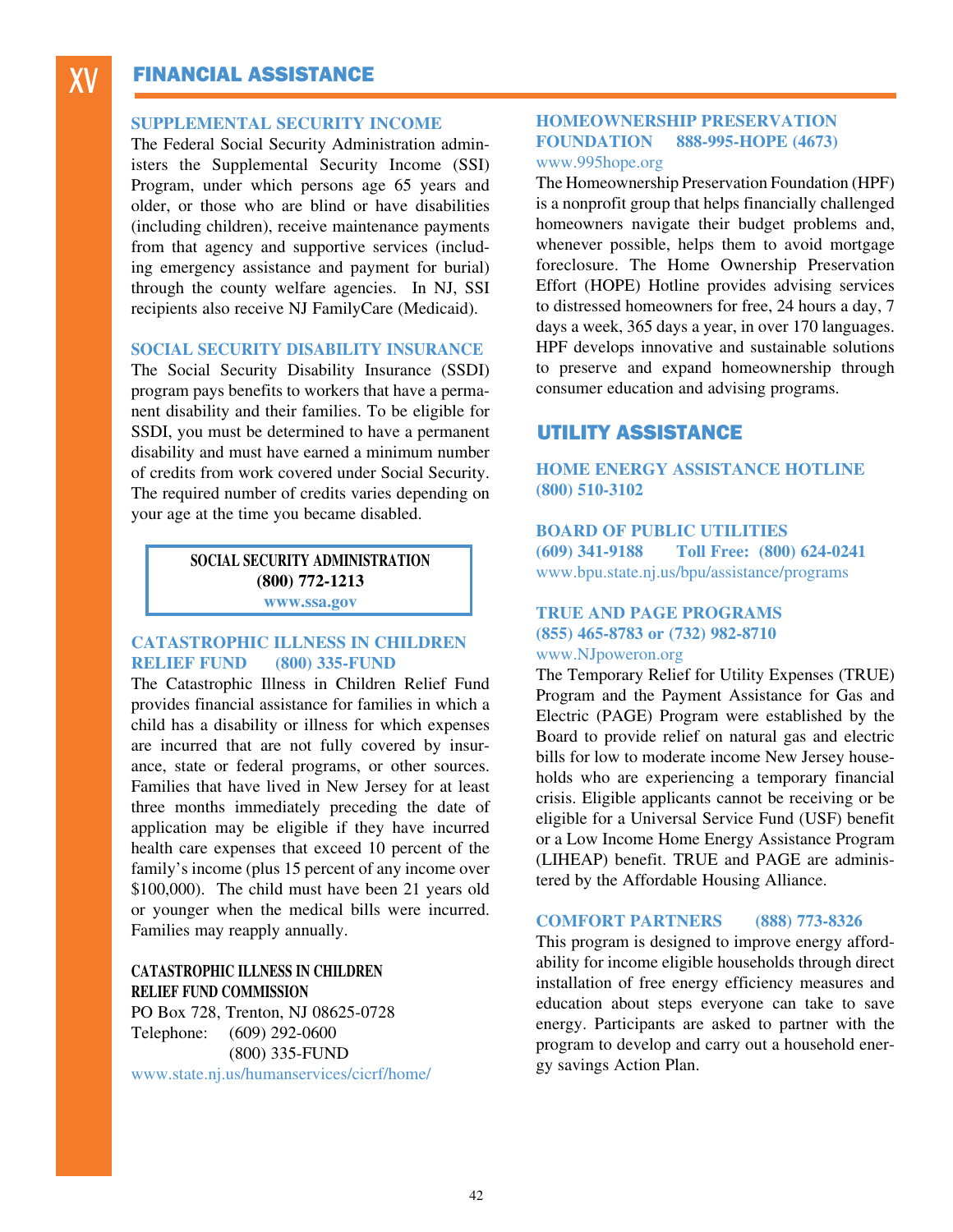# XV FINANCIAL ASSISTANCE

### SUPPLEMENTAL SECURITY INCOME

The Federal Social Security Administration administers the Supplemental Security Income (SSI) Program, under which persons age 65 years and older, or those who are blind or have disabilities (including children), receive maintenance payments from that agency and supportive services (including emergency assistance and payment for burial) through the county welfare agencies. In NJ, SSI recipients also receive NJ FamilyCare (Medicaid).

### SOCIAL SECURITY DISABILITY INSURANCE

The Social Security Disability Insurance (SSDI) program pays benefits to workers that have a permanent disability and their families. To be eligible for SSDI, you must be determined to have a permanent disability and must have earned a minimum number of credits from work covered under Social Security. The required number of credits varies depending on your age at the time you became disabled.

**SOCIAL SECURITY ADMINISTRATION**
**(800) 772-1213**
**www.ssa.gov**

### CATASTROPHIC ILLNESS IN CHILDREN RELIEF FUND (800) 335-FUND

The Catastrophic Illness in Children Relief Fund provides financial assistance for families in which a child has a disability or illness for which expenses are incurred that are not fully covered by insurance, state or federal programs, or other sources. Families that have lived in New Jersey for at least three months immediately preceding the date of application may be eligible if they have incurred health care expenses that exceed 10 percent of the family's income (plus 15 percent of any income over $100,000). The child must have been 21 years old or younger when the medical bills were incurred. Families may reapply annually.

**CATASTROPHIC ILLNESS IN CHILDREN RELIEF FUND COMMISSION**
PO Box 728, Trenton, NJ 08625-0728
Telephone: (609) 292-0600
(800) 335-FUND
www.state.nj.us/humanservices/cicrf/home/

### HOMEOWNERSHIP PRESERVATION FOUNDATION 888-995-HOPE (4673)

www.995hope.org

The Homeownership Preservation Foundation (HPF) is a nonprofit group that helps financially challenged homeowners navigate their budget problems and, whenever possible, helps them to avoid mortgage foreclosure. The Home Ownership Preservation Effort (HOPE) Hotline provides advising services to distressed homeowners for free, 24 hours a day, 7 days a week, 365 days a year, in over 170 languages. HPF develops innovative and sustainable solutions to preserve and expand homeownership through consumer education and advising programs.

## UTILITY ASSISTANCE

### HOME ENERGY ASSISTANCE HOTLINE (800) 510-3102

### BOARD OF PUBLIC UTILITIES

**(609) 341-9188 Toll Free: (800) 624-0241**
www.bpu.state.nj.us/bpu/assistance/programs

### TRUE AND PAGE PROGRAMS

**(855) 465-8783 or (732) 982-8710**
www.NJpoweron.org

The Temporary Relief for Utility Expenses (TRUE) Program and the Payment Assistance for Gas and Electric (PAGE) Program were established by the Board to provide relief on natural gas and electric bills for low to moderate income New Jersey households who are experiencing a temporary financial crisis. Eligible applicants cannot be receiving or be eligible for a Universal Service Fund (USF) benefit or a Low Income Home Energy Assistance Program (LIHEAP) benefit. TRUE and PAGE are administered by the Affordable Housing Alliance.

### COMFORT PARTNERS (888) 773-8326

This program is designed to improve energy affordability for income eligible households through direct installation of free energy efficiency measures and education about steps everyone can take to save energy. Participants are asked to partner with the program to develop and carry out a household energy savings Action Plan.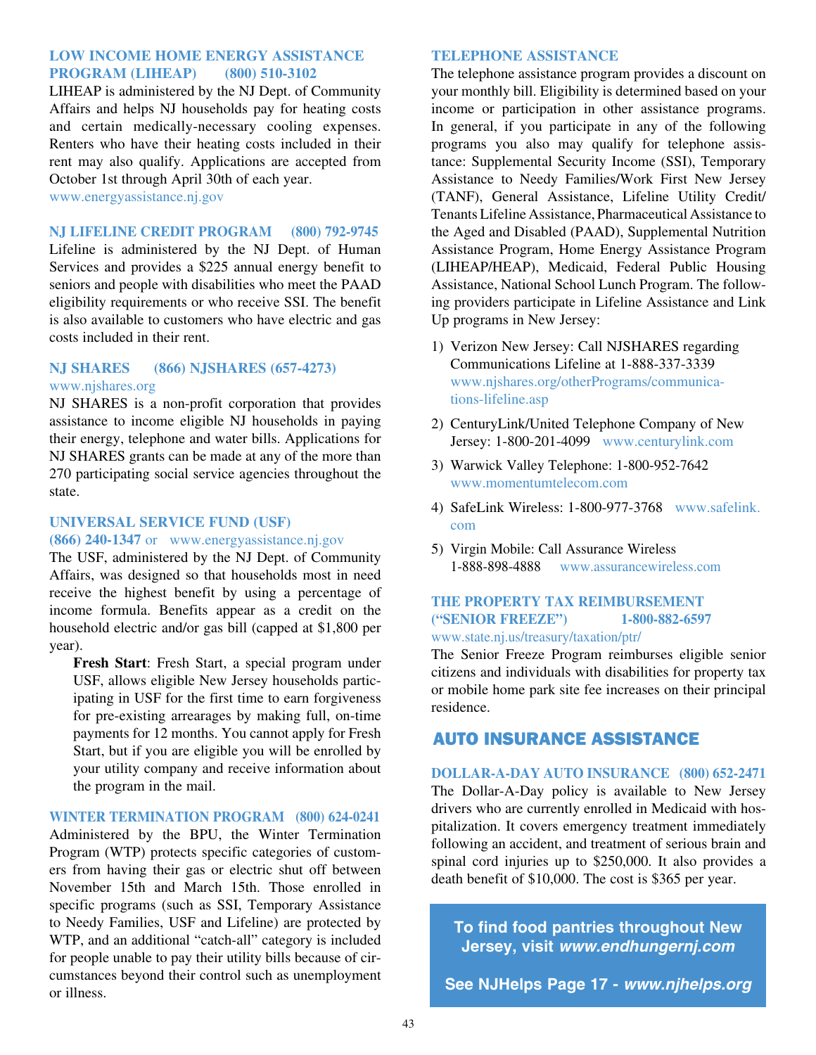### LOW INCOME HOME ENERGY ASSISTANCE PROGRAM (LIHEAP) (800) 510-3102

LIHEAP is administered by the NJ Dept. of Community Affairs and helps NJ households pay for heating costs and certain medically-necessary cooling expenses. Renters who have their heating costs included in their rent may also qualify. Applications are accepted from October 1st through April 30th of each year.
www.energyassistance.nj.gov

### NJ LIFELINE CREDIT PROGRAM (800) 792-9745

Lifeline is administered by the NJ Dept. of Human Services and provides a $225 annual energy benefit to seniors and people with disabilities who meet the PAAD eligibility requirements or who receive SSI. The benefit is also available to customers who have electric and gas costs included in their rent.

### NJ SHARES (866) NJSHARES (657-4273)

www.njshares.org

NJ SHARES is a non-profit corporation that provides assistance to income eligible NJ households in paying their energy, telephone and water bills. Applications for NJ SHARES grants can be made at any of the more than 270 participating social service agencies throughout the state.

### UNIVERSAL SERVICE FUND (USF)

**(866) 240-1347** or www.energyassistance.nj.gov

The USF, administered by the NJ Dept. of Community Affairs, was designed so that households most in need receive the highest benefit by using a percentage of income formula. Benefits appear as a credit on the household electric and/or gas bill (capped at $1,800 per year).

**Fresh Start**: Fresh Start, a special program under USF, allows eligible New Jersey households participating in USF for the first time to earn forgiveness for pre-existing arrearages by making full, on-time payments for 12 months. You cannot apply for Fresh Start, but if you are eligible you will be enrolled by your utility company and receive information about the program in the mail.

### WINTER TERMINATION PROGRAM (800) 624-0241

Administered by the BPU, the Winter Termination Program (WTP) protects specific categories of customers from having their gas or electric shut off between November 15th and March 15th. Those enrolled in specific programs (such as SSI, Temporary Assistance to Needy Families, USF and Lifeline) are protected by WTP, and an additional "catch-all" category is included for people unable to pay their utility bills because of circumstances beyond their control such as unemployment or illness.

### TELEPHONE ASSISTANCE

The telephone assistance program provides a discount on your monthly bill. Eligibility is determined based on your income or participation in other assistance programs. In general, if you participate in any of the following programs you also may qualify for telephone assistance: Supplemental Security Income (SSI), Temporary Assistance to Needy Families/Work First New Jersey (TANF), General Assistance, Lifeline Utility Credit/Tenants Lifeline Assistance, Pharmaceutical Assistance to the Aged and Disabled (PAAD), Supplemental Nutrition Assistance Program, Home Energy Assistance Program (LIHEAP/HEAP), Medicaid, Federal Public Housing Assistance, National School Lunch Program. The following providers participate in Lifeline Assistance and Link Up programs in New Jersey:

1) Verizon New Jersey: Call NJSHARES regarding Communications Lifeline at 1-888-337-3339 www.njshares.org/otherPrograms/communications-lifeline.asp
2) CenturyLink/United Telephone Company of New Jersey: 1-800-201-4099 www.centurylink.com
3) Warwick Valley Telephone: 1-800-952-7642 www.momentumtelecom.com
4) SafeLink Wireless: 1-800-977-3768 www.safelink.com
5) Virgin Mobile: Call Assurance Wireless 1-888-898-4888 www.assurancewireless.com

### THE PROPERTY TAX REIMBURSEMENT ("SENIOR FREEZE") 1-800-882-6597

www.state.nj.us/treasury/taxation/ptr/

The Senior Freeze Program reimburses eligible senior citizens and individuals with disabilities for property tax or mobile home park site fee increases on their principal residence.

## AUTO INSURANCE ASSISTANCE

### DOLLAR-A-DAY AUTO INSURANCE (800) 652-2471

The Dollar-A-Day policy is available to New Jersey drivers who are currently enrolled in Medicaid with hospitalization. It covers emergency treatment immediately following an accident, and treatment of serious brain and spinal cord injuries up to $250,000. It also provides a death benefit of $10,000. The cost is $365 per year.

**To find food pantries throughout New Jersey, visit *www.endhungernj.com***

**See NJHelps Page 17 - *www.njhelps.org***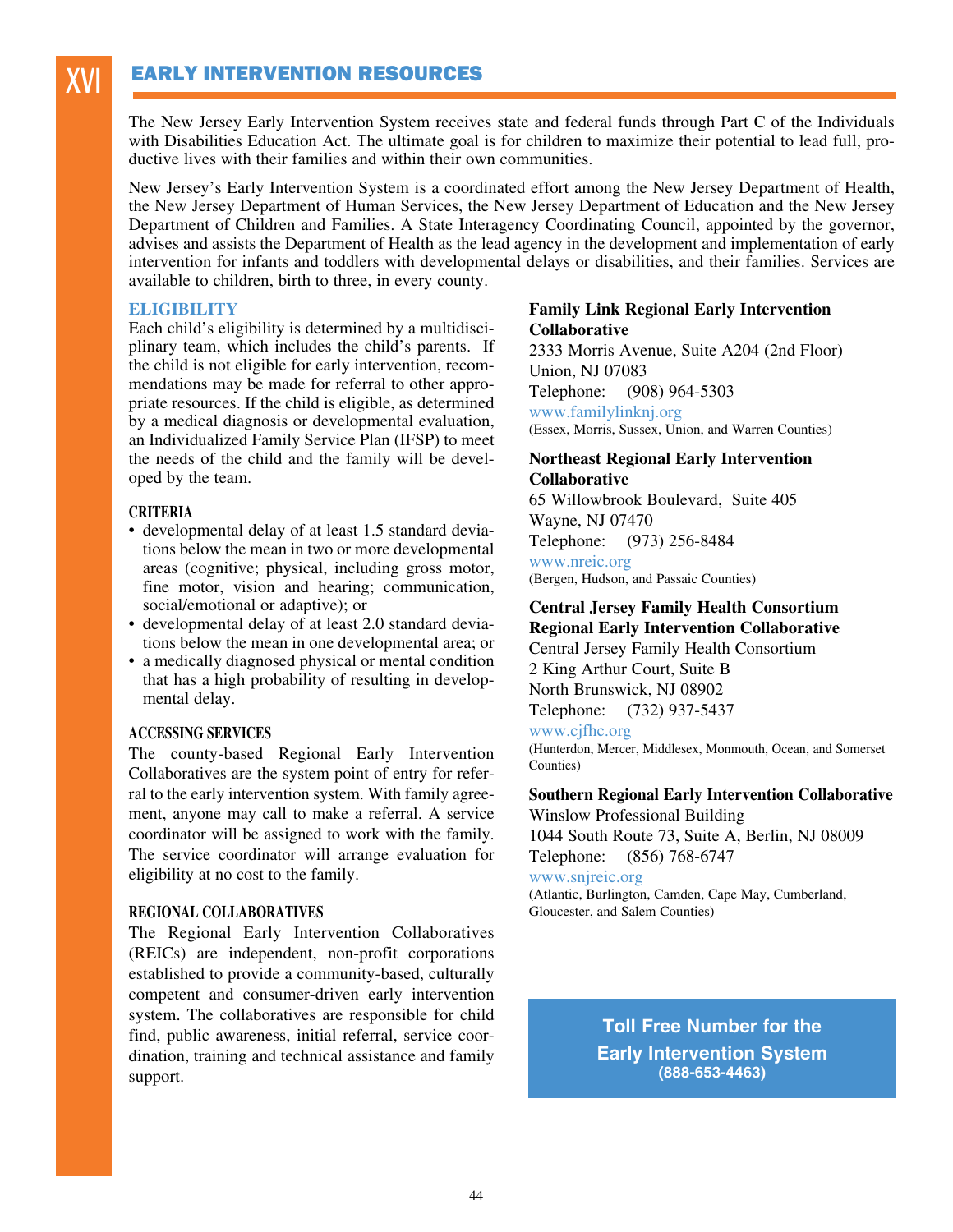# XVI EARLY INTERVENTION RESOURCES

The New Jersey Early Intervention System receives state and federal funds through Part C of the Individuals with Disabilities Education Act. The ultimate goal is for children to maximize their potential to lead full, productive lives with their families and within their own communities.

New Jersey's Early Intervention System is a coordinated effort among the New Jersey Department of Health, the New Jersey Department of Human Services, the New Jersey Department of Education and the New Jersey Department of Children and Families. A State Interagency Coordinating Council, appointed by the governor, advises and assists the Department of Health as the lead agency in the development and implementation of early intervention for infants and toddlers with developmental delays or disabilities, and their families. Services are available to children, birth to three, in every county.

## ELIGIBILITY

Each child's eligibility is determined by a multidisciplinary team, which includes the child's parents. If the child is not eligible for early intervention, recommendations may be made for referral to other appropriate resources. If the child is eligible, as determined by a medical diagnosis or developmental evaluation, an Individualized Family Service Plan (IFSP) to meet the needs of the child and the family will be developed by the team.

### CRITERIA

- developmental delay of at least 1.5 standard deviations below the mean in two or more developmental areas (cognitive; physical, including gross motor, fine motor, vision and hearing; communication, social/emotional or adaptive); or
- developmental delay of at least 2.0 standard deviations below the mean in one developmental area; or
- a medically diagnosed physical or mental condition that has a high probability of resulting in developmental delay.

### ACCESSING SERVICES

The county-based Regional Early Intervention Collaboratives are the system point of entry for referral to the early intervention system. With family agreement, anyone may call to make a referral. A service coordinator will be assigned to work with the family. The service coordinator will arrange evaluation for eligibility at no cost to the family.

### REGIONAL COLLABORATIVES

The Regional Early Intervention Collaboratives (REICs) are independent, non-profit corporations established to provide a community-based, culturally competent and consumer-driven early intervention system. The collaboratives are responsible for child find, public awareness, initial referral, service coordination, training and technical assistance and family support.

**Family Link Regional Early Intervention Collaborative**
2333 Morris Avenue, Suite A204 (2nd Floor)
Union, NJ 07083
Telephone: (908) 964-5303
www.familylinknj.org
(Essex, Morris, Sussex, Union, and Warren Counties)

**Northeast Regional Early Intervention Collaborative**
65 Willowbrook Boulevard, Suite 405
Wayne, NJ 07470
Telephone: (973) 256-8484
www.nreic.org
(Bergen, Hudson, and Passaic Counties)

**Central Jersey Family Health Consortium Regional Early Intervention Collaborative**
Central Jersey Family Health Consortium
2 King Arthur Court, Suite B
North Brunswick, NJ 08902
Telephone: (732) 937-5437
www.cjfhc.org
(Hunterdon, Mercer, Middlesex, Monmouth, Ocean, and Somerset Counties)

**Southern Regional Early Intervention Collaborative**
Winslow Professional Building
1044 South Route 73, Suite A, Berlin, NJ 08009
Telephone: (856) 768-6747
www.snjreic.org
(Atlantic, Burlington, Camden, Cape May, Cumberland, Gloucester, and Salem Counties)

**Toll Free Number for the Early Intervention System**
**(888-653-4463)**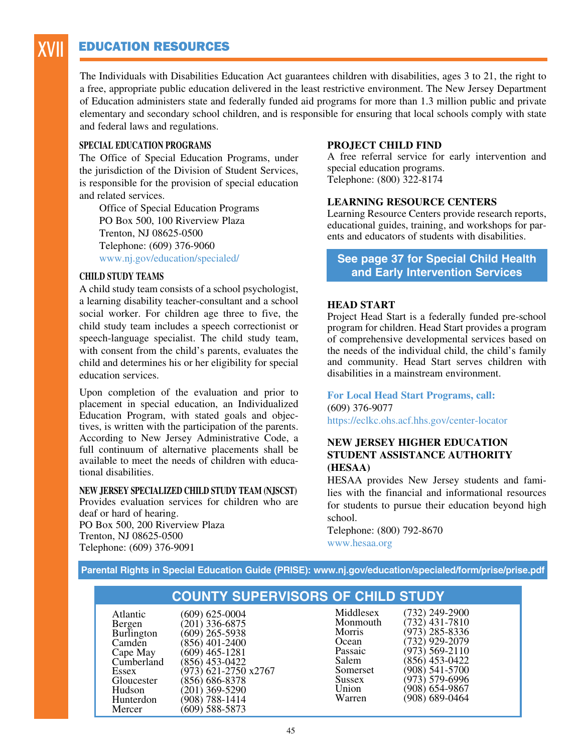# XVII EDUCATION RESOURCES

The Individuals with Disabilities Education Act guarantees children with disabilities, ages 3 to 21, the right to a free, appropriate public education delivered in the least restrictive environment. The New Jersey Department of Education administers state and federally funded aid programs for more than 1.3 million public and private elementary and secondary school children, and is responsible for ensuring that local schools comply with state and federal laws and regulations.

### SPECIAL EDUCATION PROGRAMS

The Office of Special Education Programs, under the jurisdiction of the Division of Student Services, is responsible for the provision of special education and related services.

Office of Special Education Programs
PO Box 500, 100 Riverview Plaza
Trenton, NJ 08625-0500
Telephone: (609) 376-9060
www.nj.gov/education/specialed/

### CHILD STUDY TEAMS

A child study team consists of a school psychologist, a learning disability teacher-consultant and a school social worker. For children age three to five, the child study team includes a speech correctionist or speech-language specialist. The child study team, with consent from the child's parents, evaluates the child and determines his or her eligibility for special education services.

Upon completion of the evaluation and prior to placement in special education, an Individualized Education Program, with stated goals and objectives, is written with the participation of the parents. According to New Jersey Administrative Code, a full continuum of alternative placements shall be available to meet the needs of children with educational disabilities.

### NEW JERSEY SPECIALIZED CHILD STUDY TEAM (NJSCST)

Provides evaluation services for children who are deaf or hard of hearing.
PO Box 500, 200 Riverview Plaza
Trenton, NJ 08625-0500
Telephone: (609) 376-9091

### PROJECT CHILD FIND

A free referral service for early intervention and special education programs.
Telephone: (800) 322-8174

### LEARNING RESOURCE CENTERS

Learning Resource Centers provide research reports, educational guides, training, and workshops for parents and educators of students with disabilities.

**See page 37 for Special Child Health and Early Intervention Services**

### HEAD START

Project Head Start is a federally funded pre-school program for children. Head Start provides a program of comprehensive developmental services based on the needs of the individual child, the child's family and community. Head Start serves children with disabilities in a mainstream environment.

**For Local Head Start Programs, call:**
(609) 376-9077
https://eclkc.ohs.acf.hhs.gov/center-locator

### NEW JERSEY HIGHER EDUCATION STUDENT ASSISTANCE AUTHORITY (HESAA)

HESAA provides New Jersey students and families with the financial and informational resources for students to pursue their education beyond high school.
Telephone: (800) 792-8670
www.hesaa.org

**Parental Rights in Special Education Guide (PRISE): www.nj.gov/education/specialed/form/prise/prise.pdf**

## COUNTY SUPERVISORS OF CHILD STUDY

| County | Telephone | County | Telephone |
|---|---|---|---|
| Atlantic | (609) 625-0004 | Middlesex | (732) 249-2900 |
| Bergen | (201) 336-6875 | Monmouth | (732) 431-7810 |
| Burlington | (609) 265-5938 | Morris | (973) 285-8336 |
| Camden | (856) 401-2400 | Ocean | (732) 929-2079 |
| Cape May | (609) 465-1281 | Passaic | (973) 569-2110 |
| Cumberland | (856) 453-0422 | Salem | (856) 453-0422 |
| Essex | (973) 621-2750 x2767 | Somerset | (908) 541-5700 |
| Gloucester | (856) 686-8378 | Sussex | (973) 579-6996 |
| Hudson | (201) 369-5290 | Union | (908) 654-9867 |
| Hunterdon | (908) 788-1414 | Warren | (908) 689-0464 |
| Mercer | (609) 588-5873 | | |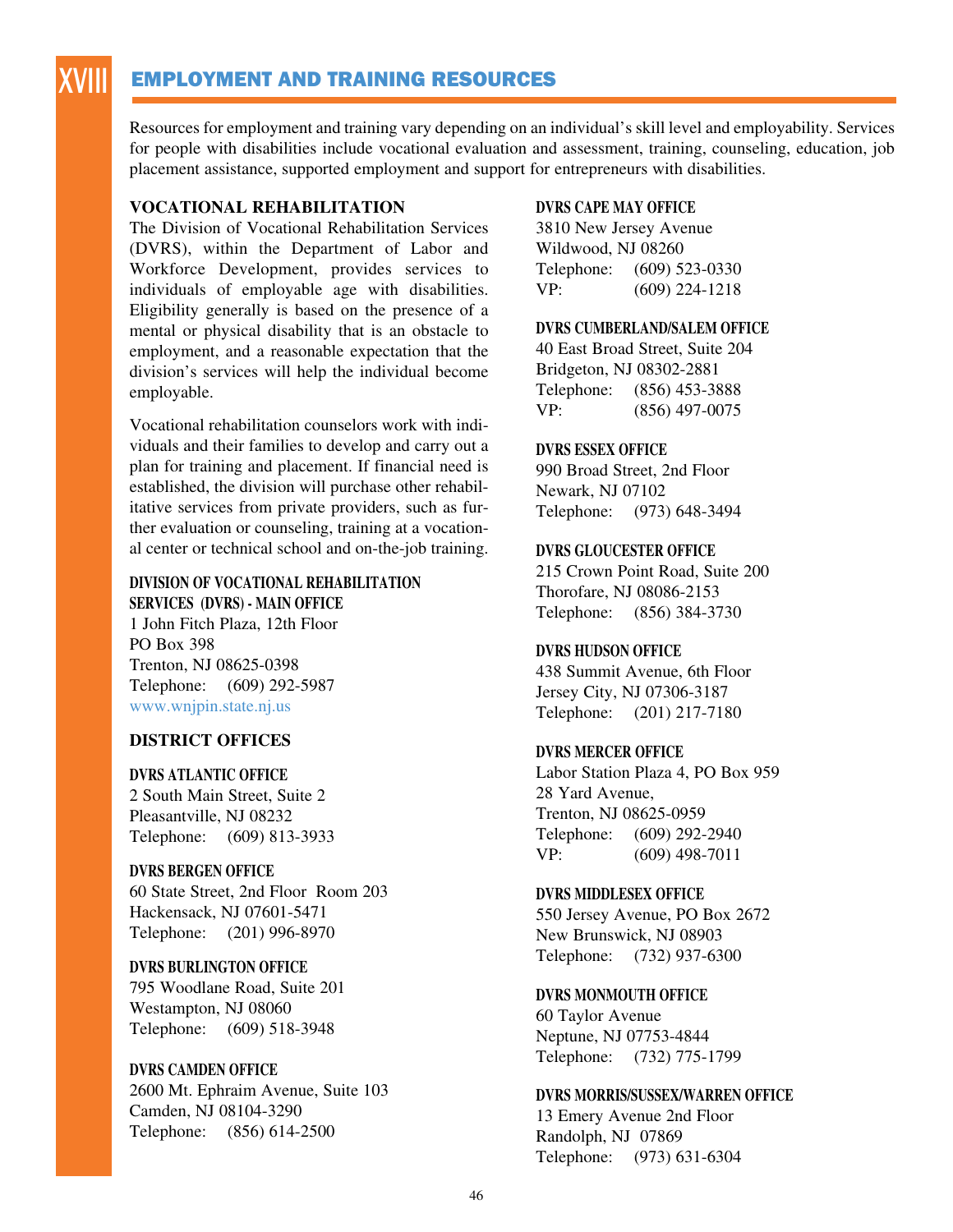# XVIII EMPLOYMENT AND TRAINING RESOURCES

Resources for employment and training vary depending on an individual's skill level and employability. Services for people with disabilities include vocational evaluation and assessment, training, counseling, education, job placement assistance, supported employment and support for entrepreneurs with disabilities.

## VOCATIONAL REHABILITATION

The Division of Vocational Rehabilitation Services (DVRS), within the Department of Labor and Workforce Development, provides services to individuals of employable age with disabilities. Eligibility generally is based on the presence of a mental or physical disability that is an obstacle to employment, and a reasonable expectation that the division's services will help the individual become employable.

Vocational rehabilitation counselors work with individuals and their families to develop and carry out a plan for training and placement. If financial need is established, the division will purchase other rehabilitative services from private providers, such as further evaluation or counseling, training at a vocational center or technical school and on-the-job training.

**DIVISION OF VOCATIONAL REHABILITATION SERVICES (DVRS) - MAIN OFFICE**
1 John Fitch Plaza, 12th Floor
PO Box 398
Trenton, NJ 08625-0398
Telephone: (609) 292-5987
www.wnjpin.state.nj.us

## DISTRICT OFFICES

**DVRS ATLANTIC OFFICE**
2 South Main Street, Suite 2
Pleasantville, NJ 08232
Telephone: (609) 813-3933

**DVRS BERGEN OFFICE**
60 State Street, 2nd Floor Room 203
Hackensack, NJ 07601-5471
Telephone: (201) 996-8970

**DVRS BURLINGTON OFFICE**
795 Woodlane Road, Suite 201
Westampton, NJ 08060
Telephone: (609) 518-3948

**DVRS CAMDEN OFFICE**
2600 Mt. Ephraim Avenue, Suite 103
Camden, NJ 08104-3290
Telephone: (856) 614-2500

**DVRS CAPE MAY OFFICE**
3810 New Jersey Avenue
Wildwood, NJ 08260
Telephone: (609) 523-0330
VP: (609) 224-1218

**DVRS CUMBERLAND/SALEM OFFICE**
40 East Broad Street, Suite 204
Bridgeton, NJ 08302-2881
Telephone: (856) 453-3888
VP: (856) 497-0075

**DVRS ESSEX OFFICE**
990 Broad Street, 2nd Floor
Newark, NJ 07102
Telephone: (973) 648-3494

**DVRS GLOUCESTER OFFICE**
215 Crown Point Road, Suite 200
Thorofare, NJ 08086-2153
Telephone: (856) 384-3730

**DVRS HUDSON OFFICE**
438 Summit Avenue, 6th Floor
Jersey City, NJ 07306-3187
Telephone: (201) 217-7180

**DVRS MERCER OFFICE**
Labor Station Plaza 4, PO Box 959
28 Yard Avenue,
Trenton, NJ 08625-0959
Telephone: (609) 292-2940
VP: (609) 498-7011

**DVRS MIDDLESEX OFFICE**
550 Jersey Avenue, PO Box 2672
New Brunswick, NJ 08903
Telephone: (732) 937-6300

**DVRS MONMOUTH OFFICE**
60 Taylor Avenue
Neptune, NJ 07753-4844
Telephone: (732) 775-1799

**DVRS MORRIS/SUSSEX/WARREN OFFICE**
13 Emery Avenue 2nd Floor
Randolph, NJ 07869
Telephone: (973) 631-6304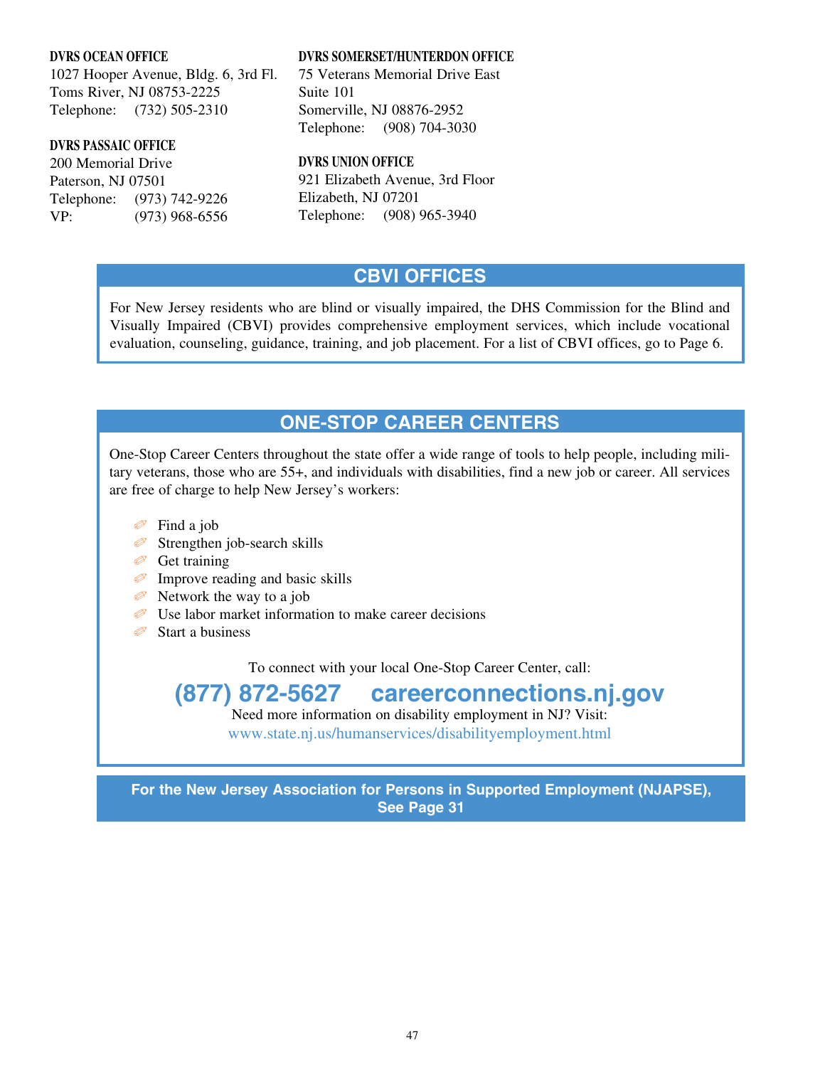**DVRS OCEAN OFFICE**
1027 Hooper Avenue, Bldg. 6, 3rd Fl.
Toms River, NJ 08753-2225
Telephone: (732) 505-2310

**DVRS PASSAIC OFFICE**
200 Memorial Drive
Paterson, NJ 07501
Telephone: (973) 742-9226
VP: (973) 968-6556

**DVRS SOMERSET/HUNTERDON OFFICE**
75 Veterans Memorial Drive East
Suite 101
Somerville, NJ 08876-2952
Telephone: (908) 704-3030

**DVRS UNION OFFICE**
921 Elizabeth Avenue, 3rd Floor
Elizabeth, NJ 07201
Telephone: (908) 965-3940

## CBVI OFFICES

For New Jersey residents who are blind or visually impaired, the DHS Commission for the Blind and Visually Impaired (CBVI) provides comprehensive employment services, which include vocational evaluation, counseling, guidance, training, and job placement. For a list of CBVI offices, go to Page 6.

## ONE-STOP CAREER CENTERS

One-Stop Career Centers throughout the state offer a wide range of tools to help people, including military veterans, those who are 55+, and individuals with disabilities, find a new job or career. All services are free of charge to help New Jersey's workers:

- Find a job
- Strengthen job-search skills
- Get training
- Improve reading and basic skills
- Network the way to a job
- Use labor market information to make career decisions
- Start a business

To connect with your local One-Stop Career Center, call:

**(877) 872-5627 careerconnections.nj.gov**

Need more information on disability employment in NJ? Visit:
www.state.nj.us/humanservices/disabilityemployment.html

**For the New Jersey Association for Persons in Supported Employment (NJAPSE), See Page 31**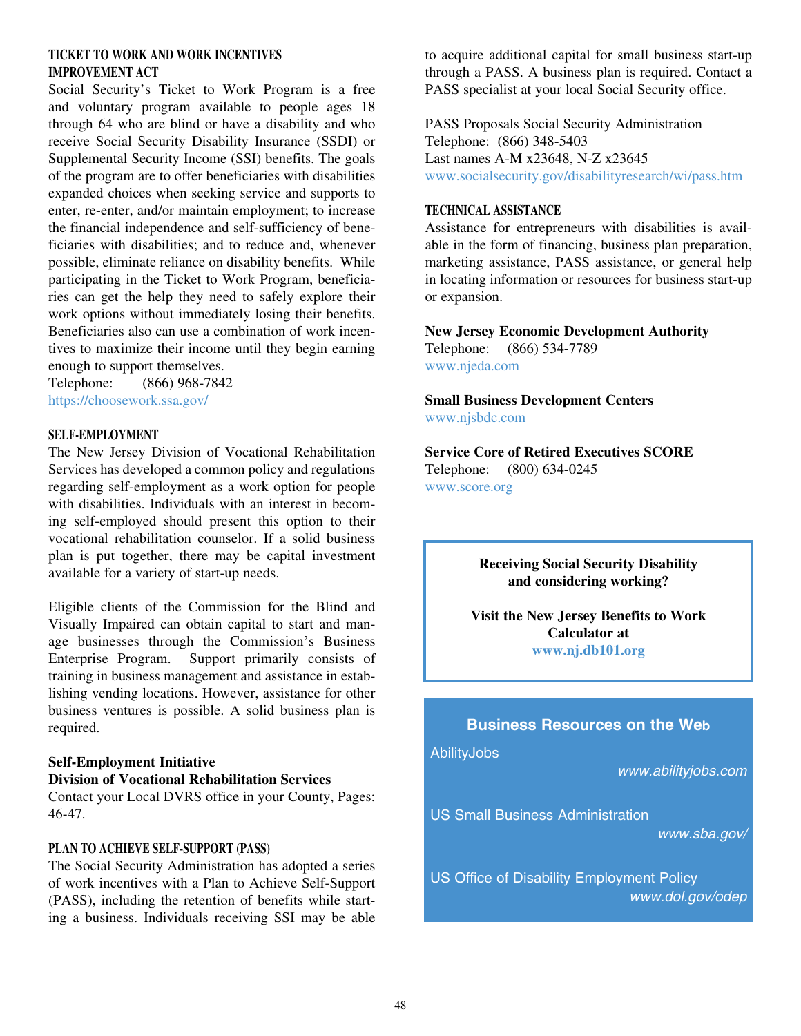## TICKET TO WORK AND WORK INCENTIVES IMPROVEMENT ACT

Social Security's Ticket to Work Program is a free and voluntary program available to people ages 18 through 64 who are blind or have a disability and who receive Social Security Disability Insurance (SSDI) or Supplemental Security Income (SSI) benefits. The goals of the program are to offer beneficiaries with disabilities expanded choices when seeking service and supports to enter, re-enter, and/or maintain employment; to increase the financial independence and self-sufficiency of beneficiaries with disabilities; and to reduce and, whenever possible, eliminate reliance on disability benefits. While participating in the Ticket to Work Program, beneficiaries can get the help they need to safely explore their work options without immediately losing their benefits. Beneficiaries also can use a combination of work incentives to maximize their income until they begin earning enough to support themselves.

Telephone: (866) 968-7842
https://choosework.ssa.gov/

## SELF-EMPLOYMENT

The New Jersey Division of Vocational Rehabilitation Services has developed a common policy and regulations regarding self-employment as a work option for people with disabilities. Individuals with an interest in becoming self-employed should present this option to their vocational rehabilitation counselor. If a solid business plan is put together, there may be capital investment available for a variety of start-up needs.

Eligible clients of the Commission for the Blind and Visually Impaired can obtain capital to start and manage businesses through the Commission's Business Enterprise Program. Support primarily consists of training in business management and assistance in establishing vending locations. However, assistance for other business ventures is possible. A solid business plan is required.

**Self-Employment Initiative**
**Division of Vocational Rehabilitation Services**
Contact your Local DVRS office in your County, Pages: 46-47.

## PLAN TO ACHIEVE SELF-SUPPORT (PASS)

The Social Security Administration has adopted a series of work incentives with a Plan to Achieve Self-Support (PASS), including the retention of benefits while starting a business. Individuals receiving SSI may be able to acquire additional capital for small business start-up through a PASS. A business plan is required. Contact a PASS specialist at your local Social Security office.

PASS Proposals Social Security Administration
Telephone: (866) 348-5403
Last names A-M x23648, N-Z x23645
www.socialsecurity.gov/disabilityresearch/wi/pass.htm

## TECHNICAL ASSISTANCE

Assistance for entrepreneurs with disabilities is available in the form of financing, business plan preparation, marketing assistance, PASS assistance, or general help in locating information or resources for business start-up or expansion.

**New Jersey Economic Development Authority**
Telephone: (866) 534-7789
www.njeda.com

**Small Business Development Centers**
www.njsbdc.com

**Service Core of Retired Executives SCORE**
Telephone: (800) 634-0245
www.score.org

**Receiving Social Security Disability and considering working?**

**Visit the New Jersey Benefits to Work Calculator at**
**www.nj.db101.org**

### Business Resources on the Web

AbilityJobs
*www.abilityjobs.com*

US Small Business Administration
*www.sba.gov/*

US Office of Disability Employment Policy
*www.dol.gov/odep*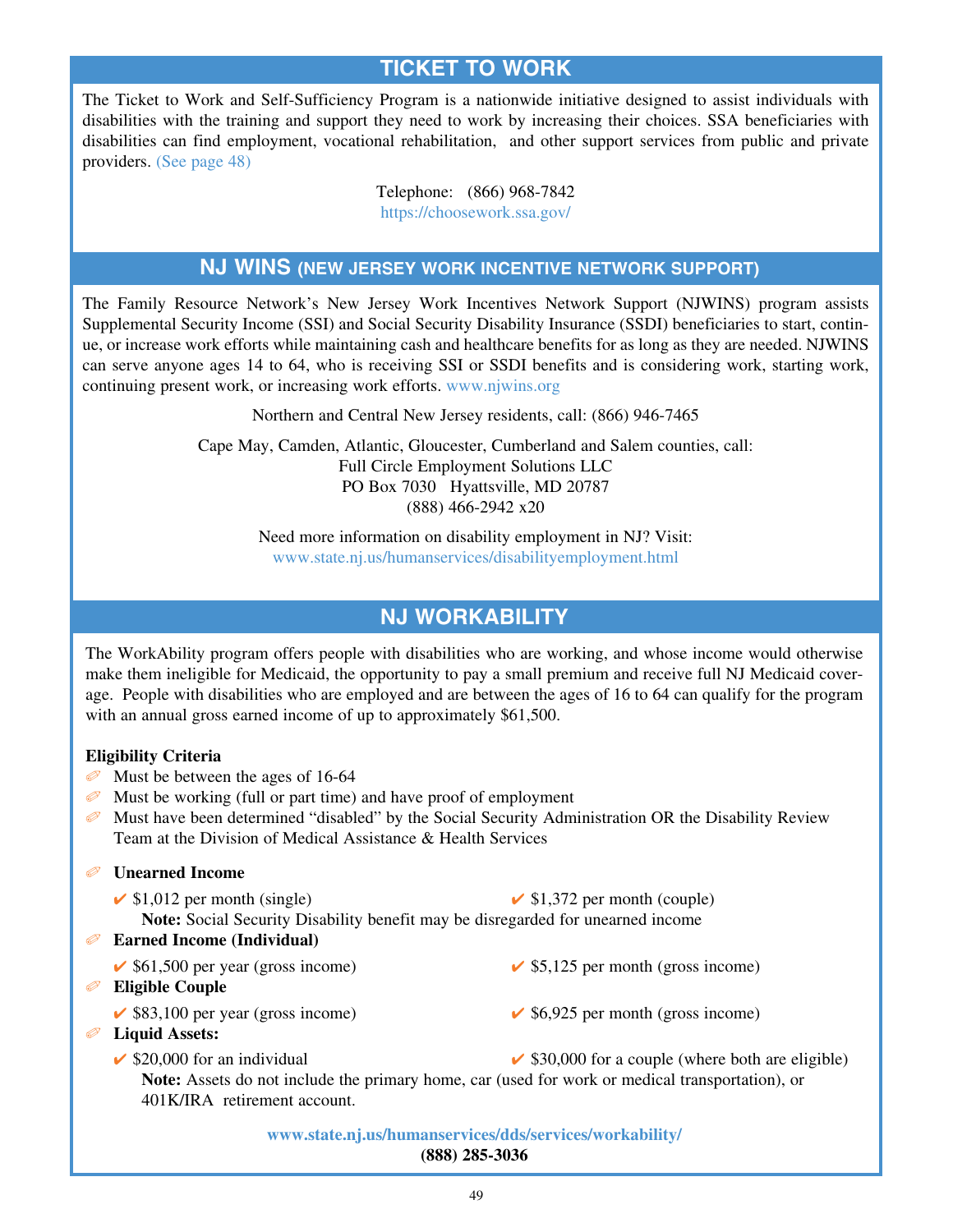## TICKET TO WORK

The Ticket to Work and Self-Sufficiency Program is a nationwide initiative designed to assist individuals with disabilities with the training and support they need to work by increasing their choices. SSA beneficiaries with disabilities can find employment, vocational rehabilitation, and other support services from public and private providers. (See page 48)

Telephone: (866) 968-7842
https://choosework.ssa.gov/

## NJ WINS (NEW JERSEY WORK INCENTIVE NETWORK SUPPORT)

The Family Resource Network's New Jersey Work Incentives Network Support (NJWINS) program assists Supplemental Security Income (SSI) and Social Security Disability Insurance (SSDI) beneficiaries to start, continue, or increase work efforts while maintaining cash and healthcare benefits for as long as they are needed. NJWINS can serve anyone ages 14 to 64, who is receiving SSI or SSDI benefits and is considering work, starting work, continuing present work, or increasing work efforts. www.njwins.org

Northern and Central New Jersey residents, call: (866) 946-7465

Cape May, Camden, Atlantic, Gloucester, Cumberland and Salem counties, call:
Full Circle Employment Solutions LLC
PO Box 7030 Hyattsville, MD 20787
(888) 466-2942 x20

Need more information on disability employment in NJ? Visit:
www.state.nj.us/humanservices/disabilityemployment.html

## NJ WORKABILITY

The WorkAbility program offers people with disabilities who are working, and whose income would otherwise make them ineligible for Medicaid, the opportunity to pay a small premium and receive full NJ Medicaid coverage. People with disabilities who are employed and are between the ages of 16 to 64 can qualify for the program with an annual gross earned income of up to approximately $61,500.

**Eligibility Criteria**

- Must be between the ages of 16-64
- Must be working (full or part time) and have proof of employment
- Must have been determined "disabled" by the Social Security Administration OR the Disability Review Team at the Division of Medical Assistance & Health Services
- **Unearned Income**
  - ✔ $1,012 per month (single)
  - ✔ $1,372 per month (couple)

  **Note:** Social Security Disability benefit may be disregarded for unearned income
- **Earned Income (Individual)**
  - ✔ $61,500 per year (gross income)
  - ✔ $5,125 per month (gross income)
- **Eligible Couple**
  - ✔ $83,100 per year (gross income)
  - ✔ $6,925 per month (gross income)
- **Liquid Assets:**
  - ✔ $20,000 for an individual
  - ✔ $30,000 for a couple (where both are eligible)

  **Note:** Assets do not include the primary home, car (used for work or medical transportation), or 401K/IRA retirement account.

**www.state.nj.us/humanservices/dds/services/workability/**
**(888) 285-3036**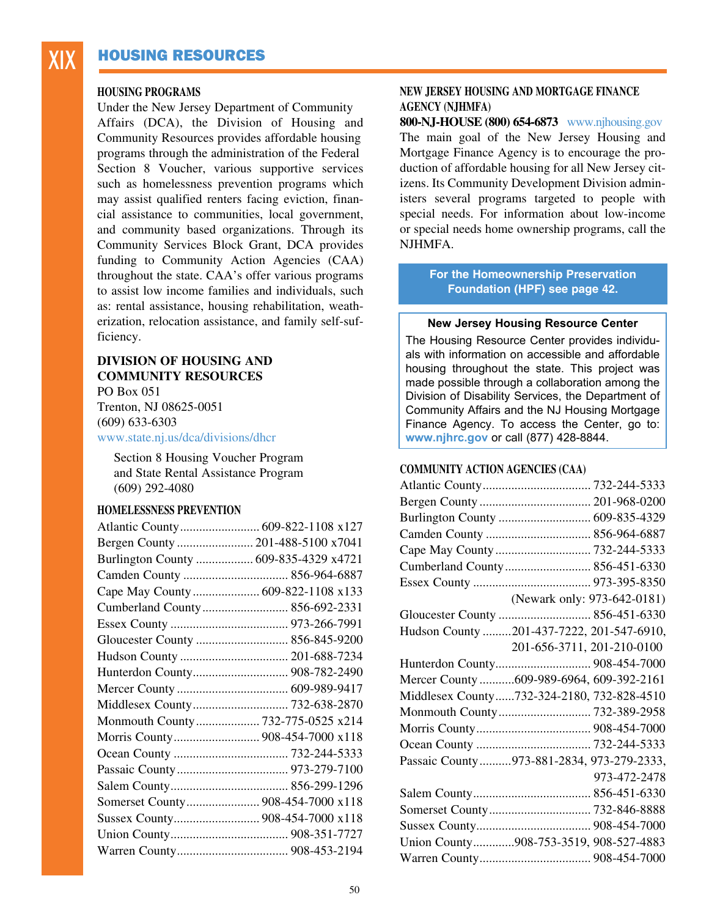# XIX HOUSING RESOURCES

### HOUSING PROGRAMS

Under the New Jersey Department of Community Affairs (DCA), the Division of Housing and Community Resources provides affordable housing programs through the administration of the Federal Section 8 Voucher, various supportive services such as homelessness prevention programs which may assist qualified renters facing eviction, financial assistance to communities, local government, and community based organizations. Through its Community Services Block Grant, DCA provides funding to Community Action Agencies (CAA) throughout the state. CAA's offer various programs to assist low income families and individuals, such as: rental assistance, housing rehabilitation, weatherization, relocation assistance, and family self-sufficiency.

### DIVISION OF HOUSING AND COMMUNITY RESOURCES

PO Box 051
Trenton, NJ 08625-0051
(609) 633-6303
www.state.nj.us/dca/divisions/dhcr

Section 8 Housing Voucher Program
and State Rental Assistance Program
(609) 292-4080

### HOMELESSNESS PREVENTION

| County | Phone |
|---|---|
| Atlantic County | 609-822-1108 x127 |
| Bergen County | 201-488-5100 x7041 |
| Burlington County | 609-835-4329 x4721 |
| Camden County | 856-964-6887 |
| Cape May County | 609-822-1108 x133 |
| Cumberland County | 856-692-2331 |
| Essex County | 973-266-7991 |
| Gloucester County | 856-845-9200 |
| Hudson County | 201-688-7234 |
| Hunterdon County | 908-782-2490 |
| Mercer County | 609-989-9417 |
| Middlesex County | 732-638-2870 |
| Monmouth County | 732-775-0525 x214 |
| Morris County | 908-454-7000 x118 |
| Ocean County | 732-244-5333 |
| Passaic County | 973-279-7100 |
| Salem County | 856-299-1296 |
| Somerset County | 908-454-7000 x118 |
| Sussex County | 908-454-7000 x118 |
| Union County | 908-351-7727 |
| Warren County | 908-453-2194 |

### NEW JERSEY HOUSING AND MORTGAGE FINANCE AGENCY (NJHMFA)

**800-NJ-HOUSE (800) 654-6873** www.njhousing.gov

The main goal of the New Jersey Housing and Mortgage Finance Agency is to encourage the production of affordable housing for all New Jersey citizens. Its Community Development Division administers several programs targeted to people with special needs. For information about low-income or special needs home ownership programs, call the NJHMFA.

**For the Homeownership Preservation Foundation (HPF) see page 42.**

**New Jersey Housing Resource Center**

The Housing Resource Center provides individuals with information on accessible and affordable housing throughout the state. This project was made possible through a collaboration among the Division of Disability Services, the Department of Community Affairs and the NJ Housing Mortgage Finance Agency. To access the Center, go to: **www.njhrc.gov** or call (877) 428-8844.

### COMMUNITY ACTION AGENCIES (CAA)

| County | Phone |
|---|---|
| Atlantic County | 732-244-5333 |
| Bergen County | 201-968-0200 |
| Burlington County | 609-835-4329 |
| Camden County | 856-964-6887 |
| Cape May County | 732-244-5333 |
| Cumberland County | 856-451-6330 |
| Essex County | 973-395-8350 (Newark only: 973-642-0181) |
| Gloucester County | 856-451-6330 |
| Hudson County | 201-437-7222, 201-547-6910, 201-656-3711, 201-210-0100 |
| Hunterdon County | 908-454-7000 |
| Mercer County | 609-989-6964, 609-392-2161 |
| Middlesex County | 732-324-2180, 732-828-4510 |
| Monmouth County | 732-389-2958 |
| Morris County | 908-454-7000 |
| Ocean County | 732-244-5333 |
| Passaic County | 973-881-2834, 973-279-2333, 973-472-2478 |
| Salem County | 856-451-6330 |
| Somerset County | 732-846-8888 |
| Sussex County | 908-454-7000 |
| Union County | 908-753-3519, 908-527-4883 |
| Warren County | 908-454-7000 |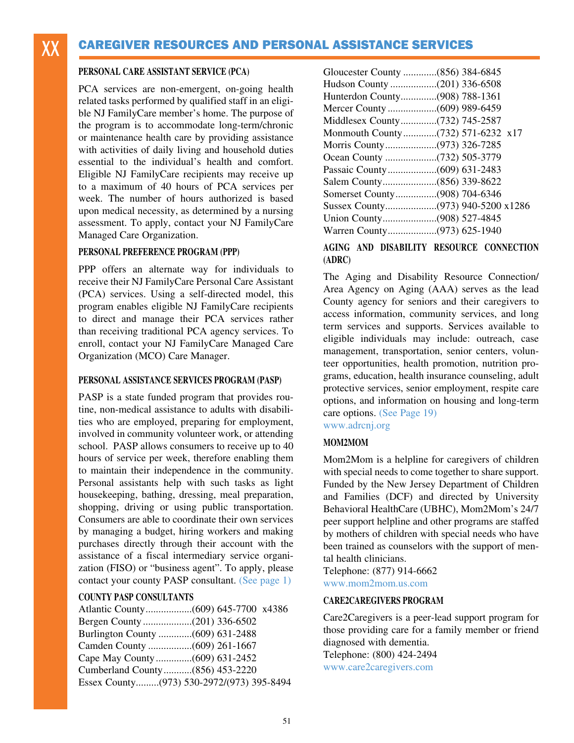## CAREGIVER RESOURCES AND PERSONAL ASSISTANCE SERVICES

### PERSONAL CARE ASSISTANT SERVICE (PCA)

PCA services are non-emergent, on-going health related tasks performed by qualified staff in an eligible NJ FamilyCare member's home. The purpose of the program is to accommodate long-term/chronic or maintenance health care by providing assistance with activities of daily living and household duties essential to the individual's health and comfort. Eligible NJ FamilyCare recipients may receive up to a maximum of 40 hours of PCA services per week. The number of hours authorized is based upon medical necessity, as determined by a nursing assessment. To apply, contact your NJ FamilyCare Managed Care Organization.

### PERSONAL PREFERENCE PROGRAM (PPP)

PPP offers an alternate way for individuals to receive their NJ FamilyCare Personal Care Assistant (PCA) services. Using a self-directed model, this program enables eligible NJ FamilyCare recipients to direct and manage their PCA services rather than receiving traditional PCA agency services. To enroll, contact your NJ FamilyCare Managed Care Organization (MCO) Care Manager.

### PERSONAL ASSISTANCE SERVICES PROGRAM (PASP)

PASP is a state funded program that provides routine, non-medical assistance to adults with disabilities who are employed, preparing for employment, involved in community volunteer work, or attending school. PASP allows consumers to receive up to 40 hours of service per week, therefore enabling them to maintain their independence in the community. Personal assistants help with such tasks as light housekeeping, bathing, dressing, meal preparation, shopping, driving or using public transportation. Consumers are able to coordinate their own services by managing a budget, hiring workers and making purchases directly through their account with the assistance of a fiscal intermediary service organization (FISO) or "business agent". To apply, please contact your county PASP consultant. (See page 1)

### COUNTY PASP CONSULTANTS

Atlantic County..................(609) 645-7700 x4386
Bergen County...................(201) 336-6502
Burlington County .............(609) 631-2488
Camden County .................(609) 261-1667
Cape May County..............(609) 631-2452
Cumberland County...........(856) 453-2220
Essex County.........(973) 530-2972/(973) 395-8494
Gloucester County .............(856) 384-6845
Hudson County ..................(201) 336-6508
Hunterdon County..............(908) 788-1361
Mercer County ...................(609) 989-6459
Middlesex County..............(732) 745-2587
Monmouth County.............(732) 571-6232 x17
Morris County....................(973) 326-7285
Ocean County ....................(732) 505-3779
Passaic County...................(609) 631-2483
Salem County.....................(856) 339-8622
Somerset County................(908) 704-6346
Sussex County....................(973) 940-5200 x1286
Union County.....................(908) 527-4845
Warren County...................(973) 625-1940

### AGING AND DISABILITY RESOURCE CONNECTION (ADRC)

The Aging and Disability Resource Connection/ Area Agency on Aging (AAA) serves as the lead County agency for seniors and their caregivers to access information, community services, and long term services and supports. Services available to eligible individuals may include: outreach, case management, transportation, senior centers, volunteer opportunities, health promotion, nutrition programs, education, health insurance counseling, adult protective services, senior employment, respite care options, and information on housing and long-term care options. (See Page 19)
www.adrcnj.org

### MOM2MOM

Mom2Mom is a helpline for caregivers of children with special needs to come together to share support. Funded by the New Jersey Department of Children and Families (DCF) and directed by University Behavioral HealthCare (UBHC), Mom2Mom's 24/7 peer support helpline and other programs are staffed by mothers of children with special needs who have been trained as counselors with the support of mental health clinicians.
Telephone: (877) 914-6662
www.mom2mom.us.com

### CARE2CAREGIVERS PROGRAM

Care2Caregivers is a peer-lead support program for those providing care for a family member or friend diagnosed with dementia.
Telephone: (800) 424-2494
www.care2caregivers.com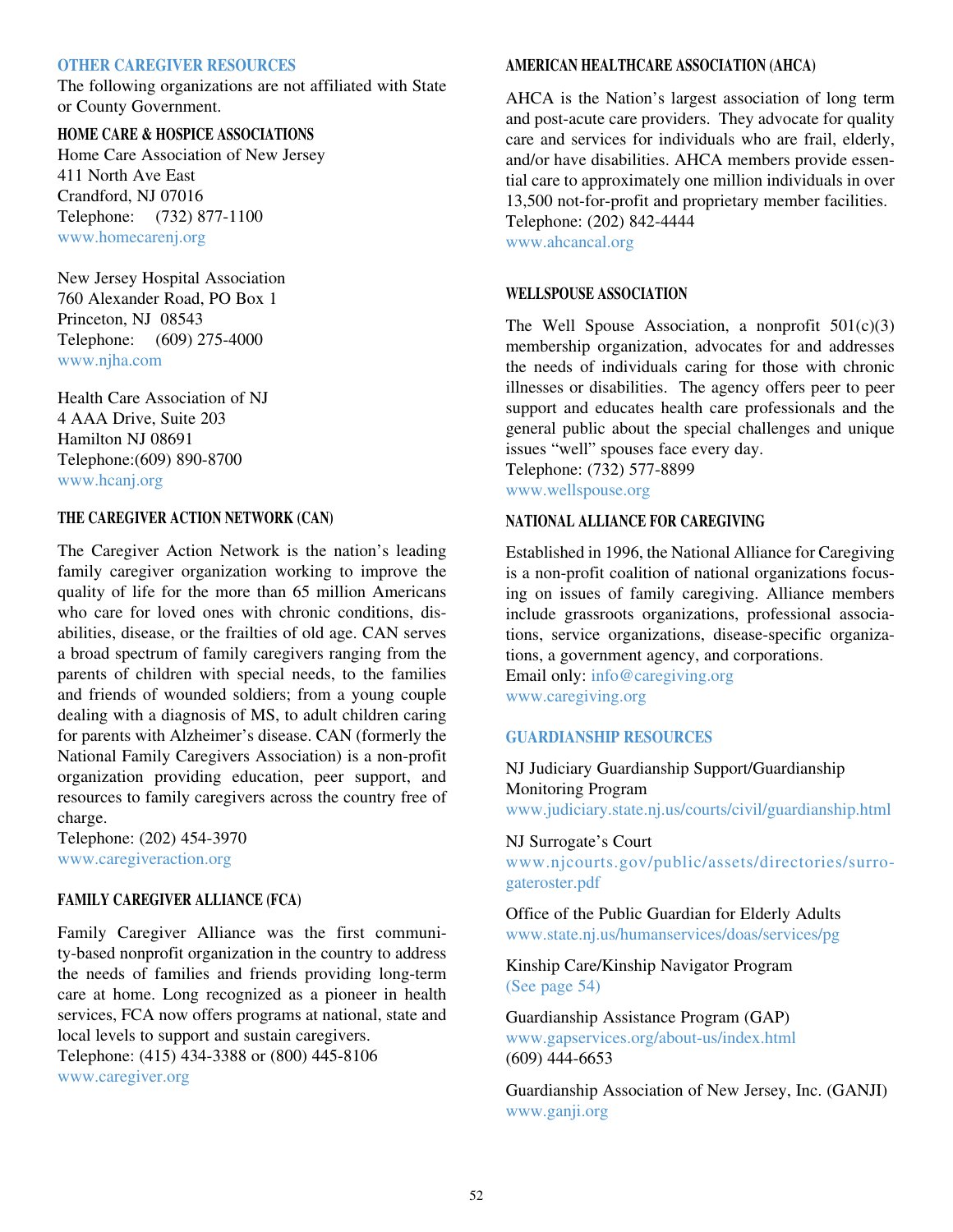## OTHER CAREGIVER RESOURCES

The following organizations are not affiliated with State or County Government.

### HOME CARE & HOSPICE ASSOCIATIONS

Home Care Association of New Jersey
411 North Ave East
Crandford, NJ 07016
Telephone: (732) 877-1100
www.homecarenj.org

New Jersey Hospital Association
760 Alexander Road, PO Box 1
Princeton, NJ 08543
Telephone: (609) 275-4000
www.njha.com

Health Care Association of NJ
4 AAA Drive, Suite 203
Hamilton NJ 08691
Telephone:(609) 890-8700
www.hcanj.org

### THE CAREGIVER ACTION NETWORK (CAN)

The Caregiver Action Network is the nation's leading family caregiver organization working to improve the quality of life for the more than 65 million Americans who care for loved ones with chronic conditions, disabilities, disease, or the frailties of old age. CAN serves a broad spectrum of family caregivers ranging from the parents of children with special needs, to the families and friends of wounded soldiers; from a young couple dealing with a diagnosis of MS, to adult children caring for parents with Alzheimer's disease. CAN (formerly the National Family Caregivers Association) is a non-profit organization providing education, peer support, and resources to family caregivers across the country free of charge.
Telephone: (202) 454-3970
www.caregiveraction.org

### FAMILY CAREGIVER ALLIANCE (FCA)

Family Caregiver Alliance was the first community-based nonprofit organization in the country to address the needs of families and friends providing long-term care at home. Long recognized as a pioneer in health services, FCA now offers programs at national, state and local levels to support and sustain caregivers.
Telephone: (415) 434-3388 or (800) 445-8106
www.caregiver.org

### AMERICAN HEALTHCARE ASSOCIATION (AHCA)

AHCA is the Nation's largest association of long term and post-acute care providers. They advocate for quality care and services for individuals who are frail, elderly, and/or have disabilities. AHCA members provide essential care to approximately one million individuals in over 13,500 not-for-profit and proprietary member facilities.
Telephone: (202) 842-4444
www.ahcancal.org

### WELLSPOUSE ASSOCIATION

The Well Spouse Association, a nonprofit 501(c)(3) membership organization, advocates for and addresses the needs of individuals caring for those with chronic illnesses or disabilities. The agency offers peer to peer support and educates health care professionals and the general public about the special challenges and unique issues "well" spouses face every day.
Telephone: (732) 577-8899
www.wellspouse.org

### NATIONAL ALLIANCE FOR CAREGIVING

Established in 1996, the National Alliance for Caregiving is a non-profit coalition of national organizations focusing on issues of family caregiving. Alliance members include grassroots organizations, professional associations, service organizations, disease-specific organizations, a government agency, and corporations.
Email only: info@caregiving.org
www.caregiving.org

## GUARDIANSHIP RESOURCES

NJ Judiciary Guardianship Support/Guardianship Monitoring Program
www.judiciary.state.nj.us/courts/civil/guardianship.html

NJ Surrogate's Court
www.njcourts.gov/public/assets/directories/surrogateroster.pdf

Office of the Public Guardian for Elderly Adults
www.state.nj.us/humanservices/doas/services/pg

Kinship Care/Kinship Navigator Program
(See page 54)

Guardianship Assistance Program (GAP)
www.gapservices.org/about-us/index.html
(609) 444-6653

Guardianship Association of New Jersey, Inc. (GANJI)
www.ganji.org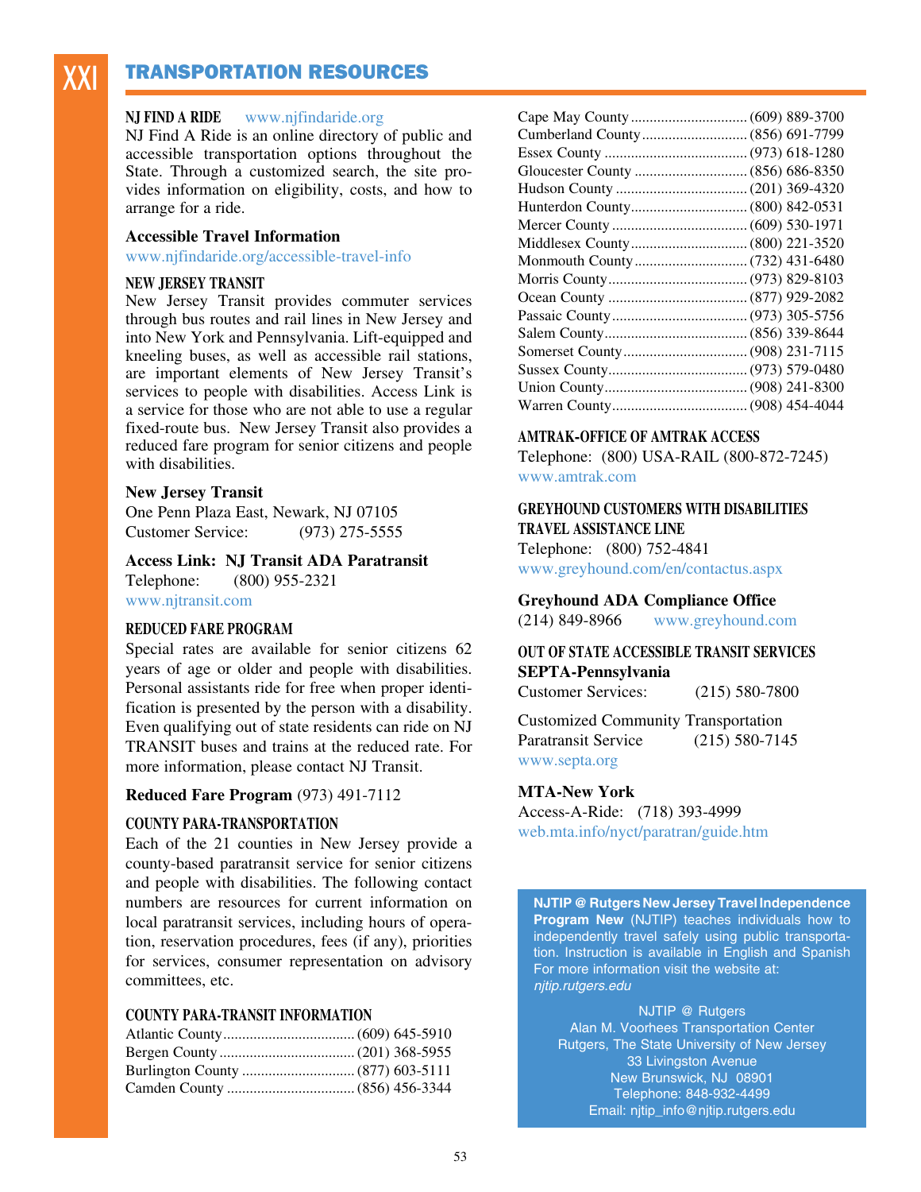# XXI TRANSPORTATION RESOURCES

### NJ FIND A RIDE www.njfindaride.org

NJ Find A Ride is an online directory of public and accessible transportation options throughout the State. Through a customized search, the site provides information on eligibility, costs, and how to arrange for a ride.

**Accessible Travel Information**
www.njfindaride.org/accessible-travel-info

### NEW JERSEY TRANSIT

New Jersey Transit provides commuter services through bus routes and rail lines in New Jersey and into New York and Pennsylvania. Lift-equipped and kneeling buses, as well as accessible rail stations, are important elements of New Jersey Transit's services to people with disabilities. Access Link is a service for those who are not able to use a regular fixed-route bus. New Jersey Transit also provides a reduced fare program for senior citizens and people with disabilities.

**New Jersey Transit**
One Penn Plaza East, Newark, NJ 07105
Customer Service: (973) 275-5555

**Access Link: NJ Transit ADA Paratransit**
Telephone: (800) 955-2321
www.njtransit.com

### REDUCED FARE PROGRAM

Special rates are available for senior citizens 62 years of age or older and people with disabilities. Personal assistants ride for free when proper identification is presented by the person with a disability. Even qualifying out of state residents can ride on NJ TRANSIT buses and trains at the reduced rate. For more information, please contact NJ Transit.

**Reduced Fare Program** (973) 491-7112

### COUNTY PARA-TRANSPORTATION

Each of the 21 counties in New Jersey provide a county-based paratransit service for senior citizens and people with disabilities. The following contact numbers are resources for current information on local paratransit services, including hours of operation, reservation procedures, fees (if any), priorities for services, consumer representation on advisory committees, etc.

### COUNTY PARA-TRANSIT INFORMATION

| County | Telephone |
|---|---|
| Atlantic County | (609) 645-5910 |
| Bergen County | (201) 368-5955 |
| Burlington County | (877) 603-5111 |
| Camden County | (856) 456-3344 |
| Cape May County | (609) 889-3700 |
| Cumberland County | (856) 691-7799 |
| Essex County | (973) 618-1280 |
| Gloucester County | (856) 686-8350 |
| Hudson County | (201) 369-4320 |
| Hunterdon County | (800) 842-0531 |
| Mercer County | (609) 530-1971 |
| Middlesex County | (800) 221-3520 |
| Monmouth County | (732) 431-6480 |
| Morris County | (973) 829-8103 |
| Ocean County | (877) 929-2082 |
| Passaic County | (973) 305-5756 |
| Salem County | (856) 339-8644 |
| Somerset County | (908) 231-7115 |
| Sussex County | (973) 579-0480 |
| Union County | (908) 241-8300 |
| Warren County | (908) 454-4044 |

### AMTRAK-OFFICE OF AMTRAK ACCESS

Telephone: (800) USA-RAIL (800-872-7245)
www.amtrak.com

### GREYHOUND CUSTOMERS WITH DISABILITIES TRAVEL ASSISTANCE LINE

Telephone: (800) 752-4841
www.greyhound.com/en/contactus.aspx

**Greyhound ADA Compliance Office**
(214) 849-8966 www.greyhound.com

### OUT OF STATE ACCESSIBLE TRANSIT SERVICES

**SEPTA-Pennsylvania**
Customer Services: (215) 580-7800

Customized Community Transportation
Paratransit Service (215) 580-7145
www.septa.org

**MTA-New York**
Access-A-Ride: (718) 393-4999
web.mta.info/nyct/paratran/guide.htm

**NJTIP @ Rutgers New Jersey Travel Independence Program New** (NJTIP) teaches individuals how to independently travel safely using public transportation. Instruction is available in English and Spanish For more information visit the website at: *njtip.rutgers.edu*

NJTIP @ Rutgers
Alan M. Voorhees Transportation Center
Rutgers, The State University of New Jersey
33 Livingston Avenue
New Brunswick, NJ 08901
Telephone: 848-932-4499
Email: njtip_info@njtip.rutgers.edu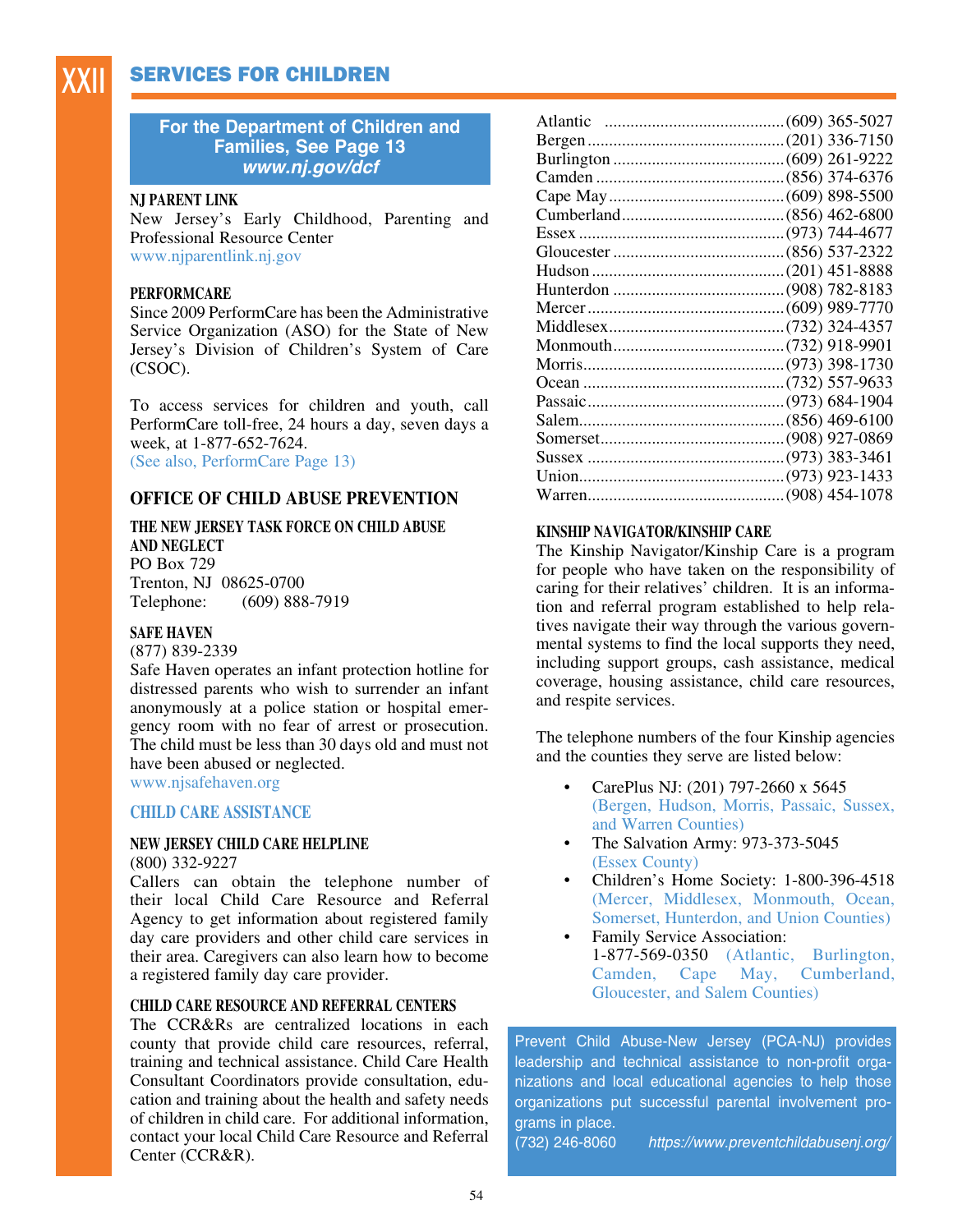# XXII SERVICES FOR CHILDREN

**For the Department of Children and Families, See Page 13**
***www.nj.gov/dcf***

### NJ PARENT LINK

New Jersey's Early Childhood, Parenting and Professional Resource Center
www.njparentlink.nj.gov

### PERFORMCARE

Since 2009 PerformCare has been the Administrative Service Organization (ASO) for the State of New Jersey's Division of Children's System of Care (CSOC).

To access services for children and youth, call PerformCare toll-free, 24 hours a day, seven days a week, at 1-877-652-7624.
(See also, PerformCare Page 13)

## OFFICE OF CHILD ABUSE PREVENTION

### THE NEW JERSEY TASK FORCE ON CHILD ABUSE AND NEGLECT

PO Box 729
Trenton, NJ 08625-0700
Telephone: (609) 888-7919

### SAFE HAVEN

(877) 839-2339
Safe Haven operates an infant protection hotline for distressed parents who wish to surrender an infant anonymously at a police station or hospital emergency room with no fear of arrest or prosecution. The child must be less than 30 days old and must not have been abused or neglected.
www.njsafehaven.org

## CHILD CARE ASSISTANCE

### NEW JERSEY CHILD CARE HELPLINE

(800) 332-9227
Callers can obtain the telephone number of their local Child Care Resource and Referral Agency to get information about registered family day care providers and other child care services in their area. Caregivers can also learn how to become a registered family day care provider.

### CHILD CARE RESOURCE AND REFERRAL CENTERS

The CCR&Rs are centralized locations in each county that provide child care resources, referral, training and technical assistance. Child Care Health Consultant Coordinators provide consultation, education and training about the health and safety needs of children in child care. For additional information, contact your local Child Care Resource and Referral Center (CCR&R).

| County | Telephone |
|---|---|
| Atlantic | (609) 365-5027 |
| Bergen | (201) 336-7150 |
| Burlington | (609) 261-9222 |
| Camden | (856) 374-6376 |
| Cape May | (609) 898-5500 |
| Cumberland | (856) 462-6800 |
| Essex | (973) 744-4677 |
| Gloucester | (856) 537-2322 |
| Hudson | (201) 451-8888 |
| Hunterdon | (908) 782-8183 |
| Mercer | (609) 989-7770 |
| Middlesex | (732) 324-4357 |
| Monmouth | (732) 918-9901 |
| Morris | (973) 398-1730 |
| Ocean | (732) 557-9633 |
| Passaic | (973) 684-1904 |
| Salem | (856) 469-6100 |
| Somerset | (908) 927-0869 |
| Sussex | (973) 383-3461 |
| Union | (973) 923-1433 |
| Warren | (908) 454-1078 |

### KINSHIP NAVIGATOR/KINSHIP CARE

The Kinship Navigator/Kinship Care is a program for people who have taken on the responsibility of caring for their relatives' children. It is an information and referral program established to help relatives navigate their way through the various governmental systems to find the local supports they need, including support groups, cash assistance, medical coverage, housing assistance, child care resources, and respite services.

The telephone numbers of the four Kinship agencies and the counties they serve are listed below:

- CarePlus NJ: (201) 797-2660 x 5645 (Bergen, Hudson, Morris, Passaic, Sussex, and Warren Counties)
- The Salvation Army: 973-373-5045 (Essex County)
- Children's Home Society: 1-800-396-4518 (Mercer, Middlesex, Monmouth, Ocean, Somerset, Hunterdon, and Union Counties)
- Family Service Association: 1-877-569-0350 (Atlantic, Burlington, Camden, Cape May, Cumberland, Gloucester, and Salem Counties)

Prevent Child Abuse-New Jersey (PCA-NJ) provides leadership and technical assistance to non-profit organizations and local educational agencies to help those organizations put successful parental involvement programs in place.
(732) 246-8060 *https://www.preventchildabusenj.org/*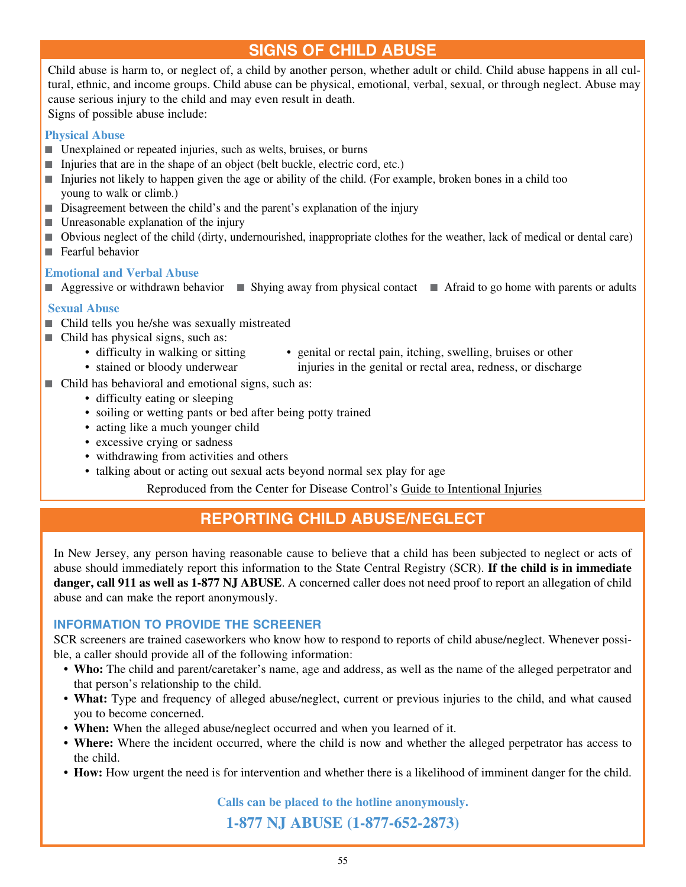## SIGNS OF CHILD ABUSE

Child abuse is harm to, or neglect of, a child by another person, whether adult or child. Child abuse happens in all cultural, ethnic, and income groups. Child abuse can be physical, emotional, verbal, sexual, or through neglect. Abuse may cause serious injury to the child and may even result in death.
Signs of possible abuse include:

### Physical Abuse

- Unexplained or repeated injuries, such as welts, bruises, or burns
- Injuries that are in the shape of an object (belt buckle, electric cord, etc.)
- Injuries not likely to happen given the age or ability of the child. (For example, broken bones in a child too young to walk or climb.)
- Disagreement between the child's and the parent's explanation of the injury
- Unreasonable explanation of the injury
- Obvious neglect of the child (dirty, undernourished, inappropriate clothes for the weather, lack of medical or dental care)
- Fearful behavior

### Emotional and Verbal Abuse

- Aggressive or withdrawn behavior
- Shying away from physical contact
- Afraid to go home with parents or adults

### Sexual Abuse

- Child tells you he/she was sexually mistreated
- Child has physical signs, such as:
  - difficulty in walking or sitting
  - stained or bloody underwear
  - genital or rectal pain, itching, swelling, bruises or other injuries in the genital or rectal area, redness, or discharge
- Child has behavioral and emotional signs, such as:
  - difficulty eating or sleeping
  - soiling or wetting pants or bed after being potty trained
  - acting like a much younger child
  - excessive crying or sadness
  - withdrawing from activities and others
  - talking about or acting out sexual acts beyond normal sex play for age

Reproduced from the Center for Disease Control's Guide to Intentional Injuries

## REPORTING CHILD ABUSE/NEGLECT

In New Jersey, any person having reasonable cause to believe that a child has been subjected to neglect or acts of abuse should immediately report this information to the State Central Registry (SCR). **If the child is in immediate danger, call 911 as well as 1-877 NJ ABUSE**. A concerned caller does not need proof to report an allegation of child abuse and can make the report anonymously.

### INFORMATION TO PROVIDE THE SCREENER

SCR screeners are trained caseworkers who know how to respond to reports of child abuse/neglect. Whenever possible, a caller should provide all of the following information:

- **Who:** The child and parent/caretaker's name, age and address, as well as the name of the alleged perpetrator and that person's relationship to the child.
- **What:** Type and frequency of alleged abuse/neglect, current or previous injuries to the child, and what caused you to become concerned.
- **When:** When the alleged abuse/neglect occurred and when you learned of it.
- **Where:** Where the incident occurred, where the child is now and whether the alleged perpetrator has access to the child.
- **How:** How urgent the need is for intervention and whether there is a likelihood of imminent danger for the child.

**Calls can be placed to the hotline anonymously.**

**1-877 NJ ABUSE (1-877-652-2873)**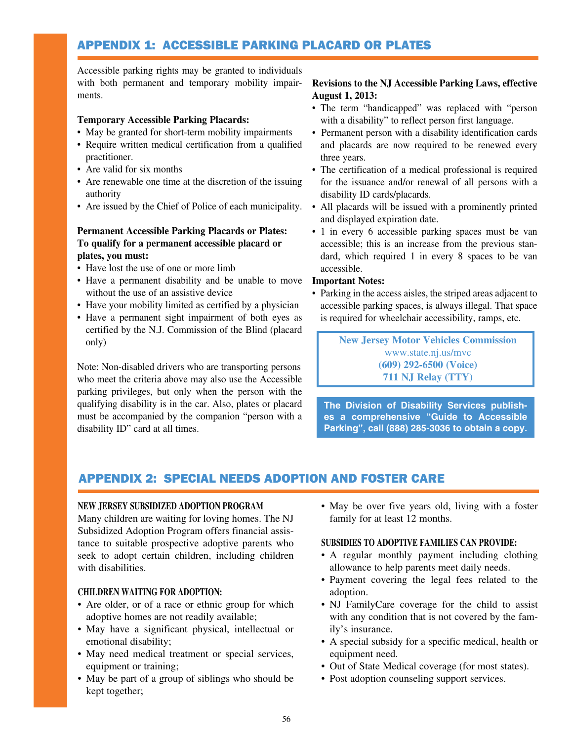## APPENDIX 1: ACCESSIBLE PARKING PLACARD OR PLATES

Accessible parking rights may be granted to individuals with both permanent and temporary mobility impairments.

**Temporary Accessible Parking Placards:**

- May be granted for short-term mobility impairments
- Require written medical certification from a qualified practitioner.
- Are valid for six months
- Are renewable one time at the discretion of the issuing authority
- Are issued by the Chief of Police of each municipality.

**Permanent Accessible Parking Placards or Plates: To qualify for a permanent accessible placard or plates, you must:**

- Have lost the use of one or more limb
- Have a permanent disability and be unable to move without the use of an assistive device
- Have your mobility limited as certified by a physician
- Have a permanent sight impairment of both eyes as certified by the N.J. Commission of the Blind (placard only)

Note: Non-disabled drivers who are transporting persons who meet the criteria above may also use the Accessible parking privileges, but only when the person with the qualifying disability is in the car. Also, plates or placard must be accompanied by the companion "person with a disability ID" card at all times.

**Revisions to the NJ Accessible Parking Laws, effective August 1, 2013:**

- The term "handicapped" was replaced with "person with a disability" to reflect person first language.
- Permanent person with a disability identification cards and placards are now required to be renewed every three years.
- The certification of a medical professional is required for the issuance and/or renewal of all persons with a disability ID cards/placards.
- All placards will be issued with a prominently printed and displayed expiration date.
- 1 in every 6 accessible parking spaces must be van accessible; this is an increase from the previous standard, which required 1 in every 8 spaces to be van accessible.

**Important Notes:**

- Parking in the access aisles, the striped areas adjacent to accessible parking spaces, is always illegal. That space is required for wheelchair accessibility, ramps, etc.

**New Jersey Motor Vehicles Commission**
www.state.nj.us/mvc
**(609) 292-6500 (Voice)**
**711 NJ Relay (TTY)**

**The Division of Disability Services publishes a comprehensive "Guide to Accessible Parking", call (888) 285-3036 to obtain a copy.**

## APPENDIX 2: SPECIAL NEEDS ADOPTION AND FOSTER CARE

**NEW JERSEY SUBSIDIZED ADOPTION PROGRAM**

Many children are waiting for loving homes. The NJ Subsidized Adoption Program offers financial assistance to suitable prospective adoptive parents who seek to adopt certain children, including children with disabilities.

**CHILDREN WAITING FOR ADOPTION:**

- Are older, or of a race or ethnic group for which adoptive homes are not readily available;
- May have a significant physical, intellectual or emotional disability;
- May need medical treatment or special services, equipment or training;
- May be part of a group of siblings who should be kept together;
- May be over five years old, living with a foster family for at least 12 months.

**SUBSIDIES TO ADOPTIVE FAMILIES CAN PROVIDE:**

- A regular monthly payment including clothing allowance to help parents meet daily needs.
- Payment covering the legal fees related to the adoption.
- NJ FamilyCare coverage for the child to assist with any condition that is not covered by the family's insurance.
- A special subsidy for a specific medical, health or equipment need.
- Out of State Medical coverage (for most states).
- Post adoption counseling support services.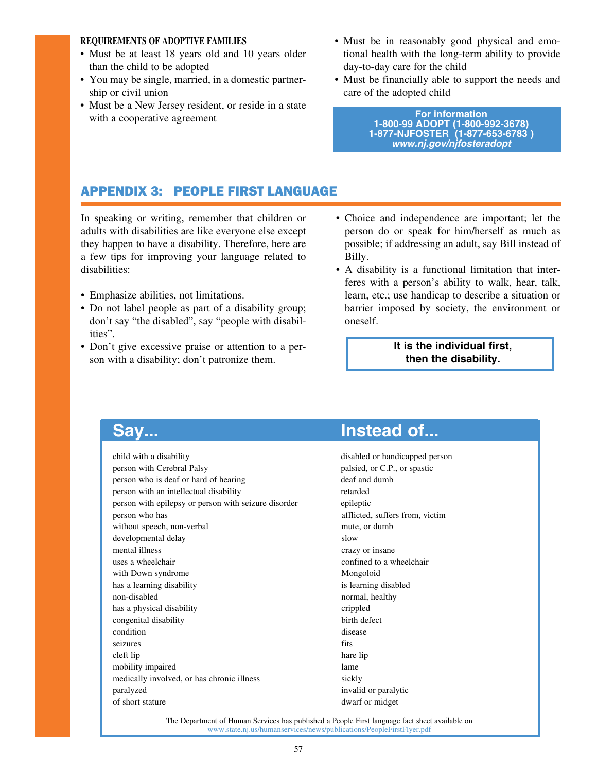**REQUIREMENTS OF ADOPTIVE FAMILIES**

- Must be at least 18 years old and 10 years older than the child to be adopted
- You may be single, married, in a domestic partnership or civil union
- Must be a New Jersey resident, or reside in a state with a cooperative agreement
- Must be in reasonably good physical and emotional health with the long-term ability to provide day-to-day care for the child
- Must be financially able to support the needs and care of the adopted child

**For information**
**1-800-99 ADOPT (1-800-992-3678)**
**1-877-NJFOSTER (1-877-653-6783 )**
***www.nj.gov/njfosteradopt***

## APPENDIX 3: PEOPLE FIRST LANGUAGE

In speaking or writing, remember that children or adults with disabilities are like everyone else except they happen to have a disability. Therefore, here are a few tips for improving your language related to disabilities:

- Emphasize abilities, not limitations.
- Do not label people as part of a disability group; don't say "the disabled", say "people with disabilities".
- Don't give excessive praise or attention to a person with a disability; don't patronize them.
- Choice and independence are important; let the person do or speak for him/herself as much as possible; if addressing an adult, say Bill instead of Billy.
- A disability is a functional limitation that interferes with a person's ability to walk, hear, talk, learn, etc.; use handicap to describe a situation or barrier imposed by society, the environment or oneself.

**It is the individual first, then the disability.**

| Say... | Instead of... |
|---|---|
| child with a disability | disabled or handicapped person |
| person with Cerebral Palsy | palsied, or C.P., or spastic |
| person who is deaf or hard of hearing | deaf and dumb |
| person with an intellectual disability | retarded |
| person with epilepsy or person with seizure disorder | epileptic |
| person who has | afflicted, suffers from, victim |
| without speech, non-verbal | mute, or dumb |
| developmental delay | slow |
| mental illness | crazy or insane |
| uses a wheelchair | confined to a wheelchair |
| with Down syndrome | Mongoloid |
| has a learning disability | is learning disabled |
| non-disabled | normal, healthy |
| has a physical disability | crippled |
| congenital disability | birth defect |
| condition | disease |
| seizures | fits |
| cleft lip | hare lip |
| mobility impaired | lame |
| medically involved, or has chronic illness | sickly |
| paralyzed | invalid or paralytic |
| of short stature | dwarf or midget |

The Department of Human Services has published a People First language fact sheet available on www.state.nj.us/humanservices/news/publications/PeopleFirstFlyer.pdf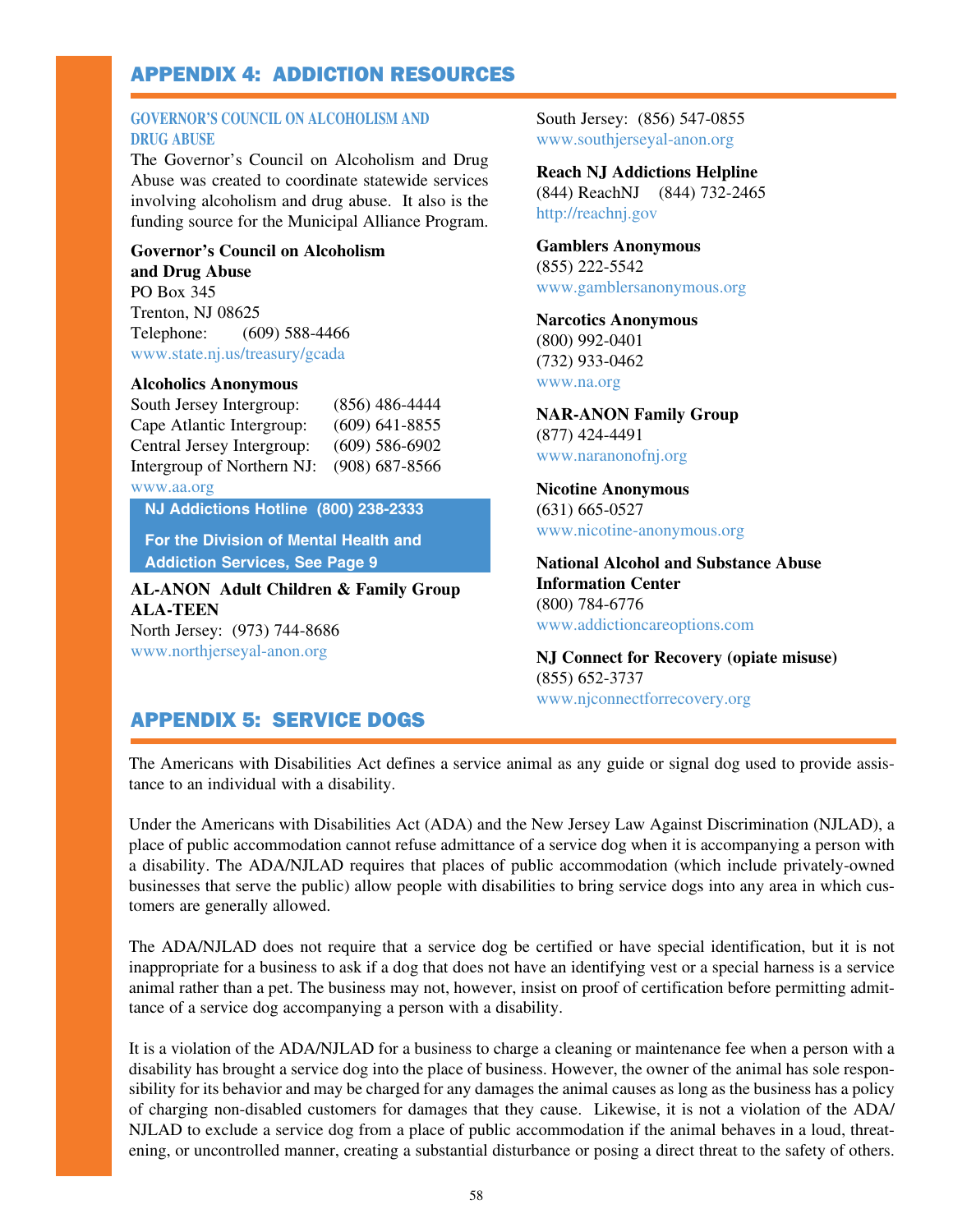## APPENDIX 4: ADDICTION RESOURCES

### GOVERNOR'S COUNCIL ON ALCOHOLISM AND DRUG ABUSE

The Governor's Council on Alcoholism and Drug Abuse was created to coordinate statewide services involving alcoholism and drug abuse. It also is the funding source for the Municipal Alliance Program.

**Governor's Council on Alcoholism and Drug Abuse**
PO Box 345
Trenton, NJ 08625
Telephone: (609) 588-4466
www.state.nj.us/treasury/gcada

**Alcoholics Anonymous**

| | |
|---|---|
| South Jersey Intergroup: | (856) 486-4444 |
| Cape Atlantic Intergroup: | (609) 641-8855 |
| Central Jersey Intergroup: | (609) 586-6902 |
| Intergroup of Northern NJ: | (908) 687-8566 |

www.aa.org

**NJ Addictions Hotline (800) 238-2333**

**For the Division of Mental Health and Addiction Services, See Page 9**

**AL-ANON Adult Children & Family Group ALA-TEEN**
North Jersey: (973) 744-8686
www.northjerseyal-anon.org
South Jersey: (856) 547-0855
www.southjerseyal-anon.org

**Reach NJ Addictions Helpline**
(844) ReachNJ (844) 732-2465
http://reachnj.gov

**Gamblers Anonymous**
(855) 222-5542
www.gamblersanonymous.org

**Narcotics Anonymous**
(800) 992-0401
(732) 933-0462
www.na.org

**NAR-ANON Family Group**
(877) 424-4491
www.narononofnj.org

**Nicotine Anonymous**
(631) 665-0527
www.nicotine-anonymous.org

**National Alcohol and Substance Abuse Information Center**
(800) 784-6776
www.addictioncareoptions.com

**NJ Connect for Recovery (opiate misuse)**
(855) 652-3737
www.njconnectforrecovery.org

## APPENDIX 5: SERVICE DOGS

The Americans with Disabilities Act defines a service animal as any guide or signal dog used to provide assistance to an individual with a disability.

Under the Americans with Disabilities Act (ADA) and the New Jersey Law Against Discrimination (NJLAD), a place of public accommodation cannot refuse admittance of a service dog when it is accompanying a person with a disability. The ADA/NJLAD requires that places of public accommodation (which include privately-owned businesses that serve the public) allow people with disabilities to bring service dogs into any area in which customers are generally allowed.

The ADA/NJLAD does not require that a service dog be certified or have special identification, but it is not inappropriate for a business to ask if a dog that does not have an identifying vest or a special harness is a service animal rather than a pet. The business may not, however, insist on proof of certification before permitting admittance of a service dog accompanying a person with a disability.

It is a violation of the ADA/NJLAD for a business to charge a cleaning or maintenance fee when a person with a disability has brought a service dog into the place of business. However, the owner of the animal has sole responsibility for its behavior and may be charged for any damages the animal causes as long as the business has a policy of charging non-disabled customers for damages that they cause. Likewise, it is not a violation of the ADA/NJLAD to exclude a service dog from a place of public accommodation if the animal behaves in a loud, threatening, or uncontrolled manner, creating a substantial disturbance or posing a direct threat to the safety of others.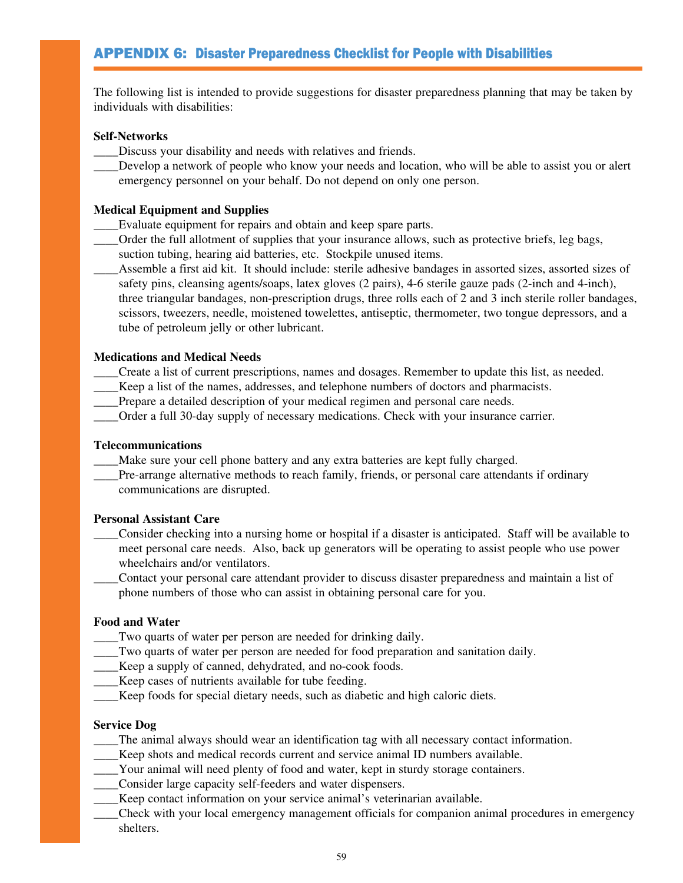## APPENDIX 6: Disaster Preparedness Checklist for People with Disabilities

The following list is intended to provide suggestions for disaster preparedness planning that may be taken by individuals with disabilities:

**Self-Networks**

____Discuss your disability and needs with relatives and friends.

____Develop a network of people who know your needs and location, who will be able to assist you or alert emergency personnel on your behalf. Do not depend on only one person.

**Medical Equipment and Supplies**

____Evaluate equipment for repairs and obtain and keep spare parts.

____Order the full allotment of supplies that your insurance allows, such as protective briefs, leg bags, suction tubing, hearing aid batteries, etc. Stockpile unused items.

____Assemble a first aid kit. It should include: sterile adhesive bandages in assorted sizes, assorted sizes of safety pins, cleansing agents/soaps, latex gloves (2 pairs), 4-6 sterile gauze pads (2-inch and 4-inch), three triangular bandages, non-prescription drugs, three rolls each of 2 and 3 inch sterile roller bandages, scissors, tweezers, needle, moistened towelettes, antiseptic, thermometer, two tongue depressors, and a tube of petroleum jelly or other lubricant.

**Medications and Medical Needs**

____Create a list of current prescriptions, names and dosages. Remember to update this list, as needed.

____Keep a list of the names, addresses, and telephone numbers of doctors and pharmacists.

____Prepare a detailed description of your medical regimen and personal care needs.

____Order a full 30-day supply of necessary medications. Check with your insurance carrier.

**Telecommunications**

____Make sure your cell phone battery and any extra batteries are kept fully charged.

____Pre-arrange alternative methods to reach family, friends, or personal care attendants if ordinary communications are disrupted.

**Personal Assistant Care**

____Consider checking into a nursing home or hospital if a disaster is anticipated. Staff will be available to meet personal care needs. Also, back up generators will be operating to assist people who use power wheelchairs and/or ventilators.

____Contact your personal care attendant provider to discuss disaster preparedness and maintain a list of phone numbers of those who can assist in obtaining personal care for you.

**Food and Water**

____Two quarts of water per person are needed for drinking daily.

____Two quarts of water per person are needed for food preparation and sanitation daily.

____Keep a supply of canned, dehydrated, and no-cook foods.

____Keep cases of nutrients available for tube feeding.

____Keep foods for special dietary needs, such as diabetic and high caloric diets.

**Service Dog**

____The animal always should wear an identification tag with all necessary contact information.

____Keep shots and medical records current and service animal ID numbers available.

____Your animal will need plenty of food and water, kept in sturdy storage containers.

____Consider large capacity self-feeders and water dispensers.

____Keep contact information on your service animal's veterinarian available.

____Check with your local emergency management officials for companion animal procedures in emergency shelters.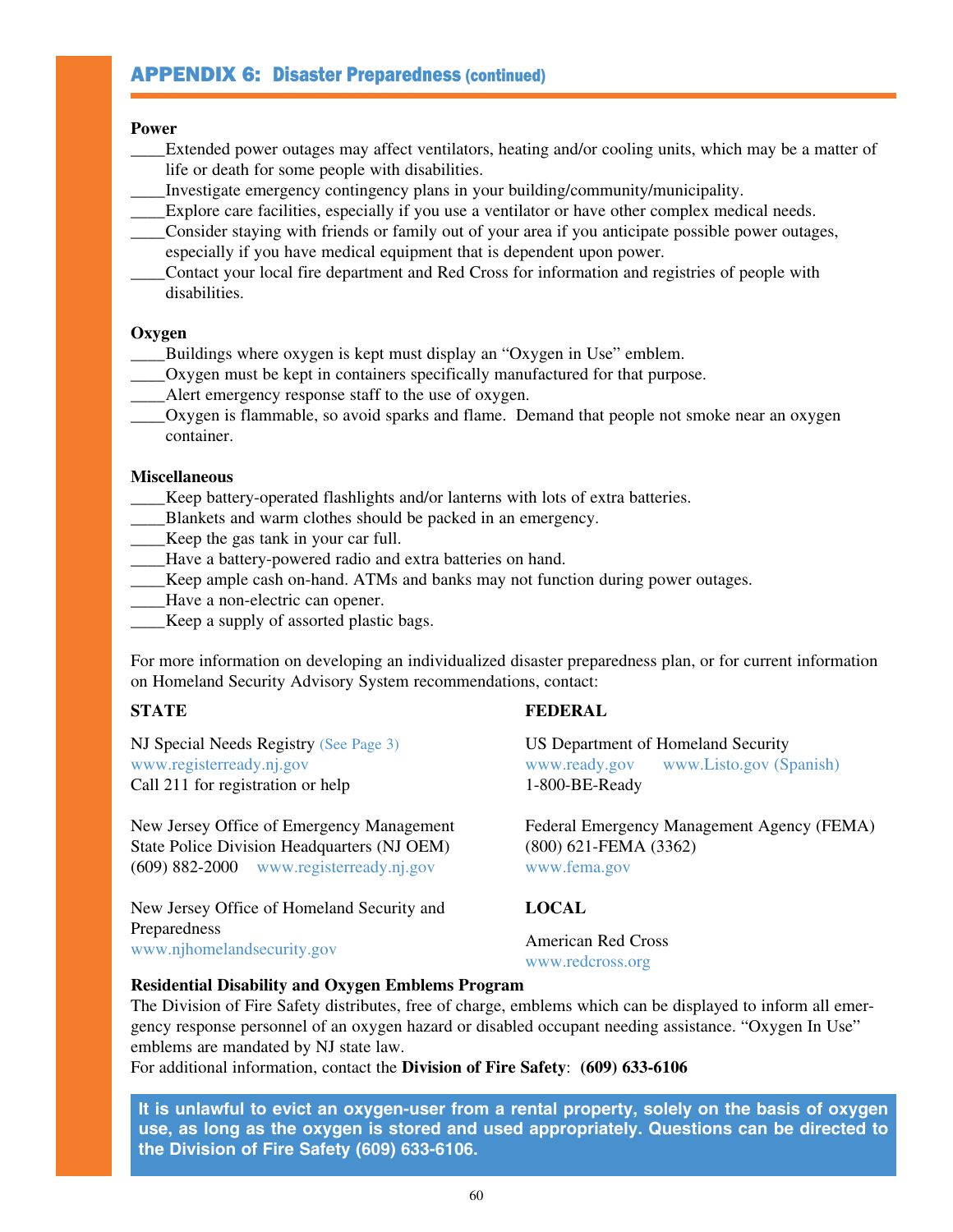## APPENDIX 6: Disaster Preparedness (continued)

**Power**

____Extended power outages may affect ventilators, heating and/or cooling units, which may be a matter of life or death for some people with disabilities.
____Investigate emergency contingency plans in your building/community/municipality.
____Explore care facilities, especially if you use a ventilator or have other complex medical needs.
____Consider staying with friends or family out of your area if you anticipate possible power outages, especially if you have medical equipment that is dependent upon power.
____Contact your local fire department and Red Cross for information and registries of people with disabilities.

**Oxygen**

____Buildings where oxygen is kept must display an "Oxygen in Use" emblem.
____Oxygen must be kept in containers specifically manufactured for that purpose.
____Alert emergency response staff to the use of oxygen.
____Oxygen is flammable, so avoid sparks and flame. Demand that people not smoke near an oxygen container.

**Miscellaneous**

____Keep battery-operated flashlights and/or lanterns with lots of extra batteries.
____Blankets and warm clothes should be packed in an emergency.
____Keep the gas tank in your car full.
____Have a battery-powered radio and extra batteries on hand.
____Keep ample cash on-hand. ATMs and banks may not function during power outages.
____Have a non-electric can opener.
____Keep a supply of assorted plastic bags.

For more information on developing an individualized disaster preparedness plan, or for current information on Homeland Security Advisory System recommendations, contact:

**STATE**

NJ Special Needs Registry (See Page 3)
www.registerready.nj.gov
Call 211 for registration or help

New Jersey Office of Emergency Management
State Police Division Headquarters (NJ OEM)
(609) 882-2000 www.registerready.nj.gov

New Jersey Office of Homeland Security and Preparedness
www.njhomelandsecurity.gov

**FEDERAL**

US Department of Homeland Security
www.ready.gov www.Listo.gov (Spanish)
1-800-BE-Ready

Federal Emergency Management Agency (FEMA)
(800) 621-FEMA (3362)
www.fema.gov

**LOCAL**

American Red Cross
www.redcross.org

**Residential Disability and Oxygen Emblems Program**

The Division of Fire Safety distributes, free of charge, emblems which can be displayed to inform all emergency response personnel of an oxygen hazard or disabled occupant needing assistance. "Oxygen In Use" emblems are mandated by NJ state law.
For additional information, contact the **Division of Fire Safety**: **(609) 633-6106**

**It is unlawful to evict an oxygen-user from a rental property, solely on the basis of oxygen use, as long as the oxygen is stored and used appropriately. Questions can be directed to the Division of Fire Safety (609) 633-6106.**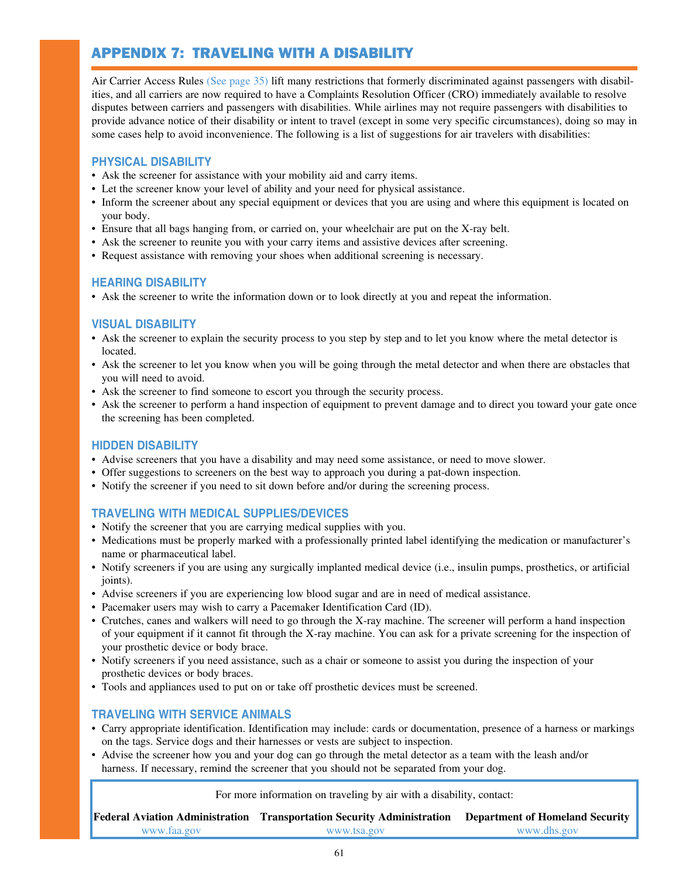# APPENDIX 7: TRAVELING WITH A DISABILITY

Air Carrier Access Rules (See page 35) lift many restrictions that formerly discriminated against passengers with disabilities, and all carriers are now required to have a Complaints Resolution Officer (CRO) immediately available to resolve disputes between carriers and passengers with disabilities. While airlines may not require passengers with disabilities to provide advance notice of their disability or intent to travel (except in some very specific circumstances), doing so may in some cases help to avoid inconvenience. The following is a list of suggestions for air travelers with disabilities:

## PHYSICAL DISABILITY

- Ask the screener for assistance with your mobility aid and carry items.
- Let the screener know your level of ability and your need for physical assistance.
- Inform the screener about any special equipment or devices that you are using and where this equipment is located on your body.
- Ensure that all bags hanging from, or carried on, your wheelchair are put on the X-ray belt.
- Ask the screener to reunite you with your carry items and assistive devices after screening.
- Request assistance with removing your shoes when additional screening is necessary.

## HEARING DISABILITY

- Ask the screener to write the information down or to look directly at you and repeat the information.

## VISUAL DISABILITY

- Ask the screener to explain the security process to you step by step and to let you know where the metal detector is located.
- Ask the screener to let you know when you will be going through the metal detector and when there are obstacles that you will need to avoid.
- Ask the screener to find someone to escort you through the security process.
- Ask the screener to perform a hand inspection of equipment to prevent damage and to direct you toward your gate once the screening has been completed.

## HIDDEN DISABILITY

- Advise screeners that you have a disability and may need some assistance, or need to move slower.
- Offer suggestions to screeners on the best way to approach you during a pat-down inspection.
- Notify the screener if you need to sit down before and/or during the screening process.

## TRAVELING WITH MEDICAL SUPPLIES/DEVICES

- Notify the screener that you are carrying medical supplies with you.
- Medications must be properly marked with a professionally printed label identifying the medication or manufacturer's name or pharmaceutical label.
- Notify screeners if you are using any surgically implanted medical device (i.e., insulin pumps, prosthetics, or artificial joints).
- Advise screeners if you are experiencing low blood sugar and are in need of medical assistance.
- Pacemaker users may wish to carry a Pacemaker Identification Card (ID).
- Crutches, canes and walkers will need to go through the X-ray machine. The screener will perform a hand inspection of your equipment if it cannot fit through the X-ray machine. You can ask for a private screening for the inspection of your prosthetic device or body brace.
- Notify screeners if you need assistance, such as a chair or someone to assist you during the inspection of your prosthetic devices or body braces.
- Tools and appliances used to put on or take off prosthetic devices must be screened.

## TRAVELING WITH SERVICE ANIMALS

- Carry appropriate identification. Identification may include: cards or documentation, presence of a harness or markings on the tags. Service dogs and their harnesses or vests are subject to inspection.
- Advise the screener how you and your dog can go through the metal detector as a team with the leash and/or harness. If necessary, remind the screener that you should not be separated from your dog.

For more information on traveling by air with a disability, contact:

| Federal Aviation Administration | Transportation Security Administration | Department of Homeland Security |
|---|---|---|
| www.faa.gov | www.tsa.gov | www.dhs.gov |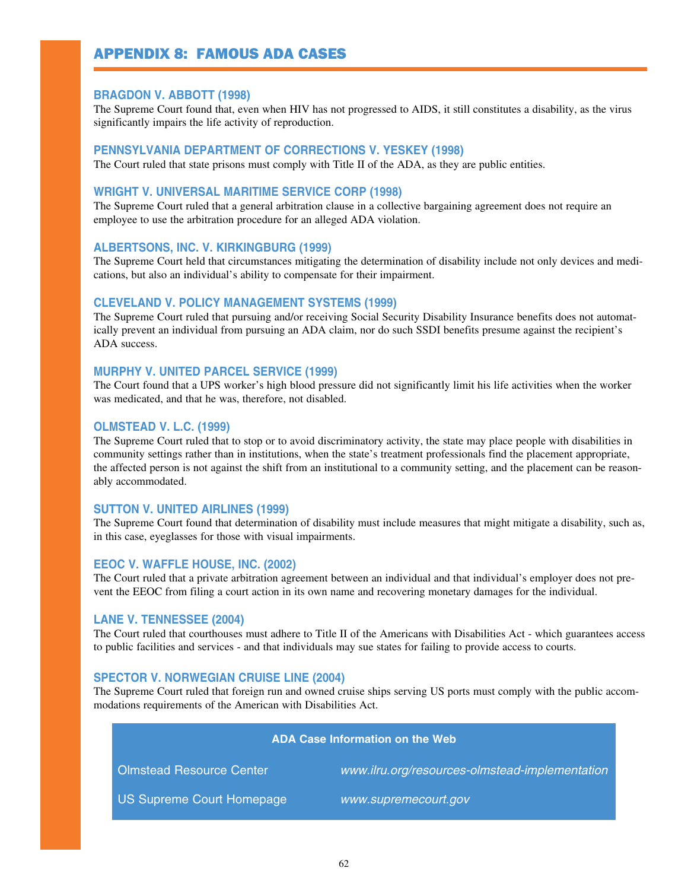# APPENDIX 8: FAMOUS ADA CASES

### BRAGDON V. ABBOTT (1998)

The Supreme Court found that, even when HIV has not progressed to AIDS, it still constitutes a disability, as the virus significantly impairs the life activity of reproduction.

### PENNSYLVANIA DEPARTMENT OF CORRECTIONS V. YESKEY (1998)

The Court ruled that state prisons must comply with Title II of the ADA, as they are public entities.

### WRIGHT V. UNIVERSAL MARITIME SERVICE CORP (1998)

The Supreme Court ruled that a general arbitration clause in a collective bargaining agreement does not require an employee to use the arbitration procedure for an alleged ADA violation.

### ALBERTSONS, INC. V. KIRKINGBURG (1999)

The Supreme Court held that circumstances mitigating the determination of disability include not only devices and medications, but also an individual's ability to compensate for their impairment.

### CLEVELAND V. POLICY MANAGEMENT SYSTEMS (1999)

The Supreme Court ruled that pursuing and/or receiving Social Security Disability Insurance benefits does not automatically prevent an individual from pursuing an ADA claim, nor do such SSDI benefits presume against the recipient's ADA success.

### MURPHY V. UNITED PARCEL SERVICE (1999)

The Court found that a UPS worker's high blood pressure did not significantly limit his life activities when the worker was medicated, and that he was, therefore, not disabled.

### OLMSTEAD V. L.C. (1999)

The Supreme Court ruled that to stop or to avoid discriminatory activity, the state may place people with disabilities in community settings rather than in institutions, when the state's treatment professionals find the placement appropriate, the affected person is not against the shift from an institutional to a community setting, and the placement can be reasonably accommodated.

### SUTTON V. UNITED AIRLINES (1999)

The Supreme Court found that determination of disability must include measures that might mitigate a disability, such as, in this case, eyeglasses for those with visual impairments.

### EEOC V. WAFFLE HOUSE, INC. (2002)

The Court ruled that a private arbitration agreement between an individual and that individual's employer does not prevent the EEOC from filing a court action in its own name and recovering monetary damages for the individual.

### LANE V. TENNESSEE (2004)

The Court ruled that courthouses must adhere to Title II of the Americans with Disabilities Act - which guarantees access to public facilities and services - and that individuals may sue states for failing to provide access to courts.

### SPECTOR V. NORWEGIAN CRUISE LINE (2004)

The Supreme Court ruled that foreign run and owned cruise ships serving US ports must comply with the public accommodations requirements of the American with Disabilities Act.

| ADA Case Information on the Web | |
|---|---|
| Olmstead Resource Center | *www.ilru.org/resources-olmstead-implementation* |
| US Supreme Court Homepage | *www.supremecourt.gov* |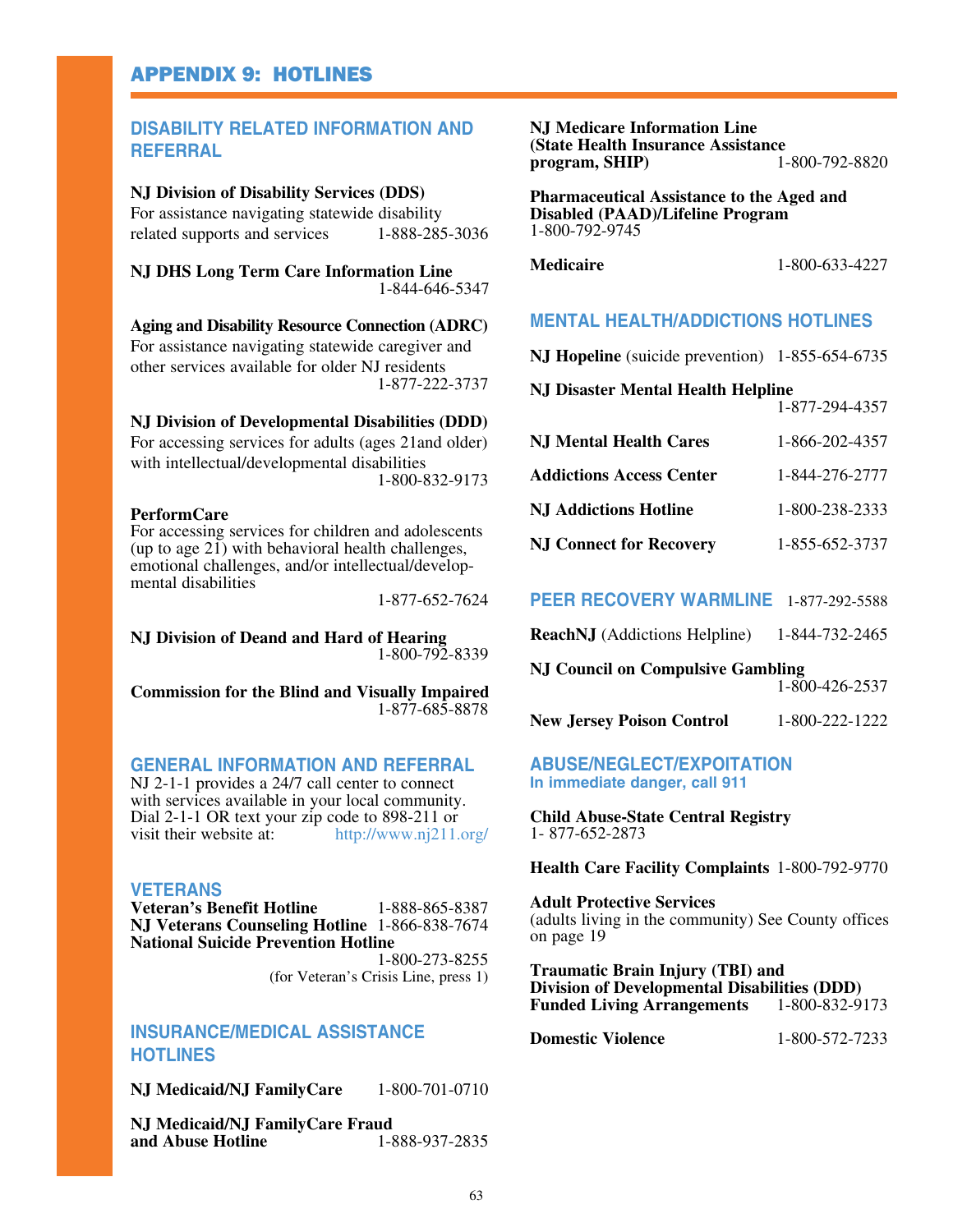# APPENDIX 9: HOTLINES

## DISABILITY RELATED INFORMATION AND REFERRAL

**NJ Division of Disability Services (DDS)**
For assistance navigating statewide disability related supports and services 1-888-285-3036

**NJ DHS Long Term Care Information Line**
1-844-646-5347

**Aging and Disability Resource Connection (ADRC)**
For assistance navigating statewide caregiver and other services available for older NJ residents
1-877-222-3737

**NJ Division of Developmental Disabilities (DDD)**
For accessing services for adults (ages 21and older) with intellectual/developmental disabilities
1-800-832-9173

**PerformCare**
For accessing services for children and adolescents (up to age 21) with behavioral health challenges, emotional challenges, and/or intellectual/developmental disabilities
1-877-652-7624

**NJ Division of Deand and Hard of Hearing**
1-800-792-8339

**Commission for the Blind and Visually Impaired**
1-877-685-8878

## GENERAL INFORMATION AND REFERRAL

NJ 2-1-1 provides a 24/7 call center to connect with services available in your local community. Dial 2-1-1 OR text your zip code to 898-211 or visit their website at: http://www.nj211.org/

## VETERANS

**Veteran's Benefit Hotline** 1-888-865-8387
**NJ Veterans Counseling Hotline** 1-866-838-7674
**National Suicide Prevention Hotline**
1-800-273-8255
(for Veteran's Crisis Line, press 1)

## INSURANCE/MEDICAL ASSISTANCE HOTLINES

**NJ Medicaid/NJ FamilyCare** 1-800-701-0710

**NJ Medicaid/NJ FamilyCare Fraud and Abuse Hotline** 1-888-937-2835

**NJ Medicare Information Line (State Health Insurance Assistance program, SHIP)** 1-800-792-8820

**Pharmaceutical Assistance to the Aged and Disabled (PAAD)/Lifeline Program**
1-800-792-9745

**Medicaire** 1-800-633-4227

## MENTAL HEALTH/ADDICTIONS HOTLINES

**NJ Hopeline** (suicide prevention) 1-855-654-6735

**NJ Disaster Mental Health Helpline**
1-877-294-4357

**NJ Mental Health Cares** 1-866-202-4357

**Addictions Access Center** 1-844-276-2777

**NJ Addictions Hotline** 1-800-238-2333

**NJ Connect for Recovery** 1-855-652-3737

## PEER RECOVERY WARMLINE 1-877-292-5588

**ReachNJ** (Addictions Helpline) 1-844-732-2465

**NJ Council on Compulsive Gambling**
1-800-426-2537

**New Jersey Poison Control** 1-800-222-1222

## ABUSE/NEGLECT/EXPOITATION

**In immediate danger, call 911**

**Child Abuse-State Central Registry**
1- 877-652-2873

**Health Care Facility Complaints** 1-800-792-9770

**Adult Protective Services**
(adults living in the community) See County offices on page 19

**Traumatic Brain Injury (TBI) and Division of Developmental Disabilities (DDD) Funded Living Arrangements** 1-800-832-9173

**Domestic Violence** 1-800-572-7233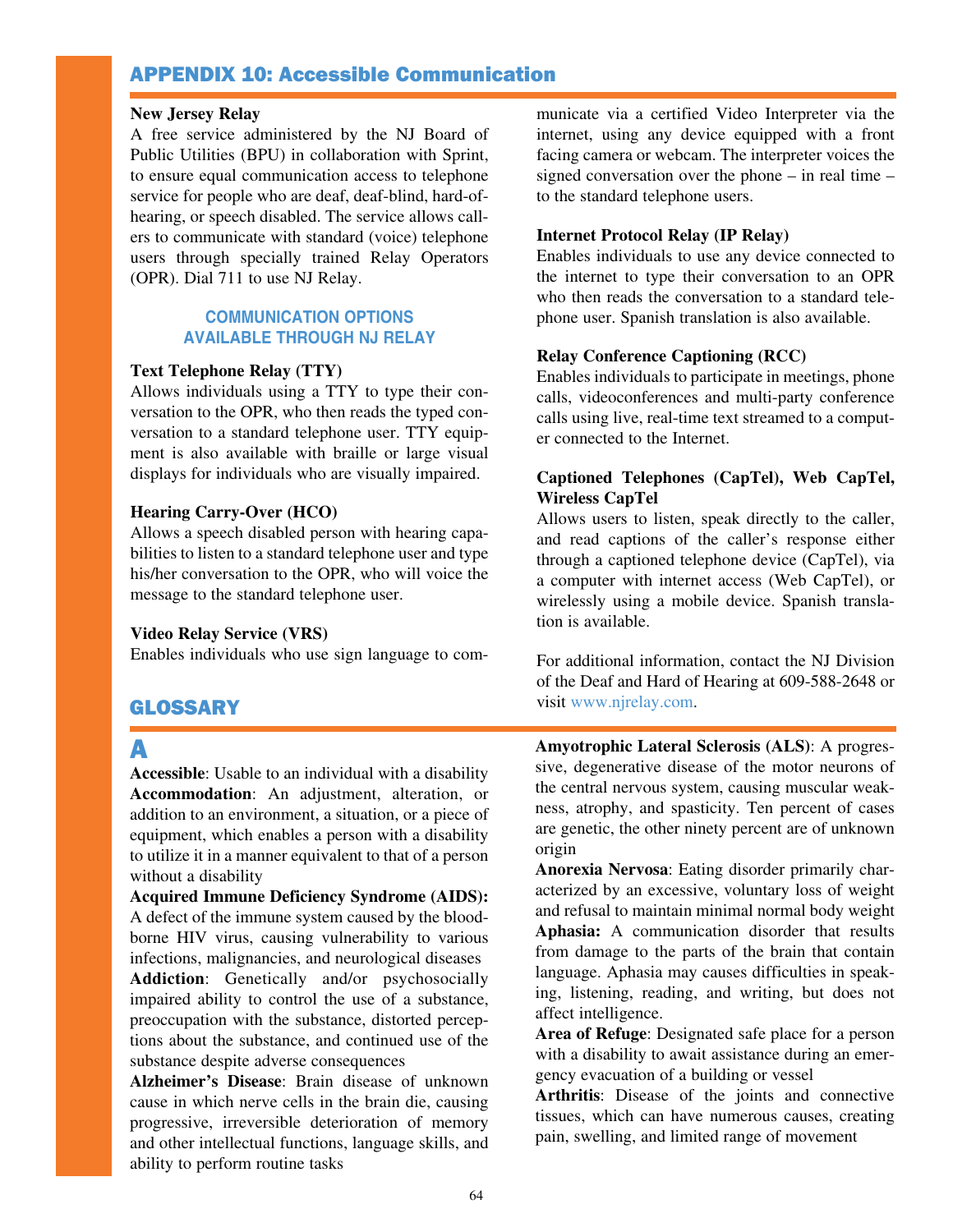## APPENDIX 10: Accessible Communication

**New Jersey Relay**
A free service administered by the NJ Board of Public Utilities (BPU) in collaboration with Sprint, to ensure equal communication access to telephone service for people who are deaf, deaf-blind, hard-of-hearing, or speech disabled. The service allows callers to communicate with standard (voice) telephone users through specially trained Relay Operators (OPR). Dial 711 to use NJ Relay.

### COMMUNICATION OPTIONS AVAILABLE THROUGH NJ RELAY

**Text Telephone Relay (TTY)**
Allows individuals using a TTY to type their conversation to the OPR, who then reads the typed conversation to a standard telephone user. TTY equipment is also available with braille or large visual displays for individuals who are visually impaired.

**Hearing Carry-Over (HCO)**
Allows a speech disabled person with hearing capabilities to listen to a standard telephone user and type his/her conversation to the OPR, who will voice the message to the standard telephone user.

**Video Relay Service (VRS)**
Enables individuals who use sign language to communicate via a certified Video Interpreter via the internet, using any device equipped with a front facing camera or webcam. The interpreter voices the signed conversation over the phone – in real time – to the standard telephone users.

**Internet Protocol Relay (IP Relay)**
Enables individuals to use any device connected to the internet to type their conversation to an OPR who then reads the conversation to a standard telephone user. Spanish translation is also available.

**Relay Conference Captioning (RCC)**
Enables individuals to participate in meetings, phone calls, videoconferences and multi-party conference calls using live, real-time text streamed to a computer connected to the Internet.

**Captioned Telephones (CapTel), Web CapTel, Wireless CapTel**
Allows users to listen, speak directly to the caller, and read captions of the caller's response either through a captioned telephone device (CapTel), via a computer with internet access (Web CapTel), or wirelessly using a mobile device. Spanish translation is available.

For additional information, contact the NJ Division of the Deaf and Hard of Hearing at 609-588-2648 or visit www.njrelay.com.

## GLOSSARY

### A

**Accessible**: Usable to an individual with a disability

**Accommodation**: An adjustment, alteration, or addition to an environment, a situation, or a piece of equipment, which enables a person with a disability to utilize it in a manner equivalent to that of a person without a disability

**Acquired Immune Deficiency Syndrome (AIDS):** A defect of the immune system caused by the blood-borne HIV virus, causing vulnerability to various infections, malignancies, and neurological diseases

**Addiction**: Genetically and/or psychosocially impaired ability to control the use of a substance, preoccupation with the substance, distorted perceptions about the substance, and continued use of the substance despite adverse consequences

**Alzheimer's Disease**: Brain disease of unknown cause in which nerve cells in the brain die, causing progressive, irreversible deterioration of memory and other intellectual functions, language skills, and ability to perform routine tasks

**Amyotrophic Lateral Sclerosis (ALS)**: A progressive, degenerative disease of the motor neurons of the central nervous system, causing muscular weakness, atrophy, and spasticity. Ten percent of cases are genetic, the other ninety percent are of unknown origin

**Anorexia Nervosa**: Eating disorder primarily characterized by an excessive, voluntary loss of weight and refusal to maintain minimal normal body weight

**Aphasia:** A communication disorder that results from damage to the parts of the brain that contain language. Aphasia may causes difficulties in speaking, listening, reading, and writing, but does not affect intelligence.

**Area of Refuge**: Designated safe place for a person with a disability to await assistance during an emergency evacuation of a building or vessel

**Arthritis**: Disease of the joints and connective tissues, which can have numerous causes, creating pain, swelling, and limited range of movement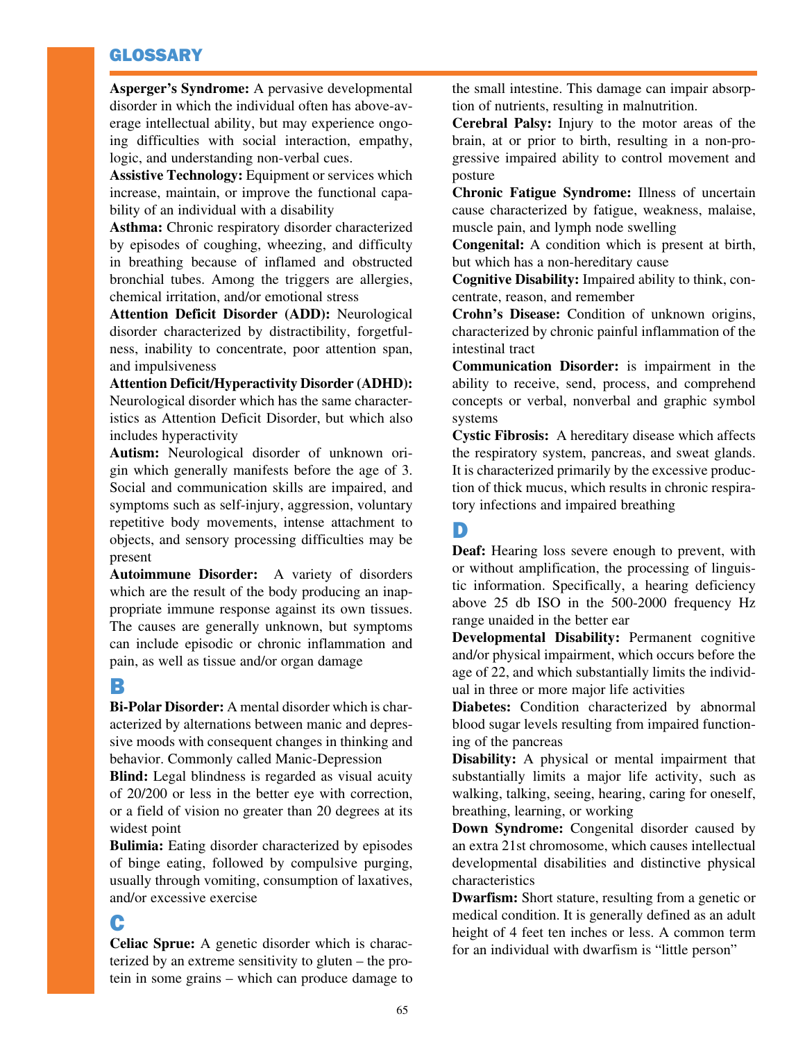# GLOSSARY

**Asperger's Syndrome:** A pervasive developmental disorder in which the individual often has above-average intellectual ability, but may experience ongoing difficulties with social interaction, empathy, logic, and understanding non-verbal cues.

**Assistive Technology:** Equipment or services which increase, maintain, or improve the functional capability of an individual with a disability

**Asthma:** Chronic respiratory disorder characterized by episodes of coughing, wheezing, and difficulty in breathing because of inflamed and obstructed bronchial tubes. Among the triggers are allergies, chemical irritation, and/or emotional stress

**Attention Deficit Disorder (ADD):** Neurological disorder characterized by distractibility, forgetfulness, inability to concentrate, poor attention span, and impulsiveness

**Attention Deficit/Hyperactivity Disorder (ADHD):** Neurological disorder which has the same characteristics as Attention Deficit Disorder, but which also includes hyperactivity

**Autism:** Neurological disorder of unknown origin which generally manifests before the age of 3. Social and communication skills are impaired, and symptoms such as self-injury, aggression, voluntary repetitive body movements, intense attachment to objects, and sensory processing difficulties may be present

**Autoimmune Disorder:** A variety of disorders which are the result of the body producing an inappropriate immune response against its own tissues. The causes are generally unknown, but symptoms can include episodic or chronic inflammation and pain, as well as tissue and/or organ damage

## B

**Bi-Polar Disorder:** A mental disorder which is characterized by alternations between manic and depressive moods with consequent changes in thinking and behavior. Commonly called Manic-Depression

**Blind:** Legal blindness is regarded as visual acuity of 20/200 or less in the better eye with correction, or a field of vision no greater than 20 degrees at its widest point

**Bulimia:** Eating disorder characterized by episodes of binge eating, followed by compulsive purging, usually through vomiting, consumption of laxatives, and/or excessive exercise

## C

**Celiac Sprue:** A genetic disorder which is characterized by an extreme sensitivity to gluten – the protein in some grains – which can produce damage to the small intestine. This damage can impair absorption of nutrients, resulting in malnutrition.

**Cerebral Palsy:** Injury to the motor areas of the brain, at or prior to birth, resulting in a non-progressive impaired ability to control movement and posture

**Chronic Fatigue Syndrome:** Illness of uncertain cause characterized by fatigue, weakness, malaise, muscle pain, and lymph node swelling

**Congenital:** A condition which is present at birth, but which has a non-hereditary cause

**Cognitive Disability:** Impaired ability to think, concentrate, reason, and remember

**Crohn's Disease:** Condition of unknown origins, characterized by chronic painful inflammation of the intestinal tract

**Communication Disorder:** is impairment in the ability to receive, send, process, and comprehend concepts or verbal, nonverbal and graphic symbol systems

**Cystic Fibrosis:** A hereditary disease which affects the respiratory system, pancreas, and sweat glands. It is characterized primarily by the excessive production of thick mucus, which results in chronic respiratory infections and impaired breathing

## D

**Deaf:** Hearing loss severe enough to prevent, with or without amplification, the processing of linguistic information. Specifically, a hearing deficiency above 25 db ISO in the 500-2000 frequency Hz range unaided in the better ear

**Developmental Disability:** Permanent cognitive and/or physical impairment, which occurs before the age of 22, and which substantially limits the individual in three or more major life activities

**Diabetes:** Condition characterized by abnormal blood sugar levels resulting from impaired functioning of the pancreas

**Disability:** A physical or mental impairment that substantially limits a major life activity, such as walking, talking, seeing, hearing, caring for oneself, breathing, learning, or working

**Down Syndrome:** Congenital disorder caused by an extra 21st chromosome, which causes intellectual developmental disabilities and distinctive physical characteristics

**Dwarfism:** Short stature, resulting from a genetic or medical condition. It is generally defined as an adult height of 4 feet ten inches or less. A common term for an individual with dwarfism is "little person"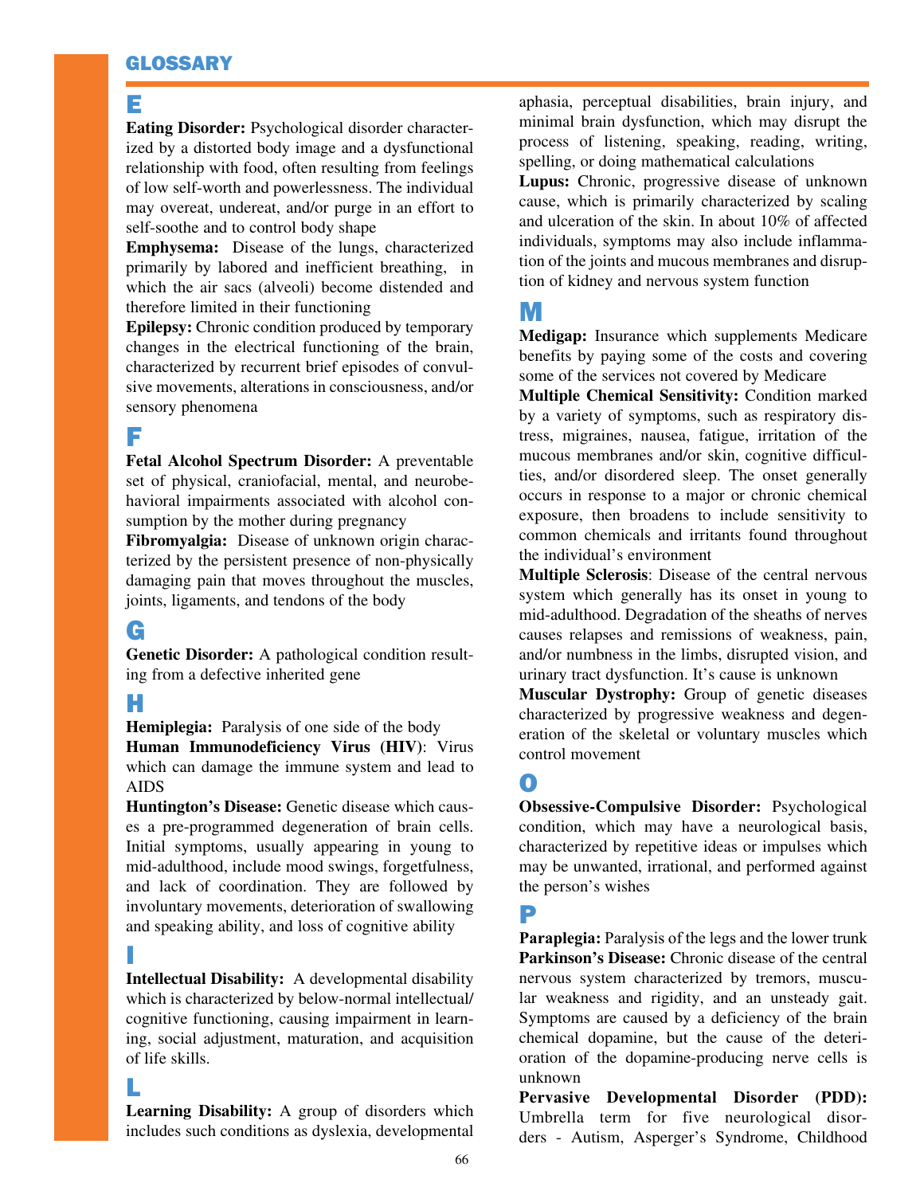## GLOSSARY

### E

**Eating Disorder:** Psychological disorder characterized by a distorted body image and a dysfunctional relationship with food, often resulting from feelings of low self-worth and powerlessness. The individual may overeat, undereat, and/or purge in an effort to self-soothe and to control body shape

**Emphysema:** Disease of the lungs, characterized primarily by labored and inefficient breathing, in which the air sacs (alveoli) become distended and therefore limited in their functioning

**Epilepsy:** Chronic condition produced by temporary changes in the electrical functioning of the brain, characterized by recurrent brief episodes of convulsive movements, alterations in consciousness, and/or sensory phenomena

### F

**Fetal Alcohol Spectrum Disorder:** A preventable set of physical, craniofacial, mental, and neurobehavioral impairments associated with alcohol consumption by the mother during pregnancy

**Fibromyalgia:** Disease of unknown origin characterized by the persistent presence of non-physically damaging pain that moves throughout the muscles, joints, ligaments, and tendons of the body

### G

**Genetic Disorder:** A pathological condition resulting from a defective inherited gene

### H

**Hemiplegia:** Paralysis of one side of the body

**Human Immunodeficiency Virus (HIV)**: Virus which can damage the immune system and lead to AIDS

**Huntington's Disease:** Genetic disease which causes a pre-programmed degeneration of brain cells. Initial symptoms, usually appearing in young to mid-adulthood, include mood swings, forgetfulness, and lack of coordination. They are followed by involuntary movements, deterioration of swallowing and speaking ability, and loss of cognitive ability

### I

**Intellectual Disability:** A developmental disability which is characterized by below-normal intellectual/cognitive functioning, causing impairment in learning, social adjustment, maturation, and acquisition of life skills.

### L

**Learning Disability:** A group of disorders which includes such conditions as dyslexia, developmental aphasia, perceptual disabilities, brain injury, and minimal brain dysfunction, which may disrupt the process of listening, speaking, reading, writing, spelling, or doing mathematical calculations

**Lupus:** Chronic, progressive disease of unknown cause, which is primarily characterized by scaling and ulceration of the skin. In about 10% of affected individuals, symptoms may also include inflammation of the joints and mucous membranes and disruption of kidney and nervous system function

### M

**Medigap:** Insurance which supplements Medicare benefits by paying some of the costs and covering some of the services not covered by Medicare

**Multiple Chemical Sensitivity:** Condition marked by a variety of symptoms, such as respiratory distress, migraines, nausea, fatigue, irritation of the mucous membranes and/or skin, cognitive difficulties, and/or disordered sleep. The onset generally occurs in response to a major or chronic chemical exposure, then broadens to include sensitivity to common chemicals and irritants found throughout the individual's environment

**Multiple Sclerosis**: Disease of the central nervous system which generally has its onset in young to mid-adulthood. Degradation of the sheaths of nerves causes relapses and remissions of weakness, pain, and/or numbness in the limbs, disrupted vision, and urinary tract dysfunction. It's cause is unknown

**Muscular Dystrophy:** Group of genetic diseases characterized by progressive weakness and degeneration of the skeletal or voluntary muscles which control movement

### O

**Obsessive-Compulsive Disorder:** Psychological condition, which may have a neurological basis, characterized by repetitive ideas or impulses which may be unwanted, irrational, and performed against the person's wishes

### P

**Paraplegia:** Paralysis of the legs and the lower trunk

**Parkinson's Disease:** Chronic disease of the central nervous system characterized by tremors, muscular weakness and rigidity, and an unsteady gait. Symptoms are caused by a deficiency of the brain chemical dopamine, but the cause of the deterioration of the dopamine-producing nerve cells is unknown

**Pervasive Developmental Disorder (PDD):** Umbrella term for five neurological disorders - Autism, Asperger's Syndrome, Childhood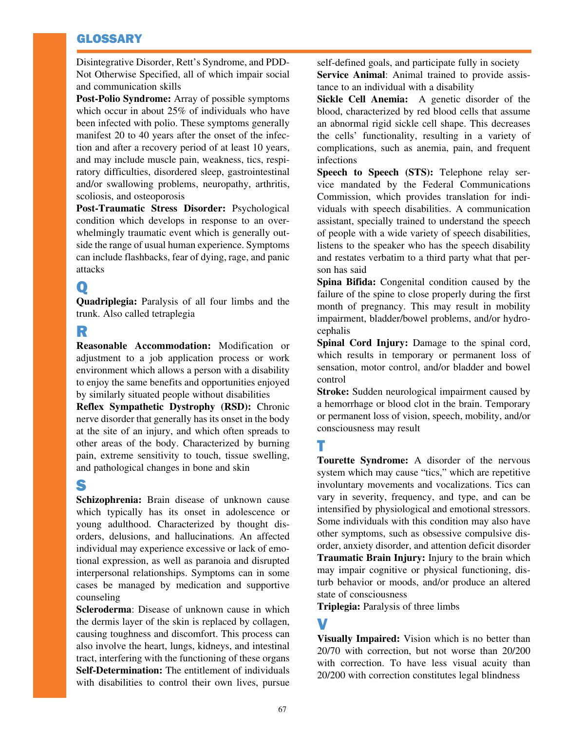Disintegrative Disorder, Rett's Syndrome, and PDD-Not Otherwise Specified, all of which impair social and communication skills

**Post-Polio Syndrome:** Array of possible symptoms which occur in about 25% of individuals who have been infected with polio. These symptoms generally manifest 20 to 40 years after the onset of the infection and after a recovery period of at least 10 years, and may include muscle pain, weakness, tics, respiratory difficulties, disordered sleep, gastrointestinal and/or swallowing problems, neuropathy, arthritis, scoliosis, and osteoporosis

**Post-Traumatic Stress Disorder:** Psychological condition which develops in response to an overwhelmingly traumatic event which is generally outside the range of usual human experience. Symptoms can include flashbacks, fear of dying, rage, and panic attacks

## Q

**Quadriplegia:** Paralysis of all four limbs and the trunk. Also called tetraplegia

## R

**Reasonable Accommodation:** Modification or adjustment to a job application process or work environment which allows a person with a disability to enjoy the same benefits and opportunities enjoyed by similarly situated people without disabilities

**Reflex Sympathetic Dystrophy (RSD):** Chronic nerve disorder that generally has its onset in the body at the site of an injury, and which often spreads to other areas of the body. Characterized by burning pain, extreme sensitivity to touch, tissue swelling, and pathological changes in bone and skin

## S

**Schizophrenia:** Brain disease of unknown cause which typically has its onset in adolescence or young adulthood. Characterized by thought disorders, delusions, and hallucinations. An affected individual may experience excessive or lack of emotional expression, as well as paranoia and disrupted interpersonal relationships. Symptoms can in some cases be managed by medication and supportive counseling

**Scleroderma**: Disease of unknown cause in which the dermis layer of the skin is replaced by collagen, causing toughness and discomfort. This process can also involve the heart, lungs, kidneys, and intestinal tract, interfering with the functioning of these organs

**Self-Determination:** The entitlement of individuals with disabilities to control their own lives, pursue self-defined goals, and participate fully in society

**Service Animal**: Animal trained to provide assistance to an individual with a disability

**Sickle Cell Anemia:** A genetic disorder of the blood, characterized by red blood cells that assume an abnormal rigid sickle cell shape. This decreases the cells' functionality, resulting in a variety of complications, such as anemia, pain, and frequent infections

**Speech to Speech (STS):** Telephone relay service mandated by the Federal Communications Commission, which provides translation for individuals with speech disabilities. A communication assistant, specially trained to understand the speech of people with a wide variety of speech disabilities, listens to the speaker who has the speech disability and restates verbatim to a third party what that person has said

**Spina Bifida:** Congenital condition caused by the failure of the spine to close properly during the first month of pregnancy. This may result in mobility impairment, bladder/bowel problems, and/or hydrocephalis

**Spinal Cord Injury:** Damage to the spinal cord, which results in temporary or permanent loss of sensation, motor control, and/or bladder and bowel control

**Stroke:** Sudden neurological impairment caused by a hemorrhage or blood clot in the brain. Temporary or permanent loss of vision, speech, mobility, and/or consciousness may result

## T

**Tourette Syndrome:** A disorder of the nervous system which may cause "tics," which are repetitive involuntary movements and vocalizations. Tics can vary in severity, frequency, and type, and can be intensified by physiological and emotional stressors. Some individuals with this condition may also have other symptoms, such as obsessive compulsive disorder, anxiety disorder, and attention deficit disorder

**Traumatic Brain Injury:** Injury to the brain which may impair cognitive or physical functioning, disturb behavior or moods, and/or produce an altered state of consciousness

**Triplegia:** Paralysis of three limbs

## V

**Visually Impaired:** Vision which is no better than 20/70 with correction, but not worse than 20/200 with correction. To have less visual acuity than 20/200 with correction constitutes legal blindness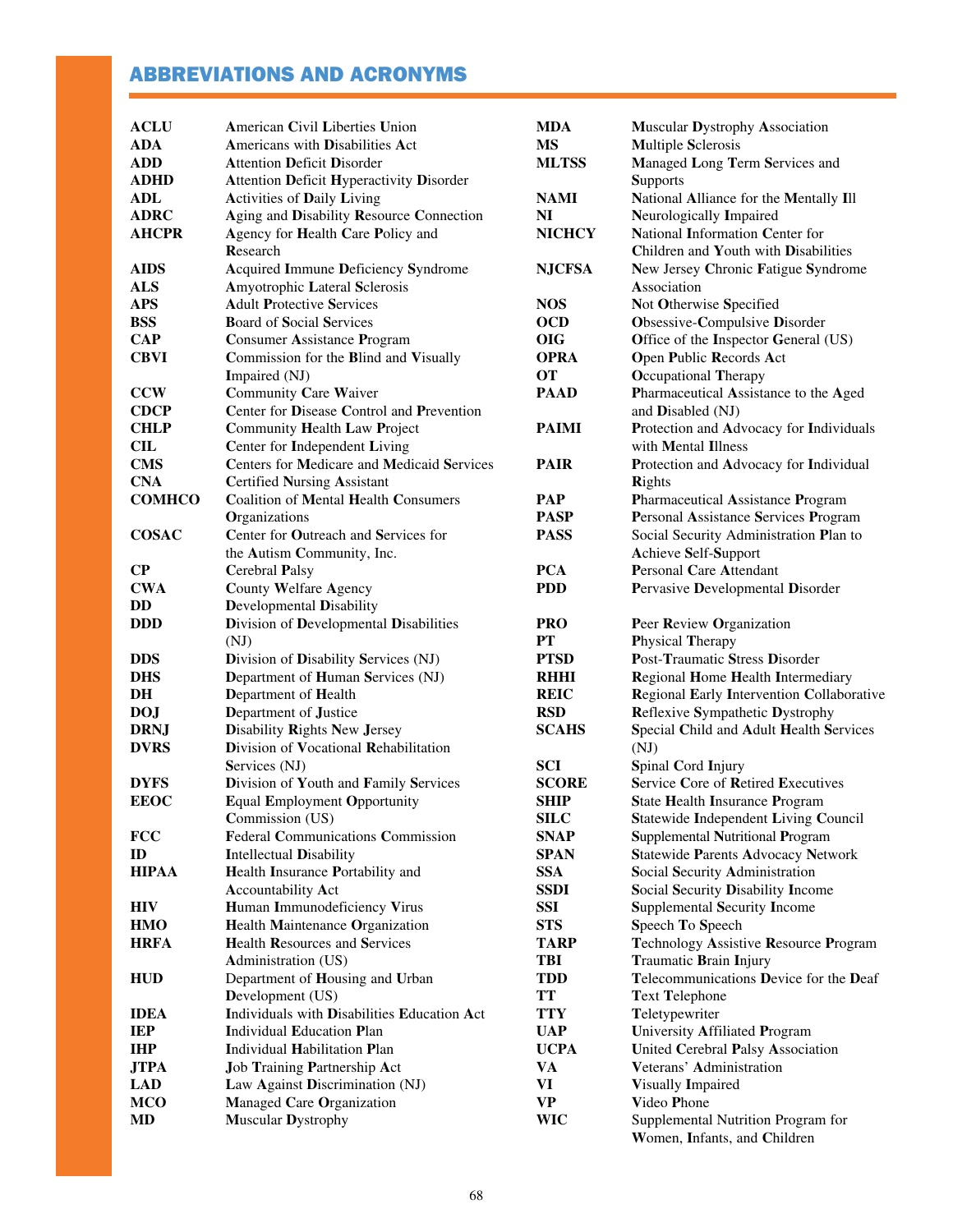## ABBREVIATIONS AND ACRONYMS

| | |
|---|---|
| **ACLU** | American Civil Liberties Union |
| **ADA** | Americans with Disabilities Act |
| **ADD** | Attention Deficit Disorder |
| **ADHD** | Attention Deficit Hyperactivity Disorder |
| **ADL** | Activities of Daily Living |
| **ADRC** | Aging and Disability Resource Connection |
| **AHCPR** | Agency for Health Care Policy and Research |
| **AIDS** | Acquired Immune Deficiency Syndrome |
| **ALS** | Amyotrophic Lateral Sclerosis |
| **APS** | Adult Protective Services |
| **BSS** | Board of Social Services |
| **CAP** | Consumer Assistance Program |
| **CBVI** | Commission for the Blind and Visually Impaired (NJ) |
| **CCW** | Community Care Waiver |
| **CDCP** | Center for Disease Control and Prevention |
| **CHLP** | Community Health Law Project |
| **CIL** | Center for Independent Living |
| **CMS** | Centers for Medicare and Medicaid Services |
| **CNA** | Certified Nursing Assistant |
| **COMHCO** | Coalition of Mental Health Consumers Organizations |
| **COSAC** | Center for Outreach and Services for the Autism Community, Inc. |
| **CP** | Cerebral Palsy |
| **CWA** | County Welfare Agency |
| **DD** | Developmental Disability |
| **DDD** | Division of Developmental Disabilities (NJ) |
| **DDS** | Division of Disability Services (NJ) |
| **DHS** | Department of Human Services (NJ) |
| **DH** | Department of Health |
| **DOJ** | Department of Justice |
| **DRNJ** | Disability Rights New Jersey |
| **DVRS** | Division of Vocational Rehabilitation Services (NJ) |
| **DYFS** | Division of Youth and Family Services |
| **EEOC** | Equal Employment Opportunity Commission (US) |
| **FCC** | Federal Communications Commission |
| **ID** | Intellectual Disability |
| **HIPAA** | Health Insurance Portability and Accountability Act |
| **HIV** | Human Immunodeficiency Virus |
| **HMO** | Health Maintenance Organization |
| **HRFA** | Health Resources and Services Administration (US) |
| **HUD** | Department of Housing and Urban Development (US) |
| **IDEA** | Individuals with Disabilities Education Act |
| **IEP** | Individual Education Plan |
| **IHP** | Individual Habilitation Plan |
| **JTPA** | Job Training Partnership Act |
| **LAD** | Law Against Discrimination (NJ) |
| **MCO** | Managed Care Organization |
| **MD** | Muscular Dystrophy |
| **MDA** | Muscular Dystrophy Association |
| **MS** | Multiple Sclerosis |
| **MLTSS** | Managed Long Term Services and Supports |
| **NAMI** | National Alliance for the Mentally Ill |
| **NI** | Neurologically Impaired |
| **NICHCY** | National Information Center for Children and Youth with Disabilities |
| **NJCFSA** | New Jersey Chronic Fatigue Syndrome Association |
| **NOS** | Not Otherwise Specified |
| **OCD** | Obsessive-Compulsive Disorder |
| **OIG** | Office of the Inspector General (US) |
| **OPRA** | Open Public Records Act |
| **OT** | Occupational Therapy |
| **PAAD** | Pharmaceutical Assistance to the Aged and Disabled (NJ) |
| **PAIMI** | Protection and Advocacy for Individuals with Mental Illness |
| **PAIR** | Protection and Advocacy for Individual Rights |
| **PAP** | Pharmaceutical Assistance Program |
| **PASP** | Personal Assistance Services Program |
| **PASS** | Social Security Administration Plan to Achieve Self-Support |
| **PCA** | Personal Care Attendant |
| **PDD** | Pervasive Developmental Disorder |
| **PRO** | Peer Review Organization |
| **PT** | Physical Therapy |
| **PTSD** | Post-Traumatic Stress Disorder |
| **RHHI** | Regional Home Health Intermediary |
| **REIC** | Regional Early Intervention Collaborative |
| **RSD** | Reflexive Sympathetic Dystrophy |
| **SCAHS** | Special Child and Adult Health Services (NJ) |
| **SCI** | Spinal Cord Injury |
| **SCORE** | Service Core of Retired Executives |
| **SHIP** | State Health Insurance Program |
| **SILC** | Statewide Independent Living Council |
| **SNAP** | Supplemental Nutritional Program |
| **SPAN** | Statewide Parents Advocacy Network |
| **SSA** | Social Security Administration |
| **SSDI** | Social Security Disability Income |
| **SSI** | Supplemental Security Income |
| **STS** | Speech To Speech |
| **TARP** | Technology Assistive Resource Program |
| **TBI** | Traumatic Brain Injury |
| **TDD** | Telecommunications Device for the Deaf |
| **TT** | Text Telephone |
| **TTY** | Teletypewriter |
| **UAP** | University Affiliated Program |
| **UCPA** | United Cerebral Palsy Association |
| **VA** | Veterans' Administration |
| **VI** | Visually Impaired |
| **VP** | Video Phone |
| **WIC** | Supplemental Nutrition Program for Women, Infants, and Children |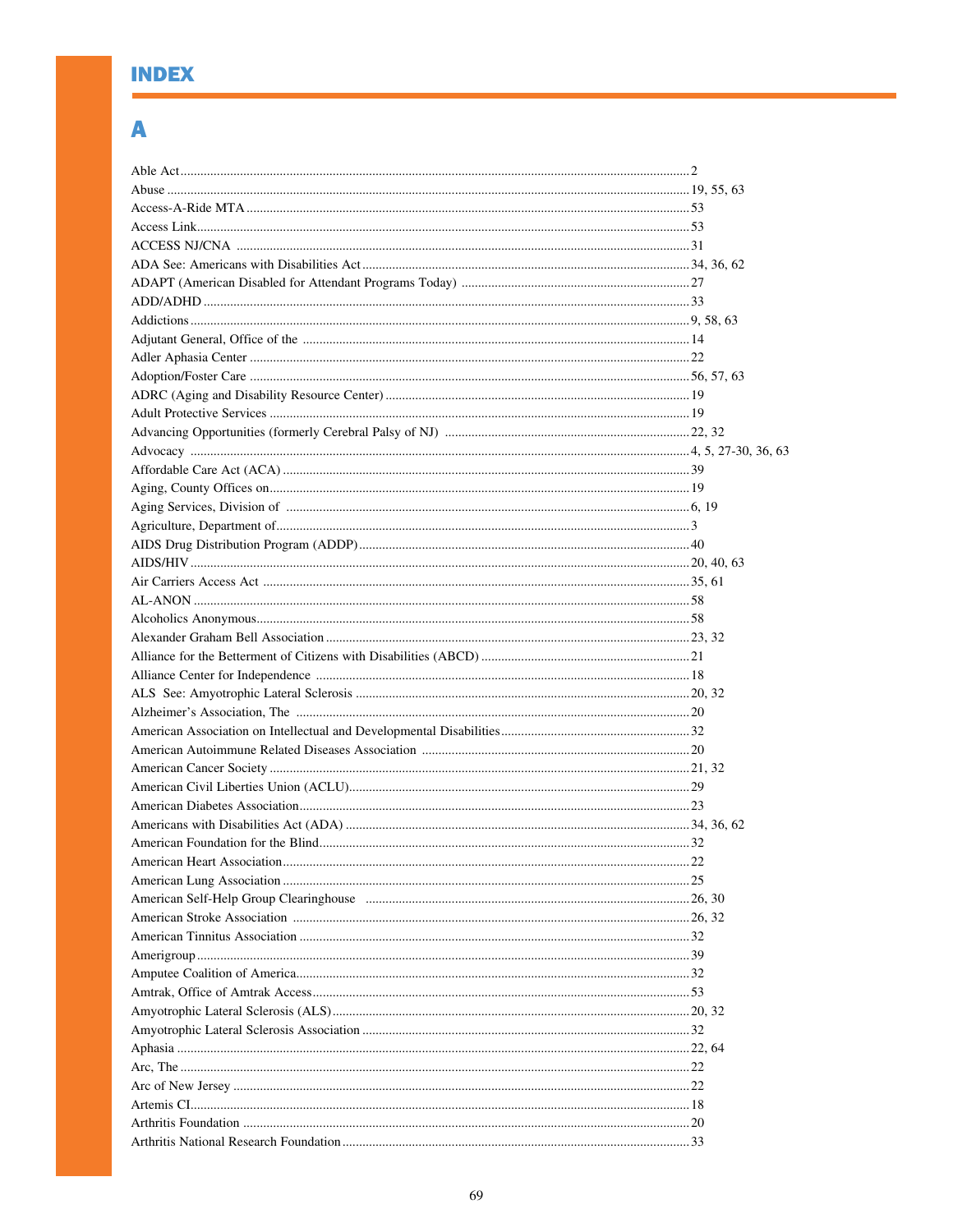# INDEX

## A

Able Act ... 2
Abuse ... 19, 55, 63
Access-A-Ride MTA ... 53
Access Link ... 53
ACCESS NJ/CNA ... 31
ADA See: Americans with Disabilities Act ... 34, 36, 62
ADAPT (American Disabled for Attendant Programs Today) ... 27
ADD/ADHD ... 33
Addictions ... 9, 58, 63
Adjutant General, Office of the ... 14
Adler Aphasia Center ... 22
Adoption/Foster Care ... 56, 57, 63
ADRC (Aging and Disability Resource Center) ... 19
Adult Protective Services ... 19
Advancing Opportunities (formerly Cerebral Palsy of NJ) ... 22, 32
Advocacy ... 4, 5, 27-30, 36, 63
Affordable Care Act (ACA) ... 39
Aging, County Offices on ... 19
Aging Services, Division of ... 6, 19
Agriculture, Department of ... 3
AIDS Drug Distribution Program (ADDP) ... 40
AIDS/HIV ... 20, 40, 63
Air Carriers Access Act ... 35, 61
AL-ANON ... 58
Alcoholics Anonymous ... 58
Alexander Graham Bell Association ... 23, 32
Alliance for the Betterment of Citizens with Disabilities (ABCD) ... 21
Alliance Center for Independence ... 18
ALS See: Amyotrophic Lateral Sclerosis ... 20, 32
Alzheimer's Association, The ... 20
American Association on Intellectual and Developmental Disabilities ... 32
American Autoimmune Related Diseases Association ... 20
American Cancer Society ... 21, 32
American Civil Liberties Union (ACLU) ... 29
American Diabetes Association ... 23
Americans with Disabilities Act (ADA) ... 34, 36, 62
American Foundation for the Blind ... 32
American Heart Association ... 22
American Lung Association ... 25
American Self-Help Group Clearinghouse ... 26, 30
American Stroke Association ... 26, 32
American Tinnitus Association ... 32
Amerigroup ... 39
Amputee Coalition of America ... 32
Amtrak, Office of Amtrak Access ... 53
Amyotrophic Lateral Sclerosis (ALS) ... 20, 32
Amyotrophic Lateral Sclerosis Association ... 32
Aphasia ... 22, 64
Arc, The ... 22
Arc of New Jersey ... 22
Artemis CI ... 18
Arthritis Foundation ... 20
Arthritis National Research Foundation ... 33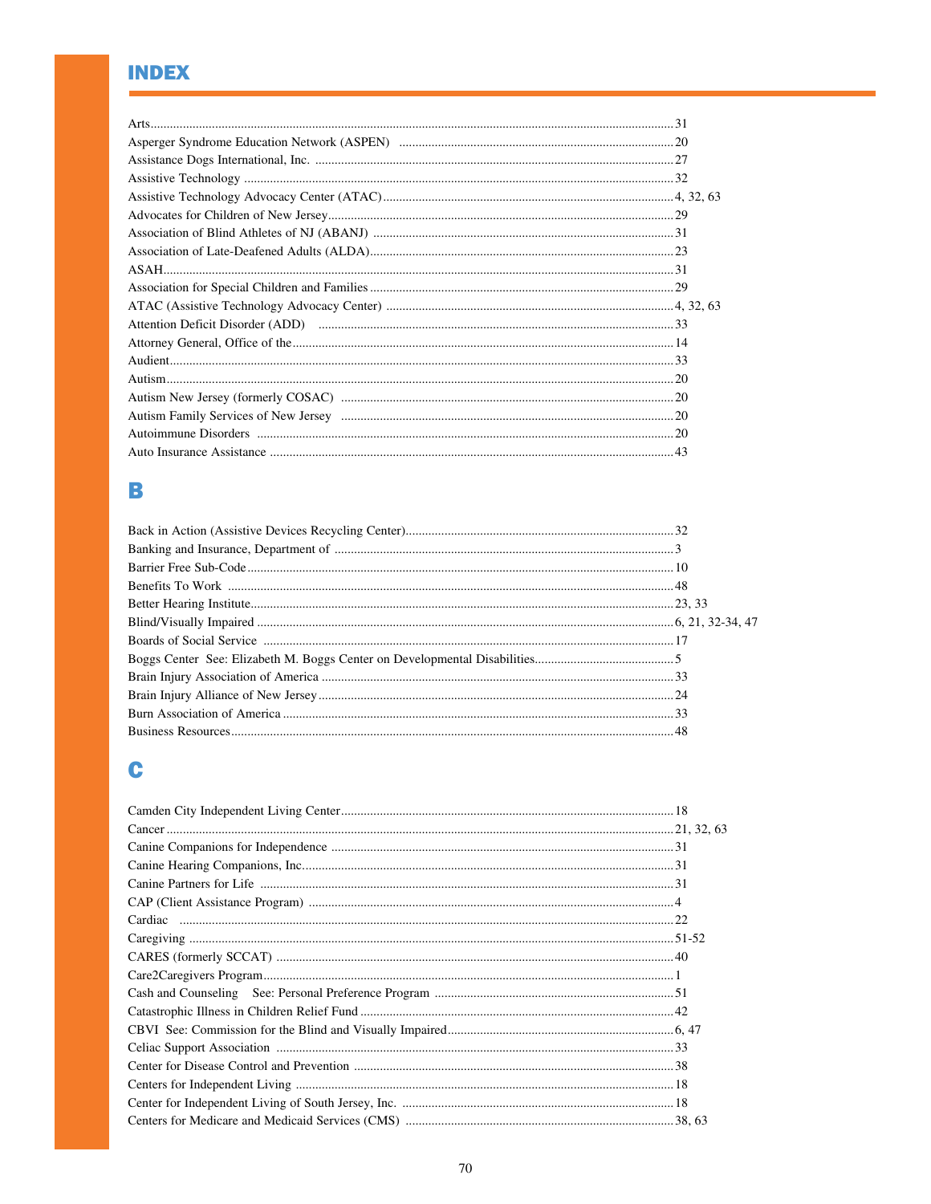# INDEX

Arts....................................................31
Asperger Syndrome Education Network (ASPEN) ....................................................20
Assistance Dogs International, Inc. ....................................................27
Assistive Technology ....................................................32
Assistive Technology Advocacy Center (ATAC)....................................................4, 32, 63
Advocates for Children of New Jersey....................................................29
Association of Blind Athletes of NJ (ABANJ) ....................................................31
Association of Late-Deafened Adults (ALDA)....................................................23
ASAH....................................................31
Association for Special Children and Families ....................................................29
ATAC (Assistive Technology Advocacy Center) ....................................................4, 32, 63
Attention Deficit Disorder (ADD) ....................................................33
Attorney General, Office of the....................................................14
Audient....................................................33
Autism....................................................20
Autism New Jersey (formerly COSAC) ....................................................20
Autism Family Services of New Jersey ....................................................20
Autoimmune Disorders ....................................................20
Auto Insurance Assistance ....................................................43

## B

Back in Action (Assistive Devices Recycling Center)....................................................32
Banking and Insurance, Department of ....................................................3
Barrier Free Sub-Code....................................................10
Benefits To Work ....................................................48
Better Hearing Institute....................................................23, 33
Blind/Visually Impaired ....................................................6, 21, 32-34, 47
Boards of Social Service ....................................................17
Boggs Center See: Elizabeth M. Boggs Center on Developmental Disabilities....................................................5
Brain Injury Association of America ....................................................33
Brain Injury Alliance of New Jersey....................................................24
Burn Association of America ....................................................33
Business Resources....................................................48

## C

Camden City Independent Living Center....................................................18
Cancer ....................................................21, 32, 63
Canine Companions for Independence ....................................................31
Canine Hearing Companions, Inc....................................................31
Canine Partners for Life ....................................................31
CAP (Client Assistance Program) ....................................................4
Cardiac ....................................................22
Caregiving ....................................................51-52
CARES (formerly SCCAT) ....................................................40
Care2Caregivers Program....................................................1
Cash and Counseling See: Personal Preference Program ....................................................51
Catastrophic Illness in Children Relief Fund ....................................................42
CBVI See: Commission for the Blind and Visually Impaired....................................................6, 47
Celiac Support Association ....................................................33
Center for Disease Control and Prevention ....................................................38
Centers for Independent Living ....................................................18
Center for Independent Living of South Jersey, Inc. ....................................................18
Centers for Medicare and Medicaid Services (CMS) ....................................................38, 63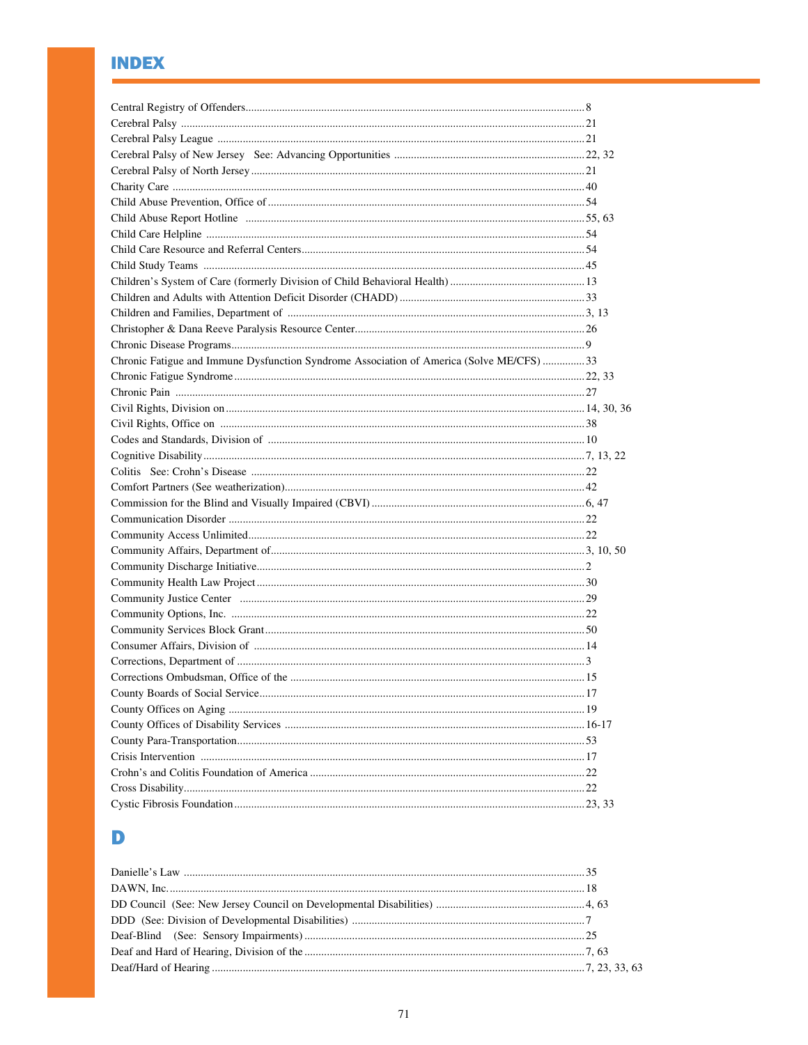# INDEX

Central Registry of Offenders........................................................ 8
Cerebral Palsy ........................................................ 21
Cerebral Palsy League ........................................................ 21
Cerebral Palsy of New Jersey See: Advancing Opportunities ........................................................ 22, 32
Cerebral Palsy of North Jersey ........................................................ 21
Charity Care ........................................................ 40
Child Abuse Prevention, Office of ........................................................ 54
Child Abuse Report Hotline ........................................................ 55, 63
Child Care Helpline ........................................................ 54
Child Care Resource and Referral Centers ........................................................ 54
Child Study Teams ........................................................ 45
Children's System of Care (formerly Division of Child Behavioral Health) ........................................................ 13
Children and Adults with Attention Deficit Disorder (CHADD) ........................................................ 33
Children and Families, Department of ........................................................ 3, 13
Christopher & Dana Reeve Paralysis Resource Center ........................................................ 26
Chronic Disease Programs ........................................................ 9
Chronic Fatigue and Immune Dysfunction Syndrome Association of America (Solve ME/CFS) ........................................................ 33
Chronic Fatigue Syndrome ........................................................ 22, 33
Chronic Pain ........................................................ 27
Civil Rights, Division on ........................................................ 14, 30, 36
Civil Rights, Office on ........................................................ 38
Codes and Standards, Division of ........................................................ 10
Cognitive Disability ........................................................ 7, 13, 22
Colitis See: Crohn's Disease ........................................................ 22
Comfort Partners (See weatherization) ........................................................ 42
Commission for the Blind and Visually Impaired (CBVI) ........................................................ 6, 47
Communication Disorder ........................................................ 22
Community Access Unlimited ........................................................ 22
Community Affairs, Department of ........................................................ 3, 10, 50
Community Discharge Initiative ........................................................ 2
Community Health Law Project ........................................................ 30
Community Justice Center ........................................................ 29
Community Options, Inc. ........................................................ 22
Community Services Block Grant ........................................................ 50
Consumer Affairs, Division of ........................................................ 14
Corrections, Department of ........................................................ 3
Corrections Ombudsman, Office of the ........................................................ 15
County Boards of Social Service ........................................................ 17
County Offices on Aging ........................................................ 19
County Offices of Disability Services ........................................................ 16-17
County Para-Transportation ........................................................ 53
Crisis Intervention ........................................................ 17
Crohn's and Colitis Foundation of America ........................................................ 22
Cross Disability ........................................................ 22
Cystic Fibrosis Foundation ........................................................ 23, 33

# D

Danielle's Law ........................................................ 35
DAWN, Inc. ........................................................ 18
DD Council (See: New Jersey Council on Developmental Disabilities) ........................................................ 4, 63
DDD (See: Division of Developmental Disabilities) ........................................................ 7
Deaf-Blind (See: Sensory Impairments) ........................................................ 25
Deaf and Hard of Hearing, Division of the ........................................................ 7, 63
Deaf/Hard of Hearing ........................................................ 7, 23, 33, 63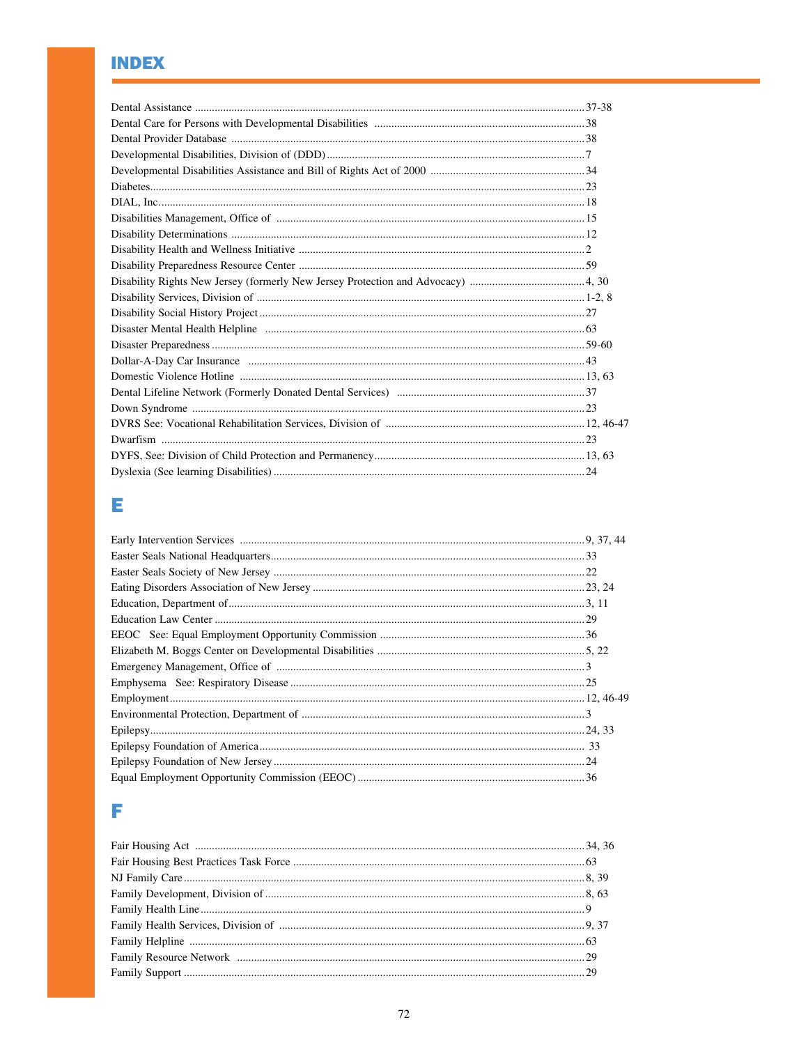# INDEX

Dental Assistance ........ 37-38
Dental Care for Persons with Developmental Disabilities ........ 38
Dental Provider Database ........ 38
Developmental Disabilities, Division of (DDD) ........ 7
Developmental Disabilities Assistance and Bill of Rights Act of 2000 ........ 34
Diabetes ........ 23
DIAL, Inc. ........ 18
Disabilities Management, Office of ........ 15
Disability Determinations ........ 12
Disability Health and Wellness Initiative ........ 2
Disability Preparedness Resource Center ........ 59
Disability Rights New Jersey (formerly New Jersey Protection and Advocacy) ........ 4, 30
Disability Services, Division of ........ 1-2, 8
Disability Social History Project ........ 27
Disaster Mental Health Helpline ........ 63
Disaster Preparedness ........ 59-60
Dollar-A-Day Car Insurance ........ 43
Domestic Violence Hotline ........ 13, 63
Dental Lifeline Network (Formerly Donated Dental Services) ........ 37
Down Syndrome ........ 23
DVRS See: Vocational Rehabilitation Services, Division of ........ 12, 46-47
Dwarfism ........ 23
DYFS, See: Division of Child Protection and Permanency ........ 13, 63
Dyslexia (See learning Disabilities) ........ 24

## E

Early Intervention Services ........ 9, 37, 44
Easter Seals National Headquarters ........ 33
Easter Seals Society of New Jersey ........ 22
Eating Disorders Association of New Jersey ........ 23, 24
Education, Department of ........ 3, 11
Education Law Center ........ 29
EEOC See: Equal Employment Opportunity Commission ........ 36
Elizabeth M. Boggs Center on Developmental Disabilities ........ 5, 22
Emergency Management, Office of ........ 3
Emphysema See: Respiratory Disease ........ 25
Employment ........ 12, 46-49
Environmental Protection, Department of ........ 3
Epilepsy ........ 24, 33
Epilepsy Foundation of America ........ 33
Epilepsy Foundation of New Jersey ........ 24
Equal Employment Opportunity Commission (EEOC) ........ 36

## F

Fair Housing Act ........ 34, 36
Fair Housing Best Practices Task Force ........ 63
NJ Family Care ........ 8, 39
Family Development, Division of ........ 8, 63
Family Health Line ........ 9
Family Health Services, Division of ........ 9, 37
Family Helpline ........ 63
Family Resource Network ........ 29
Family Support ........ 29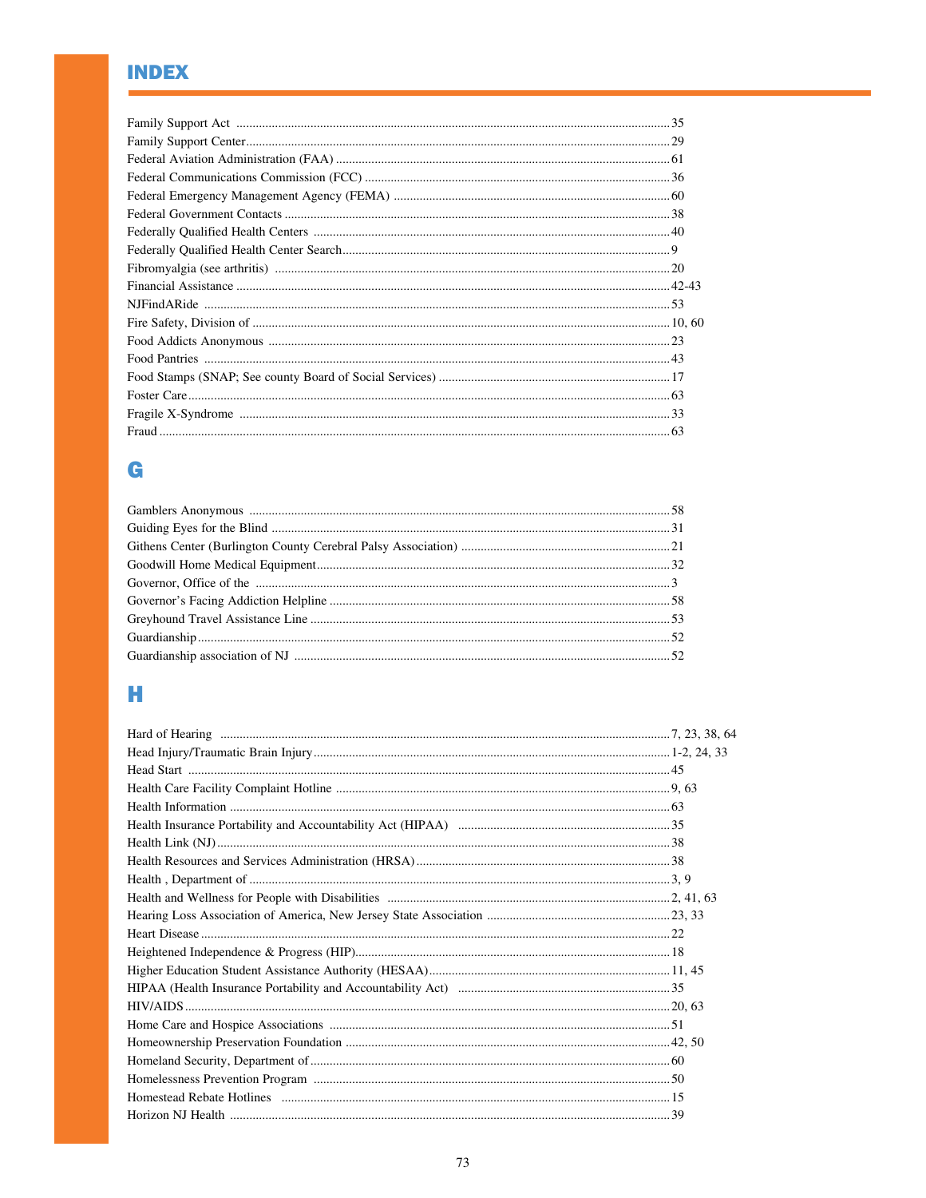# INDEX

Family Support Act ..... 35
Family Support Center..... 29
Federal Aviation Administration (FAA) ..... 61
Federal Communications Commission (FCC) ..... 36
Federal Emergency Management Agency (FEMA) ..... 60
Federal Government Contacts ..... 38
Federally Qualified Health Centers ..... 40
Federally Qualified Health Center Search..... 9
Fibromyalgia (see arthritis) ..... 20
Financial Assistance ..... 42-43
NJFindARide ..... 53
Fire Safety, Division of ..... 10, 60
Food Addicts Anonymous ..... 23
Food Pantries ..... 43
Food Stamps (SNAP; See county Board of Social Services) ..... 17
Foster Care..... 63
Fragile X-Syndrome ..... 33
Fraud ..... 63

## G

Gamblers Anonymous ..... 58
Guiding Eyes for the Blind ..... 31
Githens Center (Burlington County Cerebral Palsy Association) ..... 21
Goodwill Home Medical Equipment..... 32
Governor, Office of the ..... 3
Governor's Facing Addiction Helpline ..... 58
Greyhound Travel Assistance Line ..... 53
Guardianship..... 52
Guardianship association of NJ ..... 52

## H

Hard of Hearing ..... 7, 23, 38, 64
Head Injury/Traumatic Brain Injury..... 1-2, 24, 33
Head Start ..... 45
Health Care Facility Complaint Hotline ..... 9, 63
Health Information ..... 63
Health Insurance Portability and Accountability Act (HIPAA) ..... 35
Health Link (NJ)..... 38
Health Resources and Services Administration (HRSA)..... 38
Health , Department of ..... 3, 9
Health and Wellness for People with Disabilities ..... 2, 41, 63
Hearing Loss Association of America, New Jersey State Association ..... 23, 33
Heart Disease ..... 22
Heightened Independence & Progress (HIP)..... 18
Higher Education Student Assistance Authority (HESAA)..... 11, 45
HIPAA (Health Insurance Portability and Accountability Act) ..... 35
HIV/AIDS..... 20, 63
Home Care and Hospice Associations ..... 51
Homeownership Preservation Foundation ..... 42, 50
Homeland Security, Department of..... 60
Homelessness Prevention Program ..... 50
Homestead Rebate Hotlines ..... 15
Horizon NJ Health ..... 39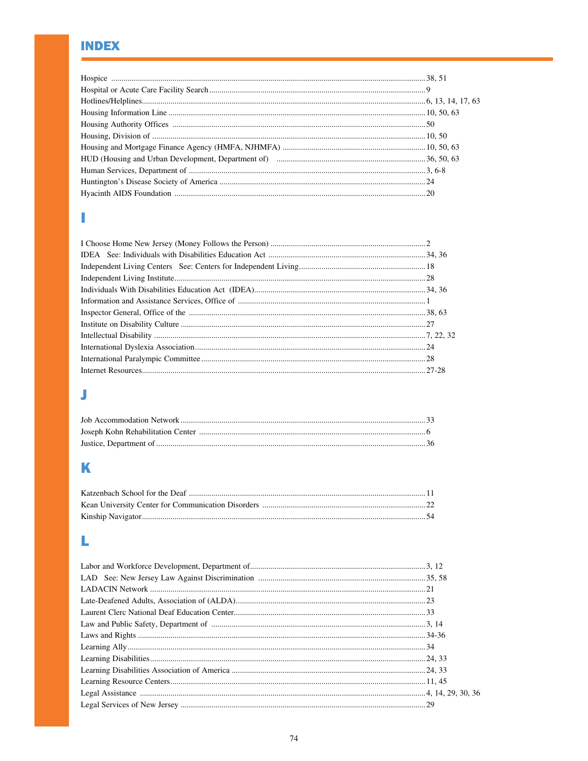# INDEX

Hospice ........ 38, 51
Hospital or Acute Care Facility Search ........ 9
Hotlines/Helplines ........ 6, 13, 14, 17, 63
Housing Information Line ........ 10, 50, 63
Housing Authority Offices ........ 50
Housing, Division of ........ 10, 50
Housing and Mortgage Finance Agency (HMFA, NJHMFA) ........ 10, 50, 63
HUD (Housing and Urban Development, Department of) ........ 36, 50, 63
Human Services, Department of ........ 3, 6-8
Huntington's Disease Society of America ........ 24
Hyacinth AIDS Foundation ........ 20

## I

I Choose Home New Jersey (Money Follows the Person) ........ 2
IDEA See: Individuals with Disabilities Education Act ........ 34, 36
Independent Living Centers See: Centers for Independent Living ........ 18
Independent Living Institute ........ 28
Individuals With Disabilities Education Act (IDEA) ........ 34, 36
Information and Assistance Services, Office of ........ 1
Inspector General, Office of the ........ 38, 63
Institute on Disability Culture ........ 27
Intellectual Disability ........ 7, 22, 32
International Dyslexia Association ........ 24
International Paralympic Committee ........ 28
Internet Resources ........ 27-28

## J

Job Accommodation Network ........ 33
Joseph Kohn Rehabilitation Center ........ 6
Justice, Department of ........ 36

## K

Katzenbach School for the Deaf ........ 11
Kean University Center for Communication Disorders ........ 22
Kinship Navigator ........ 54

## L

Labor and Workforce Development, Department of ........ 3, 12
LAD See: New Jersey Law Against Discrimination ........ 35, 58
LADACIN Network ........ 21
Late-Deafened Adults, Association of (ALDA) ........ 23
Laurent Clerc National Deaf Education Center ........ 33
Law and Public Safety, Department of ........ 3, 14
Laws and Rights ........ 34-36
Learning Ally ........ 34
Learning Disabilities ........ 24, 33
Learning Disabilities Association of America ........ 24, 33
Learning Resource Centers ........ 11, 45
Legal Assistance ........ 4, 14, 29, 30, 36
Legal Services of New Jersey ........ 29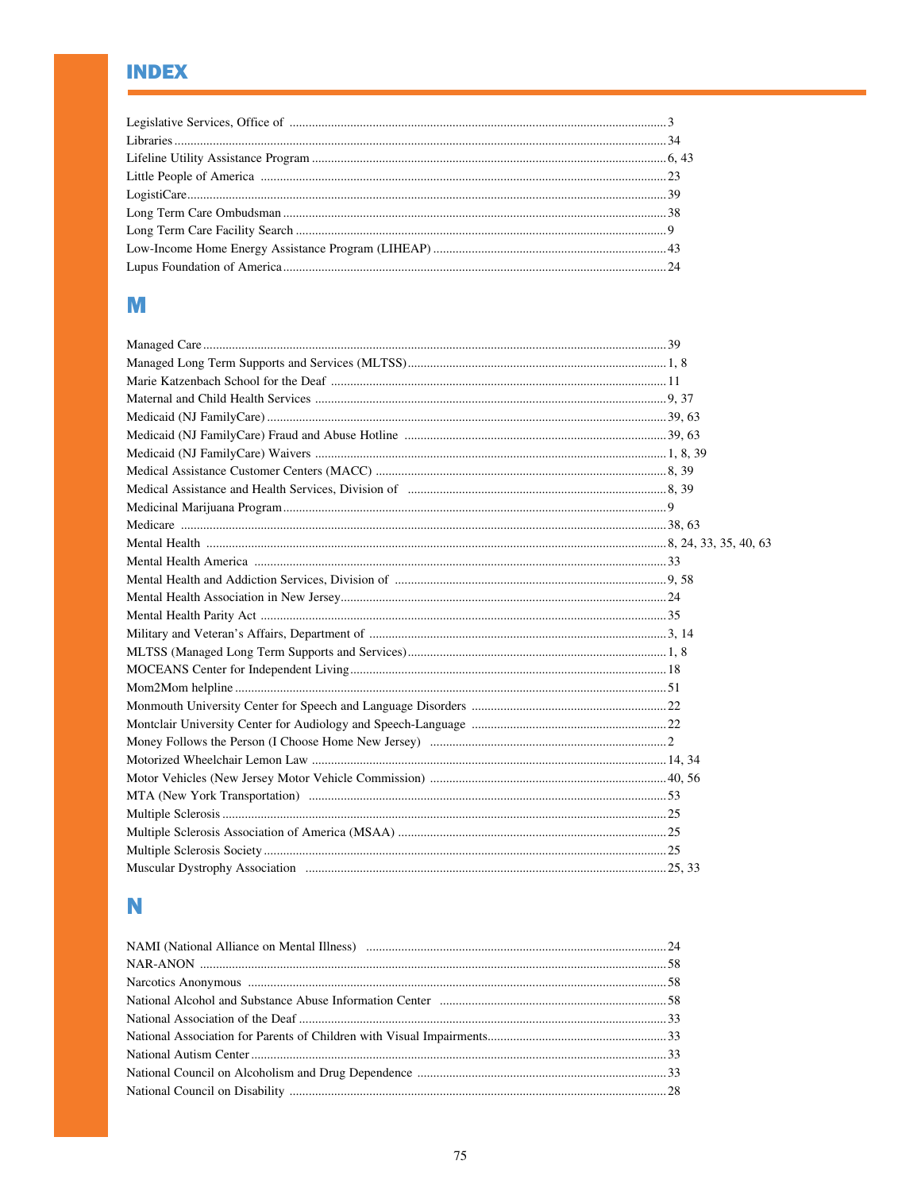# INDEX

Legislative Services, Office of .......... 3
Libraries .......... 34
Lifeline Utility Assistance Program .......... 6, 43
Little People of America .......... 23
LogistiCare .......... 39
Long Term Care Ombudsman .......... 38
Long Term Care Facility Search .......... 9
Low-Income Home Energy Assistance Program (LIHEAP) .......... 43
Lupus Foundation of America .......... 24

## M

Managed Care .......... 39
Managed Long Term Supports and Services (MLTSS) .......... 1, 8
Marie Katzenbach School for the Deaf .......... 11
Maternal and Child Health Services .......... 9, 37
Medicaid (NJ FamilyCare) .......... 39, 63
Medicaid (NJ FamilyCare) Fraud and Abuse Hotline .......... 39, 63
Medicaid (NJ FamilyCare) Waivers .......... 1, 8, 39
Medical Assistance Customer Centers (MACC) .......... 8, 39
Medical Assistance and Health Services, Division of .......... 8, 39
Medicinal Marijuana Program .......... 9
Medicare .......... 38, 63
Mental Health .......... 8, 24, 33, 35, 40, 63
Mental Health America .......... 33
Mental Health and Addiction Services, Division of .......... 9, 58
Mental Health Association in New Jersey .......... 24
Mental Health Parity Act .......... 35
Military and Veteran's Affairs, Department of .......... 3, 14
MLTSS (Managed Long Term Supports and Services) .......... 1, 8
MOCEANS Center for Independent Living .......... 18
Mom2Mom helpline .......... 51
Monmouth University Center for Speech and Language Disorders .......... 22
Montclair University Center for Audiology and Speech-Language .......... 22
Money Follows the Person (I Choose Home New Jersey) .......... 2
Motorized Wheelchair Lemon Law .......... 14, 34
Motor Vehicles (New Jersey Motor Vehicle Commission) .......... 40, 56
MTA (New York Transportation) .......... 53
Multiple Sclerosis .......... 25
Multiple Sclerosis Association of America (MSAA) .......... 25
Multiple Sclerosis Society .......... 25
Muscular Dystrophy Association .......... 25, 33

## N

NAMI (National Alliance on Mental Illness) .......... 24
NAR-ANON .......... 58
Narcotics Anonymous .......... 58
National Alcohol and Substance Abuse Information Center .......... 58
National Association of the Deaf .......... 33
National Association for Parents of Children with Visual Impairments .......... 33
National Autism Center .......... 33
National Council on Alcoholism and Drug Dependence .......... 33
National Council on Disability .......... 28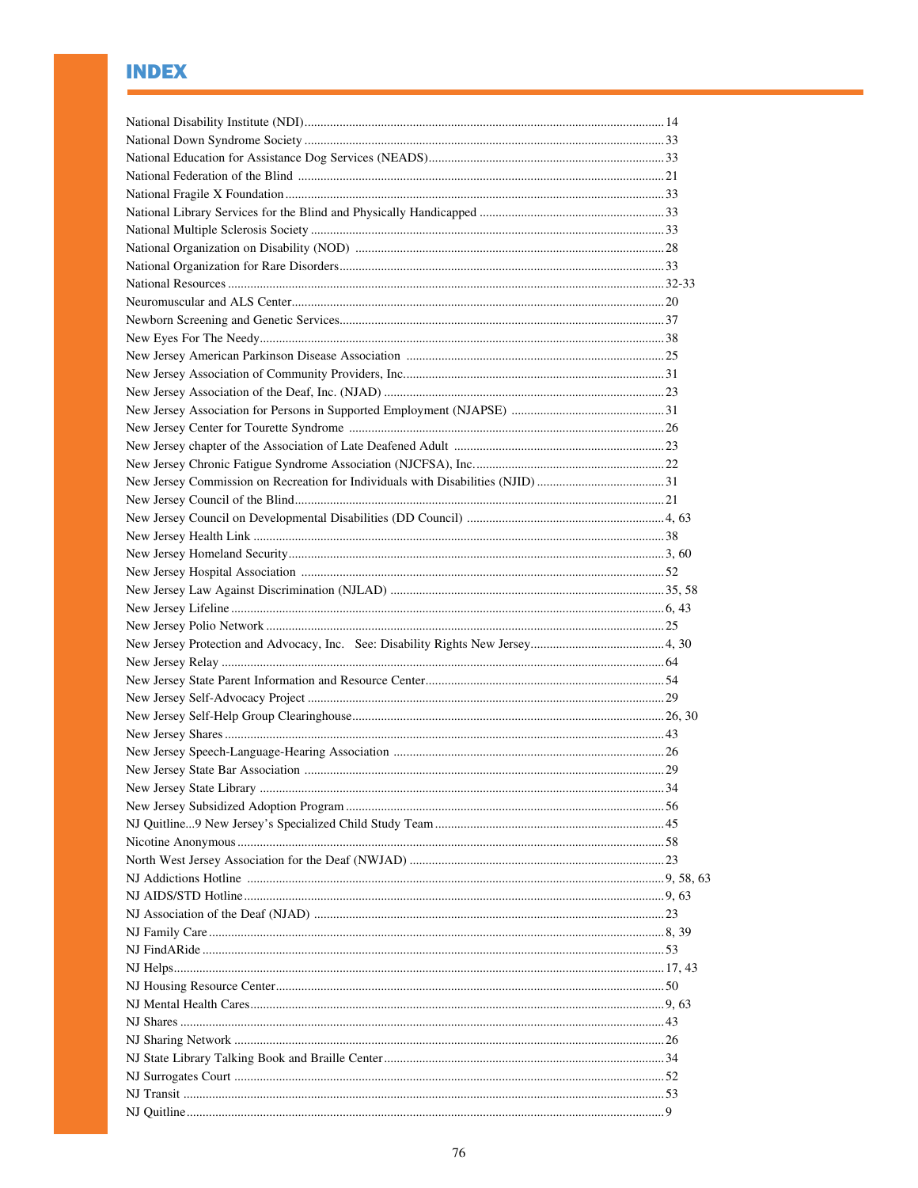# INDEX

National Disability Institute (NDI) ........ 14
National Down Syndrome Society ........ 33
National Education for Assistance Dog Services (NEADS) ........ 33
National Federation of the Blind ........ 21
National Fragile X Foundation ........ 33
National Library Services for the Blind and Physically Handicapped ........ 33
National Multiple Sclerosis Society ........ 33
National Organization on Disability (NOD) ........ 28
National Organization for Rare Disorders ........ 33
National Resources ........ 32-33
Neuromuscular and ALS Center ........ 20
Newborn Screening and Genetic Services ........ 37
New Eyes For The Needy ........ 38
New Jersey American Parkinson Disease Association ........ 25
New Jersey Association of Community Providers, Inc. ........ 31
New Jersey Association of the Deaf, Inc. (NJAD) ........ 23
New Jersey Association for Persons in Supported Employment (NJAPSE) ........ 31
New Jersey Center for Tourette Syndrome ........ 26
New Jersey chapter of the Association of Late Deafened Adult ........ 23
New Jersey Chronic Fatigue Syndrome Association (NJCFSA), Inc. ........ 22
New Jersey Commission on Recreation for Individuals with Disabilities (NJID) ........ 31
New Jersey Council of the Blind ........ 21
New Jersey Council on Developmental Disabilities (DD Council) ........ 4, 63
New Jersey Health Link ........ 38
New Jersey Homeland Security ........ 3, 60
New Jersey Hospital Association ........ 52
New Jersey Law Against Discrimination (NJLAD) ........ 35, 58
New Jersey Lifeline ........ 6, 43
New Jersey Polio Network ........ 25
New Jersey Protection and Advocacy, Inc. See: Disability Rights New Jersey ........ 4, 30
New Jersey Relay ........ 64
New Jersey State Parent Information and Resource Center ........ 54
New Jersey Self-Advocacy Project ........ 29
New Jersey Self-Help Group Clearinghouse ........ 26, 30
New Jersey Shares ........ 43
New Jersey Speech-Language-Hearing Association ........ 26
New Jersey State Bar Association ........ 29
New Jersey State Library ........ 34
New Jersey Subsidized Adoption Program ........ 56
NJ Quitline...9 New Jersey's Specialized Child Study Team ........ 45
Nicotine Anonymous ........ 58
North West Jersey Association for the Deaf (NWJAD) ........ 23
NJ Addictions Hotline ........ 9, 58, 63
NJ AIDS/STD Hotline ........ 9, 63
NJ Association of the Deaf (NJAD) ........ 23
NJ Family Care ........ 8, 39
NJ FindARide ........ 53
NJ Helps ........ 17, 43
NJ Housing Resource Center ........ 50
NJ Mental Health Cares ........ 9, 63
NJ Shares ........ 43
NJ Sharing Network ........ 26
NJ State Library Talking Book and Braille Center ........ 34
NJ Surrogates Court ........ 52
NJ Transit ........ 53
NJ Quitline ........ 9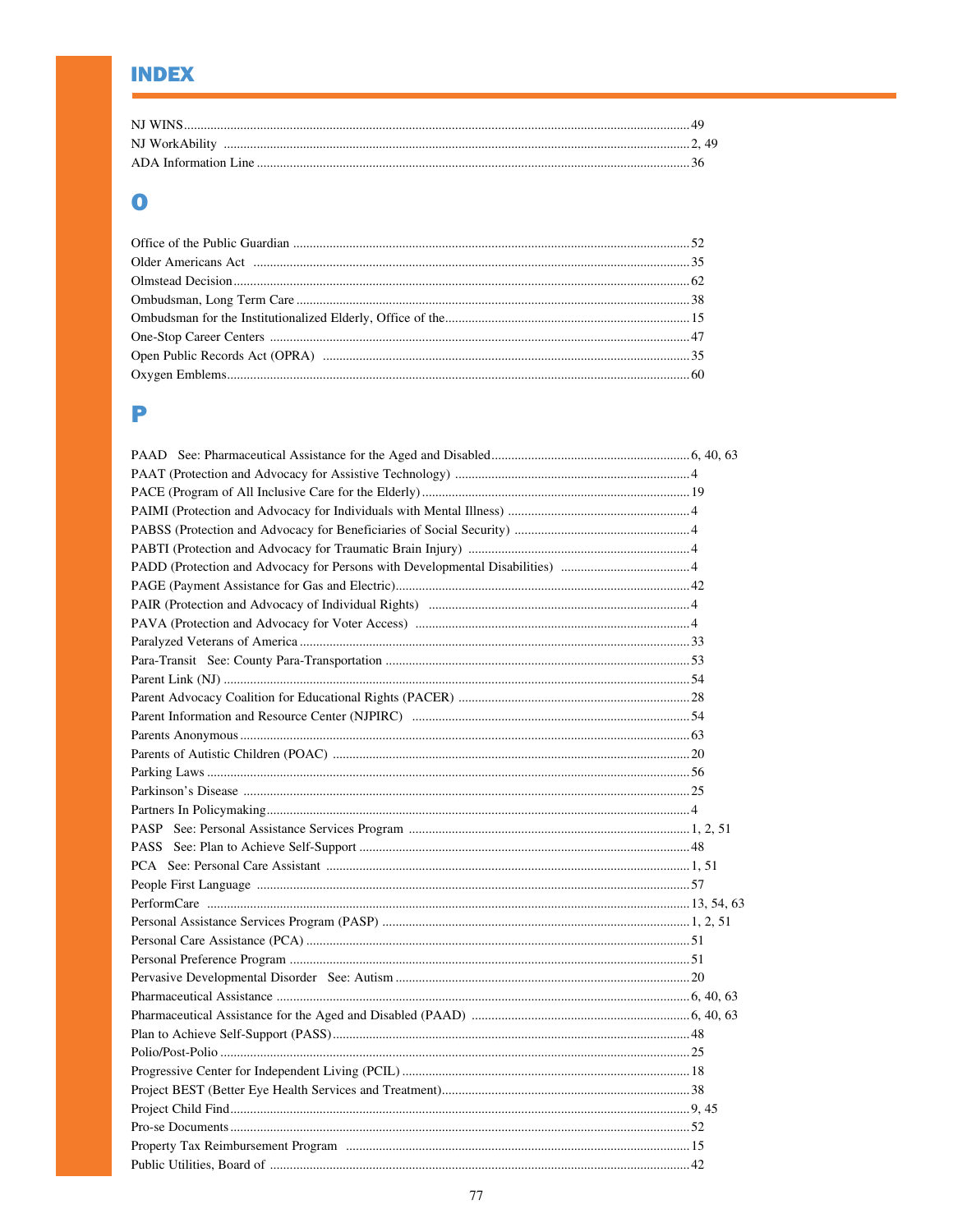# INDEX

NJ WINS....49
NJ WorkAbility ....2, 49
ADA Information Line ....36

## O

Office of the Public Guardian ....52
Older Americans Act ....35
Olmstead Decision....62
Ombudsman, Long Term Care ....38
Ombudsman for the Institutionalized Elderly, Office of the....15
One-Stop Career Centers ....47
Open Public Records Act (OPRA) ....35
Oxygen Emblems....60

## P

PAAD See: Pharmaceutical Assistance for the Aged and Disabled....6, 40, 63
PAAT (Protection and Advocacy for Assistive Technology) ....4
PACE (Program of All Inclusive Care for the Elderly)....19
PAIMI (Protection and Advocacy for Individuals with Mental Illness) ....4
PABSS (Protection and Advocacy for Beneficiaries of Social Security) ....4
PABTI (Protection and Advocacy for Traumatic Brain Injury) ....4
PADD (Protection and Advocacy for Persons with Developmental Disabilities) ....4
PAGE (Payment Assistance for Gas and Electric)....42
PAIR (Protection and Advocacy of Individual Rights) ....4
PAVA (Protection and Advocacy for Voter Access) ....4
Paralyzed Veterans of America....33
Para-Transit See: County Para-Transportation ....53
Parent Link (NJ) ....54
Parent Advocacy Coalition for Educational Rights (PACER) ....28
Parent Information and Resource Center (NJPIRC) ....54
Parents Anonymous....63
Parents of Autistic Children (POAC) ....20
Parking Laws ....56
Parkinson's Disease ....25
Partners In Policymaking....4
PASP See: Personal Assistance Services Program ....1, 2, 51
PASS See: Plan to Achieve Self-Support ....48
PCA See: Personal Care Assistant ....1, 51
People First Language ....57
PerformCare ....13, 54, 63
Personal Assistance Services Program (PASP) ....1, 2, 51
Personal Care Assistance (PCA) ....51
Personal Preference Program ....51
Pervasive Developmental Disorder See: Autism ....20
Pharmaceutical Assistance ....6, 40, 63
Pharmaceutical Assistance for the Aged and Disabled (PAAD) ....6, 40, 63
Plan to Achieve Self-Support (PASS)....48
Polio/Post-Polio ....25
Progressive Center for Independent Living (PCIL) ....18
Project BEST (Better Eye Health Services and Treatment)....38
Project Child Find....9, 45
Pro-se Documents....52
Property Tax Reimbursement Program ....15
Public Utilities, Board of ....42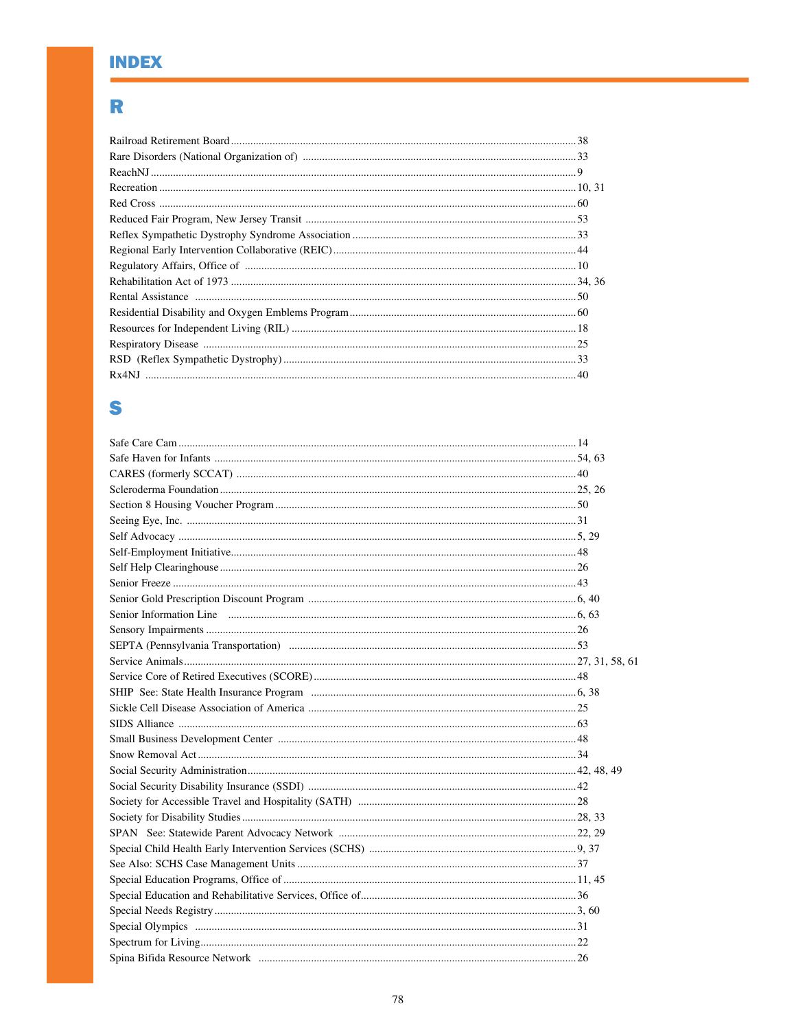# INDEX

## R

Railroad Retirement Board .......... 38
Rare Disorders (National Organization of) .......... 33
ReachNJ .......... 9
Recreation .......... 10, 31
Red Cross .......... 60
Reduced Fair Program, New Jersey Transit .......... 53
Reflex Sympathetic Dystrophy Syndrome Association .......... 33
Regional Early Intervention Collaborative (REIC) .......... 44
Regulatory Affairs, Office of .......... 10
Rehabilitation Act of 1973 .......... 34, 36
Rental Assistance .......... 50
Residential Disability and Oxygen Emblems Program .......... 60
Resources for Independent Living (RIL) .......... 18
Respiratory Disease .......... 25
RSD (Reflex Sympathetic Dystrophy) .......... 33
Rx4NJ .......... 40

## S

Safe Care Cam .......... 14
Safe Haven for Infants .......... 54, 63
CARES (formerly SCCAT) .......... 40
Scleroderma Foundation .......... 25, 26
Section 8 Housing Voucher Program .......... 50
Seeing Eye, Inc. .......... 31
Self Advocacy .......... 5, 29
Self-Employment Initiative .......... 48
Self Help Clearinghouse .......... 26
Senior Freeze .......... 43
Senior Gold Prescription Discount Program .......... 6, 40
Senior Information Line .......... 6, 63
Sensory Impairments .......... 26
SEPTA (Pennsylvania Transportation) .......... 53
Service Animals .......... 27, 31, 58, 61
Service Core of Retired Executives (SCORE) .......... 48
SHIP See: State Health Insurance Program .......... 6, 38
Sickle Cell Disease Association of America .......... 25
SIDS Alliance .......... 63
Small Business Development Center .......... 48
Snow Removal Act .......... 34
Social Security Administration .......... 42, 48, 49
Social Security Disability Insurance (SSDI) .......... 42
Society for Accessible Travel and Hospitality (SATH) .......... 28
Society for Disability Studies .......... 28, 33
SPAN See: Statewide Parent Advocacy Network .......... 22, 29
Special Child Health Early Intervention Services (SCHS) .......... 9, 37
See Also: SCHS Case Management Units .......... 37
Special Education Programs, Office of .......... 11, 45
Special Education and Rehabilitative Services, Office of .......... 36
Special Needs Registry .......... 3, 60
Special Olympics .......... 31
Spectrum for Living .......... 22
Spina Bifida Resource Network .......... 26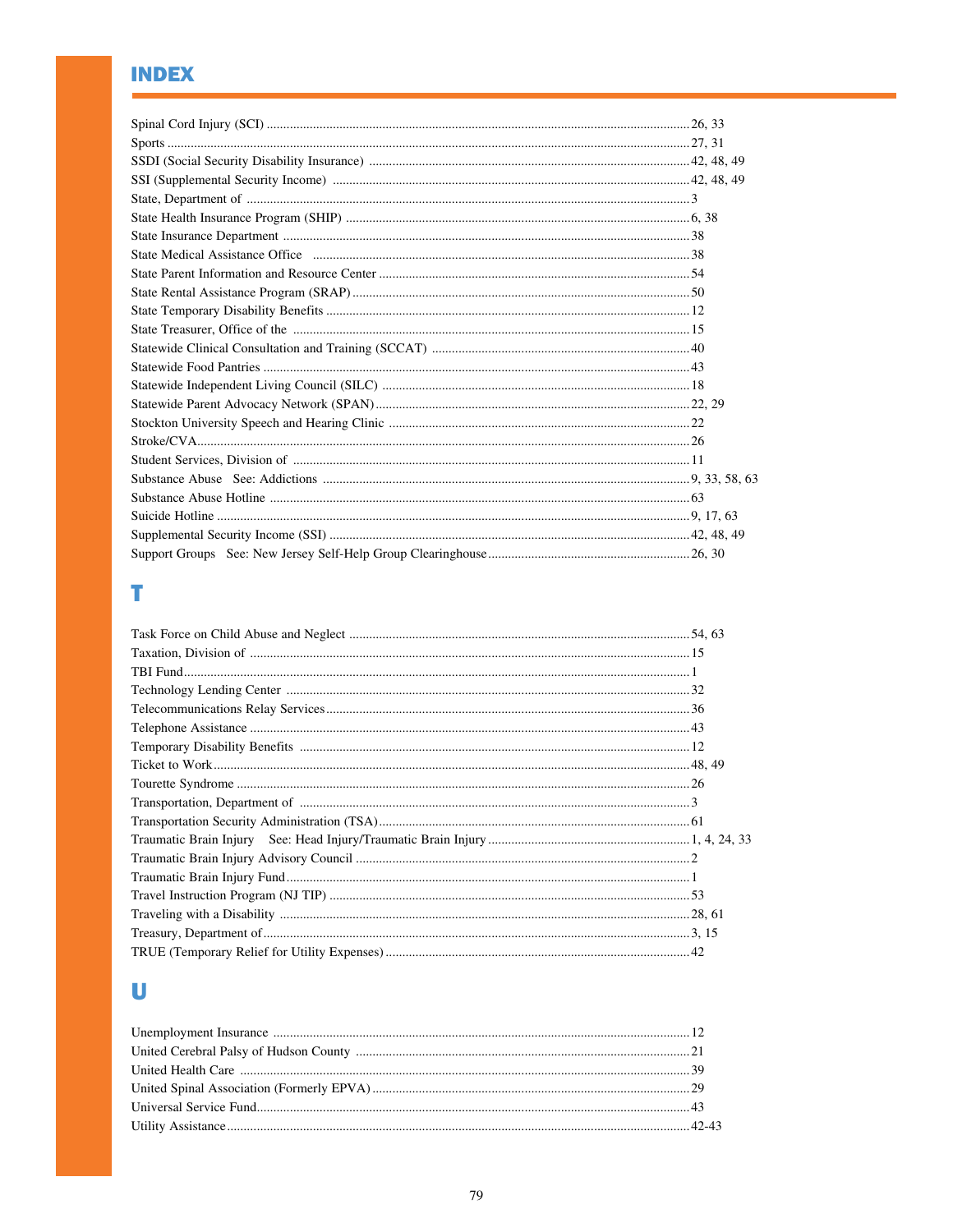# INDEX

Spinal Cord Injury (SCI) .......... 26, 33
Sports .......... 27, 31
SSDI (Social Security Disability Insurance) .......... 42, 48, 49
SSI (Supplemental Security Income) .......... 42, 48, 49
State, Department of .......... 3
State Health Insurance Program (SHIP) .......... 6, 38
State Insurance Department .......... 38
State Medical Assistance Office .......... 38
State Parent Information and Resource Center .......... 54
State Rental Assistance Program (SRAP) .......... 50
State Temporary Disability Benefits .......... 12
State Treasurer, Office of the .......... 15
Statewide Clinical Consultation and Training (SCCAT) .......... 40
Statewide Food Pantries .......... 43
Statewide Independent Living Council (SILC) .......... 18
Statewide Parent Advocacy Network (SPAN) .......... 22, 29
Stockton University Speech and Hearing Clinic .......... 22
Stroke/CVA .......... 26
Student Services, Division of .......... 11
Substance Abuse See: Addictions .......... 9, 33, 58, 63
Substance Abuse Hotline .......... 63
Suicide Hotline .......... 9, 17, 63
Supplemental Security Income (SSI) .......... 42, 48, 49
Support Groups See: New Jersey Self-Help Group Clearinghouse .......... 26, 30

## T

Task Force on Child Abuse and Neglect .......... 54, 63
Taxation, Division of .......... 15
TBI Fund .......... 1
Technology Lending Center .......... 32
Telecommunications Relay Services .......... 36
Telephone Assistance .......... 43
Temporary Disability Benefits .......... 12
Ticket to Work .......... 48, 49
Tourette Syndrome .......... 26
Transportation, Department of .......... 3
Transportation Security Administration (TSA) .......... 61
Traumatic Brain Injury See: Head Injury/Traumatic Brain Injury .......... 1, 4, 24, 33
Traumatic Brain Injury Advisory Council .......... 2
Traumatic Brain Injury Fund .......... 1
Travel Instruction Program (NJ TIP) .......... 53
Traveling with a Disability .......... 28, 61
Treasury, Department of .......... 3, 15
TRUE (Temporary Relief for Utility Expenses) .......... 42

## U

Unemployment Insurance .......... 12
United Cerebral Palsy of Hudson County .......... 21
United Health Care .......... 39
United Spinal Association (Formerly EPVA) .......... 29
Universal Service Fund .......... 43
Utility Assistance .......... 42-43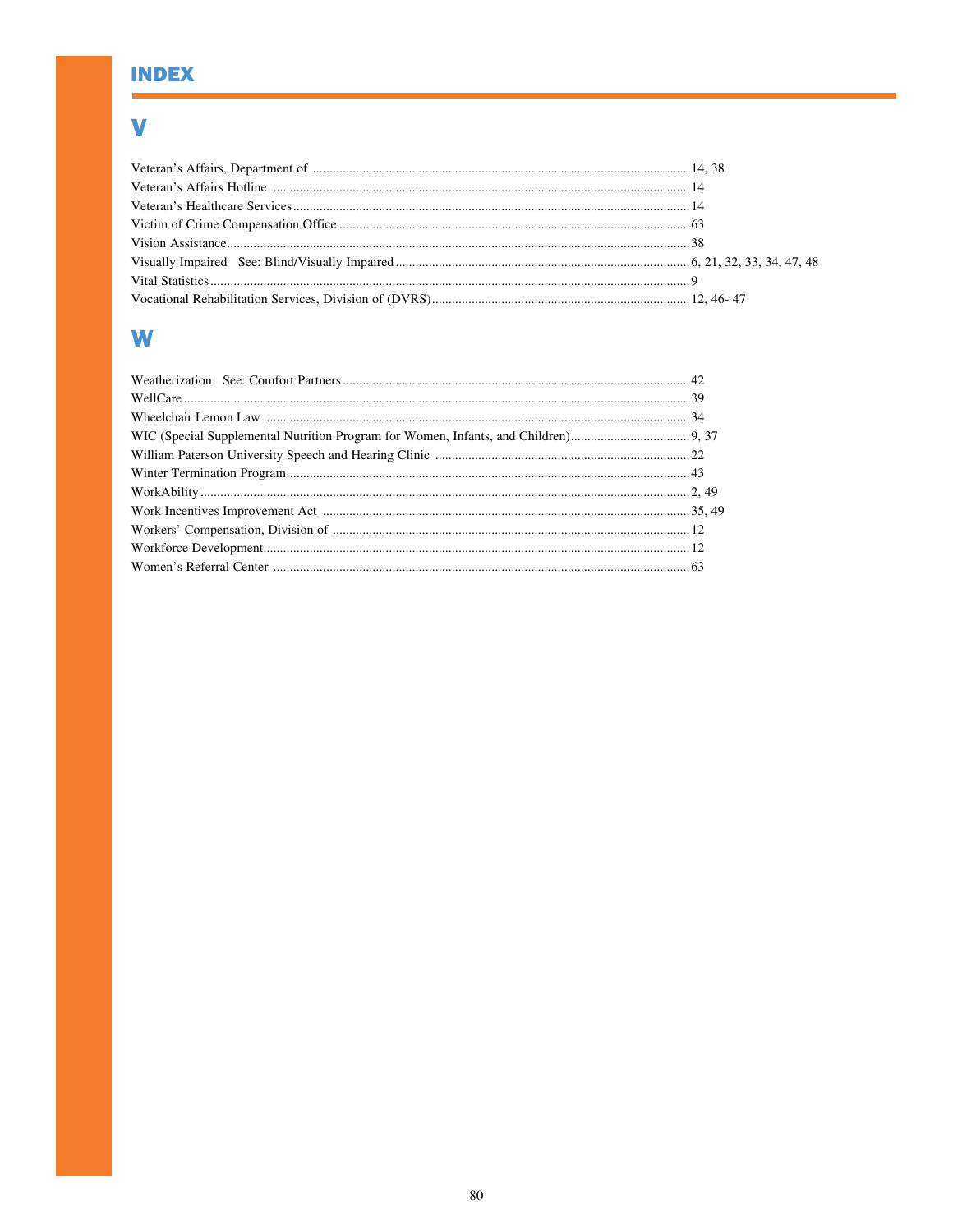# INDEX

## V

Veteran's Affairs, Department of ........ 14, 38
Veteran's Affairs Hotline ........ 14
Veteran's Healthcare Services ........ 14
Victim of Crime Compensation Office ........ 63
Vision Assistance ........ 38
Visually Impaired See: Blind/Visually Impaired ........ 6, 21, 32, 33, 34, 47, 48
Vital Statistics ........ 9
Vocational Rehabilitation Services, Division of (DVRS) ........ 12, 46- 47

## W

Weatherization See: Comfort Partners ........ 42
WellCare ........ 39
Wheelchair Lemon Law ........ 34
WIC (Special Supplemental Nutrition Program for Women, Infants, and Children) ........ 9, 37
William Paterson University Speech and Hearing Clinic ........ 22
Winter Termination Program ........ 43
WorkAbility ........ 2, 49
Work Incentives Improvement Act ........ 35, 49
Workers' Compensation, Division of ........ 12
Workforce Development ........ 12
Women's Referral Center ........ 63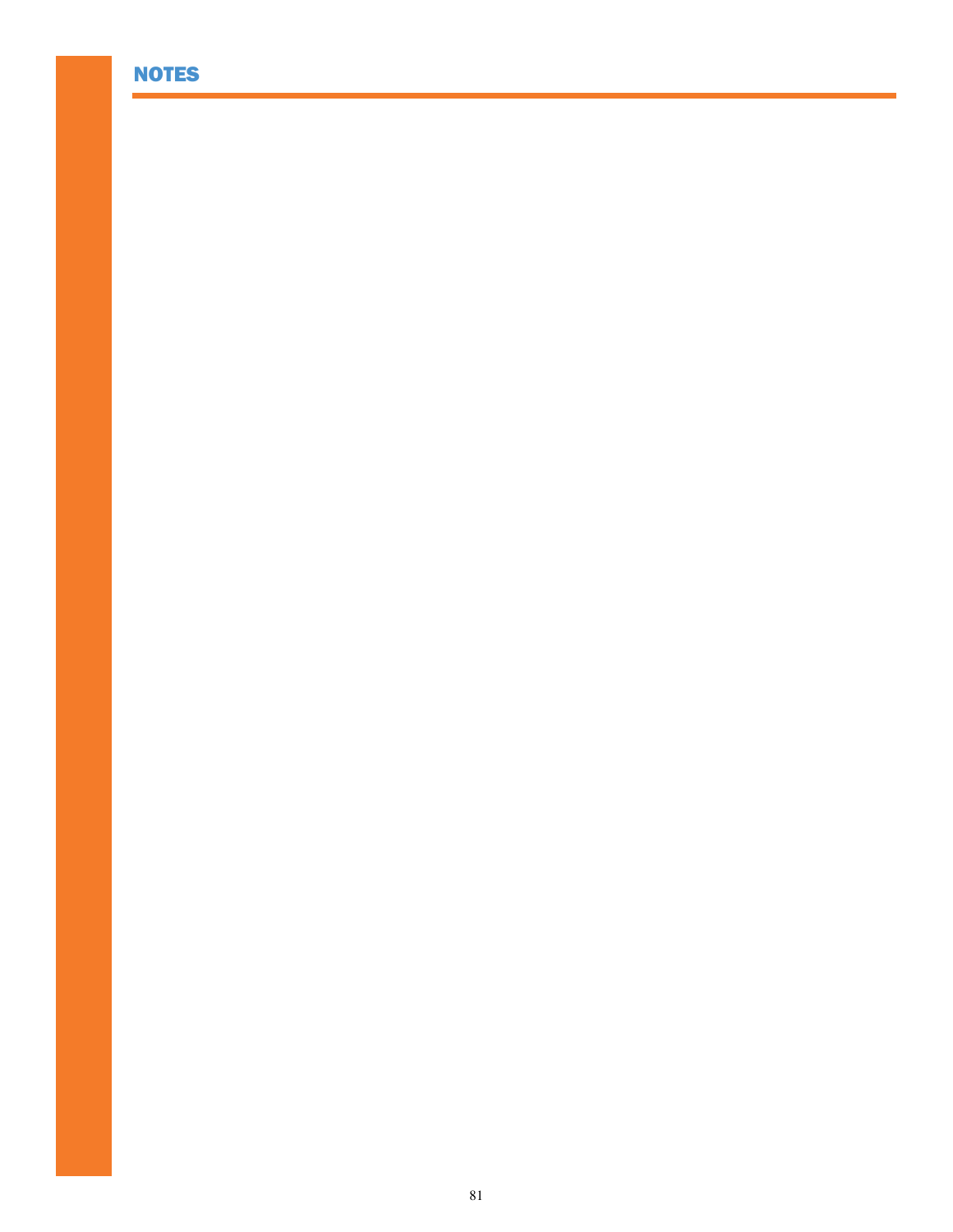## NOTES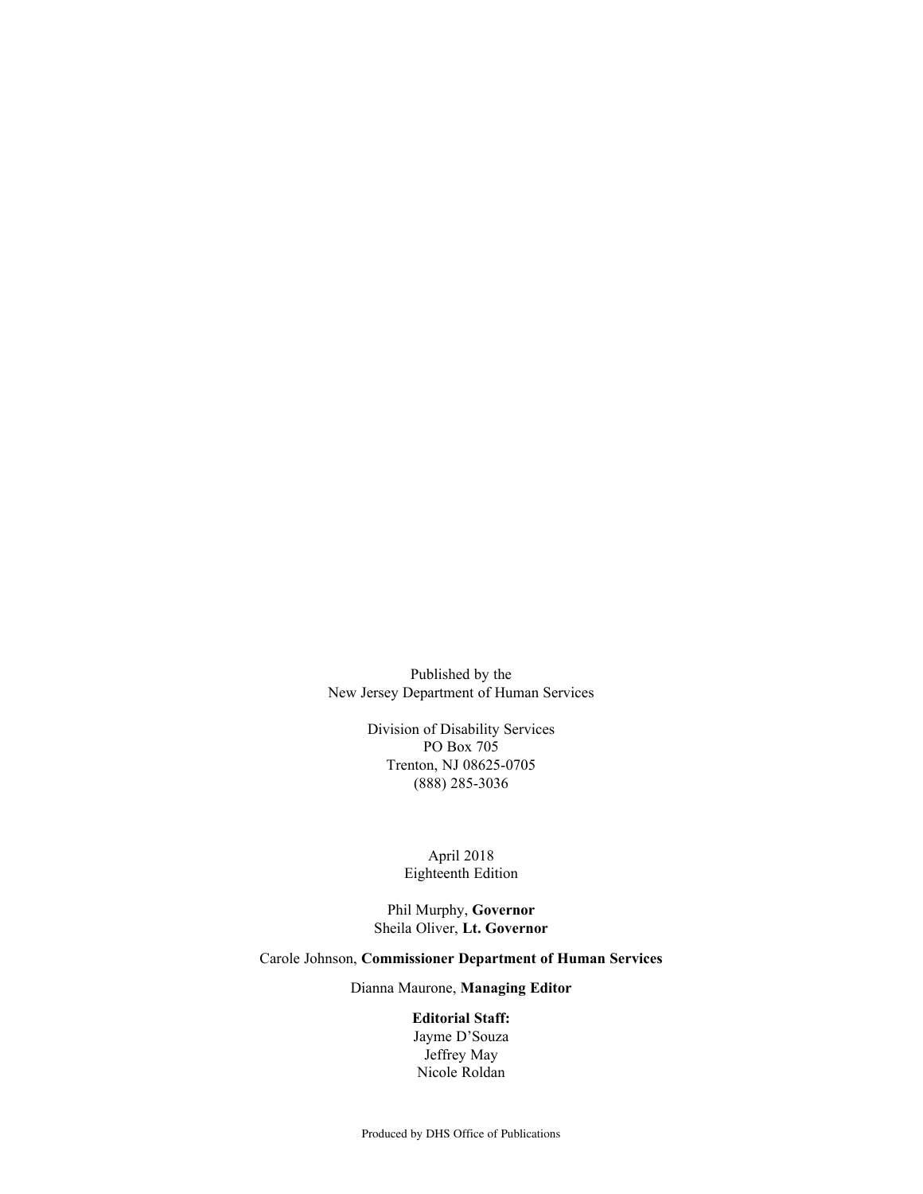Published by the
New Jersey Department of Human Services

Division of Disability Services
PO Box 705
Trenton, NJ 08625-0705
(888) 285-3036

April 2018
Eighteenth Edition

Phil Murphy, **Governor**
Sheila Oliver, **Lt. Governor**

Carole Johnson, **Commissioner Department of Human Services**

Dianna Maurone, **Managing Editor**

**Editorial Staff:**
Jayme D'Souza
Jeffrey May
Nicole Roldan

Produced by DHS Office of Publications